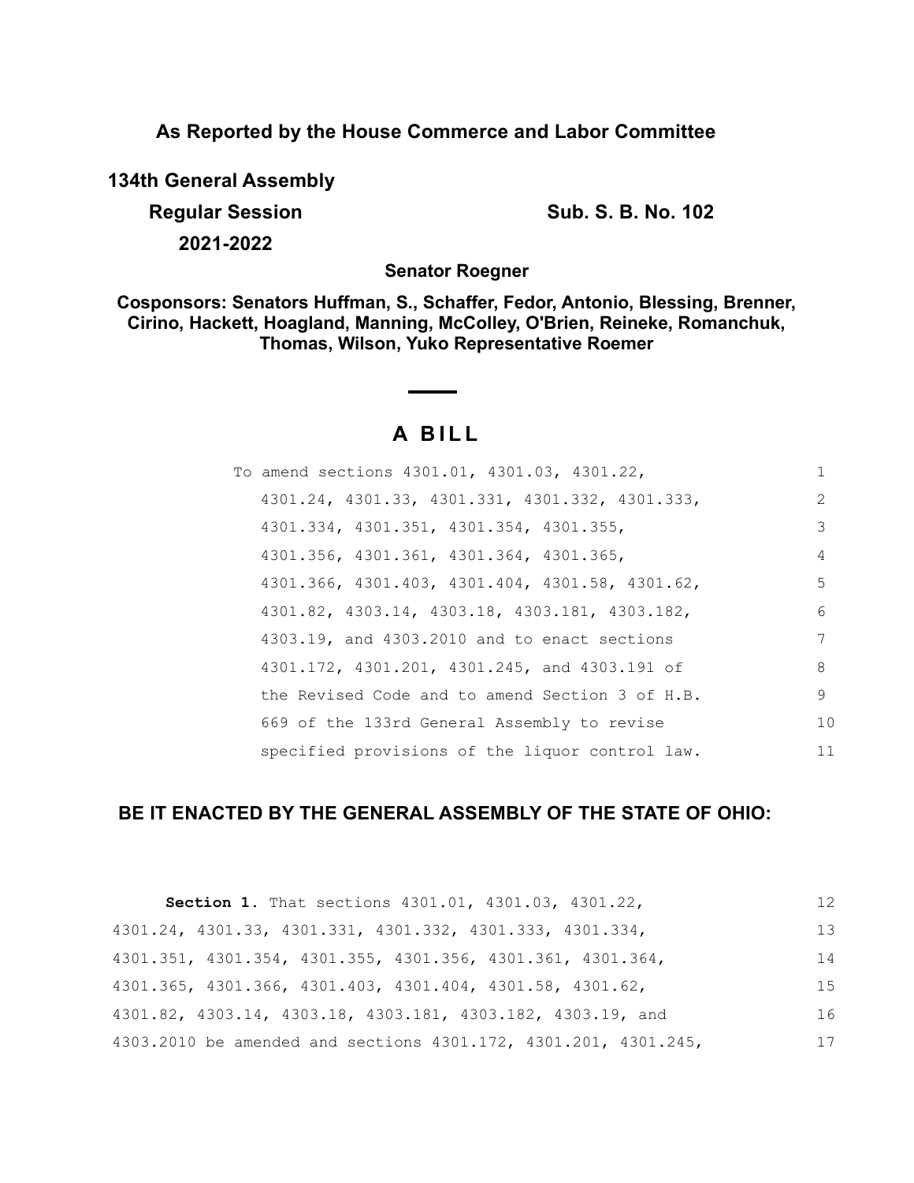**As Reported by the House Commerce and Labor Committee**

**134th General Assembly**

**Regular Session** **Sub. S. B. No. 102**

**2021-2022**

**Senator Roegner**

**Cosponsors: Senators Huffman, S., Schaffer, Fedor, Antonio, Blessing, Brenner, Cirino, Hackett, Hoagland, Manning, McColley, O'Brien, Reineke, Romanchuk, Thomas, Wilson, Yuko Representative Roemer**

# A BILL

To amend sections 4301.01, 4301.03, 4301.22, 4301.24, 4301.33, 4301.331, 4301.332, 4301.333, 4301.334, 4301.351, 4301.354, 4301.355, 4301.356, 4301.361, 4301.364, 4301.365, 4301.366, 4301.403, 4301.404, 4301.58, 4301.62, 4301.82, 4303.14, 4303.18, 4303.181, 4303.182, 4303.19, and 4303.2010 and to enact sections 4301.172, 4301.201, 4301.245, and 4303.191 of the Revised Code and to amend Section 3 of H.B. 669 of the 133rd General Assembly to revise specified provisions of the liquor control law.

## BE IT ENACTED BY THE GENERAL ASSEMBLY OF THE STATE OF OHIO:

**Section 1.** That sections 4301.01, 4301.03, 4301.22, 4301.24, 4301.33, 4301.331, 4301.332, 4301.333, 4301.334, 4301.351, 4301.354, 4301.355, 4301.356, 4301.361, 4301.364, 4301.365, 4301.366, 4301.403, 4301.404, 4301.58, 4301.62, 4301.82, 4303.14, 4303.18, 4303.181, 4303.182, 4303.19, and 4303.2010 be amended and sections 4301.172, 4301.201, 4301.245,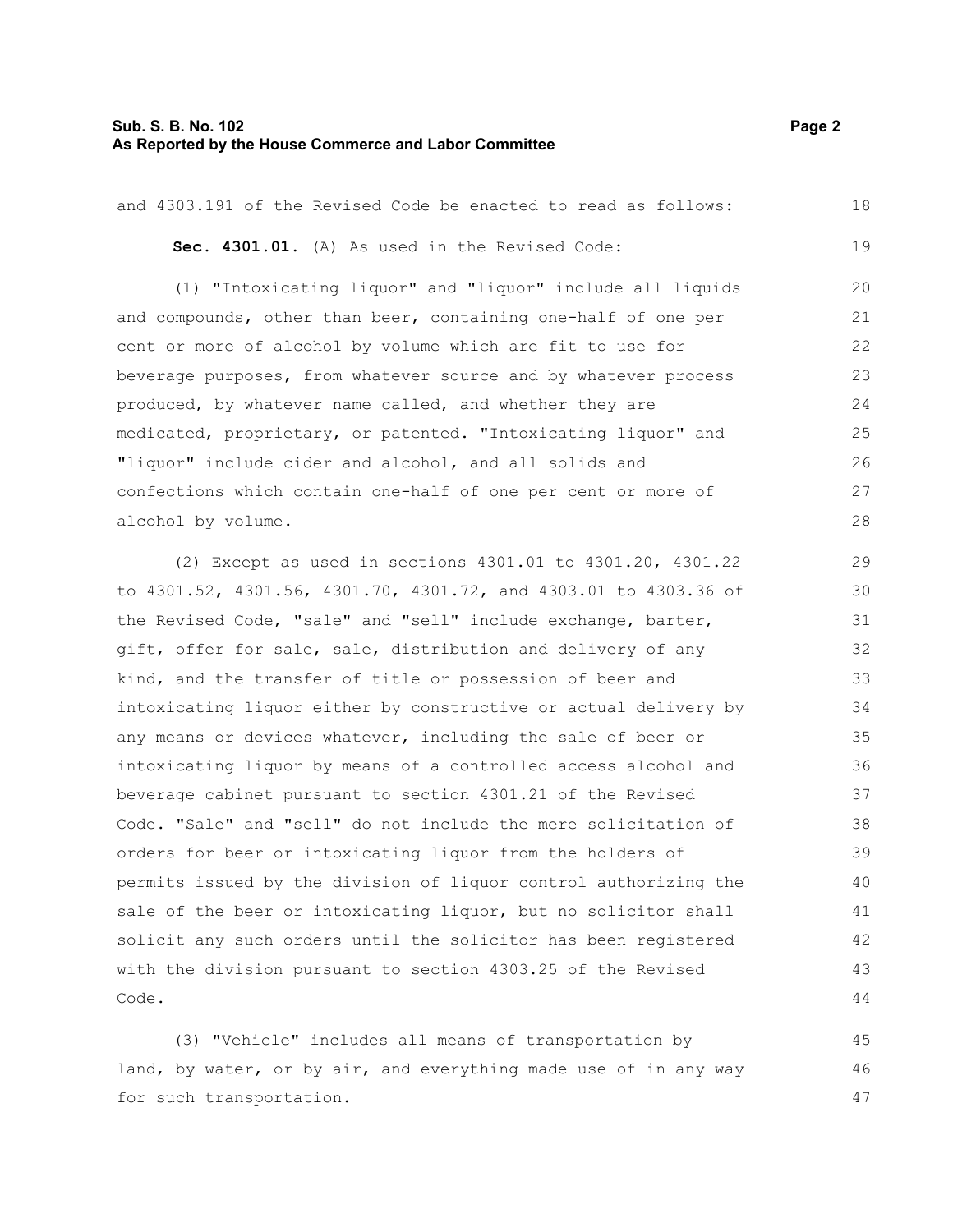and 4303.191 of the Revised Code be enacted to read as follows:

**Sec. 4301.01.** (A) As used in the Revised Code:

(1) "Intoxicating liquor" and "liquor" include all liquids and compounds, other than beer, containing one-half of one per cent or more of alcohol by volume which are fit to use for beverage purposes, from whatever source and by whatever process produced, by whatever name called, and whether they are medicated, proprietary, or patented. "Intoxicating liquor" and "liquor" include cider and alcohol, and all solids and confections which contain one-half of one per cent or more of alcohol by volume.

(2) Except as used in sections 4301.01 to 4301.20, 4301.22 to 4301.52, 4301.56, 4301.70, 4301.72, and 4303.01 to 4303.36 of the Revised Code, "sale" and "sell" include exchange, barter, gift, offer for sale, sale, distribution and delivery of any kind, and the transfer of title or possession of beer and intoxicating liquor either by constructive or actual delivery by any means or devices whatever, including the sale of beer or intoxicating liquor by means of a controlled access alcohol and beverage cabinet pursuant to section 4301.21 of the Revised Code. "Sale" and "sell" do not include the mere solicitation of orders for beer or intoxicating liquor from the holders of permits issued by the division of liquor control authorizing the sale of the beer or intoxicating liquor, but no solicitor shall solicit any such orders until the solicitor has been registered with the division pursuant to section 4303.25 of the Revised Code.

(3) "Vehicle" includes all means of transportation by land, by water, or by air, and everything made use of in any way for such transportation.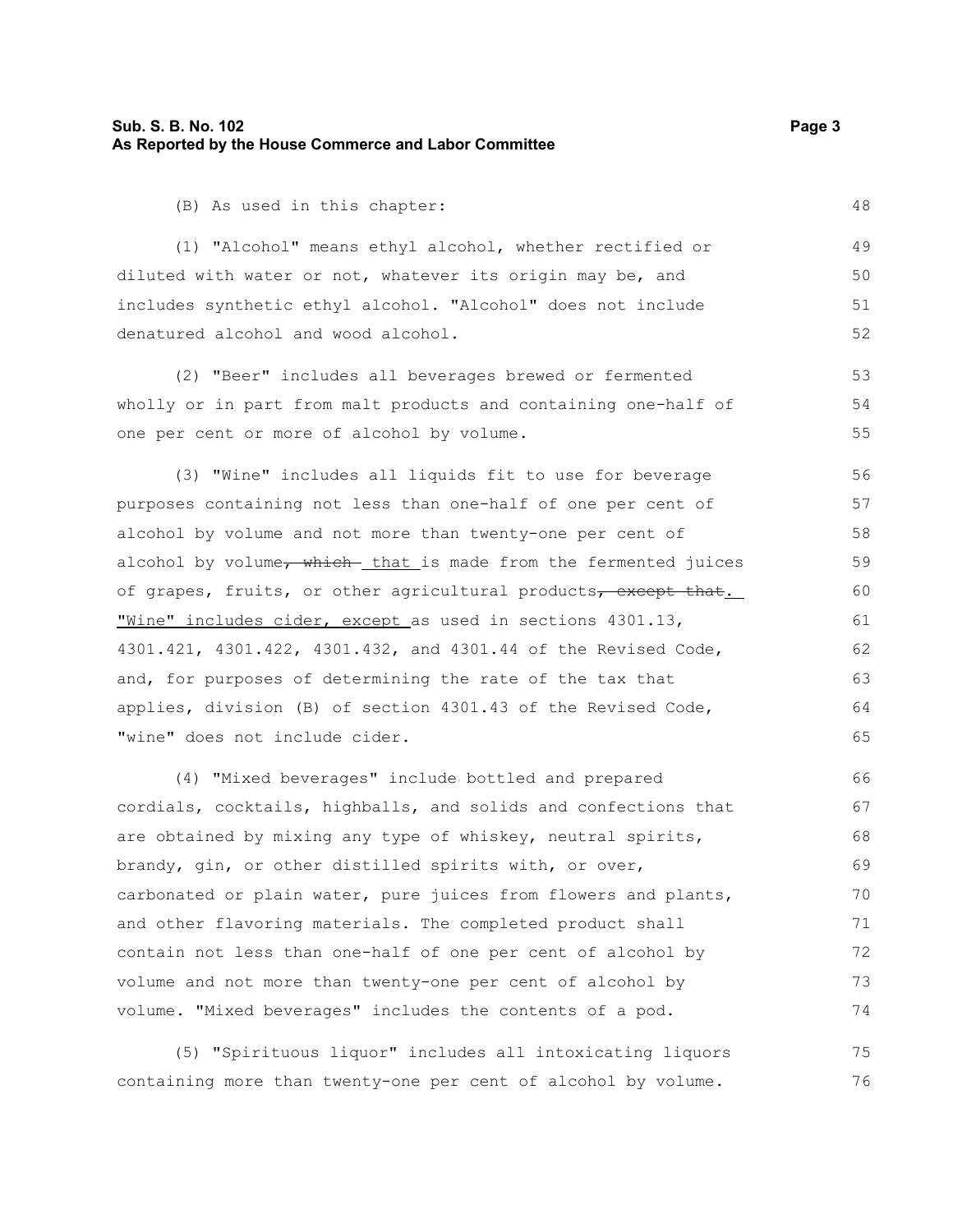(B) As used in this chapter:

(1) "Alcohol" means ethyl alcohol, whether rectified or diluted with water or not, whatever its origin may be, and includes synthetic ethyl alcohol. "Alcohol" does not include denatured alcohol and wood alcohol.

(2) "Beer" includes all beverages brewed or fermented wholly or in part from malt products and containing one-half of one per cent or more of alcohol by volume.

(3) "Wine" includes all liquids fit to use for beverage purposes containing not less than one-half of one per cent of alcohol by volume and not more than twenty-one per cent of alcohol by volume~~, which~~ <u>that</u> is made from the fermented juices of grapes, fruits, or other agricultural products~~, except that~~<u>. "Wine" includes cider, except</u> as used in sections 4301.13, 4301.421, 4301.422, 4301.432, and 4301.44 of the Revised Code, and, for purposes of determining the rate of the tax that applies, division (B) of section 4301.43 of the Revised Code, "wine" does not include cider.

(4) "Mixed beverages" include bottled and prepared cordials, cocktails, highballs, and solids and confections that are obtained by mixing any type of whiskey, neutral spirits, brandy, gin, or other distilled spirits with, or over, carbonated or plain water, pure juices from flowers and plants, and other flavoring materials. The completed product shall contain not less than one-half of one per cent of alcohol by volume and not more than twenty-one per cent of alcohol by volume. "Mixed beverages" includes the contents of a pod.

(5) "Spirituous liquor" includes all intoxicating liquors containing more than twenty-one per cent of alcohol by volume.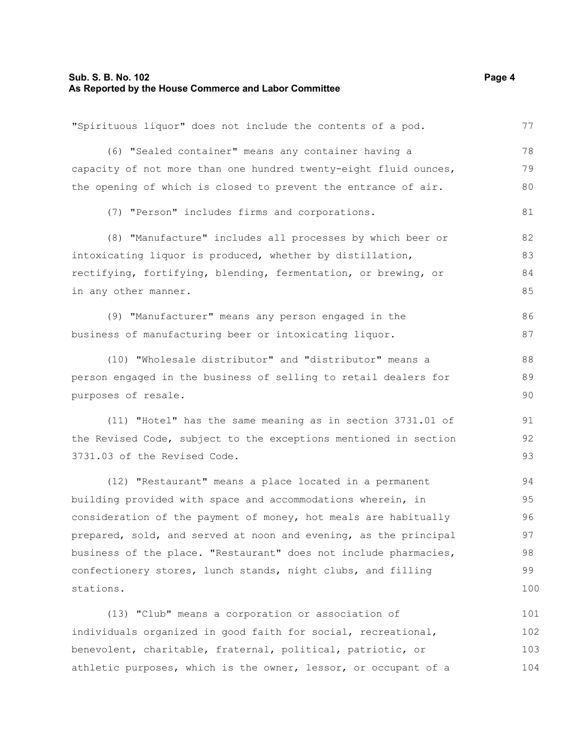"Spirituous liquor" does not include the contents of a pod.

(6) "Sealed container" means any container having a capacity of not more than one hundred twenty-eight fluid ounces, the opening of which is closed to prevent the entrance of air.

(7) "Person" includes firms and corporations.

(8) "Manufacture" includes all processes by which beer or intoxicating liquor is produced, whether by distillation, rectifying, fortifying, blending, fermentation, or brewing, or in any other manner.

(9) "Manufacturer" means any person engaged in the business of manufacturing beer or intoxicating liquor.

(10) "Wholesale distributor" and "distributor" means a person engaged in the business of selling to retail dealers for purposes of resale.

(11) "Hotel" has the same meaning as in section 3731.01 of the Revised Code, subject to the exceptions mentioned in section 3731.03 of the Revised Code.

(12) "Restaurant" means a place located in a permanent building provided with space and accommodations wherein, in consideration of the payment of money, hot meals are habitually prepared, sold, and served at noon and evening, as the principal business of the place. "Restaurant" does not include pharmacies, confectionery stores, lunch stands, night clubs, and filling stations.

(13) "Club" means a corporation or association of individuals organized in good faith for social, recreational, benevolent, charitable, fraternal, political, patriotic, or athletic purposes, which is the owner, lessor, or occupant of a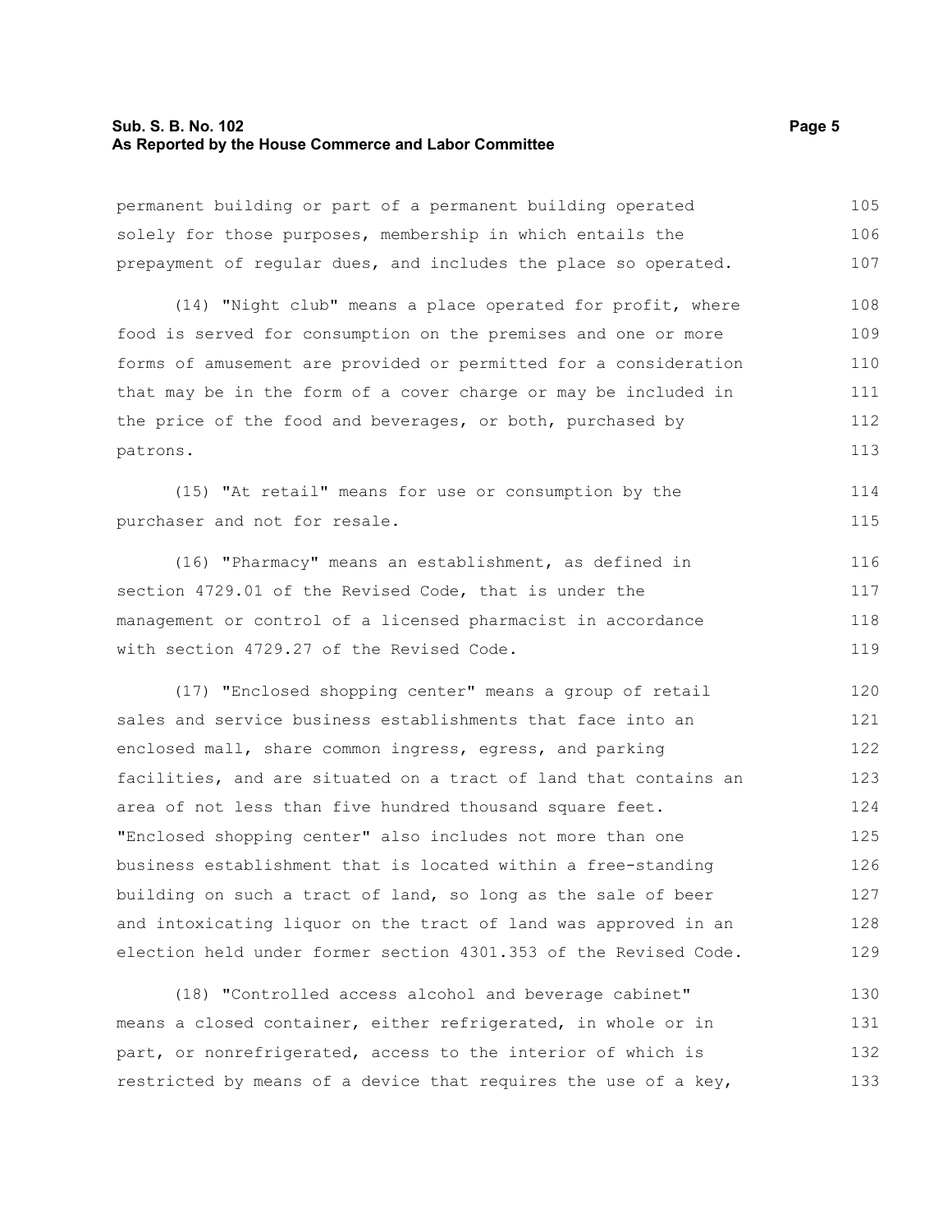permanent building or part of a permanent building operated solely for those purposes, membership in which entails the prepayment of regular dues, and includes the place so operated.

(14) "Night club" means a place operated for profit, where food is served for consumption on the premises and one or more forms of amusement are provided or permitted for a consideration that may be in the form of a cover charge or may be included in the price of the food and beverages, or both, purchased by patrons.

(15) "At retail" means for use or consumption by the purchaser and not for resale.

(16) "Pharmacy" means an establishment, as defined in section 4729.01 of the Revised Code, that is under the management or control of a licensed pharmacist in accordance with section 4729.27 of the Revised Code.

(17) "Enclosed shopping center" means a group of retail sales and service business establishments that face into an enclosed mall, share common ingress, egress, and parking facilities, and are situated on a tract of land that contains an area of not less than five hundred thousand square feet. "Enclosed shopping center" also includes not more than one business establishment that is located within a free-standing building on such a tract of land, so long as the sale of beer and intoxicating liquor on the tract of land was approved in an election held under former section 4301.353 of the Revised Code.

(18) "Controlled access alcohol and beverage cabinet" means a closed container, either refrigerated, in whole or in part, or nonrefrigerated, access to the interior of which is restricted by means of a device that requires the use of a key,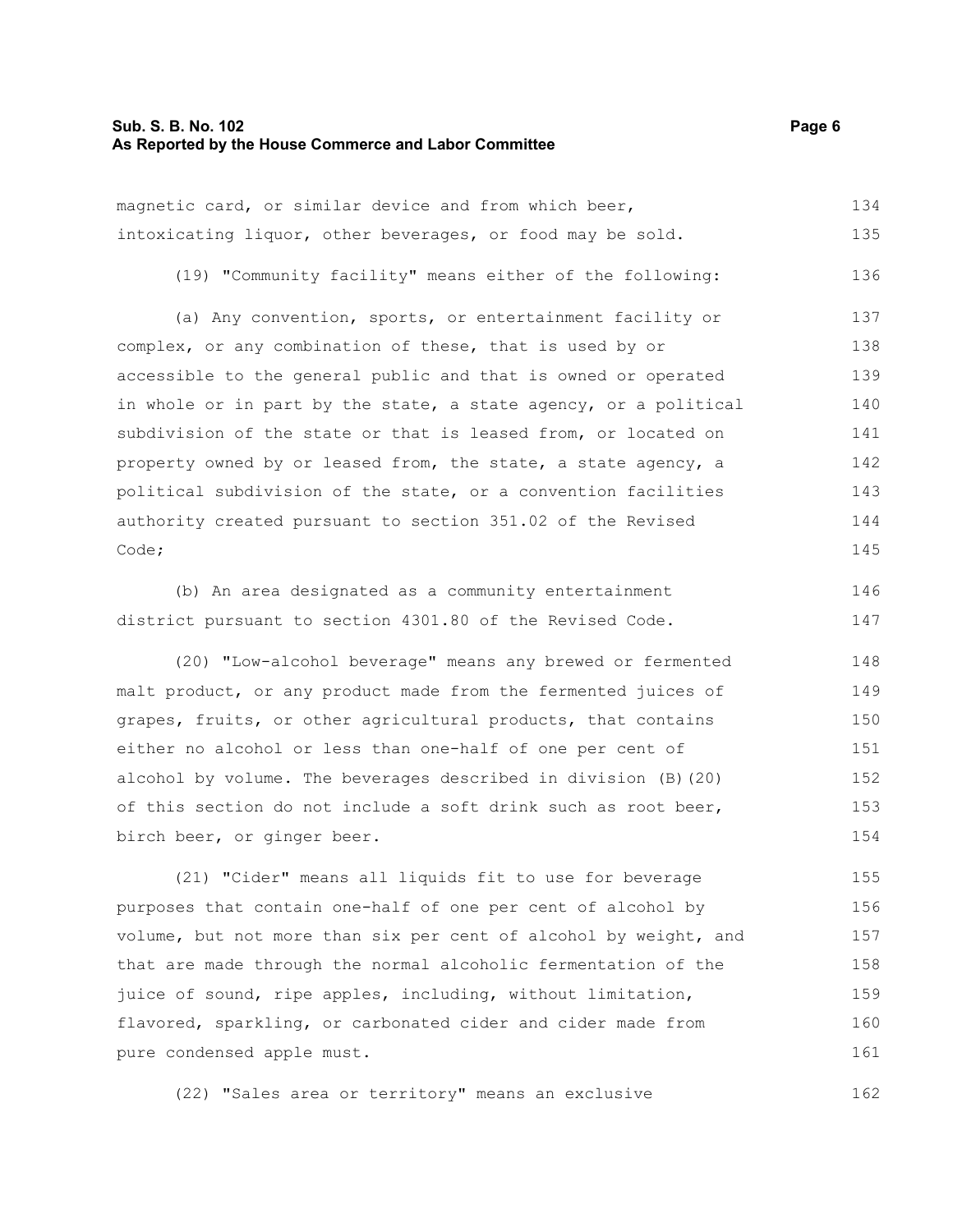magnetic card, or similar device and from which beer, intoxicating liquor, other beverages, or food may be sold.

(19) "Community facility" means either of the following:

(a) Any convention, sports, or entertainment facility or complex, or any combination of these, that is used by or accessible to the general public and that is owned or operated in whole or in part by the state, a state agency, or a political subdivision of the state or that is leased from, or located on property owned by or leased from, the state, a state agency, a political subdivision of the state, or a convention facilities authority created pursuant to section 351.02 of the Revised Code;

(b) An area designated as a community entertainment district pursuant to section 4301.80 of the Revised Code.

(20) "Low-alcohol beverage" means any brewed or fermented malt product, or any product made from the fermented juices of grapes, fruits, or other agricultural products, that contains either no alcohol or less than one-half of one per cent of alcohol by volume. The beverages described in division (B)(20) of this section do not include a soft drink such as root beer, birch beer, or ginger beer.

(21) "Cider" means all liquids fit to use for beverage purposes that contain one-half of one per cent of alcohol by volume, but not more than six per cent of alcohol by weight, and that are made through the normal alcoholic fermentation of the juice of sound, ripe apples, including, without limitation, flavored, sparkling, or carbonated cider and cider made from pure condensed apple must.

(22) "Sales area or territory" means an exclusive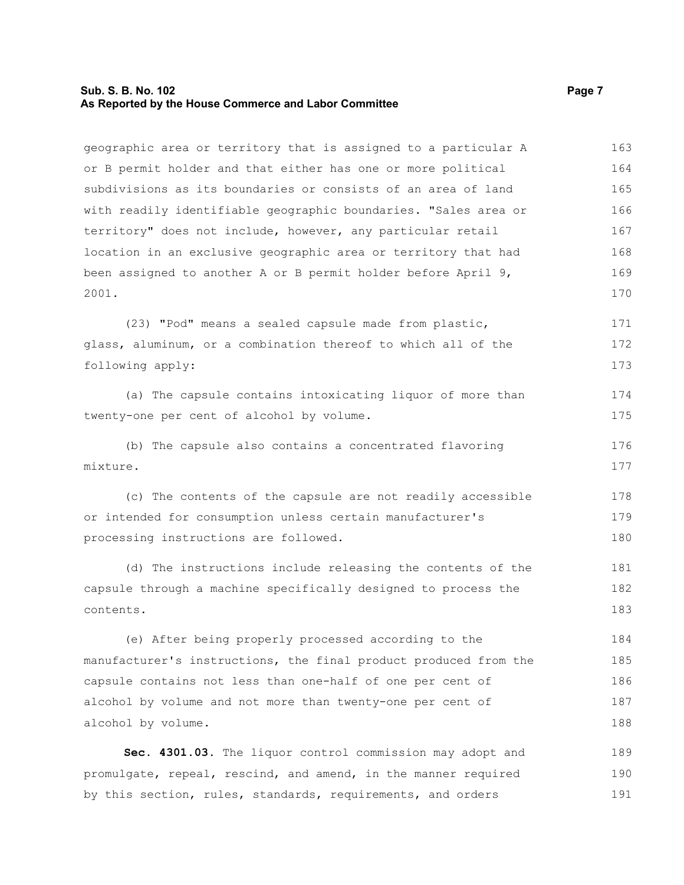geographic area or territory that is assigned to a particular A or B permit holder and that either has one or more political subdivisions as its boundaries or consists of an area of land with readily identifiable geographic boundaries. "Sales area or territory" does not include, however, any particular retail location in an exclusive geographic area or territory that had been assigned to another A or B permit holder before April 9, 2001.

(23) "Pod" means a sealed capsule made from plastic, glass, aluminum, or a combination thereof to which all of the following apply:

(a) The capsule contains intoxicating liquor of more than twenty-one per cent of alcohol by volume.

(b) The capsule also contains a concentrated flavoring mixture.

(c) The contents of the capsule are not readily accessible or intended for consumption unless certain manufacturer's processing instructions are followed.

(d) The instructions include releasing the contents of the capsule through a machine specifically designed to process the contents.

(e) After being properly processed according to the manufacturer's instructions, the final product produced from the capsule contains not less than one-half of one per cent of alcohol by volume and not more than twenty-one per cent of alcohol by volume.

**Sec. 4301.03.** The liquor control commission may adopt and promulgate, repeal, rescind, and amend, in the manner required by this section, rules, standards, requirements, and orders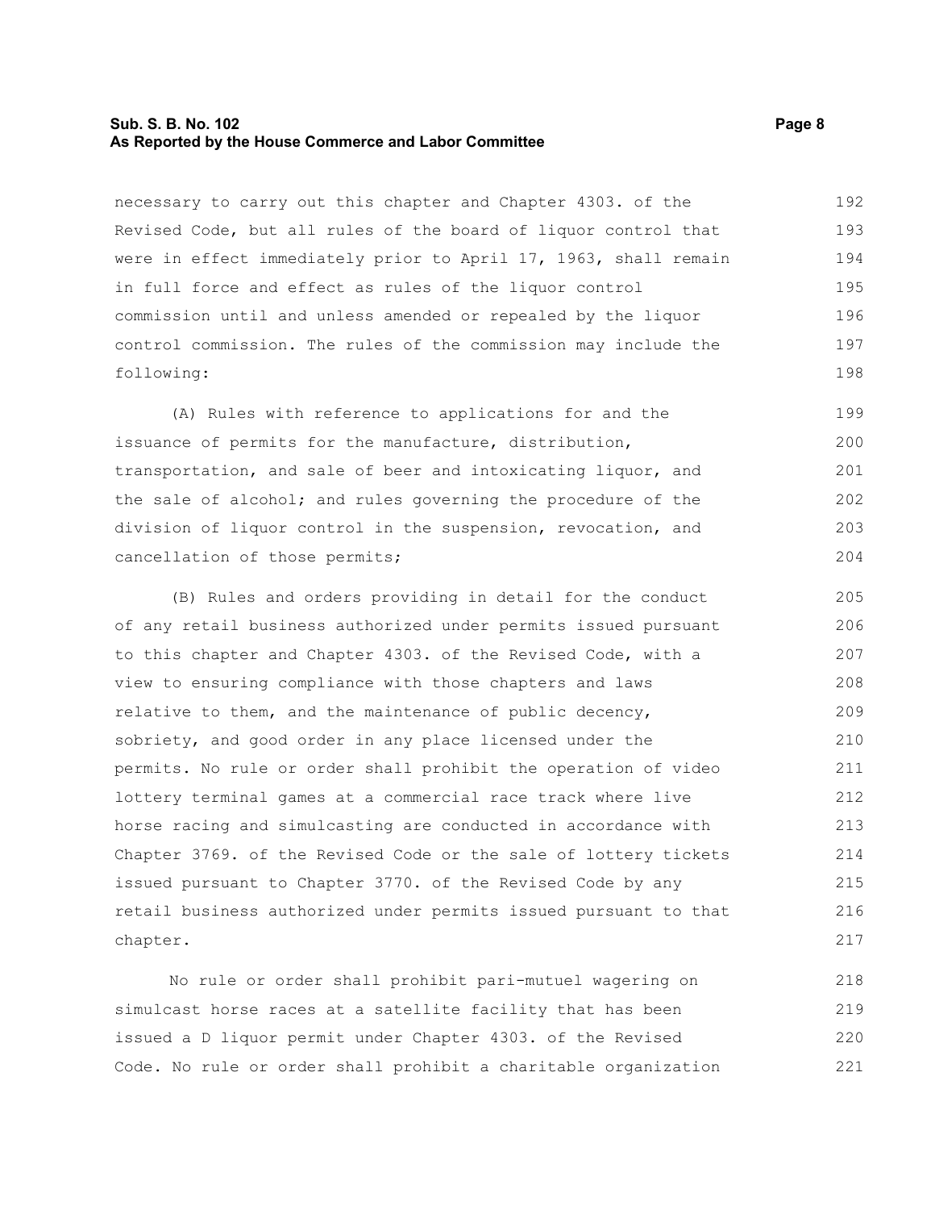necessary to carry out this chapter and Chapter 4303. of the Revised Code, but all rules of the board of liquor control that were in effect immediately prior to April 17, 1963, shall remain in full force and effect as rules of the liquor control commission until and unless amended or repealed by the liquor control commission. The rules of the commission may include the following:

(A) Rules with reference to applications for and the issuance of permits for the manufacture, distribution, transportation, and sale of beer and intoxicating liquor, and the sale of alcohol; and rules governing the procedure of the division of liquor control in the suspension, revocation, and cancellation of those permits;

(B) Rules and orders providing in detail for the conduct of any retail business authorized under permits issued pursuant to this chapter and Chapter 4303. of the Revised Code, with a view to ensuring compliance with those chapters and laws relative to them, and the maintenance of public decency, sobriety, and good order in any place licensed under the permits. No rule or order shall prohibit the operation of video lottery terminal games at a commercial race track where live horse racing and simulcasting are conducted in accordance with Chapter 3769. of the Revised Code or the sale of lottery tickets issued pursuant to Chapter 3770. of the Revised Code by any retail business authorized under permits issued pursuant to that chapter.

No rule or order shall prohibit pari-mutuel wagering on simulcast horse races at a satellite facility that has been issued a D liquor permit under Chapter 4303. of the Revised Code. No rule or order shall prohibit a charitable organization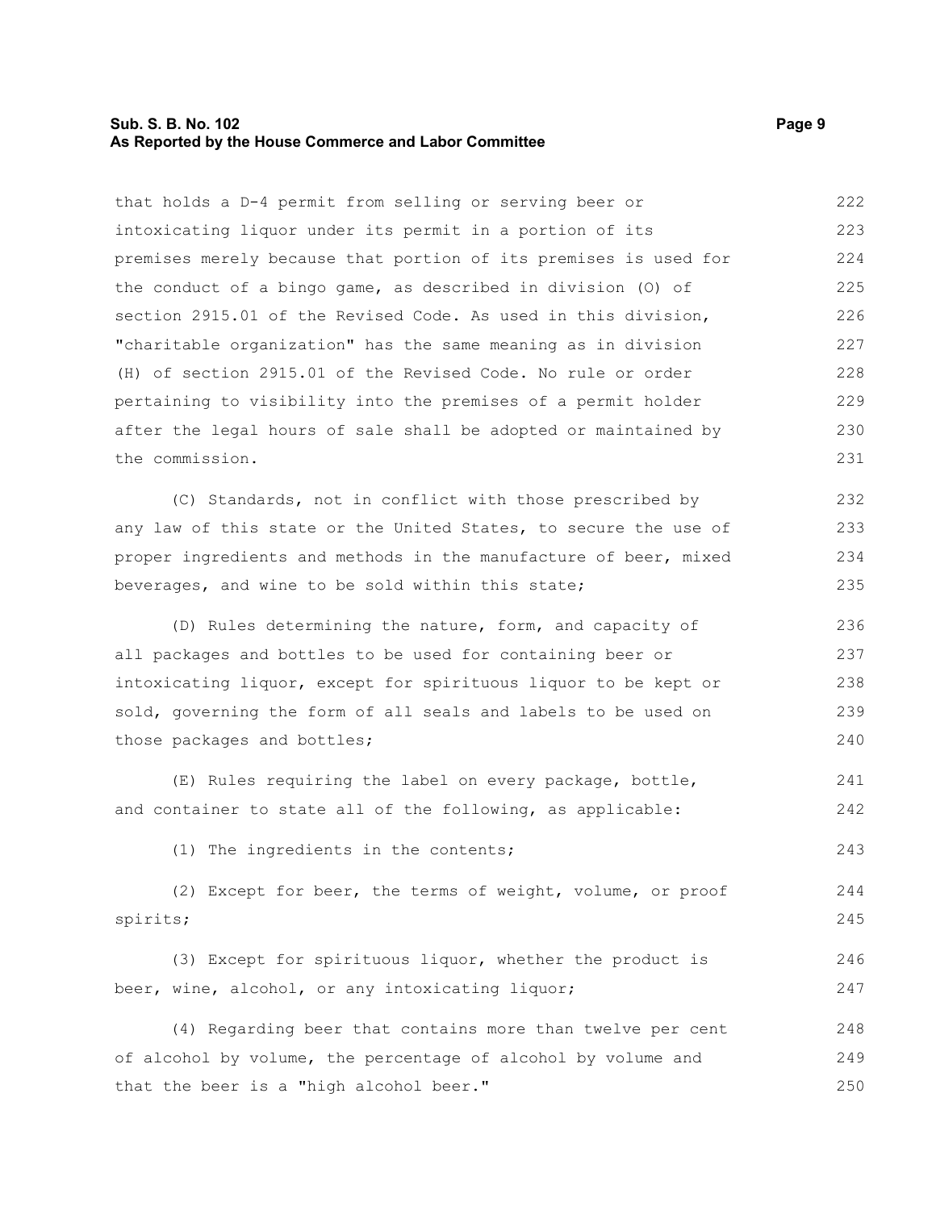that holds a D-4 permit from selling or serving beer or intoxicating liquor under its permit in a portion of its premises merely because that portion of its premises is used for the conduct of a bingo game, as described in division (O) of section 2915.01 of the Revised Code. As used in this division, "charitable organization" has the same meaning as in division (H) of section 2915.01 of the Revised Code. No rule or order pertaining to visibility into the premises of a permit holder after the legal hours of sale shall be adopted or maintained by the commission.

(C) Standards, not in conflict with those prescribed by any law of this state or the United States, to secure the use of proper ingredients and methods in the manufacture of beer, mixed beverages, and wine to be sold within this state;

(D) Rules determining the nature, form, and capacity of all packages and bottles to be used for containing beer or intoxicating liquor, except for spirituous liquor to be kept or sold, governing the form of all seals and labels to be used on those packages and bottles;

(E) Rules requiring the label on every package, bottle, and container to state all of the following, as applicable:

(1) The ingredients in the contents;

(2) Except for beer, the terms of weight, volume, or proof spirits;

(3) Except for spirituous liquor, whether the product is beer, wine, alcohol, or any intoxicating liquor;

(4) Regarding beer that contains more than twelve per cent of alcohol by volume, the percentage of alcohol by volume and that the beer is a "high alcohol beer."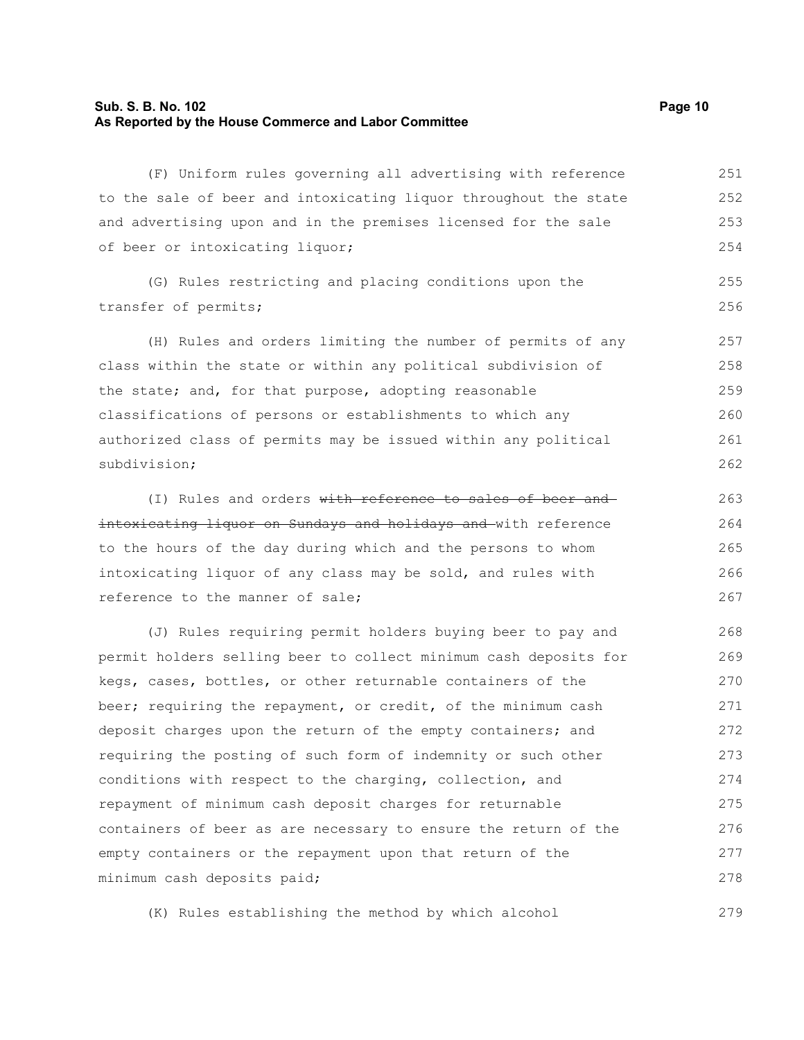(F) Uniform rules governing all advertising with reference to the sale of beer and intoxicating liquor throughout the state and advertising upon and in the premises licensed for the sale of beer or intoxicating liquor;

(G) Rules restricting and placing conditions upon the transfer of permits;

(H) Rules and orders limiting the number of permits of any class within the state or within any political subdivision of the state; and, for that purpose, adopting reasonable classifications of persons or establishments to which any authorized class of permits may be issued within any political subdivision;

(I) Rules and orders ~~with reference to sales of beer and intoxicating liquor on Sundays and holidays and~~ with reference to the hours of the day during which and the persons to whom intoxicating liquor of any class may be sold, and rules with reference to the manner of sale;

(J) Rules requiring permit holders buying beer to pay and permit holders selling beer to collect minimum cash deposits for kegs, cases, bottles, or other returnable containers of the beer; requiring the repayment, or credit, of the minimum cash deposit charges upon the return of the empty containers; and requiring the posting of such form of indemnity or such other conditions with respect to the charging, collection, and repayment of minimum cash deposit charges for returnable containers of beer as are necessary to ensure the return of the empty containers or the repayment upon that return of the minimum cash deposits paid;

(K) Rules establishing the method by which alcohol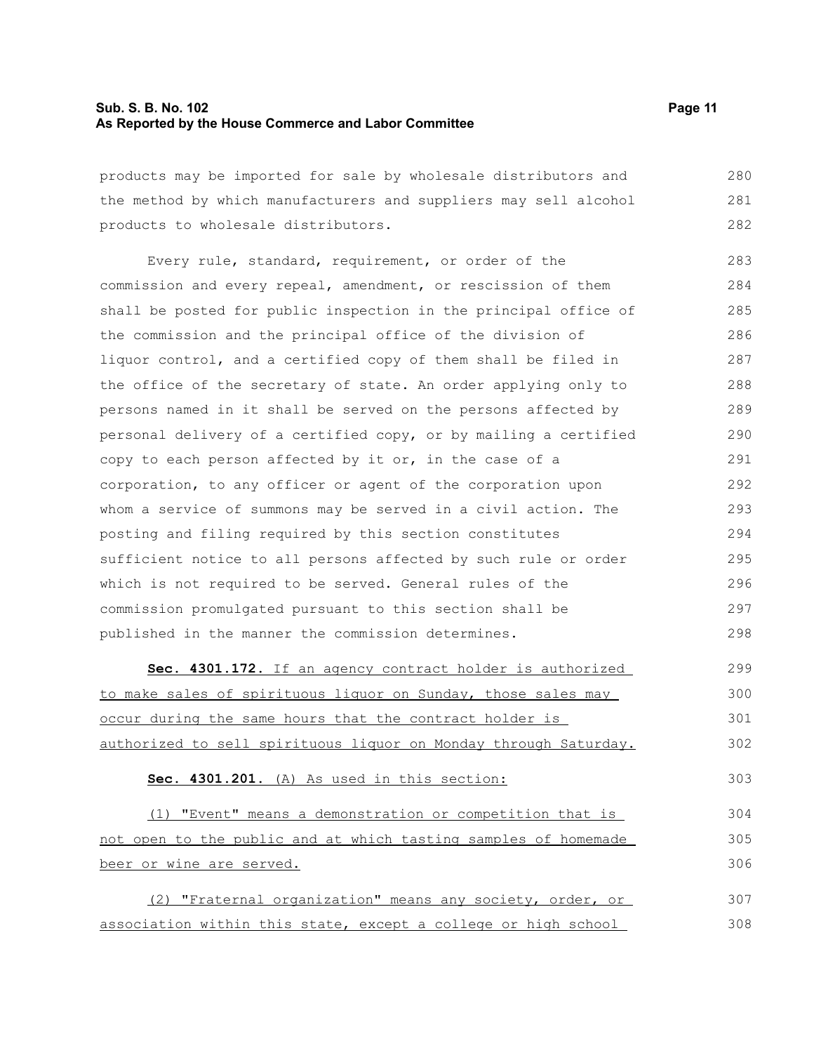products may be imported for sale by wholesale distributors and the method by which manufacturers and suppliers may sell alcohol products to wholesale distributors.

Every rule, standard, requirement, or order of the commission and every repeal, amendment, or rescission of them shall be posted for public inspection in the principal office of the commission and the principal office of the division of liquor control, and a certified copy of them shall be filed in the office of the secretary of state. An order applying only to persons named in it shall be served on the persons affected by personal delivery of a certified copy, or by mailing a certified copy to each person affected by it or, in the case of a corporation, to any officer or agent of the corporation upon whom a service of summons may be served in a civil action. The posting and filing required by this section constitutes sufficient notice to all persons affected by such rule or order which is not required to be served. General rules of the commission promulgated pursuant to this section shall be published in the manner the commission determines.

**Sec. 4301.172.** If an agency contract holder is authorized to make sales of spirituous liquor on Sunday, those sales may occur during the same hours that the contract holder is authorized to sell spirituous liquor on Monday through Saturday.

**Sec. 4301.201.** (A) As used in this section:

(1) "Event" means a demonstration or competition that is not open to the public and at which tasting samples of homemade beer or wine are served.

(2) "Fraternal organization" means any society, order, or association within this state, except a college or high school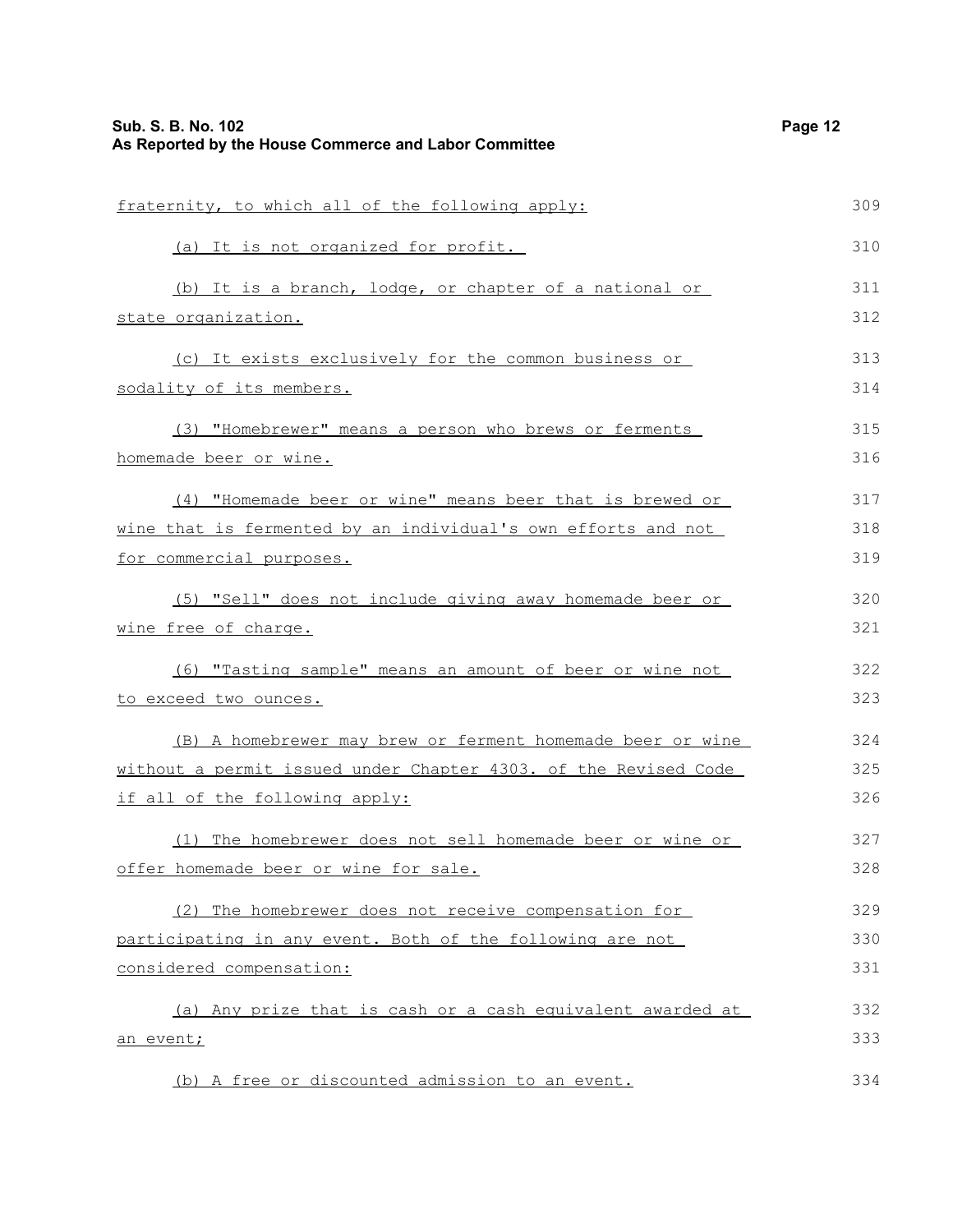fraternity, to which all of the following apply:

(a) It is not organized for profit.

(b) It is a branch, lodge, or chapter of a national or state organization.

(c) It exists exclusively for the common business or sodality of its members.

(3) "Homebrewer" means a person who brews or ferments homemade beer or wine.

(4) "Homemade beer or wine" means beer that is brewed or wine that is fermented by an individual's own efforts and not for commercial purposes.

(5) "Sell" does not include giving away homemade beer or wine free of charge.

(6) "Tasting sample" means an amount of beer or wine not to exceed two ounces.

(B) A homebrewer may brew or ferment homemade beer or wine without a permit issued under Chapter 4303. of the Revised Code if all of the following apply:

(1) The homebrewer does not sell homemade beer or wine or offer homemade beer or wine for sale.

(2) The homebrewer does not receive compensation for participating in any event. Both of the following are not considered compensation:

(a) Any prize that is cash or a cash equivalent awarded at an event;

(b) A free or discounted admission to an event.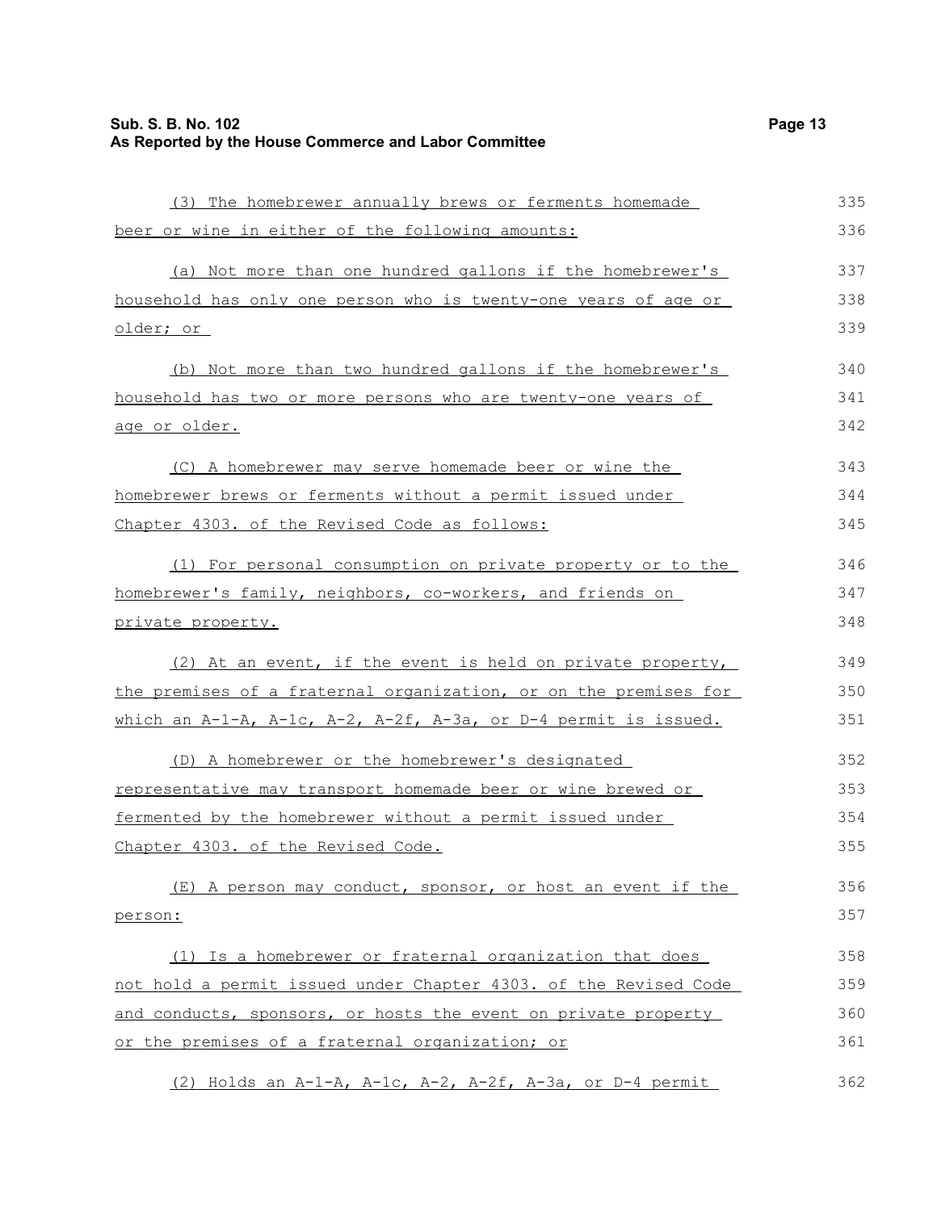(3) The homebrewer annually brews or ferments homemade beer or wine in either of the following amounts:

(a) Not more than one hundred gallons if the homebrewer's household has only one person who is twenty-one years of age or older; or

(b) Not more than two hundred gallons if the homebrewer's household has two or more persons who are twenty-one years of age or older.

(C) A homebrewer may serve homemade beer or wine the homebrewer brews or ferments without a permit issued under Chapter 4303. of the Revised Code as follows:

(1) For personal consumption on private property or to the homebrewer's family, neighbors, co-workers, and friends on private property.

(2) At an event, if the event is held on private property, the premises of a fraternal organization, or on the premises for which an A-1-A, A-1c, A-2, A-2f, A-3a, or D-4 permit is issued.

(D) A homebrewer or the homebrewer's designated representative may transport homemade beer or wine brewed or fermented by the homebrewer without a permit issued under Chapter 4303. of the Revised Code.

(E) A person may conduct, sponsor, or host an event if the person:

(1) Is a homebrewer or fraternal organization that does not hold a permit issued under Chapter 4303. of the Revised Code and conducts, sponsors, or hosts the event on private property or the premises of a fraternal organization; or

(2) Holds an A-1-A, A-1c, A-2, A-2f, A-3a, or D-4 permit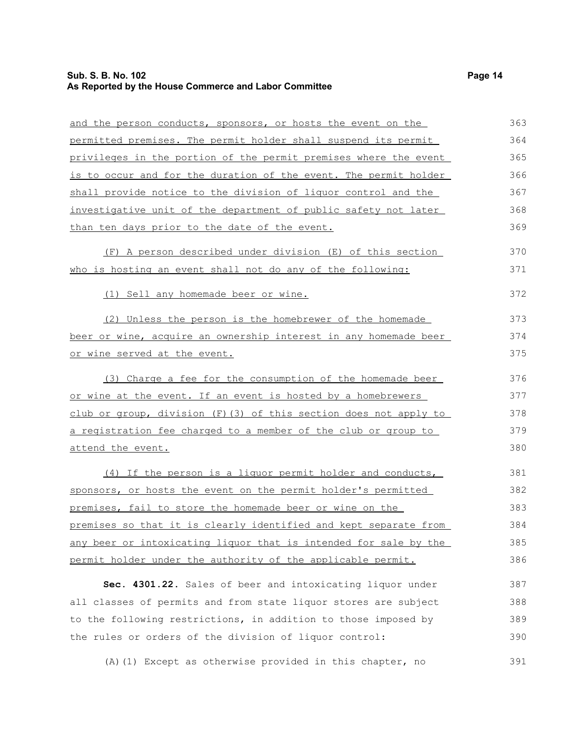and the person conducts, sponsors, or hosts the event on the permitted premises. The permit holder shall suspend its permit privileges in the portion of the permit premises where the event is to occur and for the duration of the event. The permit holder shall provide notice to the division of liquor control and the investigative unit of the department of public safety not later than ten days prior to the date of the event.

(F) A person described under division (E) of this section who is hosting an event shall not do any of the following:

(1) Sell any homemade beer or wine.

(2) Unless the person is the homebrewer of the homemade beer or wine, acquire an ownership interest in any homemade beer or wine served at the event.

(3) Charge a fee for the consumption of the homemade beer or wine at the event. If an event is hosted by a homebrewers club or group, division (F)(3) of this section does not apply to a registration fee charged to a member of the club or group to attend the event.

(4) If the person is a liquor permit holder and conducts, sponsors, or hosts the event on the permit holder's permitted premises, fail to store the homemade beer or wine on the premises so that it is clearly identified and kept separate from any beer or intoxicating liquor that is intended for sale by the permit holder under the authority of the applicable permit.

**Sec. 4301.22.** Sales of beer and intoxicating liquor under all classes of permits and from state liquor stores are subject to the following restrictions, in addition to those imposed by the rules or orders of the division of liquor control:

(A)(1) Except as otherwise provided in this chapter, no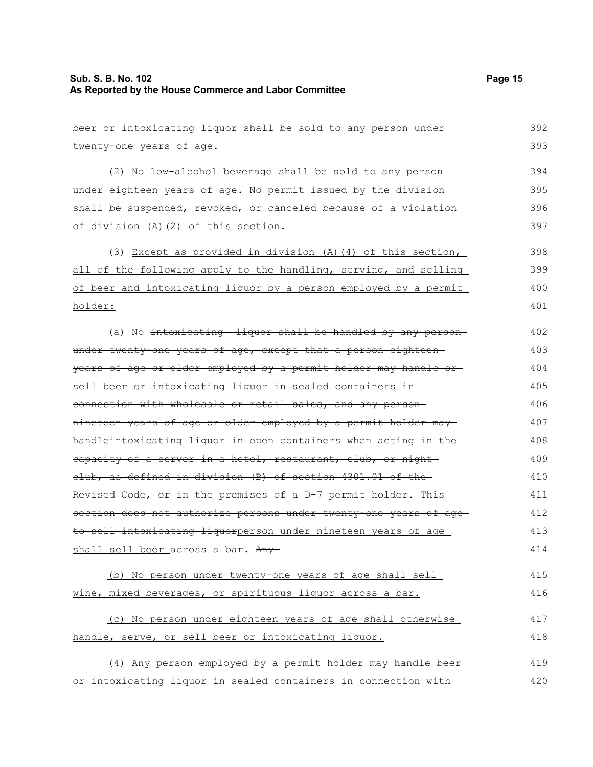beer or intoxicating liquor shall be sold to any person under twenty-one years of age.

(2) No low-alcohol beverage shall be sold to any person under eighteen years of age. No permit issued by the division shall be suspended, revoked, or canceled because of a violation of division (A)(2) of this section.

(3) Except as provided in division (A)(4) of this section, all of the following apply to the handling, serving, and selling of beer and intoxicating liquor by a person employed by a permit holder:

(a) No ~~intoxicating liquor shall be handled by any person under twenty-one years of age, except that a person eighteen years of age or older employed by a permit holder may handle or sell beer or intoxicating liquor in sealed containers in connection with wholesale or retail sales, and any person nineteen years of age or older employed by a permit holder may handleintoxicating liquor in open containers when acting in the capacity of a server in a hotel, restaurant, club, or night club, as defined in division (B) of section 4301.01 of the Revised Code, or in the premises of a D-7 permit holder. This section does not authorize persons under twenty-one years of age to sell intoxicating liquor~~person under nineteen years of age shall sell beer across a bar. ~~Any~~

(b) No person under twenty-one years of age shall sell wine, mixed beverages, or spirituous liquor across a bar.

(c) No person under eighteen years of age shall otherwise handle, serve, or sell beer or intoxicating liquor.

(4) Any person employed by a permit holder may handle beer or intoxicating liquor in sealed containers in connection with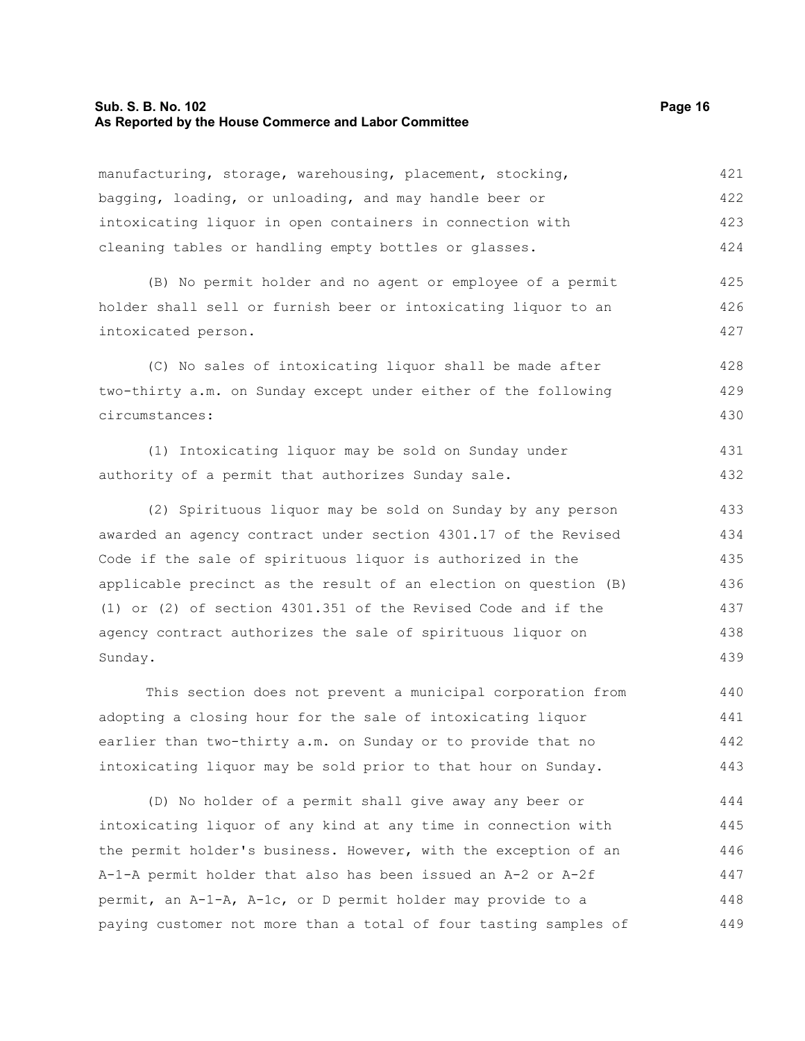manufacturing, storage, warehousing, placement, stocking, bagging, loading, or unloading, and may handle beer or intoxicating liquor in open containers in connection with cleaning tables or handling empty bottles or glasses.

(B) No permit holder and no agent or employee of a permit holder shall sell or furnish beer or intoxicating liquor to an intoxicated person.

(C) No sales of intoxicating liquor shall be made after two-thirty a.m. on Sunday except under either of the following circumstances:

(1) Intoxicating liquor may be sold on Sunday under authority of a permit that authorizes Sunday sale.

(2) Spirituous liquor may be sold on Sunday by any person awarded an agency contract under section 4301.17 of the Revised Code if the sale of spirituous liquor is authorized in the applicable precinct as the result of an election on question (B)(1) or (2) of section 4301.351 of the Revised Code and if the agency contract authorizes the sale of spirituous liquor on Sunday.

This section does not prevent a municipal corporation from adopting a closing hour for the sale of intoxicating liquor earlier than two-thirty a.m. on Sunday or to provide that no intoxicating liquor may be sold prior to that hour on Sunday.

(D) No holder of a permit shall give away any beer or intoxicating liquor of any kind at any time in connection with the permit holder's business. However, with the exception of an A-1-A permit holder that also has been issued an A-2 or A-2f permit, an A-1-A, A-1c, or D permit holder may provide to a paying customer not more than a total of four tasting samples of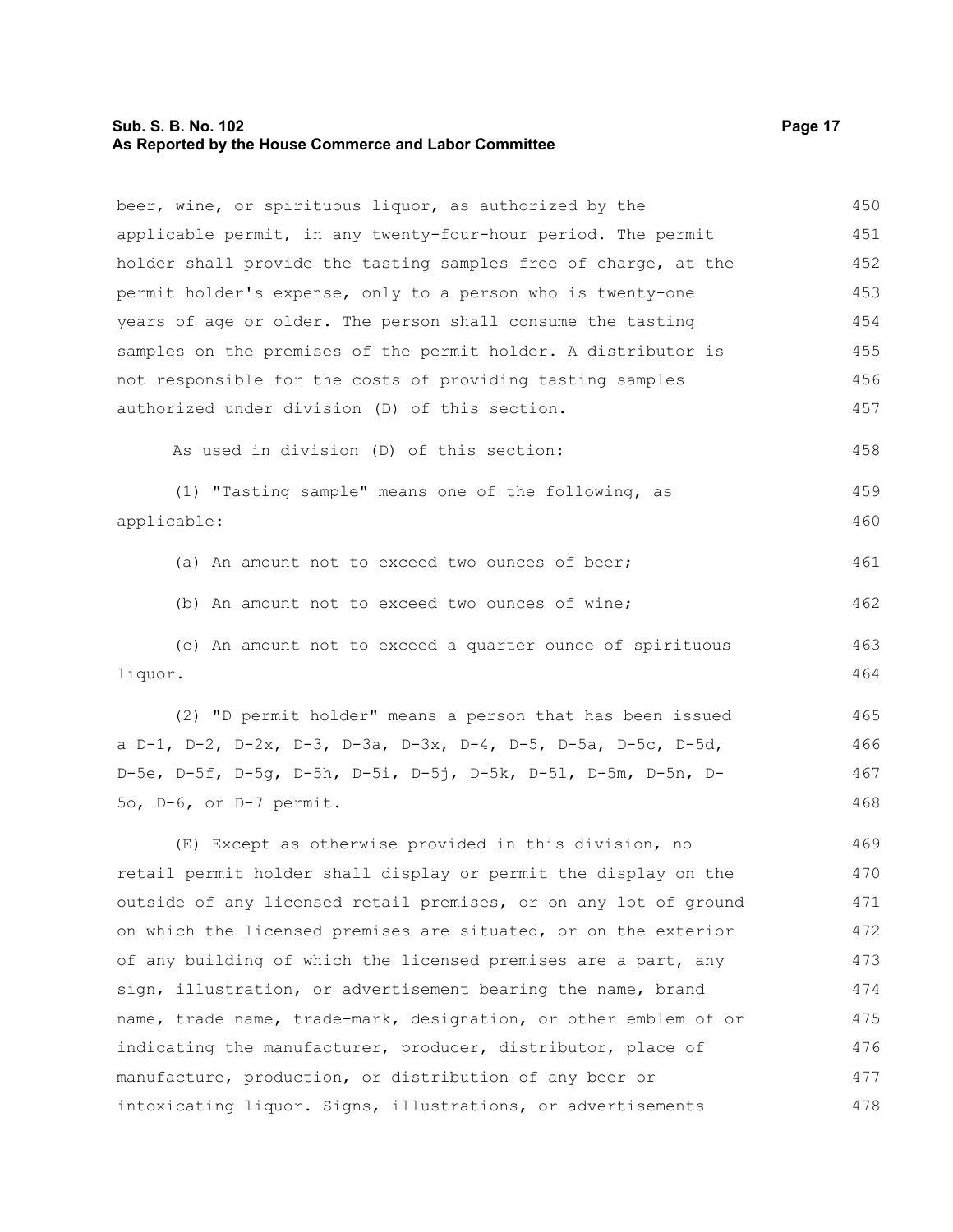beer, wine, or spirituous liquor, as authorized by the applicable permit, in any twenty-four-hour period. The permit holder shall provide the tasting samples free of charge, at the permit holder's expense, only to a person who is twenty-one years of age or older. The person shall consume the tasting samples on the premises of the permit holder. A distributor is not responsible for the costs of providing tasting samples authorized under division (D) of this section.

As used in division (D) of this section:

(1) "Tasting sample" means one of the following, as applicable:

(a) An amount not to exceed two ounces of beer;

(b) An amount not to exceed two ounces of wine;

(c) An amount not to exceed a quarter ounce of spirituous liquor.

(2) "D permit holder" means a person that has been issued a D-1, D-2, D-2x, D-3, D-3a, D-3x, D-4, D-5, D-5a, D-5c, D-5d, D-5e, D-5f, D-5g, D-5h, D-5i, D-5j, D-5k, D-5l, D-5m, D-5n, D-5o, D-6, or D-7 permit.

(E) Except as otherwise provided in this division, no retail permit holder shall display or permit the display on the outside of any licensed retail premises, or on any lot of ground on which the licensed premises are situated, or on the exterior of any building of which the licensed premises are a part, any sign, illustration, or advertisement bearing the name, brand name, trade name, trade-mark, designation, or other emblem of or indicating the manufacturer, producer, distributor, place of manufacture, production, or distribution of any beer or intoxicating liquor. Signs, illustrations, or advertisements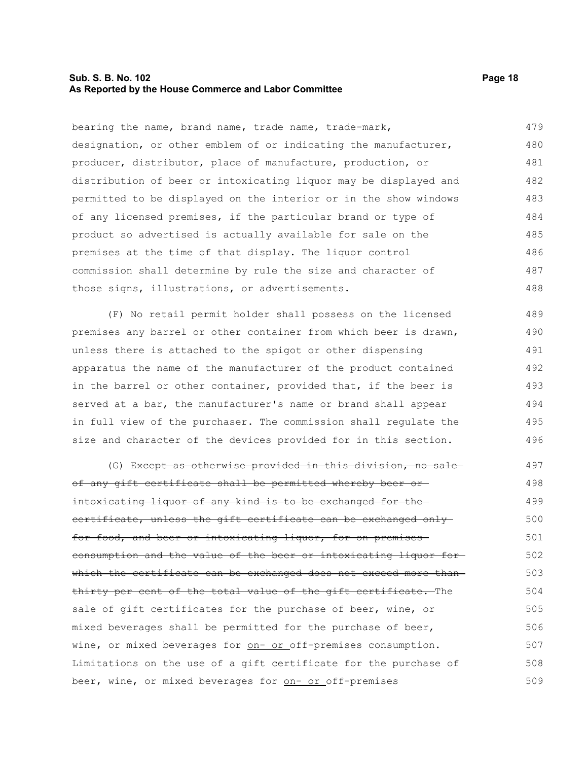bearing the name, brand name, trade name, trade-mark, designation, or other emblem of or indicating the manufacturer, producer, distributor, place of manufacture, production, or distribution of beer or intoxicating liquor may be displayed and permitted to be displayed on the interior or in the show windows of any licensed premises, if the particular brand or type of product so advertised is actually available for sale on the premises at the time of that display. The liquor control commission shall determine by rule the size and character of those signs, illustrations, or advertisements.

(F) No retail permit holder shall possess on the licensed premises any barrel or other container from which beer is drawn, unless there is attached to the spigot or other dispensing apparatus the name of the manufacturer of the product contained in the barrel or other container, provided that, if the beer is served at a bar, the manufacturer's name or brand shall appear in full view of the purchaser. The commission shall regulate the size and character of the devices provided for in this section.

(G) ~~Except as otherwise provided in this division, no sale of any gift certificate shall be permitted whereby beer or intoxicating liquor of any kind is to be exchanged for the certificate, unless the gift certificate can be exchanged only for food, and beer or intoxicating liquor, for on-premises consumption and the value of the beer or intoxicating liquor for which the certificate can be exchanged does not exceed more than thirty per cent of the total value of the gift certificate.~~ The sale of gift certificates for the purchase of beer, wine, or mixed beverages shall be permitted for the purchase of beer, wine, or mixed beverages for <u>on- or </u>off-premises consumption. Limitations on the use of a gift certificate for the purchase of beer, wine, or mixed beverages for <u>on- or </u>off-premises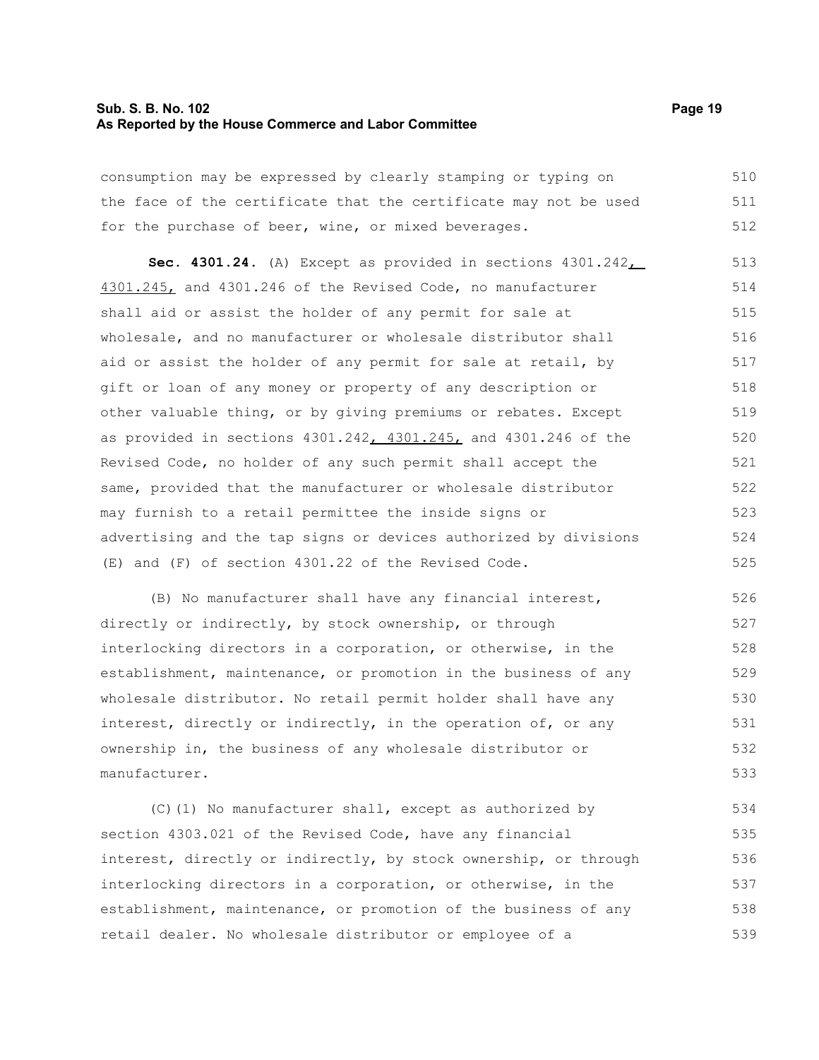consumption may be expressed by clearly stamping or typing on the face of the certificate that the certificate may not be used for the purchase of beer, wine, or mixed beverages.

**Sec. 4301.24.** (A) Except as provided in sections 4301.242, 4301.245, and 4301.246 of the Revised Code, no manufacturer shall aid or assist the holder of any permit for sale at wholesale, and no manufacturer or wholesale distributor shall aid or assist the holder of any permit for sale at retail, by gift or loan of any money or property of any description or other valuable thing, or by giving premiums or rebates. Except as provided in sections 4301.242, 4301.245, and 4301.246 of the Revised Code, no holder of any such permit shall accept the same, provided that the manufacturer or wholesale distributor may furnish to a retail permittee the inside signs or advertising and the tap signs or devices authorized by divisions (E) and (F) of section 4301.22 of the Revised Code.

(B) No manufacturer shall have any financial interest, directly or indirectly, by stock ownership, or through interlocking directors in a corporation, or otherwise, in the establishment, maintenance, or promotion in the business of any wholesale distributor. No retail permit holder shall have any interest, directly or indirectly, in the operation of, or any ownership in, the business of any wholesale distributor or manufacturer.

(C)(1) No manufacturer shall, except as authorized by section 4303.021 of the Revised Code, have any financial interest, directly or indirectly, by stock ownership, or through interlocking directors in a corporation, or otherwise, in the establishment, maintenance, or promotion of the business of any retail dealer. No wholesale distributor or employee of a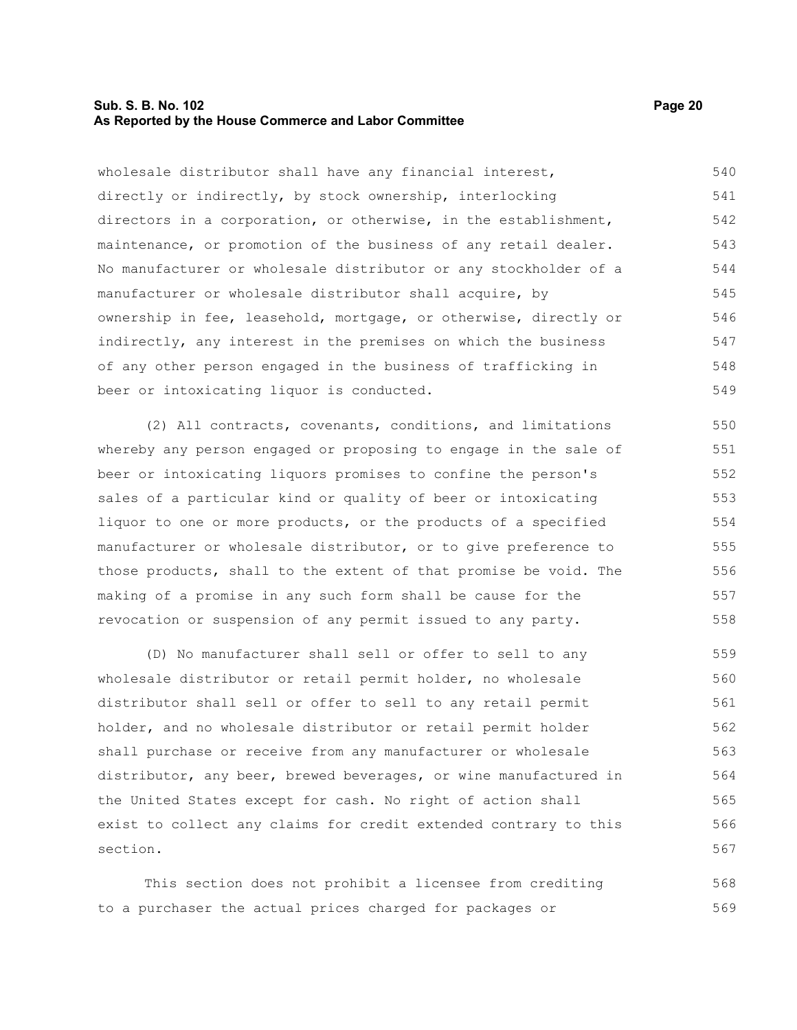wholesale distributor shall have any financial interest, directly or indirectly, by stock ownership, interlocking directors in a corporation, or otherwise, in the establishment, maintenance, or promotion of the business of any retail dealer. No manufacturer or wholesale distributor or any stockholder of a manufacturer or wholesale distributor shall acquire, by ownership in fee, leasehold, mortgage, or otherwise, directly or indirectly, any interest in the premises on which the business of any other person engaged in the business of trafficking in beer or intoxicating liquor is conducted.

(2) All contracts, covenants, conditions, and limitations whereby any person engaged or proposing to engage in the sale of beer or intoxicating liquors promises to confine the person's sales of a particular kind or quality of beer or intoxicating liquor to one or more products, or the products of a specified manufacturer or wholesale distributor, or to give preference to those products, shall to the extent of that promise be void. The making of a promise in any such form shall be cause for the revocation or suspension of any permit issued to any party.

(D) No manufacturer shall sell or offer to sell to any wholesale distributor or retail permit holder, no wholesale distributor shall sell or offer to sell to any retail permit holder, and no wholesale distributor or retail permit holder shall purchase or receive from any manufacturer or wholesale distributor, any beer, brewed beverages, or wine manufactured in the United States except for cash. No right of action shall exist to collect any claims for credit extended contrary to this section.

This section does not prohibit a licensee from crediting to a purchaser the actual prices charged for packages or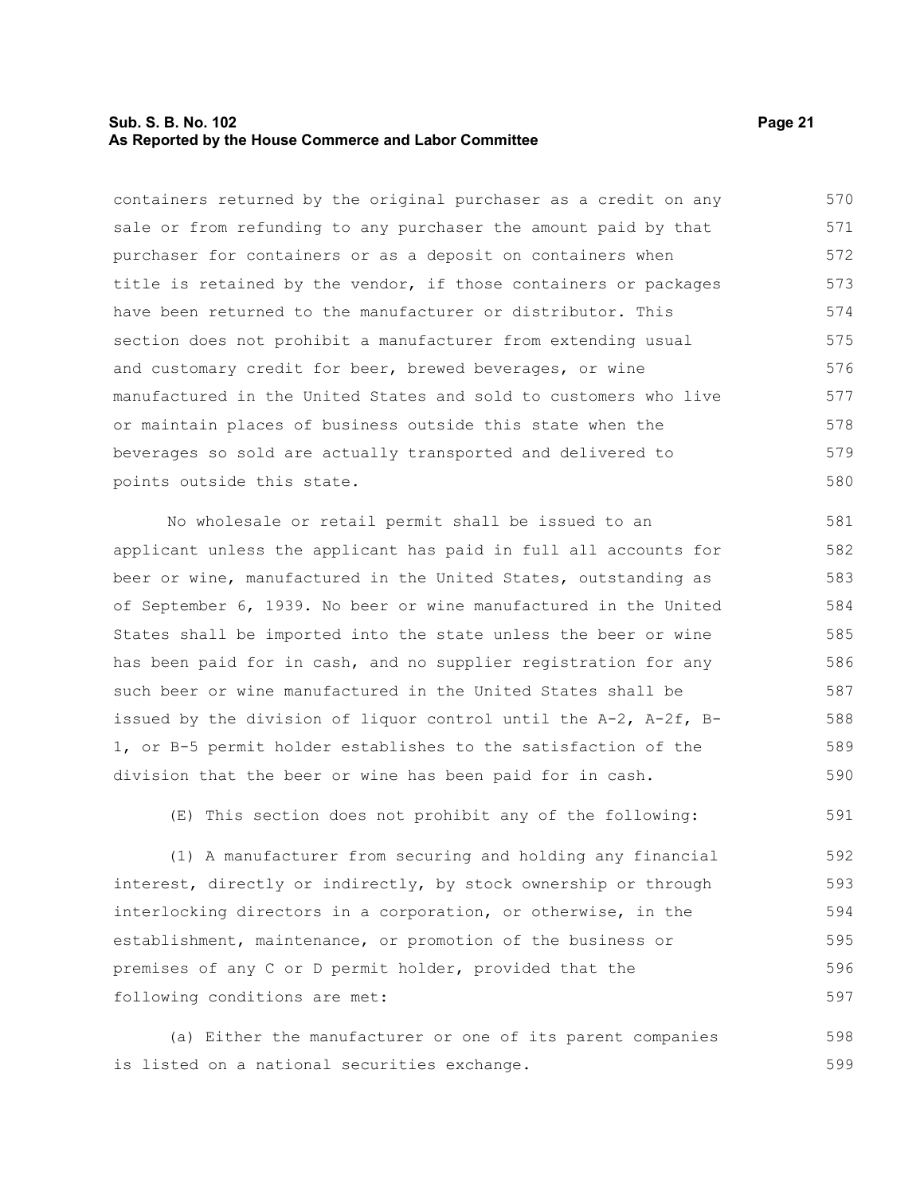containers returned by the original purchaser as a credit on any sale or from refunding to any purchaser the amount paid by that purchaser for containers or as a deposit on containers when title is retained by the vendor, if those containers or packages have been returned to the manufacturer or distributor. This section does not prohibit a manufacturer from extending usual and customary credit for beer, brewed beverages, or wine manufactured in the United States and sold to customers who live or maintain places of business outside this state when the beverages so sold are actually transported and delivered to points outside this state.

No wholesale or retail permit shall be issued to an applicant unless the applicant has paid in full all accounts for beer or wine, manufactured in the United States, outstanding as of September 6, 1939. No beer or wine manufactured in the United States shall be imported into the state unless the beer or wine has been paid for in cash, and no supplier registration for any such beer or wine manufactured in the United States shall be issued by the division of liquor control until the A-2, A-2f, B-1, or B-5 permit holder establishes to the satisfaction of the division that the beer or wine has been paid for in cash.

(E) This section does not prohibit any of the following:

(1) A manufacturer from securing and holding any financial interest, directly or indirectly, by stock ownership or through interlocking directors in a corporation, or otherwise, in the establishment, maintenance, or promotion of the business or premises of any C or D permit holder, provided that the following conditions are met:

(a) Either the manufacturer or one of its parent companies is listed on a national securities exchange.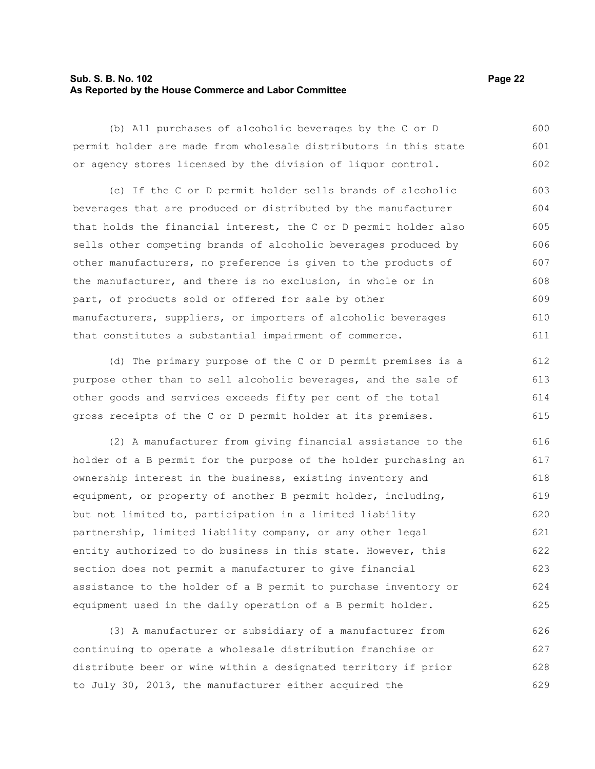(b) All purchases of alcoholic beverages by the C or D permit holder are made from wholesale distributors in this state or agency stores licensed by the division of liquor control.

(c) If the C or D permit holder sells brands of alcoholic beverages that are produced or distributed by the manufacturer that holds the financial interest, the C or D permit holder also sells other competing brands of alcoholic beverages produced by other manufacturers, no preference is given to the products of the manufacturer, and there is no exclusion, in whole or in part, of products sold or offered for sale by other manufacturers, suppliers, or importers of alcoholic beverages that constitutes a substantial impairment of commerce.

(d) The primary purpose of the C or D permit premises is a purpose other than to sell alcoholic beverages, and the sale of other goods and services exceeds fifty per cent of the total gross receipts of the C or D permit holder at its premises.

(2) A manufacturer from giving financial assistance to the holder of a B permit for the purpose of the holder purchasing an ownership interest in the business, existing inventory and equipment, or property of another B permit holder, including, but not limited to, participation in a limited liability partnership, limited liability company, or any other legal entity authorized to do business in this state. However, this section does not permit a manufacturer to give financial assistance to the holder of a B permit to purchase inventory or equipment used in the daily operation of a B permit holder.

(3) A manufacturer or subsidiary of a manufacturer from continuing to operate a wholesale distribution franchise or distribute beer or wine within a designated territory if prior to July 30, 2013, the manufacturer either acquired the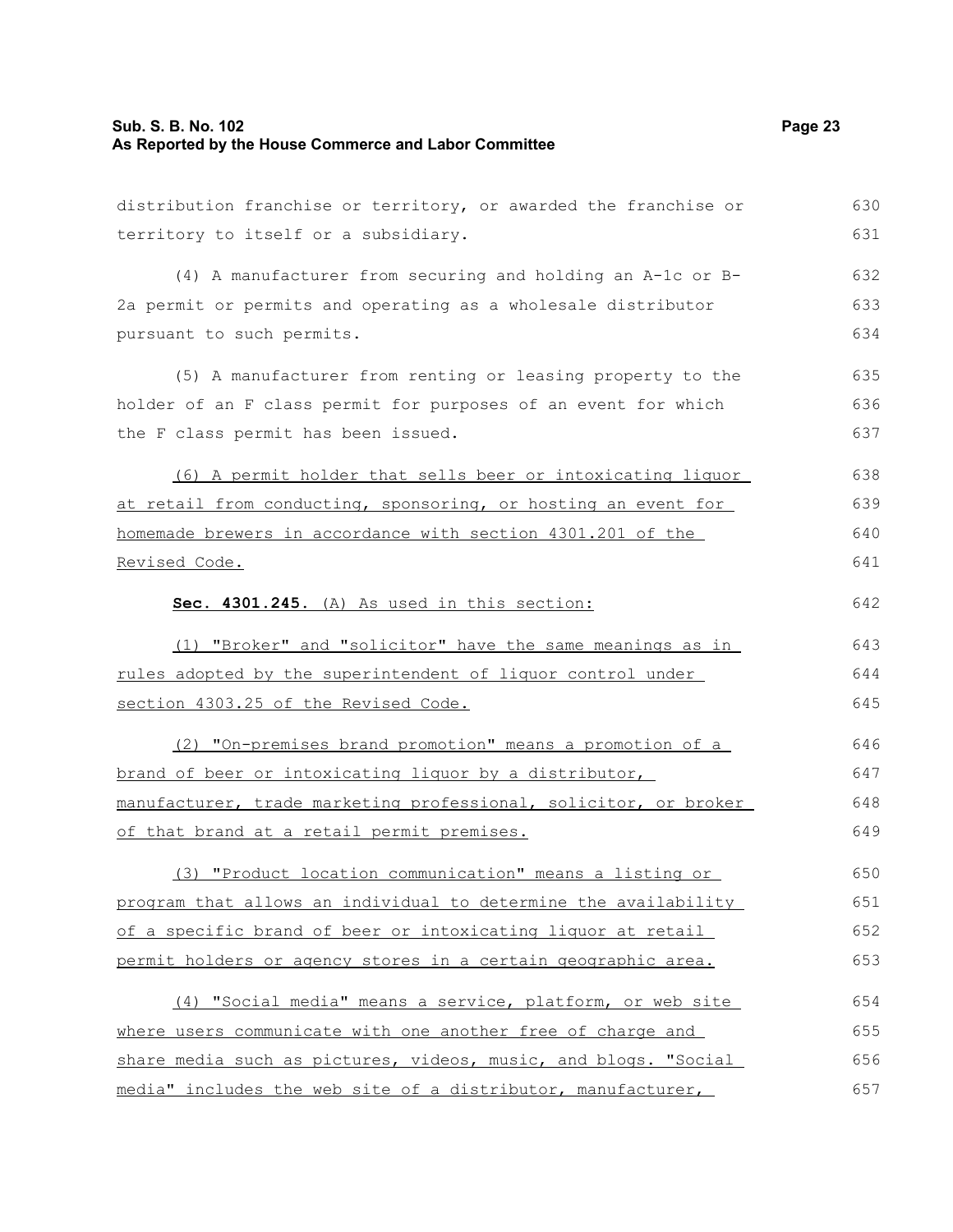distribution franchise or territory, or awarded the franchise or territory to itself or a subsidiary.

(4) A manufacturer from securing and holding an A-1c or B-2a permit or permits and operating as a wholesale distributor pursuant to such permits.

(5) A manufacturer from renting or leasing property to the holder of an F class permit for purposes of an event for which the F class permit has been issued.

(6) A permit holder that sells beer or intoxicating liquor at retail from conducting, sponsoring, or hosting an event for homemade brewers in accordance with section 4301.201 of the Revised Code.

**Sec. 4301.245.** (A) As used in this section:

(1) "Broker" and "solicitor" have the same meanings as in rules adopted by the superintendent of liquor control under section 4303.25 of the Revised Code.

(2) "On-premises brand promotion" means a promotion of a brand of beer or intoxicating liquor by a distributor, manufacturer, trade marketing professional, solicitor, or broker of that brand at a retail permit premises.

(3) "Product location communication" means a listing or program that allows an individual to determine the availability of a specific brand of beer or intoxicating liquor at retail permit holders or agency stores in a certain geographic area.

(4) "Social media" means a service, platform, or web site where users communicate with one another free of charge and share media such as pictures, videos, music, and blogs. "Social media" includes the web site of a distributor, manufacturer,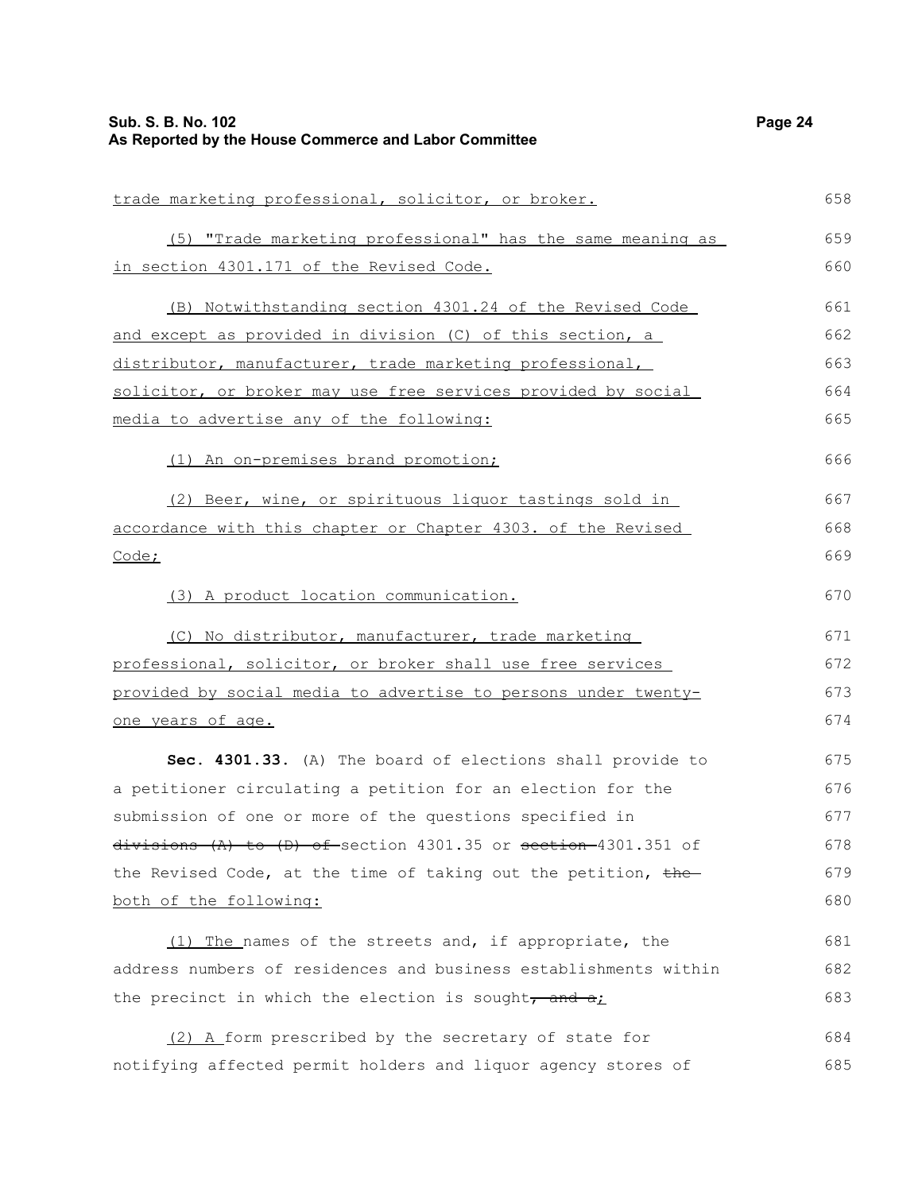trade marketing professional, solicitor, or broker.

(5) "Trade marketing professional" has the same meaning as in section 4301.171 of the Revised Code.

(B) Notwithstanding section 4301.24 of the Revised Code and except as provided in division (C) of this section, a distributor, manufacturer, trade marketing professional, solicitor, or broker may use free services provided by social media to advertise any of the following:

(1) An on-premises brand promotion;

(2) Beer, wine, or spirituous liquor tastings sold in accordance with this chapter or Chapter 4303. of the Revised Code;

(3) A product location communication.

(C) No distributor, manufacturer, trade marketing professional, solicitor, or broker shall use free services provided by social media to advertise to persons under twenty-one years of age.

**Sec. 4301.33.** (A) The board of elections shall provide to a petitioner circulating a petition for an election for the submission of one or more of the questions specified in ~~divisions (A) to (D) of~~ section 4301.35 or ~~section~~ 4301.351 of the Revised Code, at the time of taking out the petition, ~~the~~ both of the following:

(1) The names of the streets and, if appropriate, the address numbers of residences and business establishments within the precinct in which the election is sought~~, and a~~;

(2) A form prescribed by the secretary of state for notifying affected permit holders and liquor agency stores of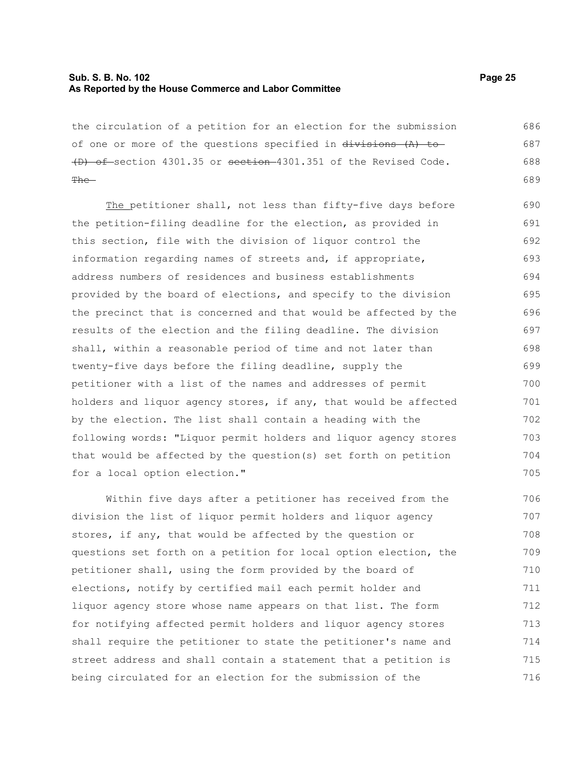the circulation of a petition for an election for the submission of one or more of the questions specified in ~~divisions (A) to (D) of~~ section 4301.35 or ~~section~~ 4301.351 of the Revised Code. ~~The~~

<u>The</u> petitioner shall, not less than fifty-five days before the petition-filing deadline for the election, as provided in this section, file with the division of liquor control the information regarding names of streets and, if appropriate, address numbers of residences and business establishments provided by the board of elections, and specify to the division the precinct that is concerned and that would be affected by the results of the election and the filing deadline. The division shall, within a reasonable period of time and not later than twenty-five days before the filing deadline, supply the petitioner with a list of the names and addresses of permit holders and liquor agency stores, if any, that would be affected by the election. The list shall contain a heading with the following words: "Liquor permit holders and liquor agency stores that would be affected by the question(s) set forth on petition for a local option election."

Within five days after a petitioner has received from the division the list of liquor permit holders and liquor agency stores, if any, that would be affected by the question or questions set forth on a petition for local option election, the petitioner shall, using the form provided by the board of elections, notify by certified mail each permit holder and liquor agency store whose name appears on that list. The form for notifying affected permit holders and liquor agency stores shall require the petitioner to state the petitioner's name and street address and shall contain a statement that a petition is being circulated for an election for the submission of the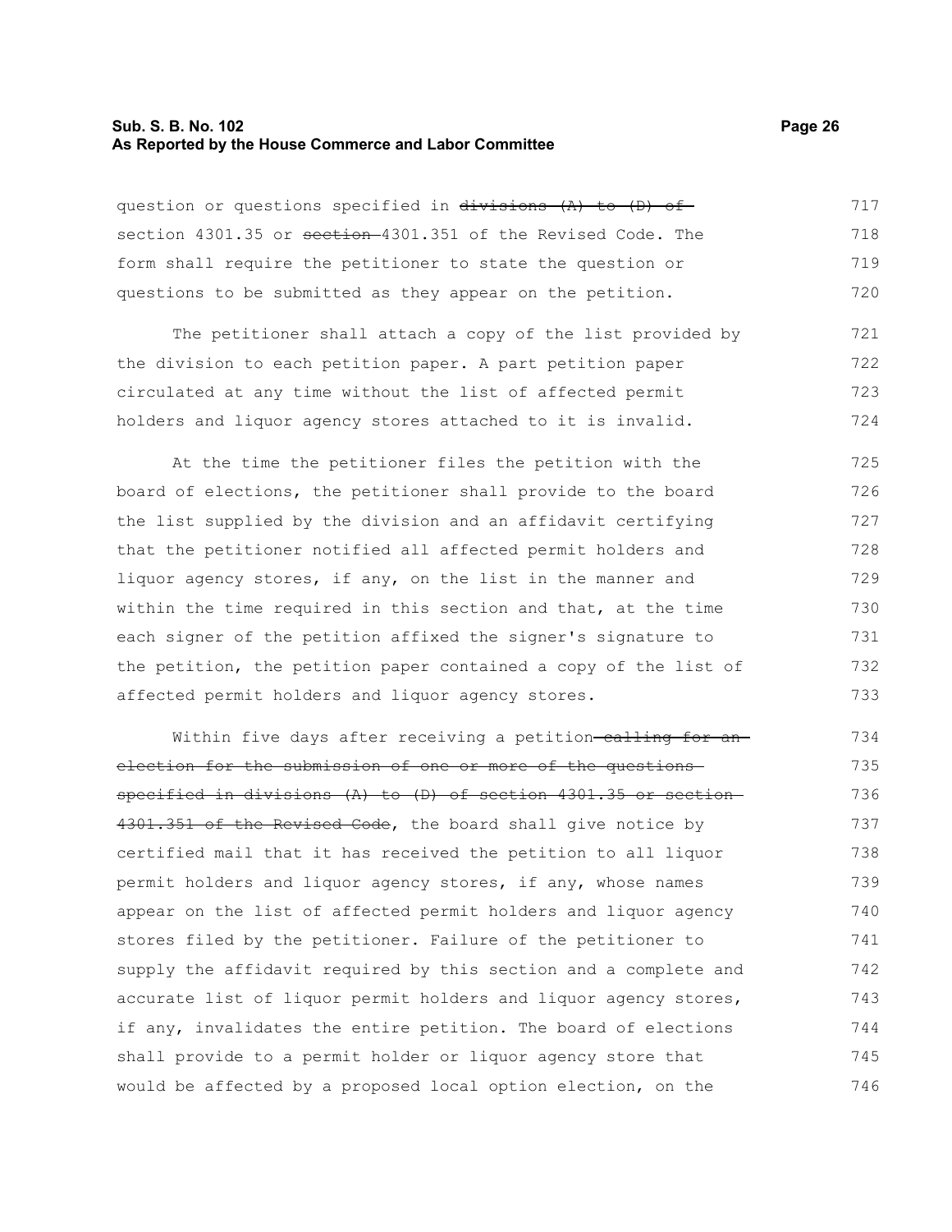question or questions specified in ~~divisions (A) to (D) of~~ section 4301.35 or ~~section~~ 4301.351 of the Revised Code. The form shall require the petitioner to state the question or questions to be submitted as they appear on the petition.

The petitioner shall attach a copy of the list provided by the division to each petition paper. A part petition paper circulated at any time without the list of affected permit holders and liquor agency stores attached to it is invalid.

At the time the petitioner files the petition with the board of elections, the petitioner shall provide to the board the list supplied by the division and an affidavit certifying that the petitioner notified all affected permit holders and liquor agency stores, if any, on the list in the manner and within the time required in this section and that, at the time each signer of the petition affixed the signer's signature to the petition, the petition paper contained a copy of the list of affected permit holders and liquor agency stores.

Within five days after receiving a petition ~~calling for an election for the submission of one or more of the questions specified in divisions (A) to (D) of section 4301.35 or section 4301.351 of the Revised Code~~, the board shall give notice by certified mail that it has received the petition to all liquor permit holders and liquor agency stores, if any, whose names appear on the list of affected permit holders and liquor agency stores filed by the petitioner. Failure of the petitioner to supply the affidavit required by this section and a complete and accurate list of liquor permit holders and liquor agency stores, if any, invalidates the entire petition. The board of elections shall provide to a permit holder or liquor agency store that would be affected by a proposed local option election, on the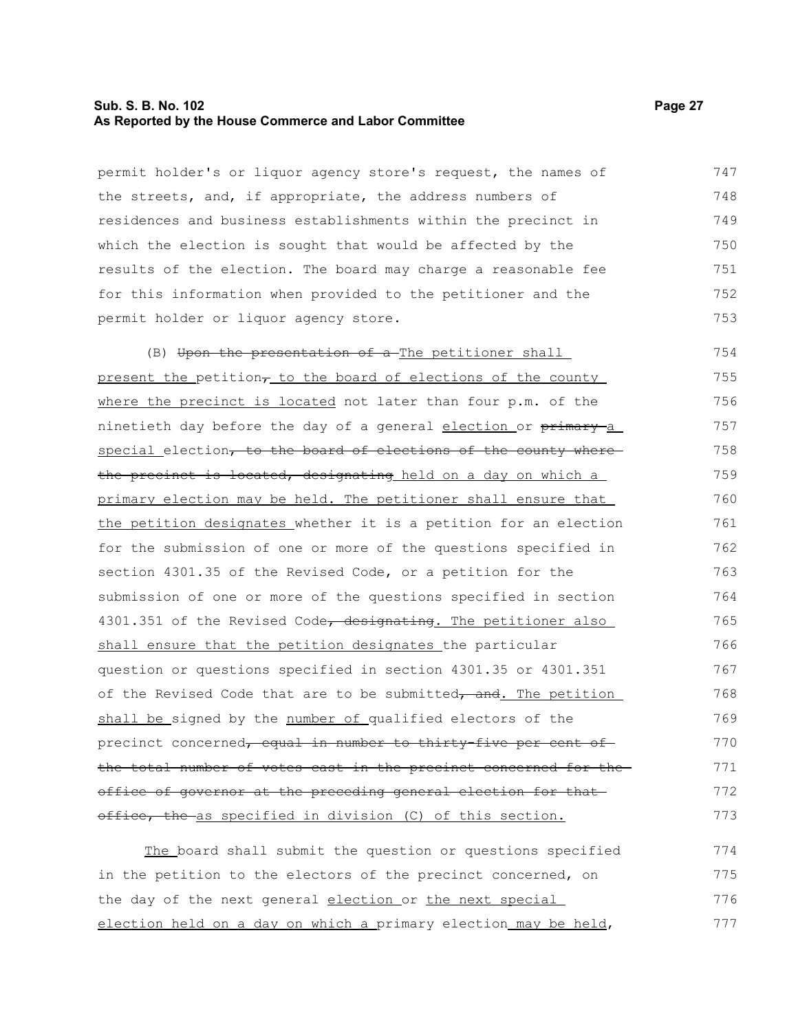permit holder's or liquor agency store's request, the names of the streets, and, if appropriate, the address numbers of residences and business establishments within the precinct in which the election is sought that would be affected by the results of the election. The board may charge a reasonable fee for this information when provided to the petitioner and the permit holder or liquor agency store.

(B) ~~Upon the presentation of a~~ The petitioner shall present the petition~~,~~ to the board of elections of the county where the precinct is located not later than four p.m. of the ninetieth day before the day of a general election or ~~primary~~ a special election~~, to the board of elections of the county where the precinct is located, designating~~ held on a day on which a primary election may be held. The petitioner shall ensure that the petition designates whether it is a petition for an election for the submission of one or more of the questions specified in section 4301.35 of the Revised Code, or a petition for the submission of one or more of the questions specified in section 4301.351 of the Revised Code~~, designating~~. The petitioner also shall ensure that the petition designates the particular question or questions specified in section 4301.35 or 4301.351 of the Revised Code that are to be submitted~~, and~~. The petition shall be signed by the number of qualified electors of the precinct concerned~~, equal in number to thirty-five per cent of the total number of votes cast in the precinct concerned for the office of governor at the preceding general election for that office, the~~ as specified in division (C) of this section.

The board shall submit the question or questions specified in the petition to the electors of the precinct concerned, on the day of the next general election or the next special election held on a day on which a primary election may be held,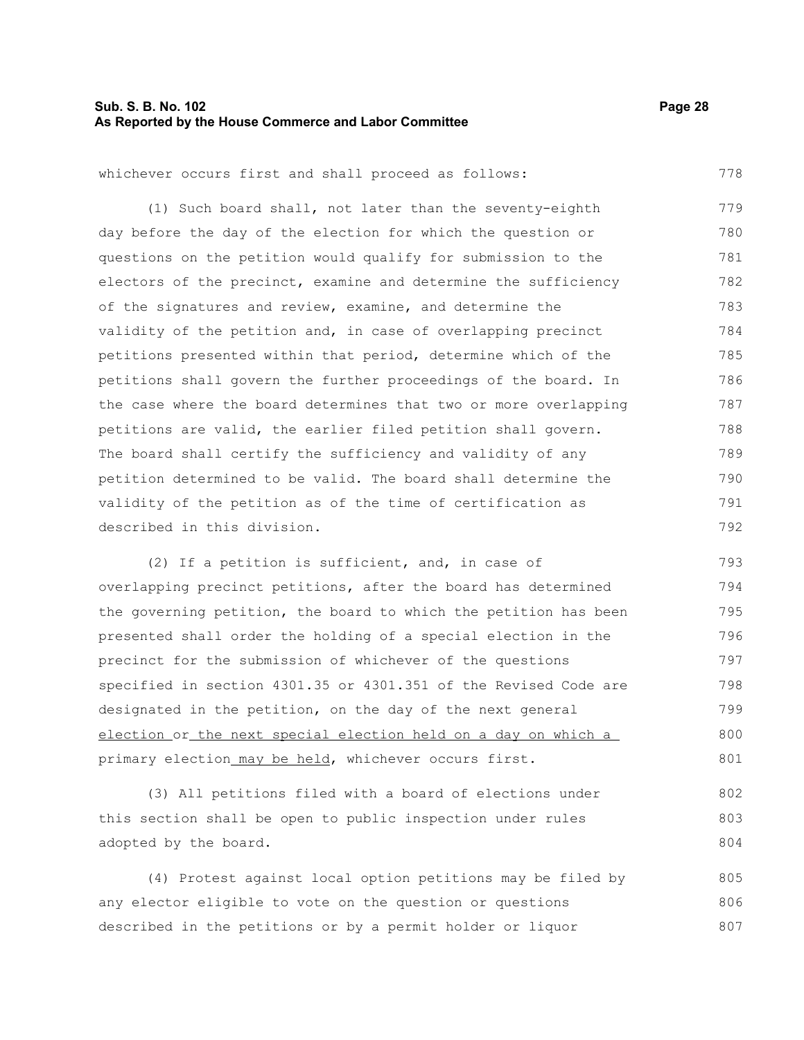whichever occurs first and shall proceed as follows:

(1) Such board shall, not later than the seventy-eighth day before the day of the election for which the question or questions on the petition would qualify for submission to the electors of the precinct, examine and determine the sufficiency of the signatures and review, examine, and determine the validity of the petition and, in case of overlapping precinct petitions presented within that period, determine which of the petitions shall govern the further proceedings of the board. In the case where the board determines that two or more overlapping petitions are valid, the earlier filed petition shall govern. The board shall certify the sufficiency and validity of any petition determined to be valid. The board shall determine the validity of the petition as of the time of certification as described in this division.

(2) If a petition is sufficient, and, in case of overlapping precinct petitions, after the board has determined the governing petition, the board to which the petition has been presented shall order the holding of a special election in the precinct for the submission of whichever of the questions specified in section 4301.35 or 4301.351 of the Revised Code are designated in the petition, on the day of the next general <u>election</u> or <u>the next special election held on a day on which a</u> primary election <u>may be held</u>, whichever occurs first.

(3) All petitions filed with a board of elections under this section shall be open to public inspection under rules adopted by the board.

(4) Protest against local option petitions may be filed by any elector eligible to vote on the question or questions described in the petitions or by a permit holder or liquor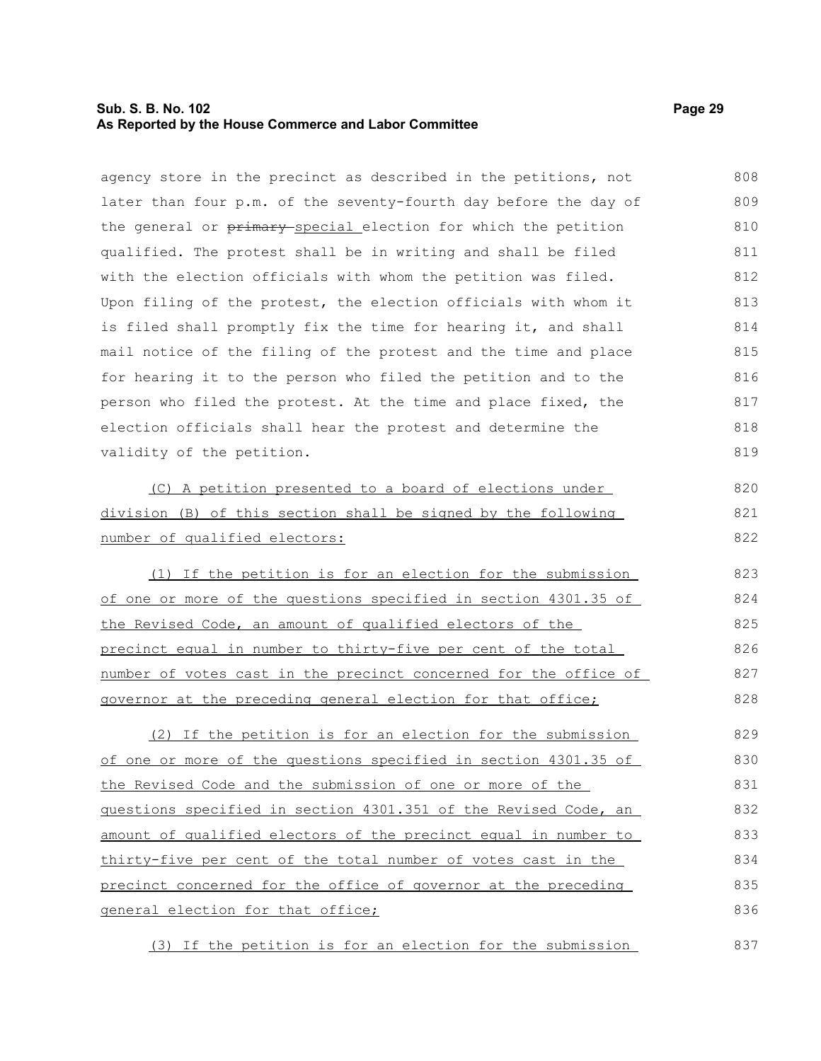agency store in the precinct as described in the petitions, not later than four p.m. of the seventy-fourth day before the day of the general or ~~primary~~ special election for which the petition qualified. The protest shall be in writing and shall be filed with the election officials with whom the petition was filed. Upon filing of the protest, the election officials with whom it is filed shall promptly fix the time for hearing it, and shall mail notice of the filing of the protest and the time and place for hearing it to the person who filed the petition and to the person who filed the protest. At the time and place fixed, the election officials shall hear the protest and determine the validity of the petition.

(C) A petition presented to a board of elections under division (B) of this section shall be signed by the following number of qualified electors:

(1) If the petition is for an election for the submission of one or more of the questions specified in section 4301.35 of the Revised Code, an amount of qualified electors of the precinct equal in number to thirty-five per cent of the total number of votes cast in the precinct concerned for the office of governor at the preceding general election for that office;

(2) If the petition is for an election for the submission of one or more of the questions specified in section 4301.35 of the Revised Code and the submission of one or more of the questions specified in section 4301.351 of the Revised Code, an amount of qualified electors of the precinct equal in number to thirty-five per cent of the total number of votes cast in the precinct concerned for the office of governor at the preceding general election for that office;

(3) If the petition is for an election for the submission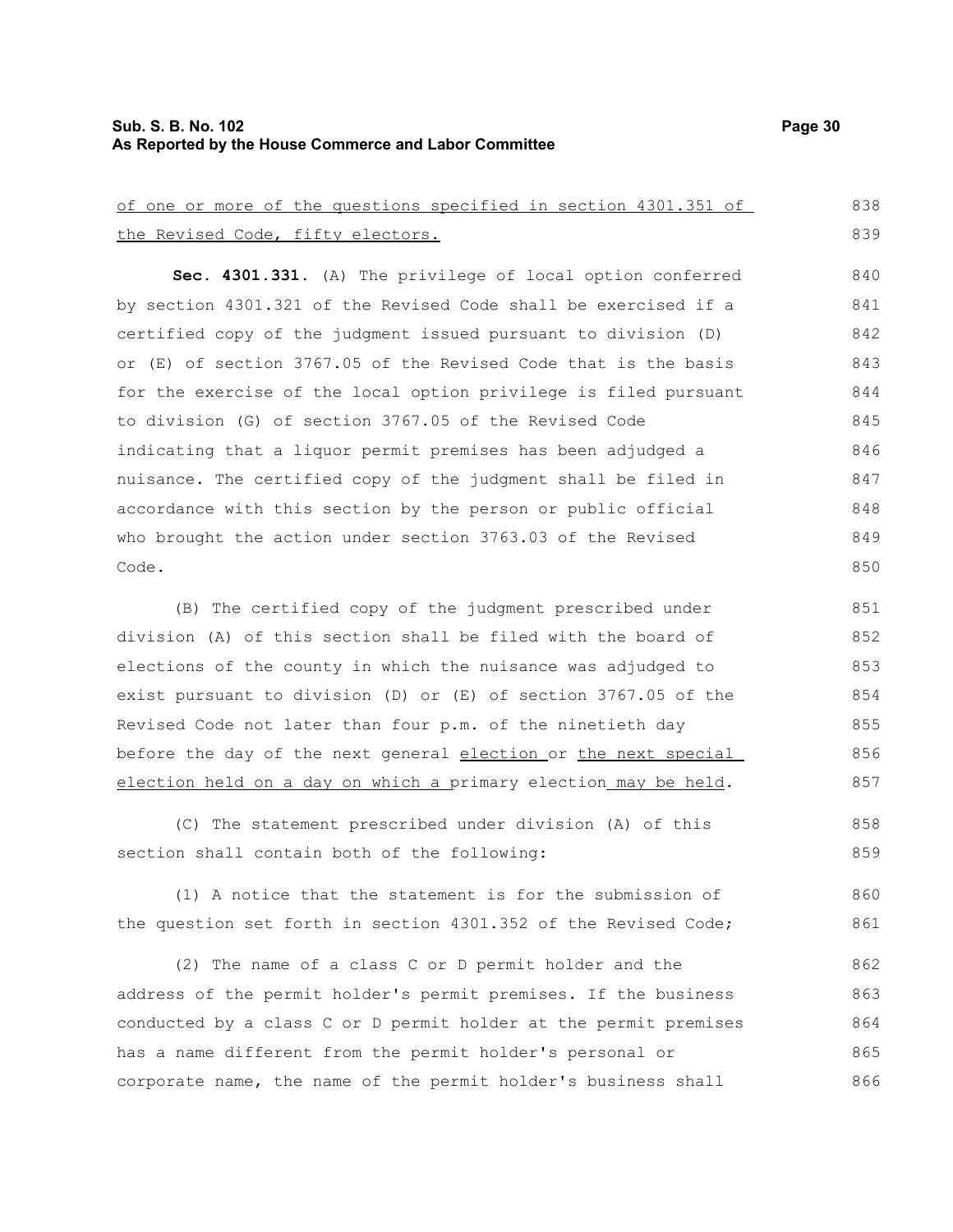of one or more of the questions specified in section 4301.351 of the Revised Code, fifty electors.

**Sec. 4301.331.** (A) The privilege of local option conferred by section 4301.321 of the Revised Code shall be exercised if a certified copy of the judgment issued pursuant to division (D) or (E) of section 3767.05 of the Revised Code that is the basis for the exercise of the local option privilege is filed pursuant to division (G) of section 3767.05 of the Revised Code indicating that a liquor permit premises has been adjudged a nuisance. The certified copy of the judgment shall be filed in accordance with this section by the person or public official who brought the action under section 3763.03 of the Revised Code.

(B) The certified copy of the judgment prescribed under division (A) of this section shall be filed with the board of elections of the county in which the nuisance was adjudged to exist pursuant to division (D) or (E) of section 3767.05 of the Revised Code not later than four p.m. of the ninetieth day before the day of the next general election or the next special election held on a day on which a primary election may be held.

(C) The statement prescribed under division (A) of this section shall contain both of the following:

(1) A notice that the statement is for the submission of the question set forth in section 4301.352 of the Revised Code;

(2) The name of a class C or D permit holder and the address of the permit holder's permit premises. If the business conducted by a class C or D permit holder at the permit premises has a name different from the permit holder's personal or corporate name, the name of the permit holder's business shall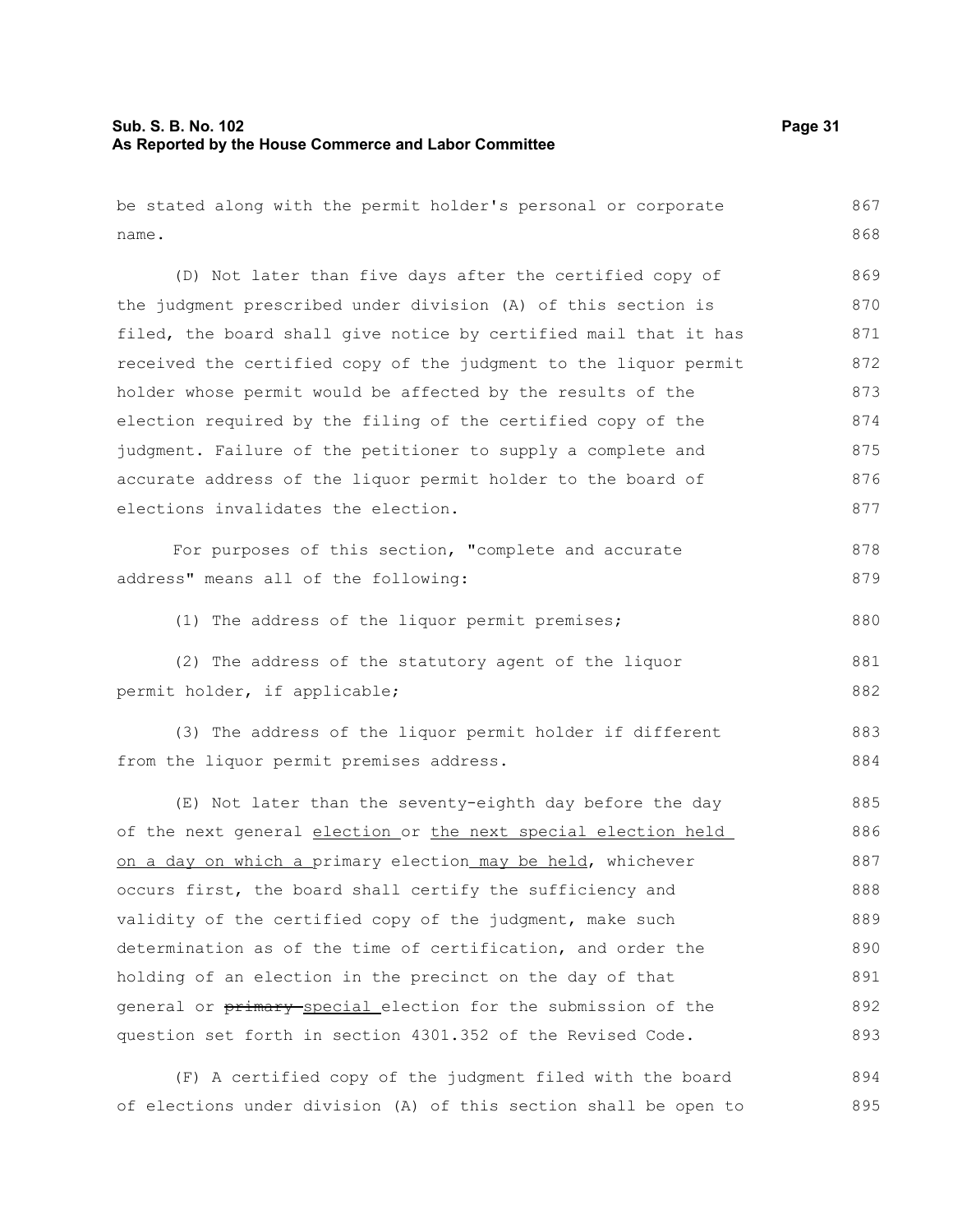be stated along with the permit holder's personal or corporate name.

(D) Not later than five days after the certified copy of the judgment prescribed under division (A) of this section is filed, the board shall give notice by certified mail that it has received the certified copy of the judgment to the liquor permit holder whose permit would be affected by the results of the election required by the filing of the certified copy of the judgment. Failure of the petitioner to supply a complete and accurate address of the liquor permit holder to the board of elections invalidates the election.

For purposes of this section, "complete and accurate address" means all of the following:

(1) The address of the liquor permit premises;

(2) The address of the statutory agent of the liquor permit holder, if applicable;

(3) The address of the liquor permit holder if different from the liquor permit premises address.

(E) Not later than the seventy-eighth day before the day of the next general <u>election</u> or <u>the next special election held on a day on which a</u> primary election <u>may be held</u>, whichever occurs first, the board shall certify the sufficiency and validity of the certified copy of the judgment, make such determination as of the time of certification, and order the holding of an election in the precinct on the day of that general or ~~primary~~ <u>special</u> election for the submission of the question set forth in section 4301.352 of the Revised Code.

(F) A certified copy of the judgment filed with the board of elections under division (A) of this section shall be open to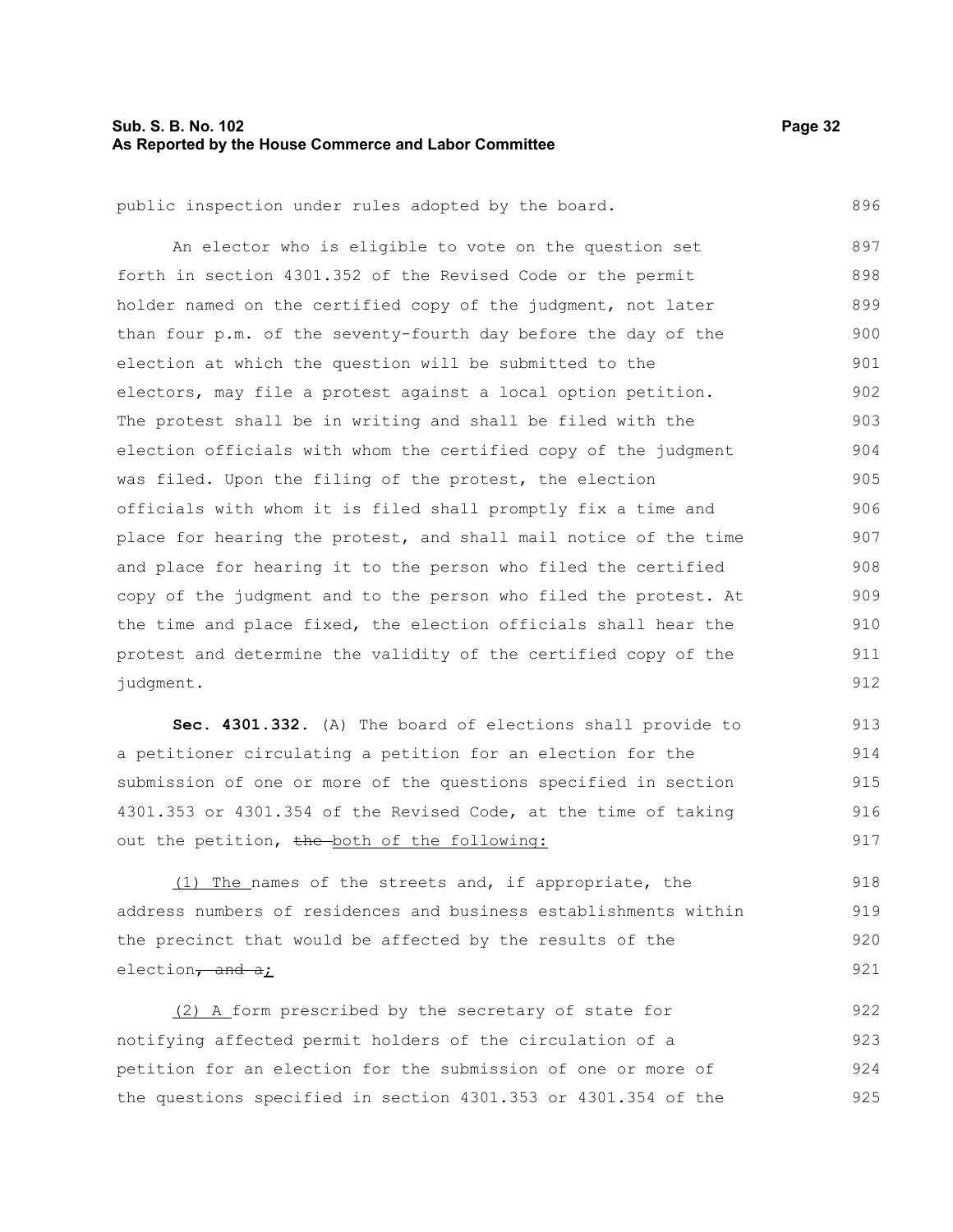public inspection under rules adopted by the board.

An elector who is eligible to vote on the question set forth in section 4301.352 of the Revised Code or the permit holder named on the certified copy of the judgment, not later than four p.m. of the seventy-fourth day before the day of the election at which the question will be submitted to the electors, may file a protest against a local option petition. The protest shall be in writing and shall be filed with the election officials with whom the certified copy of the judgment was filed. Upon the filing of the protest, the election officials with whom it is filed shall promptly fix a time and place for hearing the protest, and shall mail notice of the time and place for hearing it to the person who filed the certified copy of the judgment and to the person who filed the protest. At the time and place fixed, the election officials shall hear the protest and determine the validity of the certified copy of the judgment.

**Sec. 4301.332.** (A) The board of elections shall provide to a petitioner circulating a petition for an election for the submission of one or more of the questions specified in section 4301.353 or 4301.354 of the Revised Code, at the time of taking out the petition, ~~the~~ both of the following:

(1) The names of the streets and, if appropriate, the address numbers of residences and business establishments within the precinct that would be affected by the results of the election~~, and a~~;

(2) A form prescribed by the secretary of state for notifying affected permit holders of the circulation of a petition for an election for the submission of one or more of the questions specified in section 4301.353 or 4301.354 of the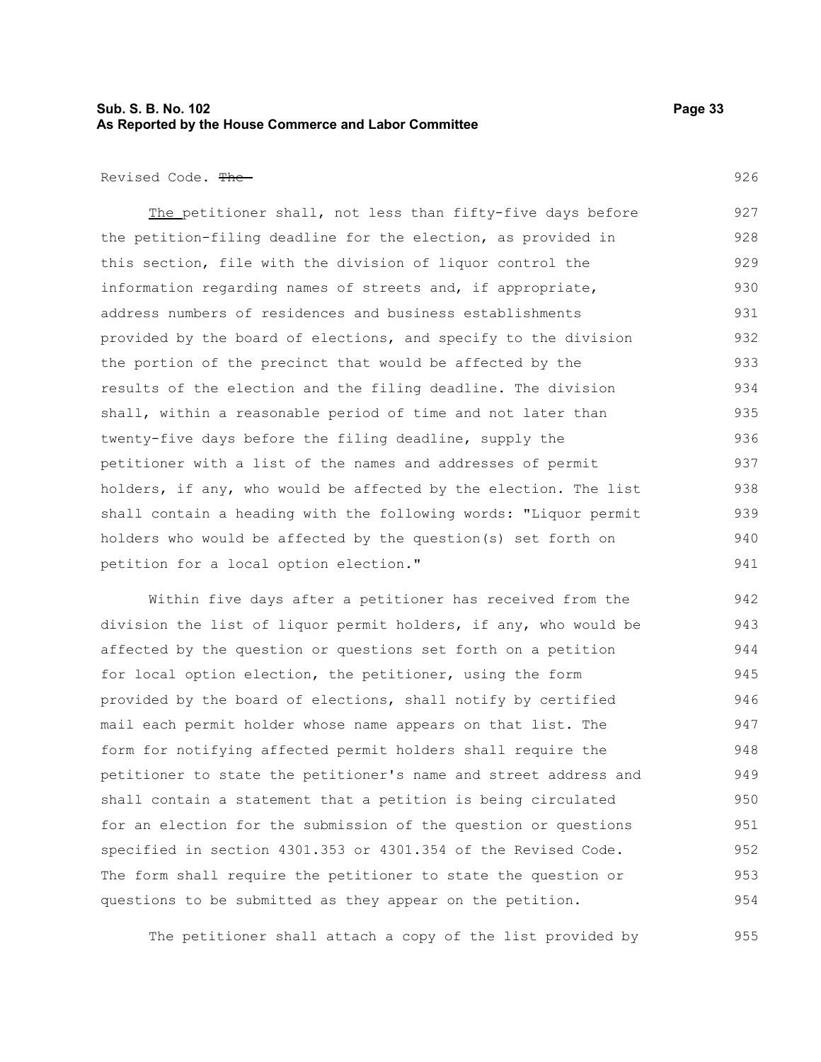Revised Code. ~~The~~

The petitioner shall, not less than fifty-five days before the petition-filing deadline for the election, as provided in this section, file with the division of liquor control the information regarding names of streets and, if appropriate, address numbers of residences and business establishments provided by the board of elections, and specify to the division the portion of the precinct that would be affected by the results of the election and the filing deadline. The division shall, within a reasonable period of time and not later than twenty-five days before the filing deadline, supply the petitioner with a list of the names and addresses of permit holders, if any, who would be affected by the election. The list shall contain a heading with the following words: "Liquor permit holders who would be affected by the question(s) set forth on petition for a local option election."

Within five days after a petitioner has received from the division the list of liquor permit holders, if any, who would be affected by the question or questions set forth on a petition for local option election, the petitioner, using the form provided by the board of elections, shall notify by certified mail each permit holder whose name appears on that list. The form for notifying affected permit holders shall require the petitioner to state the petitioner's name and street address and shall contain a statement that a petition is being circulated for an election for the submission of the question or questions specified in section 4301.353 or 4301.354 of the Revised Code. The form shall require the petitioner to state the question or questions to be submitted as they appear on the petition.

The petitioner shall attach a copy of the list provided by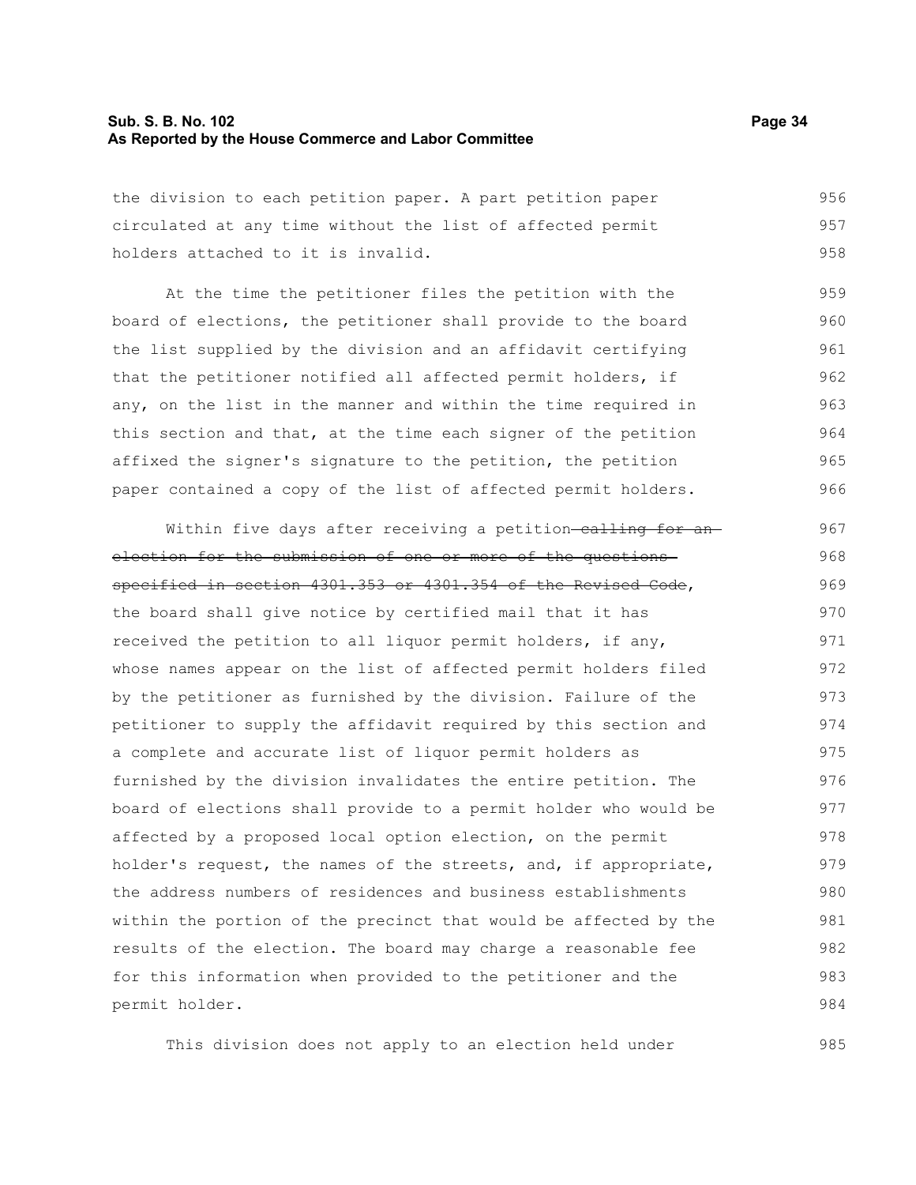the division to each petition paper. A part petition paper circulated at any time without the list of affected permit holders attached to it is invalid.

At the time the petitioner files the petition with the board of elections, the petitioner shall provide to the board the list supplied by the division and an affidavit certifying that the petitioner notified all affected permit holders, if any, on the list in the manner and within the time required in this section and that, at the time each signer of the petition affixed the signer's signature to the petition, the petition paper contained a copy of the list of affected permit holders.

Within five days after receiving a petition~~ calling for an election for the submission of one or more of the questions specified in section 4301.353 or 4301.354 of the Revised Code~~, the board shall give notice by certified mail that it has received the petition to all liquor permit holders, if any, whose names appear on the list of affected permit holders filed by the petitioner as furnished by the division. Failure of the petitioner to supply the affidavit required by this section and a complete and accurate list of liquor permit holders as furnished by the division invalidates the entire petition. The board of elections shall provide to a permit holder who would be affected by a proposed local option election, on the permit holder's request, the names of the streets, and, if appropriate, the address numbers of residences and business establishments within the portion of the precinct that would be affected by the results of the election. The board may charge a reasonable fee for this information when provided to the petitioner and the permit holder.

This division does not apply to an election held under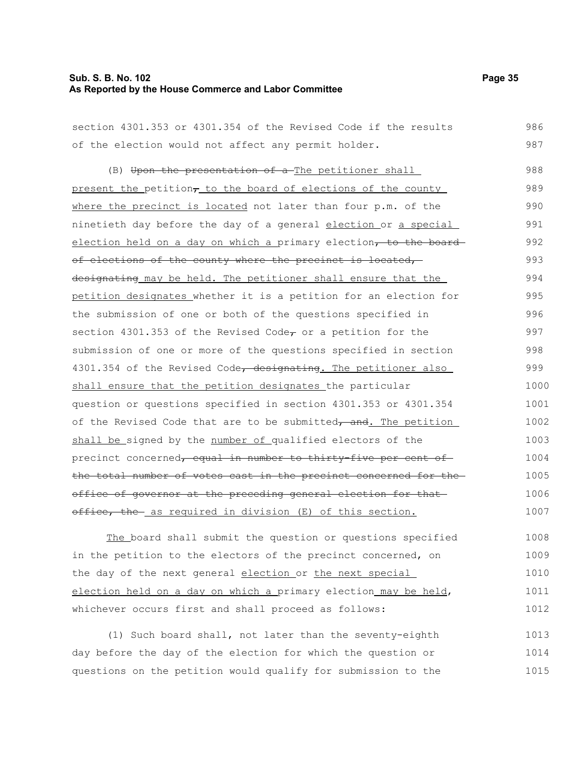section 4301.353 or 4301.354 of the Revised Code if the results of the election would not affect any permit holder.

(B) ~~Upon the presentation of a~~ The petitioner shall present the petition~~,~~ to the board of elections of the county where the precinct is located not later than four p.m. of the ninetieth day before the day of a general election or a special election held on a day on which a primary election~~, to the board of elections of the county where the precinct is located, designating~~ may be held. The petitioner shall ensure that the petition designates whether it is a petition for an election for the submission of one or both of the questions specified in section 4301.353 of the Revised Code~~,~~ or a petition for the submission of one or more of the questions specified in section 4301.354 of the Revised Code~~, designating~~. The petitioner also shall ensure that the petition designates the particular question or questions specified in section 4301.353 or 4301.354 of the Revised Code that are to be submitted~~, and~~. The petition shall be signed by the number of qualified electors of the precinct concerned~~, equal in number to thirty-five per cent of the total number of votes cast in the precinct concerned for the office of governor at the preceding general election for that office, the~~ as required in division (E) of this section.

The board shall submit the question or questions specified in the petition to the electors of the precinct concerned, on the day of the next general election or the next special election held on a day on which a primary election may be held, whichever occurs first and shall proceed as follows:

(1) Such board shall, not later than the seventy-eighth day before the day of the election for which the question or questions on the petition would qualify for submission to the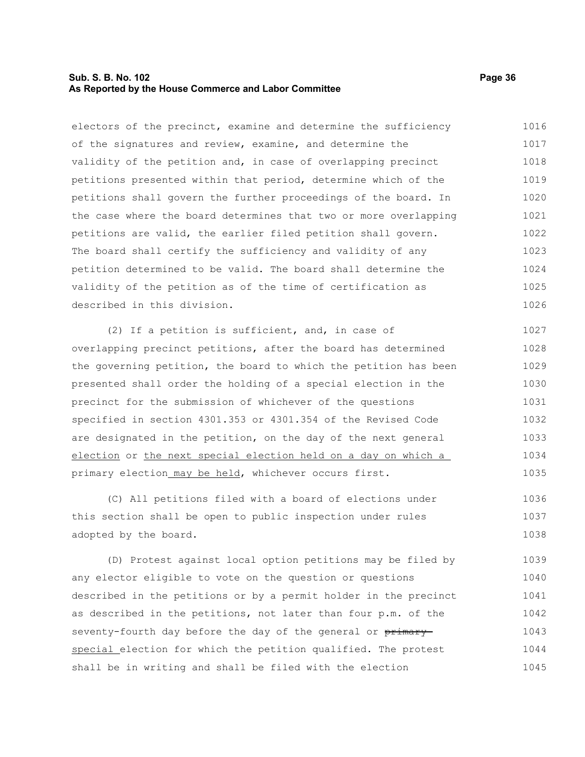electors of the precinct, examine and determine the sufficiency of the signatures and review, examine, and determine the validity of the petition and, in case of overlapping precinct petitions presented within that period, determine which of the petitions shall govern the further proceedings of the board. In the case where the board determines that two or more overlapping petitions are valid, the earlier filed petition shall govern. The board shall certify the sufficiency and validity of any petition determined to be valid. The board shall determine the validity of the petition as of the time of certification as described in this division.

(2) If a petition is sufficient, and, in case of overlapping precinct petitions, after the board has determined the governing petition, the board to which the petition has been presented shall order the holding of a special election in the precinct for the submission of whichever of the questions specified in section 4301.353 or 4301.354 of the Revised Code are designated in the petition, on the day of the next general election or the next special election held on a day on which a primary election may be held, whichever occurs first.

(C) All petitions filed with a board of elections under this section shall be open to public inspection under rules adopted by the board.

(D) Protest against local option petitions may be filed by any elector eligible to vote on the question or questions described in the petitions or by a permit holder in the precinct as described in the petitions, not later than four p.m. of the seventy-fourth day before the day of the general or ~~primary~~ special election for which the petition qualified. The protest shall be in writing and shall be filed with the election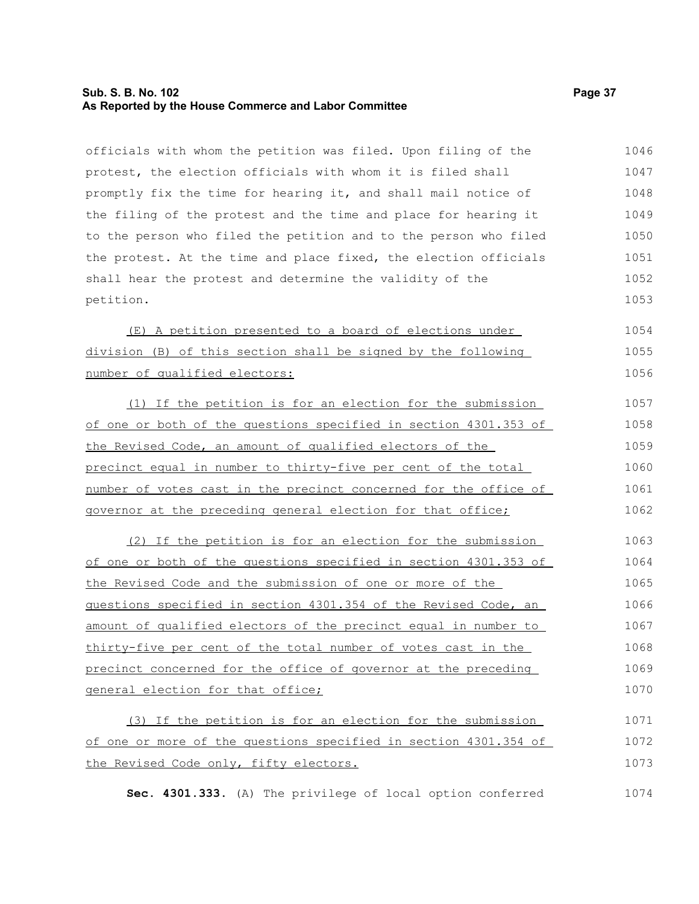officials with whom the petition was filed. Upon filing of the protest, the election officials with whom it is filed shall promptly fix the time for hearing it, and shall mail notice of the filing of the protest and the time and place for hearing it to the person who filed the petition and to the person who filed the protest. At the time and place fixed, the election officials shall hear the protest and determine the validity of the petition.

(E) A petition presented to a board of elections under division (B) of this section shall be signed by the following number of qualified electors:

(1) If the petition is for an election for the submission of one or both of the questions specified in section 4301.353 of the Revised Code, an amount of qualified electors of the precinct equal in number to thirty-five per cent of the total number of votes cast in the precinct concerned for the office of governor at the preceding general election for that office;

(2) If the petition is for an election for the submission of one or both of the questions specified in section 4301.353 of the Revised Code and the submission of one or more of the questions specified in section 4301.354 of the Revised Code, an amount of qualified electors of the precinct equal in number to thirty-five per cent of the total number of votes cast in the precinct concerned for the office of governor at the preceding general election for that office;

(3) If the petition is for an election for the submission of one or more of the questions specified in section 4301.354 of the Revised Code only, fifty electors.

**Sec. 4301.333.** (A) The privilege of local option conferred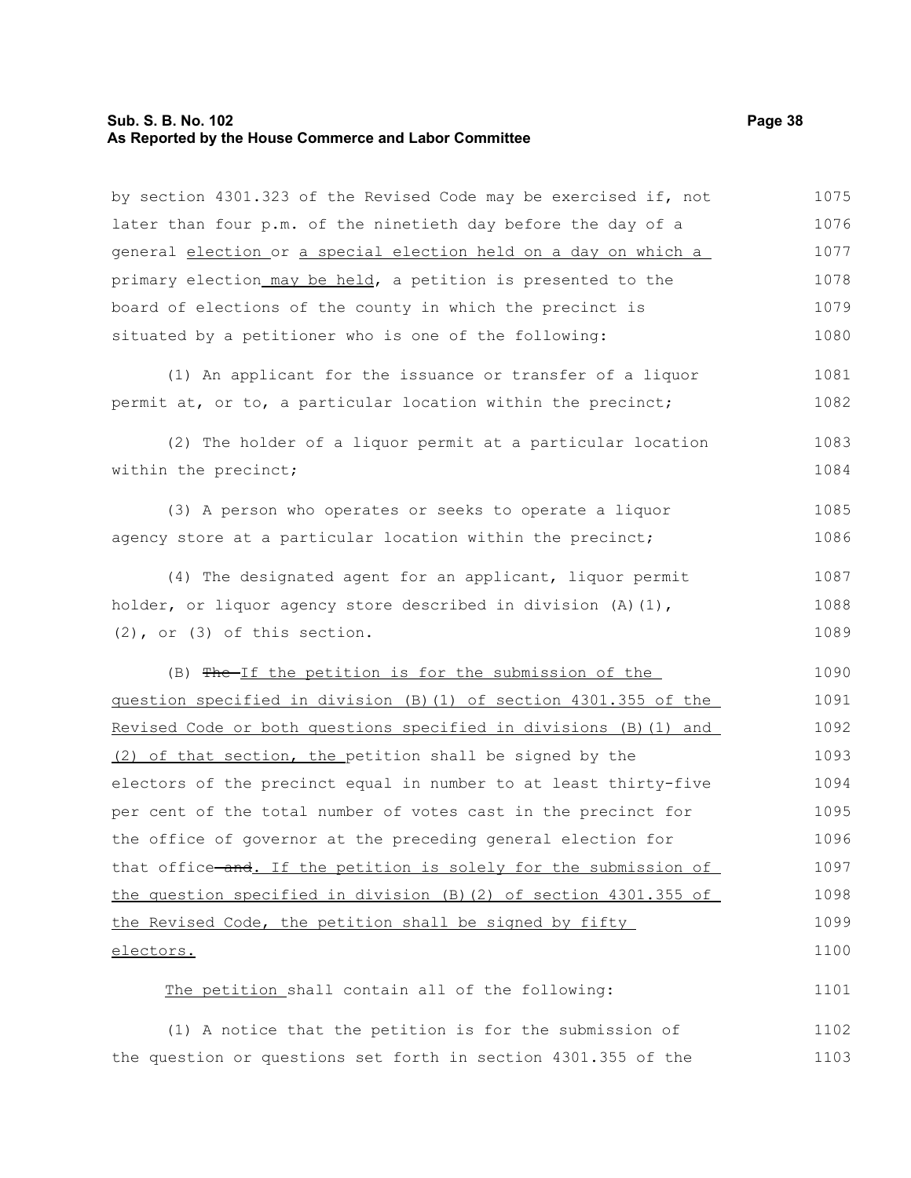by section 4301.323 of the Revised Code may be exercised if, not later than four p.m. of the ninetieth day before the day of a general election or a special election held on a day on which a primary election may be held, a petition is presented to the board of elections of the county in which the precinct is situated by a petitioner who is one of the following:

(1) An applicant for the issuance or transfer of a liquor permit at, or to, a particular location within the precinct;

(2) The holder of a liquor permit at a particular location within the precinct;

(3) A person who operates or seeks to operate a liquor agency store at a particular location within the precinct;

(4) The designated agent for an applicant, liquor permit holder, or liquor agency store described in division (A)(1), (2), or (3) of this section.

(B) ~~The~~ If the petition is for the submission of the question specified in division (B)(1) of section 4301.355 of the Revised Code or both questions specified in divisions (B)(1) and (2) of that section, the petition shall be signed by the electors of the precinct equal in number to at least thirty-five per cent of the total number of votes cast in the precinct for the office of governor at the preceding general election for that office ~~and~~. If the petition is solely for the submission of the question specified in division (B)(2) of section 4301.355 of the Revised Code, the petition shall be signed by fifty electors.

The petition shall contain all of the following:

(1) A notice that the petition is for the submission of the question or questions set forth in section 4301.355 of the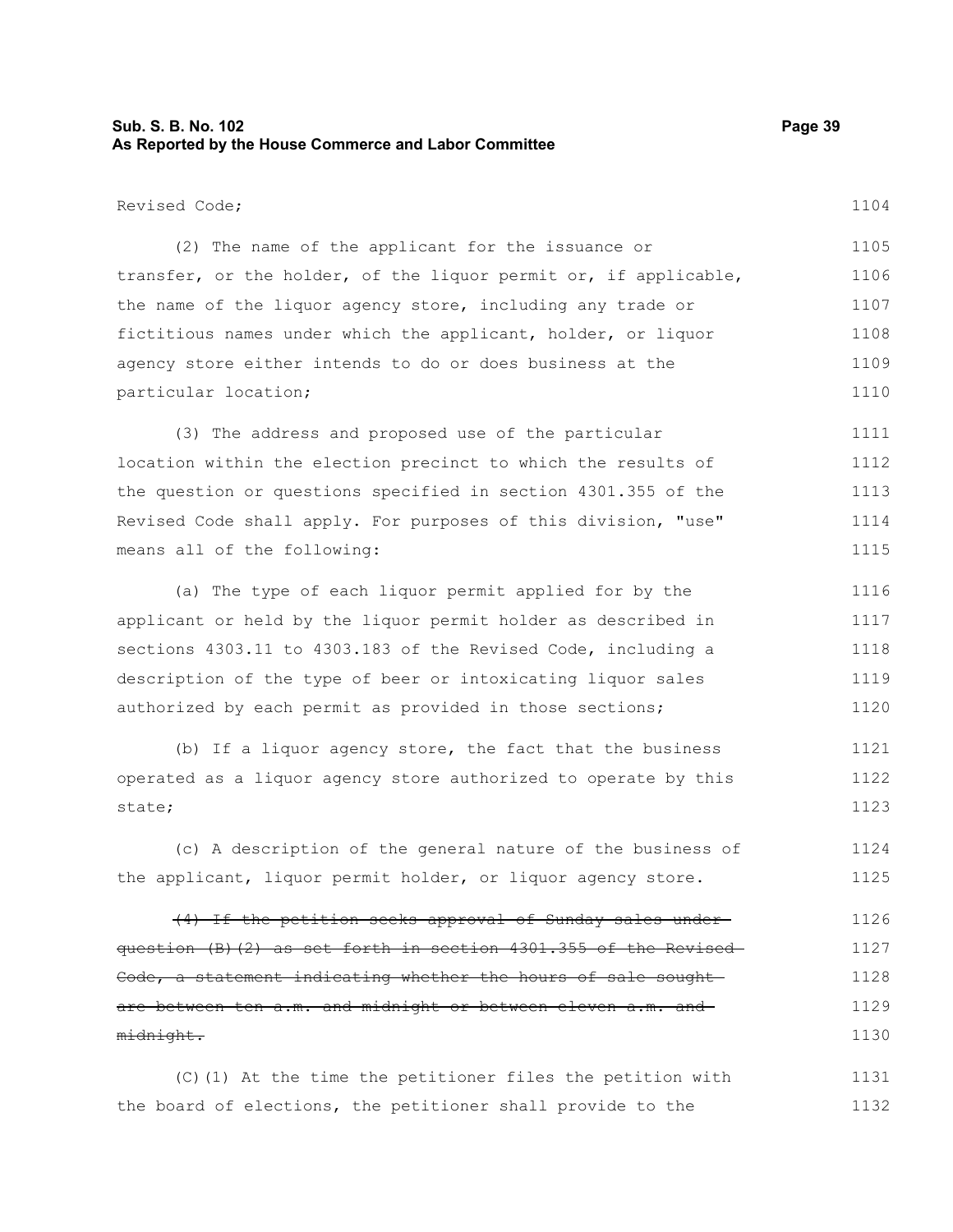Revised Code;

(2) The name of the applicant for the issuance or transfer, or the holder, of the liquor permit or, if applicable, the name of the liquor agency store, including any trade or fictitious names under which the applicant, holder, or liquor agency store either intends to do or does business at the particular location;

(3) The address and proposed use of the particular location within the election precinct to which the results of the question or questions specified in section 4301.355 of the Revised Code shall apply. For purposes of this division, "use" means all of the following:

(a) The type of each liquor permit applied for by the applicant or held by the liquor permit holder as described in sections 4303.11 to 4303.183 of the Revised Code, including a description of the type of beer or intoxicating liquor sales authorized by each permit as provided in those sections;

(b) If a liquor agency store, the fact that the business operated as a liquor agency store authorized to operate by this state;

(c) A description of the general nature of the business of the applicant, liquor permit holder, or liquor agency store.

~~(4) If the petition seeks approval of Sunday sales under question (B)(2) as set forth in section 4301.355 of the Revised Code, a statement indicating whether the hours of sale sought are between ten a.m. and midnight or between eleven a.m. and midnight.~~

(C)(1) At the time the petitioner files the petition with the board of elections, the petitioner shall provide to the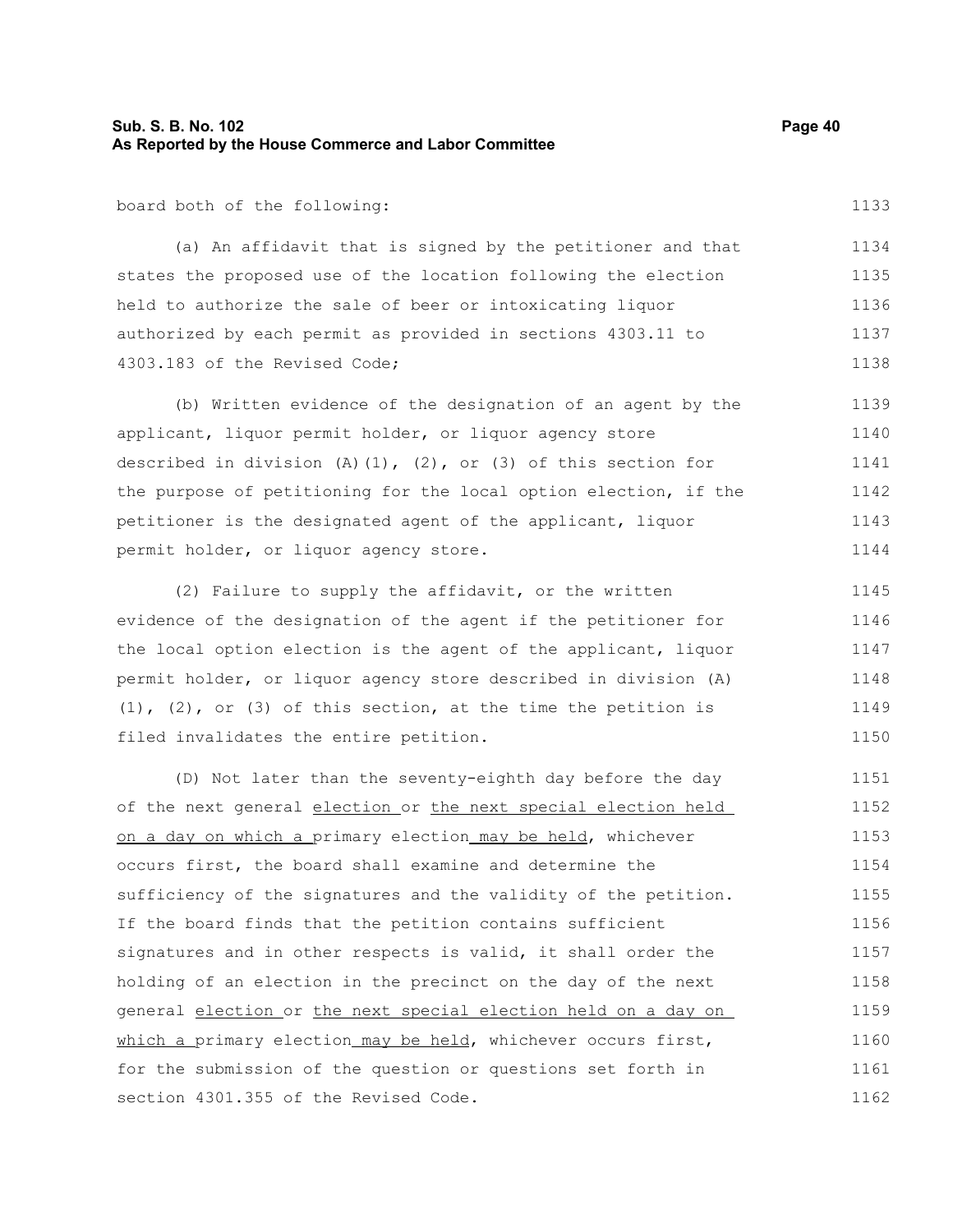board both of the following:

(a) An affidavit that is signed by the petitioner and that states the proposed use of the location following the election held to authorize the sale of beer or intoxicating liquor authorized by each permit as provided in sections 4303.11 to 4303.183 of the Revised Code;

(b) Written evidence of the designation of an agent by the applicant, liquor permit holder, or liquor agency store described in division (A)(1), (2), or (3) of this section for the purpose of petitioning for the local option election, if the petitioner is the designated agent of the applicant, liquor permit holder, or liquor agency store.

(2) Failure to supply the affidavit, or the written evidence of the designation of the agent if the petitioner for the local option election is the agent of the applicant, liquor permit holder, or liquor agency store described in division (A)(1), (2), or (3) of this section, at the time the petition is filed invalidates the entire petition.

(D) Not later than the seventy-eighth day before the day of the next general election or the next special election held on a day on which a primary election may be held, whichever occurs first, the board shall examine and determine the sufficiency of the signatures and the validity of the petition. If the board finds that the petition contains sufficient signatures and in other respects is valid, it shall order the holding of an election in the precinct on the day of the next general election or the next special election held on a day on which a primary election may be held, whichever occurs first, for the submission of the question or questions set forth in section 4301.355 of the Revised Code.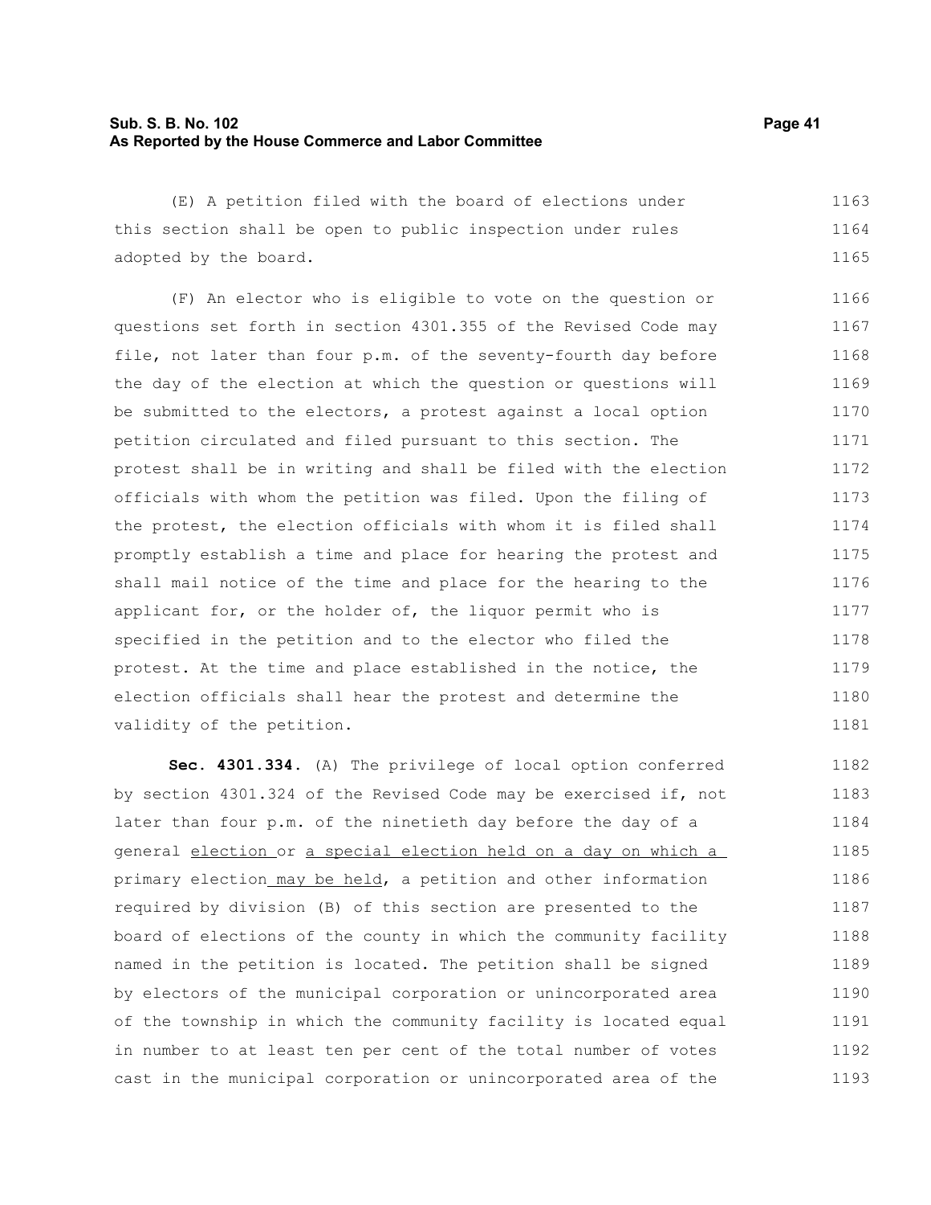(E) A petition filed with the board of elections under this section shall be open to public inspection under rules adopted by the board.

(F) An elector who is eligible to vote on the question or questions set forth in section 4301.355 of the Revised Code may file, not later than four p.m. of the seventy-fourth day before the day of the election at which the question or questions will be submitted to the electors, a protest against a local option petition circulated and filed pursuant to this section. The protest shall be in writing and shall be filed with the election officials with whom the petition was filed. Upon the filing of the protest, the election officials with whom it is filed shall promptly establish a time and place for hearing the protest and shall mail notice of the time and place for the hearing to the applicant for, or the holder of, the liquor permit who is specified in the petition and to the elector who filed the protest. At the time and place established in the notice, the election officials shall hear the protest and determine the validity of the petition.

**Sec. 4301.334.** (A) The privilege of local option conferred by section 4301.324 of the Revised Code may be exercised if, not later than four p.m. of the ninetieth day before the day of a general election or a special election held on a day on which a primary election may be held, a petition and other information required by division (B) of this section are presented to the board of elections of the county in which the community facility named in the petition is located. The petition shall be signed by electors of the municipal corporation or unincorporated area of the township in which the community facility is located equal in number to at least ten per cent of the total number of votes cast in the municipal corporation or unincorporated area of the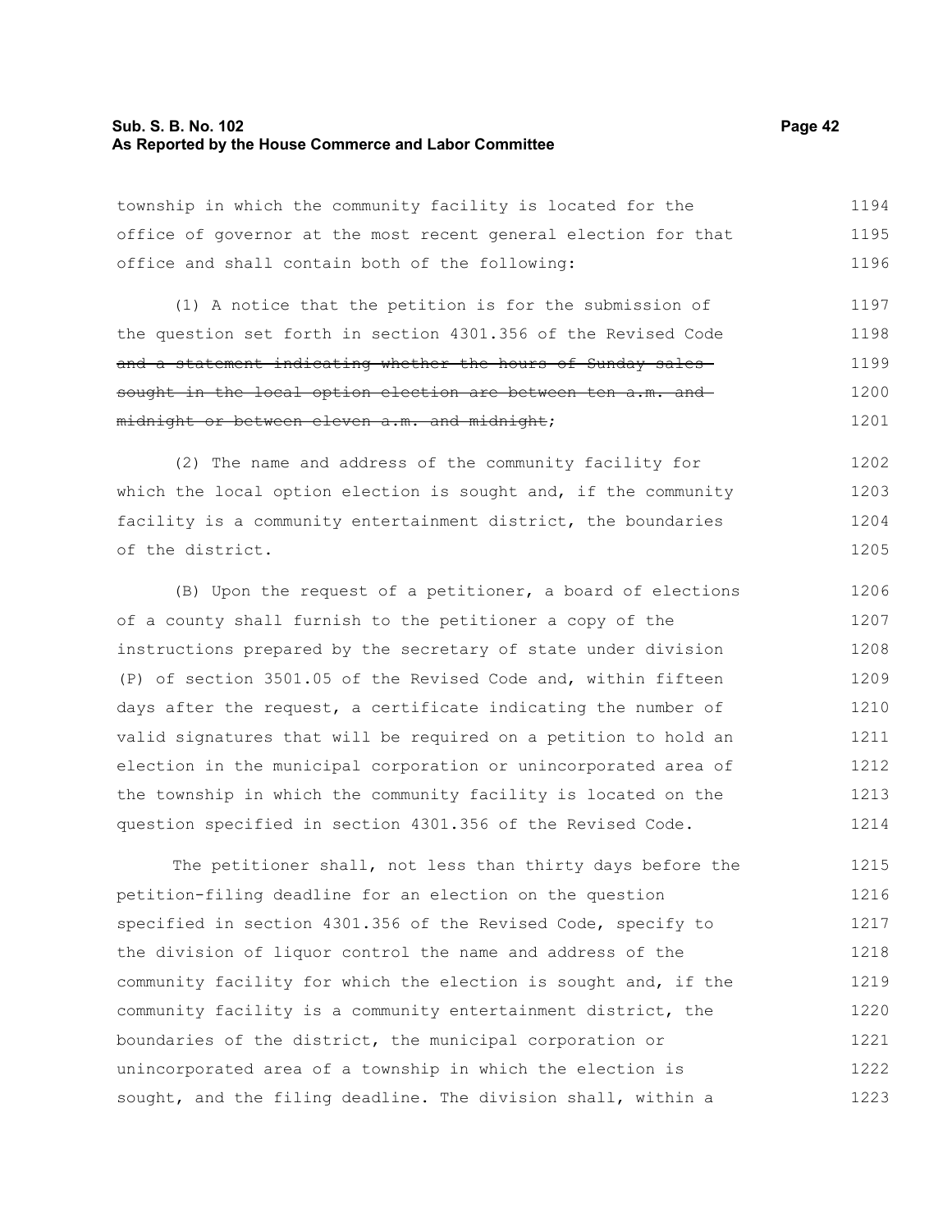township in which the community facility is located for the office of governor at the most recent general election for that office and shall contain both of the following:

(1) A notice that the petition is for the submission of the question set forth in section 4301.356 of the Revised Code ~~and a statement indicating whether the hours of Sunday sales sought in the local option election are between ten a.m. and midnight or between eleven a.m. and midnight~~;

(2) The name and address of the community facility for which the local option election is sought and, if the community facility is a community entertainment district, the boundaries of the district.

(B) Upon the request of a petitioner, a board of elections of a county shall furnish to the petitioner a copy of the instructions prepared by the secretary of state under division (P) of section 3501.05 of the Revised Code and, within fifteen days after the request, a certificate indicating the number of valid signatures that will be required on a petition to hold an election in the municipal corporation or unincorporated area of the township in which the community facility is located on the question specified in section 4301.356 of the Revised Code.

The petitioner shall, not less than thirty days before the petition-filing deadline for an election on the question specified in section 4301.356 of the Revised Code, specify to the division of liquor control the name and address of the community facility for which the election is sought and, if the community facility is a community entertainment district, the boundaries of the district, the municipal corporation or unincorporated area of a township in which the election is sought, and the filing deadline. The division shall, within a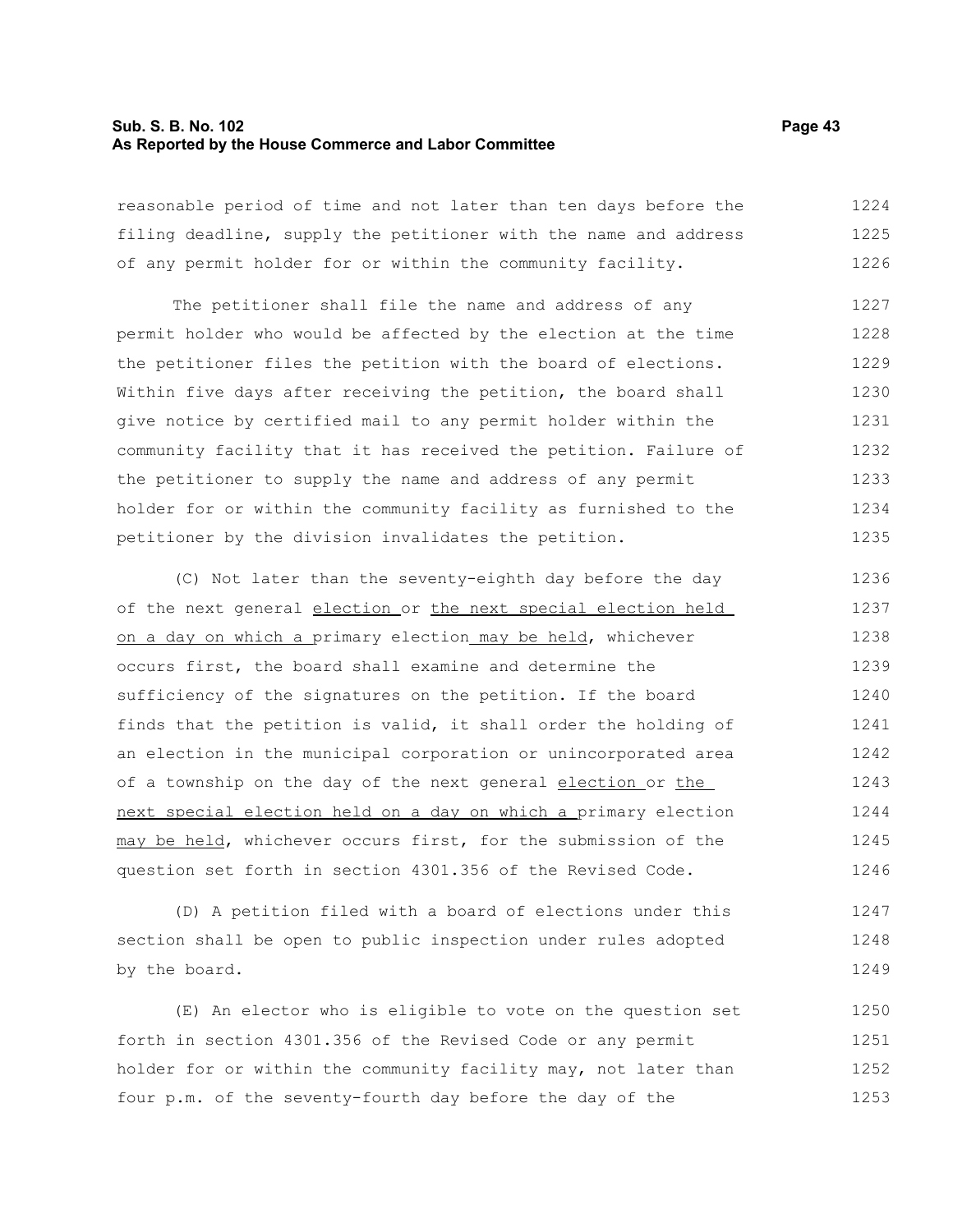reasonable period of time and not later than ten days before the filing deadline, supply the petitioner with the name and address of any permit holder for or within the community facility.

The petitioner shall file the name and address of any permit holder who would be affected by the election at the time the petitioner files the petition with the board of elections. Within five days after receiving the petition, the board shall give notice by certified mail to any permit holder within the community facility that it has received the petition. Failure of the petitioner to supply the name and address of any permit holder for or within the community facility as furnished to the petitioner by the division invalidates the petition.

(C) Not later than the seventy-eighth day before the day of the next general election or the next special election held on a day on which a primary election may be held, whichever occurs first, the board shall examine and determine the sufficiency of the signatures on the petition. If the board finds that the petition is valid, it shall order the holding of an election in the municipal corporation or unincorporated area of a township on the day of the next general election or the next special election held on a day on which a primary election may be held, whichever occurs first, for the submission of the question set forth in section 4301.356 of the Revised Code.

(D) A petition filed with a board of elections under this section shall be open to public inspection under rules adopted by the board.

(E) An elector who is eligible to vote on the question set forth in section 4301.356 of the Revised Code or any permit holder for or within the community facility may, not later than four p.m. of the seventy-fourth day before the day of the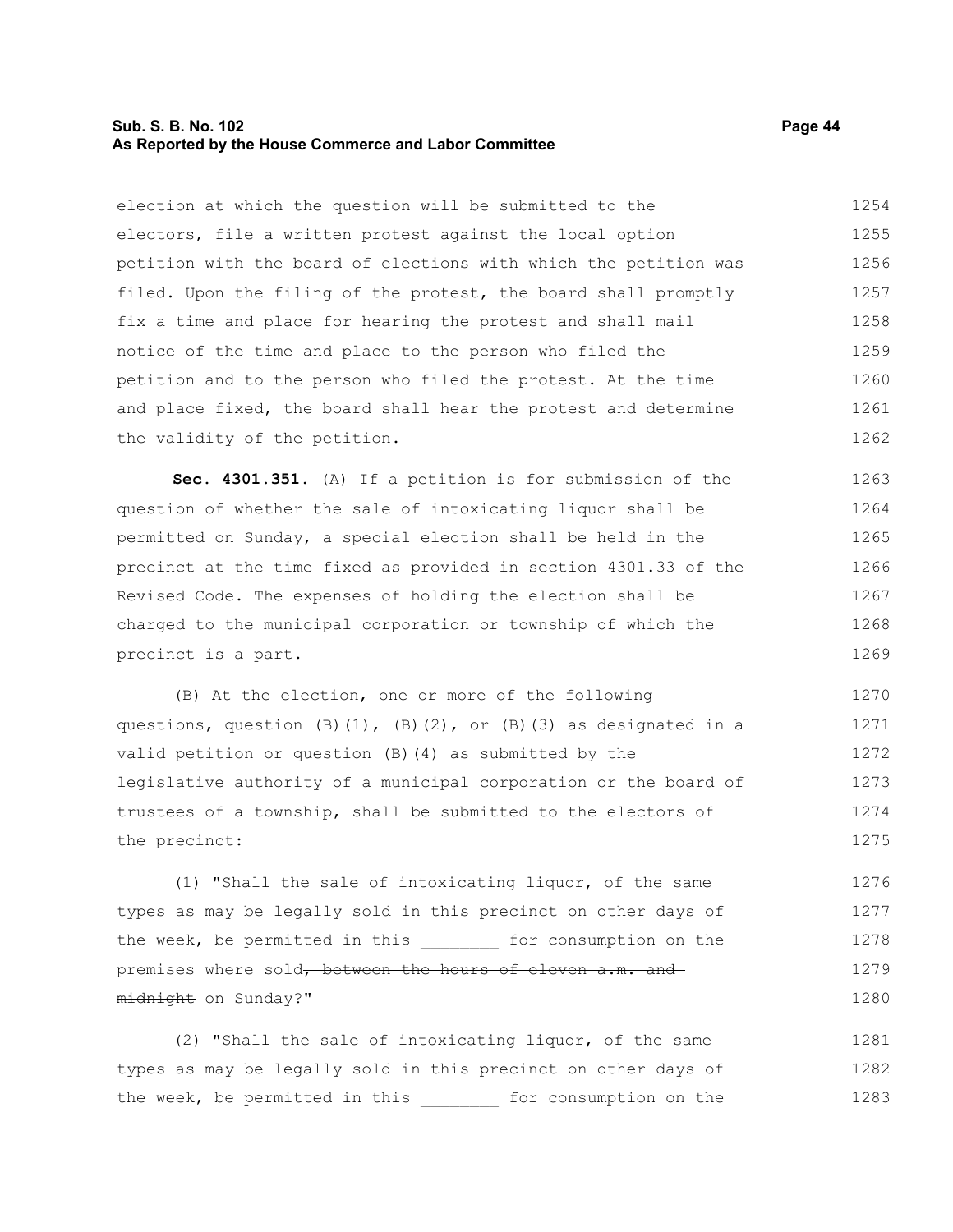election at which the question will be submitted to the electors, file a written protest against the local option petition with the board of elections with which the petition was filed. Upon the filing of the protest, the board shall promptly fix a time and place for hearing the protest and shall mail notice of the time and place to the person who filed the petition and to the person who filed the protest. At the time and place fixed, the board shall hear the protest and determine the validity of the petition.

**Sec. 4301.351.** (A) If a petition is for submission of the question of whether the sale of intoxicating liquor shall be permitted on Sunday, a special election shall be held in the precinct at the time fixed as provided in section 4301.33 of the Revised Code. The expenses of holding the election shall be charged to the municipal corporation or township of which the precinct is a part.

(B) At the election, one or more of the following questions, question (B)(1), (B)(2), or (B)(3) as designated in a valid petition or question (B)(4) as submitted by the legislative authority of a municipal corporation or the board of trustees of a township, shall be submitted to the electors of the precinct:

(1) "Shall the sale of intoxicating liquor, of the same types as may be legally sold in this precinct on other days of the week, be permitted in this ________ for consumption on the premises where sold~~, between the hours of eleven a.m. and midnight~~ on Sunday?"

(2) "Shall the sale of intoxicating liquor, of the same types as may be legally sold in this precinct on other days of the week, be permitted in this ________ for consumption on the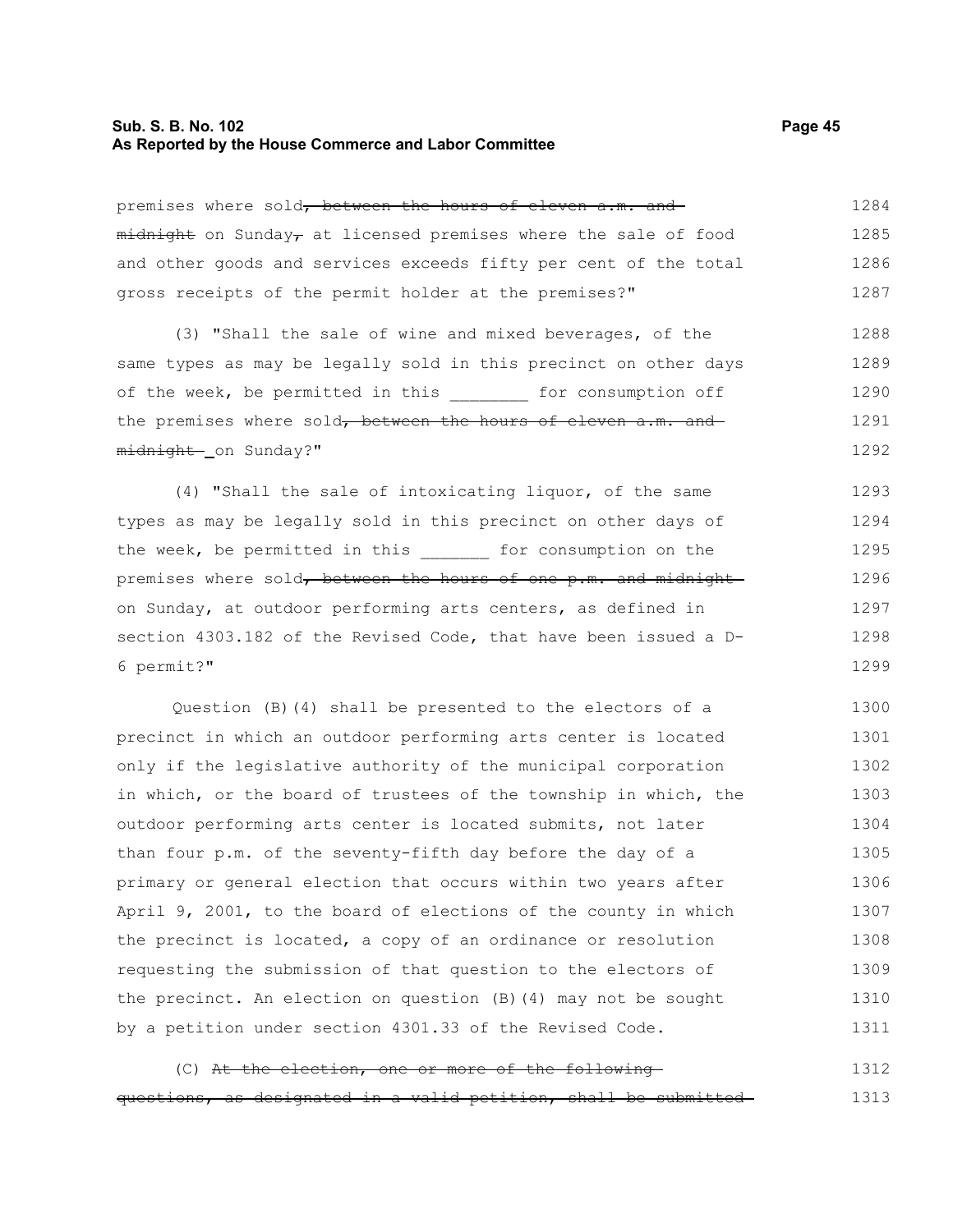premises where sold~~, between the hours of eleven a.m. and midnight~~ on Sunday~~,~~ at licensed premises where the sale of food and other goods and services exceeds fifty per cent of the total gross receipts of the permit holder at the premises?"

(3) "Shall the sale of wine and mixed beverages, of the same types as may be legally sold in this precinct on other days of the week, be permitted in this ________ for consumption off the premises where sold~~, between the hours of eleven a.m. and midnight~~ on Sunday?"

(4) "Shall the sale of intoxicating liquor, of the same types as may be legally sold in this precinct on other days of the week, be permitted in this _______ for consumption on the premises where sold~~, between the hours of one p.m. and midnight~~ on Sunday, at outdoor performing arts centers, as defined in section 4303.182 of the Revised Code, that have been issued a D-6 permit?"

Question (B)(4) shall be presented to the electors of a precinct in which an outdoor performing arts center is located only if the legislative authority of the municipal corporation in which, or the board of trustees of the township in which, the outdoor performing arts center is located submits, not later than four p.m. of the seventy-fifth day before the day of a primary or general election that occurs within two years after April 9, 2001, to the board of elections of the county in which the precinct is located, a copy of an ordinance or resolution requesting the submission of that question to the electors of the precinct. An election on question (B)(4) may not be sought by a petition under section 4301.33 of the Revised Code.

(C) ~~At the election, one or more of the following questions, as designated in a valid petition, shall be submitted~~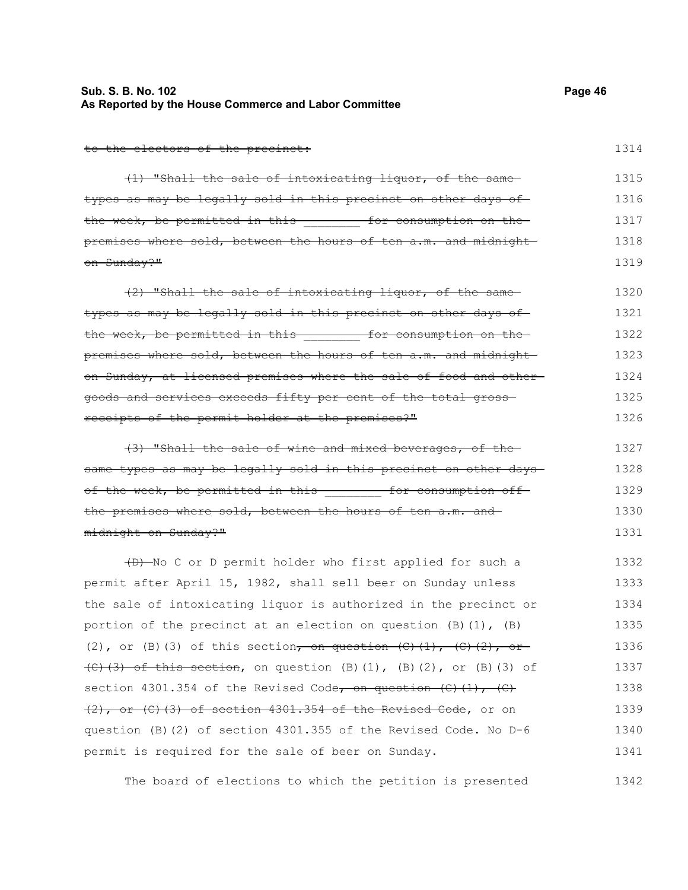~~to the electors of the precinct:~~

~~(1) "Shall the sale of intoxicating liquor, of the same types as may be legally sold in this precinct on other days of the week, be permitted in this ________ for consumption on the premises where sold, between the hours of ten a.m. and midnight on Sunday?"~~

~~(2) "Shall the sale of intoxicating liquor, of the same types as may be legally sold in this precinct on other days of the week, be permitted in this ________ for consumption on the premises where sold, between the hours of ten a.m. and midnight on Sunday, at licensed premises where the sale of food and other goods and services exceeds fifty per cent of the total gross receipts of the permit holder at the premises?"~~

~~(3) "Shall the sale of wine and mixed beverages, of the same types as may be legally sold in this precinct on other days of the week, be permitted in this ________ for consumption off the premises where sold, between the hours of ten a.m. and midnight on Sunday?"~~

~~(D)~~ No C or D permit holder who first applied for such a permit after April 15, 1982, shall sell beer on Sunday unless the sale of intoxicating liquor is authorized in the precinct or portion of the precinct at an election on question (B)(1), (B)(2), or (B)(3) of this section~~, on question (C)(1), (C)(2), or (C)(3) of this section~~, on question (B)(1), (B)(2), or (B)(3) of section 4301.354 of the Revised Code~~, on question (C)(1), (C)(2), or (C)(3) of section 4301.354 of the Revised Code~~, or on question (B)(2) of section 4301.355 of the Revised Code. No D-6 permit is required for the sale of beer on Sunday.

The board of elections to which the petition is presented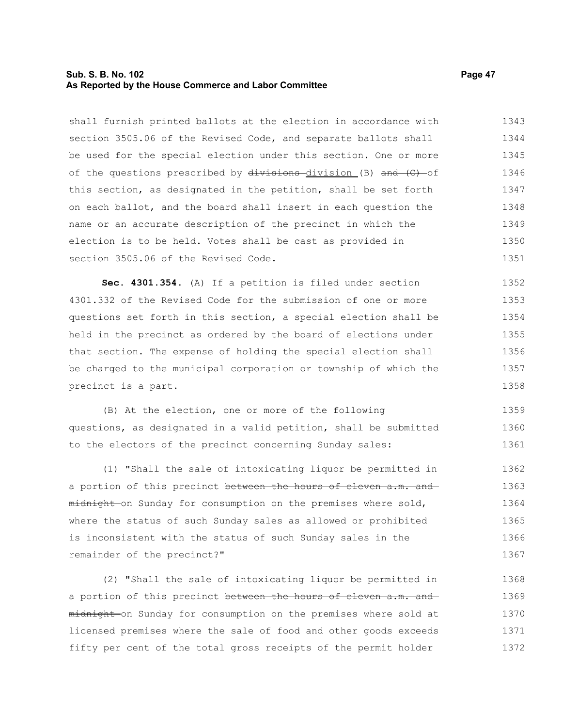shall furnish printed ballots at the election in accordance with section 3505.06 of the Revised Code, and separate ballots shall be used for the special election under this section. One or more of the questions prescribed by ~~divisions~~ division (B) ~~and (C)~~ of this section, as designated in the petition, shall be set forth on each ballot, and the board shall insert in each question the name or an accurate description of the precinct in which the election is to be held. Votes shall be cast as provided in section 3505.06 of the Revised Code.

**Sec. 4301.354.** (A) If a petition is filed under section 4301.332 of the Revised Code for the submission of one or more questions set forth in this section, a special election shall be held in the precinct as ordered by the board of elections under that section. The expense of holding the special election shall be charged to the municipal corporation or township of which the precinct is a part.

(B) At the election, one or more of the following questions, as designated in a valid petition, shall be submitted to the electors of the precinct concerning Sunday sales:

(1) "Shall the sale of intoxicating liquor be permitted in a portion of this precinct ~~between the hours of eleven a.m. and midnight~~ on Sunday for consumption on the premises where sold, where the status of such Sunday sales as allowed or prohibited is inconsistent with the status of such Sunday sales in the remainder of the precinct?"

(2) "Shall the sale of intoxicating liquor be permitted in a portion of this precinct ~~between the hours of eleven a.m. and midnight~~ on Sunday for consumption on the premises where sold at licensed premises where the sale of food and other goods exceeds fifty per cent of the total gross receipts of the permit holder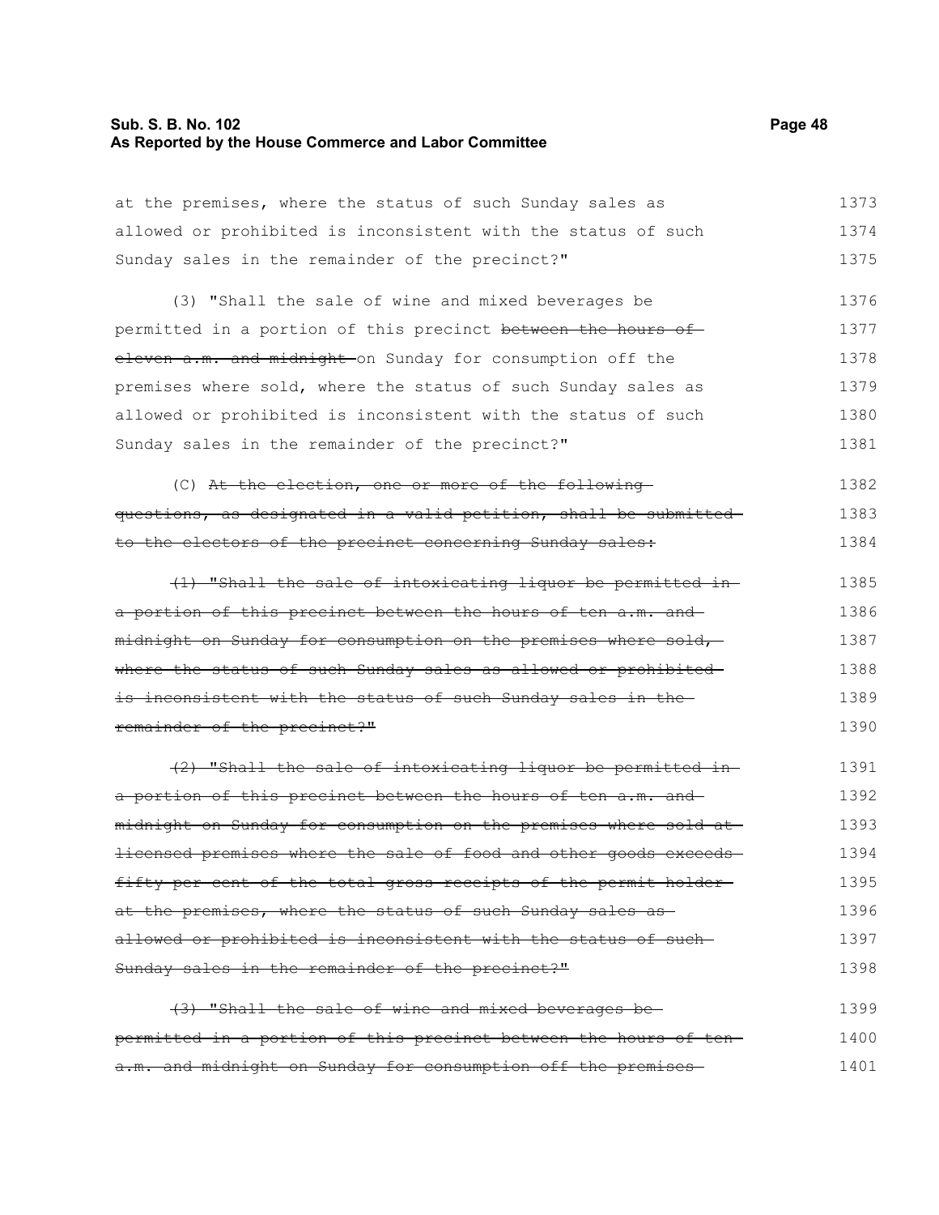at the premises, where the status of such Sunday sales as allowed or prohibited is inconsistent with the status of such Sunday sales in the remainder of the precinct?"

(3) "Shall the sale of wine and mixed beverages be permitted in a portion of this precinct ~~between the hours of eleven a.m. and midnight~~ on Sunday for consumption off the premises where sold, where the status of such Sunday sales as allowed or prohibited is inconsistent with the status of such Sunday sales in the remainder of the precinct?"

(C) ~~At the election, one or more of the following questions, as designated in a valid petition, shall be submitted to the electors of the precinct concerning Sunday sales:~~

~~(1) "Shall the sale of intoxicating liquor be permitted in a portion of this precinct between the hours of ten a.m. and midnight on Sunday for consumption on the premises where sold, where the status of such Sunday sales as allowed or prohibited is inconsistent with the status of such Sunday sales in the remainder of the precinct?"~~

~~(2) "Shall the sale of intoxicating liquor be permitted in a portion of this precinct between the hours of ten a.m. and midnight on Sunday for consumption on the premises where sold at licensed premises where the sale of food and other goods exceeds fifty per cent of the total gross receipts of the permit holder at the premises, where the status of such Sunday sales as allowed or prohibited is inconsistent with the status of such Sunday sales in the remainder of the precinct?"~~

~~(3) "Shall the sale of wine and mixed beverages be permitted in a portion of this precinct between the hours of ten a.m. and midnight on Sunday for consumption off the premises~~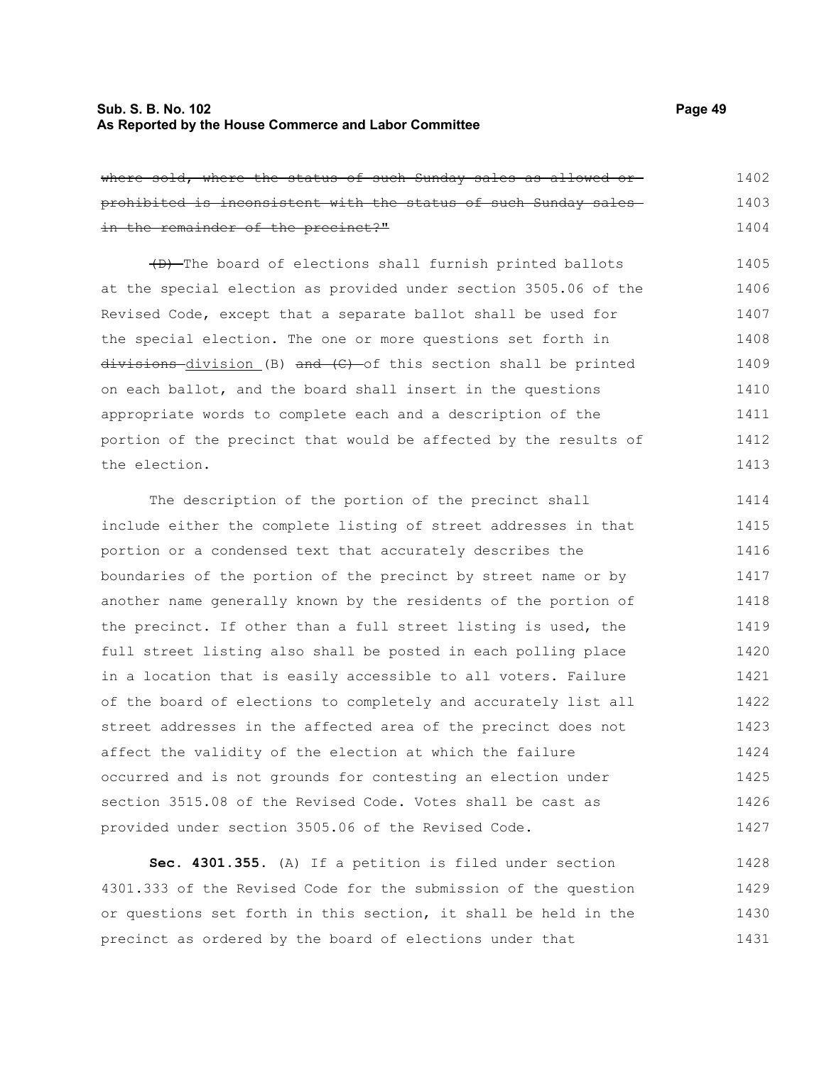~~where sold, where the status of such Sunday sales as allowed or prohibited is inconsistent with the status of such Sunday sales in the remainder of the precinct?"~~

~~(D)~~ The board of elections shall furnish printed ballots at the special election as provided under section 3505.06 of the Revised Code, except that a separate ballot shall be used for the special election. The one or more questions set forth in ~~divisions~~ division (B) ~~and (C)~~ of this section shall be printed on each ballot, and the board shall insert in the questions appropriate words to complete each and a description of the portion of the precinct that would be affected by the results of the election.

The description of the portion of the precinct shall include either the complete listing of street addresses in that portion or a condensed text that accurately describes the boundaries of the portion of the precinct by street name or by another name generally known by the residents of the portion of the precinct. If other than a full street listing is used, the full street listing also shall be posted in each polling place in a location that is easily accessible to all voters. Failure of the board of elections to completely and accurately list all street addresses in the affected area of the precinct does not affect the validity of the election at which the failure occurred and is not grounds for contesting an election under section 3515.08 of the Revised Code. Votes shall be cast as provided under section 3505.06 of the Revised Code.

**Sec. 4301.355.** (A) If a petition is filed under section 4301.333 of the Revised Code for the submission of the question or questions set forth in this section, it shall be held in the precinct as ordered by the board of elections under that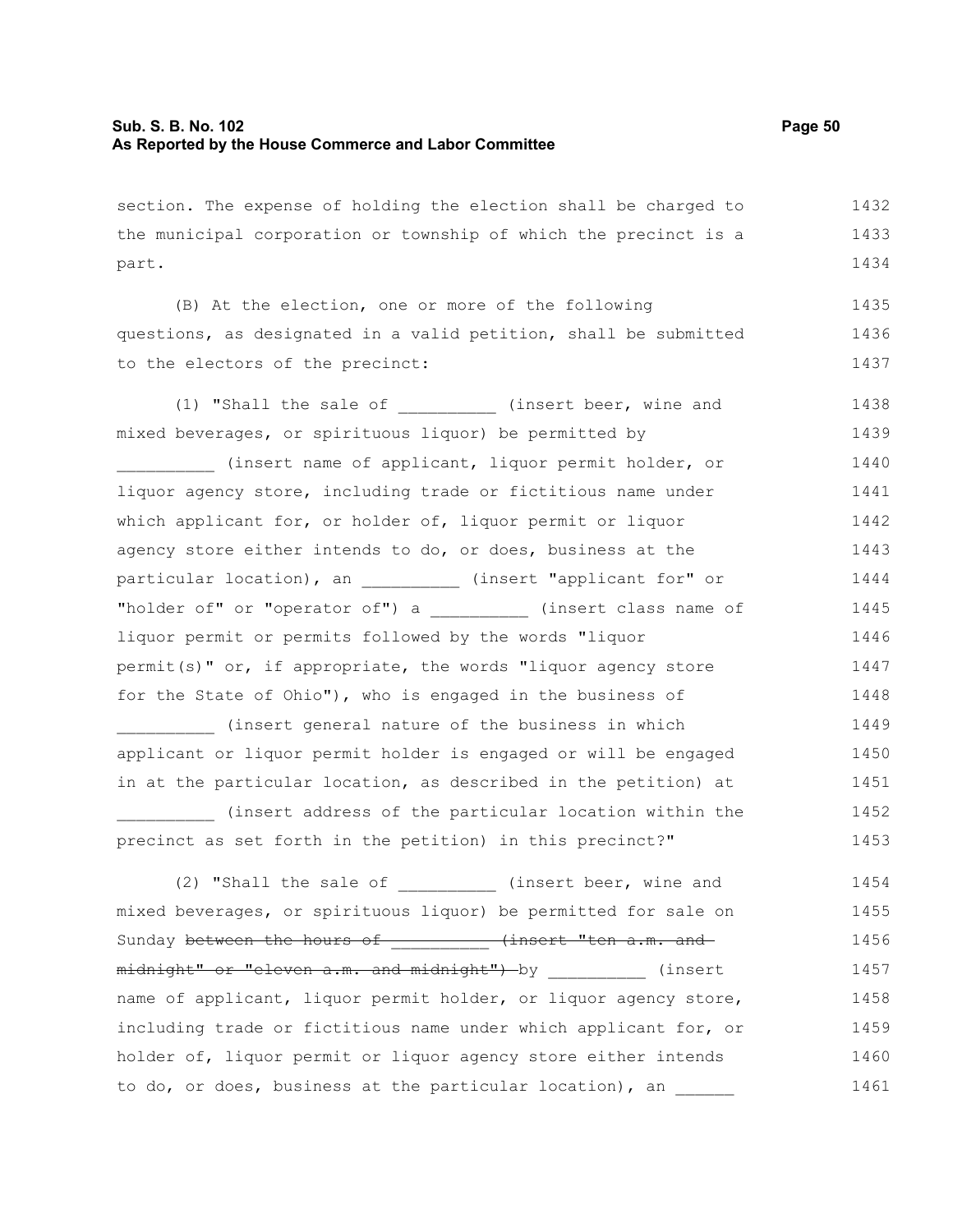section. The expense of holding the election shall be charged to the municipal corporation or township of which the precinct is a part.

(B) At the election, one or more of the following questions, as designated in a valid petition, shall be submitted to the electors of the precinct:

(1) "Shall the sale of __________ (insert beer, wine and mixed beverages, or spirituous liquor) be permitted by __________ (insert name of applicant, liquor permit holder, or liquor agency store, including trade or fictitious name under which applicant for, or holder of, liquor permit or liquor agency store either intends to do, or does, business at the particular location), an __________ (insert "applicant for" or "holder of" or "operator of") a __________ (insert class name of liquor permit or permits followed by the words "liquor permit(s)" or, if appropriate, the words "liquor agency store for the State of Ohio"), who is engaged in the business of __________ (insert general nature of the business in which applicant or liquor permit holder is engaged or will be engaged in at the particular location, as described in the petition) at __________ (insert address of the particular location within the precinct as set forth in the petition) in this precinct?"

(2) "Shall the sale of __________ (insert beer, wine and mixed beverages, or spirituous liquor) be permitted for sale on Sunday ~~between the hours of __________ (insert "ten a.m. and midnight" or "eleven a.m. and midnight")~~ by __________ (insert name of applicant, liquor permit holder, or liquor agency store, including trade or fictitious name under which applicant for, or holder of, liquor permit or liquor agency store either intends to do, or does, business at the particular location), an ______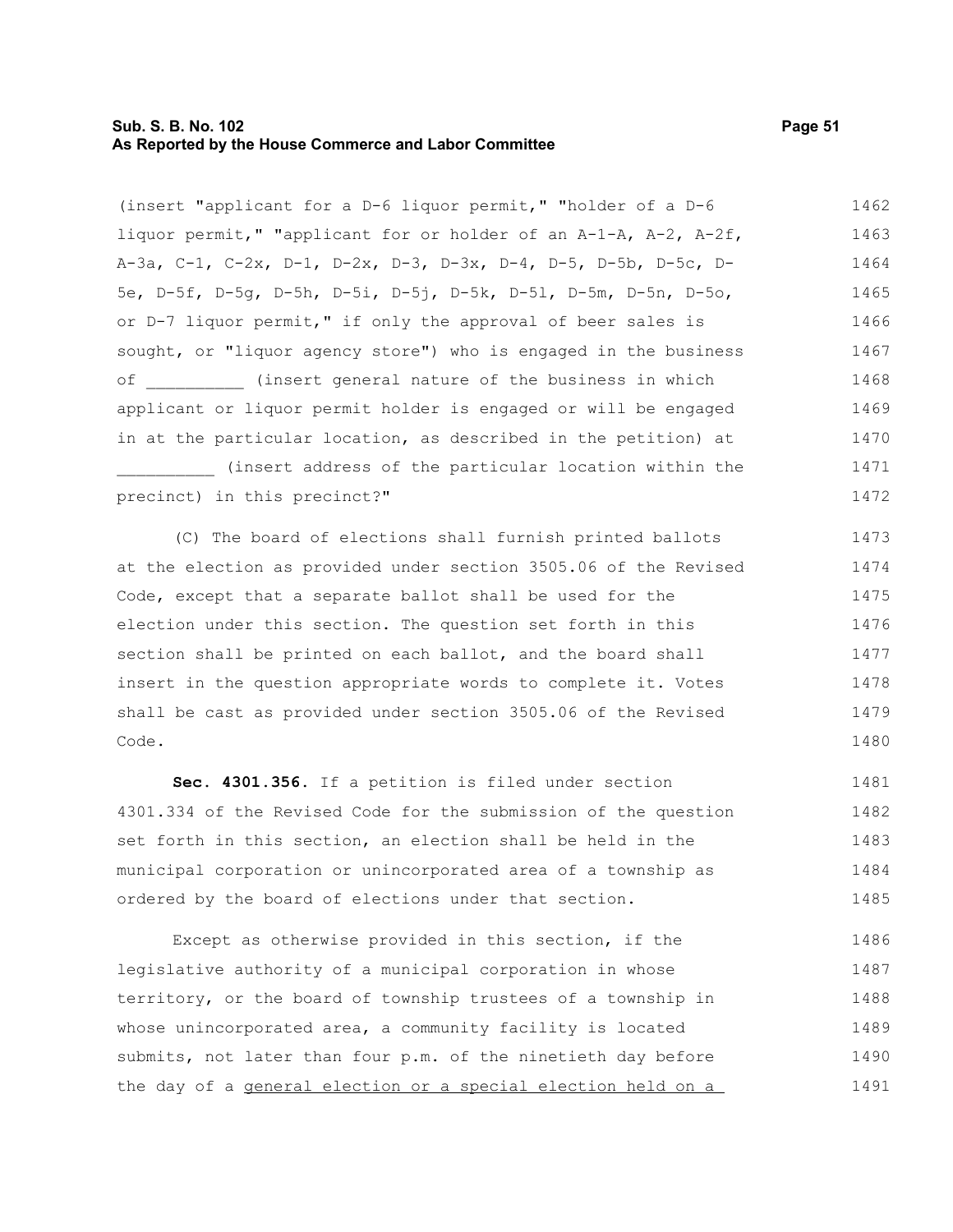(insert "applicant for a D-6 liquor permit," "holder of a D-6 liquor permit," "applicant for or holder of an A-1-A, A-2, A-2f, A-3a, C-1, C-2x, D-1, D-2x, D-3, D-3x, D-4, D-5, D-5b, D-5c, D-5e, D-5f, D-5g, D-5h, D-5i, D-5j, D-5k, D-5l, D-5m, D-5n, D-5o, or D-7 liquor permit," if only the approval of beer sales is sought, or "liquor agency store") who is engaged in the business of __________ (insert general nature of the business in which applicant or liquor permit holder is engaged or will be engaged in at the particular location, as described in the petition) at __________ (insert address of the particular location within the precinct) in this precinct?"

(C) The board of elections shall furnish printed ballots at the election as provided under section 3505.06 of the Revised Code, except that a separate ballot shall be used for the election under this section. The question set forth in this section shall be printed on each ballot, and the board shall insert in the question appropriate words to complete it. Votes shall be cast as provided under section 3505.06 of the Revised Code.

**Sec. 4301.356.** If a petition is filed under section 4301.334 of the Revised Code for the submission of the question set forth in this section, an election shall be held in the municipal corporation or unincorporated area of a township as ordered by the board of elections under that section.

Except as otherwise provided in this section, if the legislative authority of a municipal corporation in whose territory, or the board of township trustees of a township in whose unincorporated area, a community facility is located submits, not later than four p.m. of the ninetieth day before the day of a <u>general election or a special election held on a</u>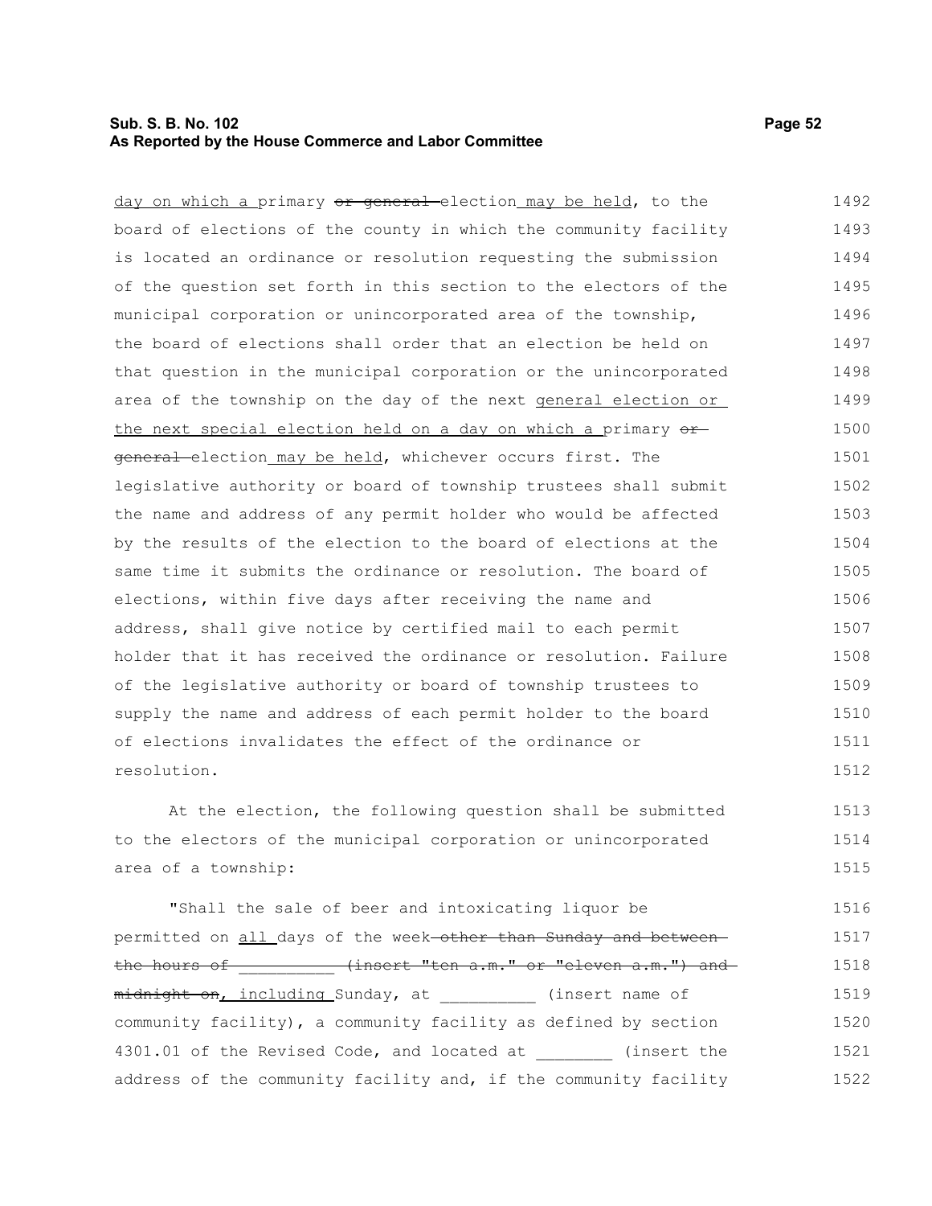day on which a primary ~~or general~~ election may be held, to the board of elections of the county in which the community facility is located an ordinance or resolution requesting the submission of the question set forth in this section to the electors of the municipal corporation or unincorporated area of the township, the board of elections shall order that an election be held on that question in the municipal corporation or the unincorporated area of the township on the day of the next general election or the next special election held on a day on which a primary ~~or general~~ election may be held, whichever occurs first. The legislative authority or board of township trustees shall submit the name and address of any permit holder who would be affected by the results of the election to the board of elections at the same time it submits the ordinance or resolution. The board of elections, within five days after receiving the name and address, shall give notice by certified mail to each permit holder that it has received the ordinance or resolution. Failure of the legislative authority or board of township trustees to supply the name and address of each permit holder to the board of elections invalidates the effect of the ordinance or resolution.

At the election, the following question shall be submitted to the electors of the municipal corporation or unincorporated area of a township:

"Shall the sale of beer and intoxicating liquor be permitted on all days of the week ~~other than Sunday and between the hours of __________ (insert "ten a.m." or "eleven a.m.") and midnight on~~, including Sunday, at __________ (insert name of community facility), a community facility as defined by section 4301.01 of the Revised Code, and located at ________ (insert the address of the community facility and, if the community facility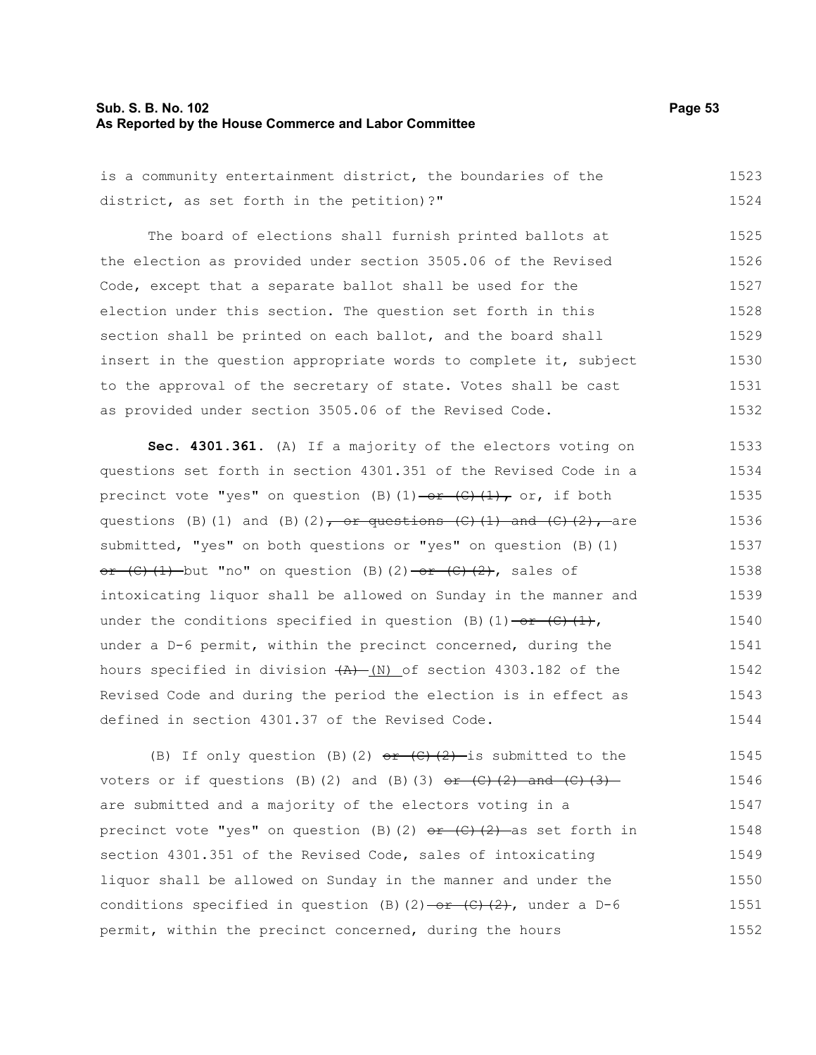is a community entertainment district, the boundaries of the district, as set forth in the petition)?"

The board of elections shall furnish printed ballots at the election as provided under section 3505.06 of the Revised Code, except that a separate ballot shall be used for the election under this section. The question set forth in this section shall be printed on each ballot, and the board shall insert in the question appropriate words to complete it, subject to the approval of the secretary of state. Votes shall be cast as provided under section 3505.06 of the Revised Code.

**Sec. 4301.361.** (A) If a majority of the electors voting on questions set forth in section 4301.351 of the Revised Code in a precinct vote "yes" on question (B)(1) ~~or (C)(1),~~ or, if both questions (B)(1) and (B)(2)~~, or questions (C)(1) and (C)(2),~~ are submitted, "yes" on both questions or "yes" on question (B)(1) ~~or (C)(1)~~ but "no" on question (B)(2) ~~or (C)(2)~~, sales of intoxicating liquor shall be allowed on Sunday in the manner and under the conditions specified in question (B)(1) ~~or (C)(1)~~, under a D-6 permit, within the precinct concerned, during the hours specified in division ~~(A)~~ (N) of section 4303.182 of the Revised Code and during the period the election is in effect as defined in section 4301.37 of the Revised Code.

(B) If only question (B)(2) ~~or (C)(2)~~ is submitted to the voters or if questions (B)(2) and (B)(3) ~~or (C)(2) and (C)(3)~~ are submitted and a majority of the electors voting in a precinct vote "yes" on question (B)(2) ~~or (C)(2)~~ as set forth in section 4301.351 of the Revised Code, sales of intoxicating liquor shall be allowed on Sunday in the manner and under the conditions specified in question (B)(2) ~~or (C)(2)~~, under a D-6 permit, within the precinct concerned, during the hours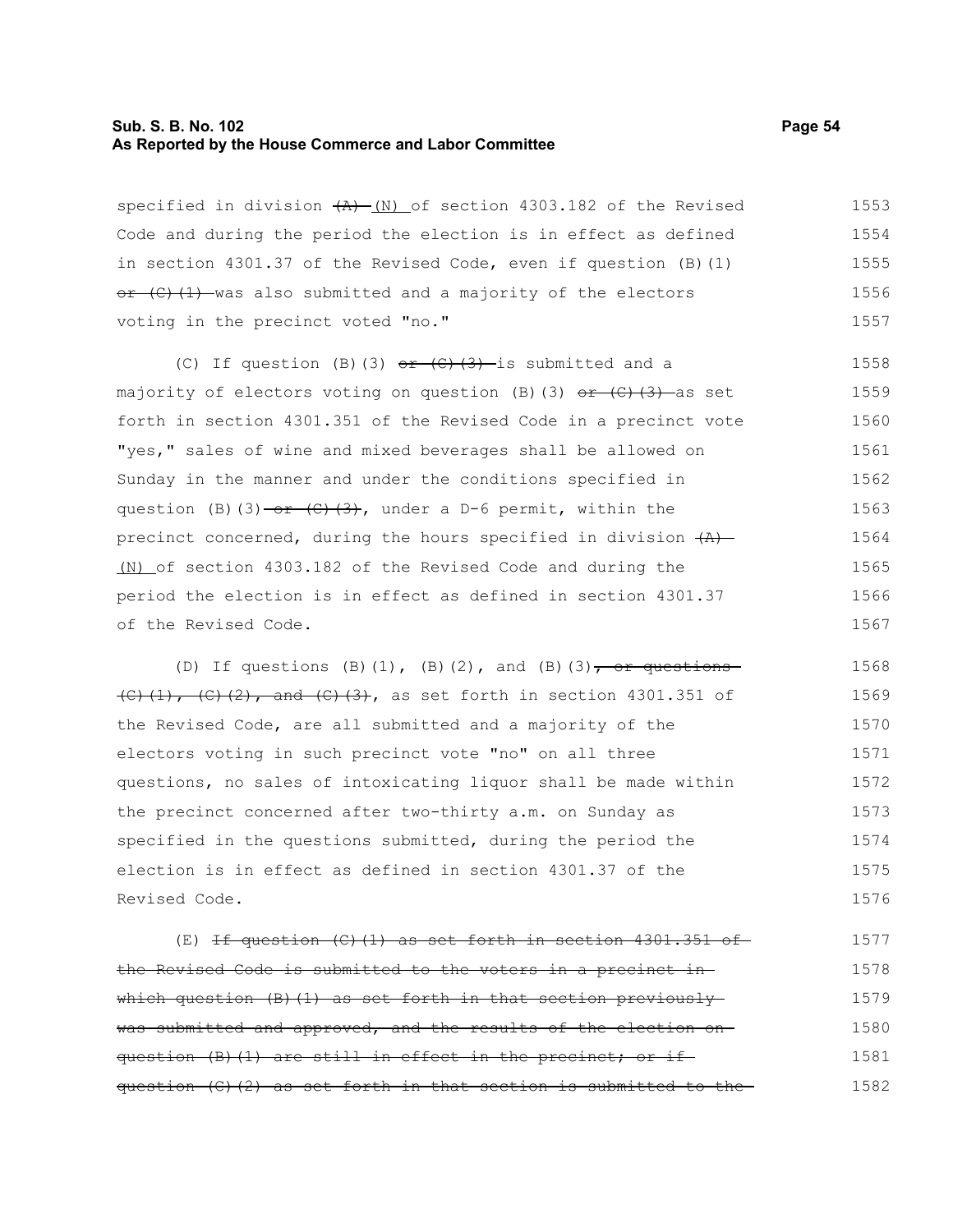specified in division ~~(A)~~ (N) of section 4303.182 of the Revised Code and during the period the election is in effect as defined in section 4301.37 of the Revised Code, even if question (B)(1) ~~or (C)(1)~~ was also submitted and a majority of the electors voting in the precinct voted "no."

(C) If question (B)(3) ~~or (C)(3)~~ is submitted and a majority of electors voting on question (B)(3) ~~or (C)(3)~~ as set forth in section 4301.351 of the Revised Code in a precinct vote "yes," sales of wine and mixed beverages shall be allowed on Sunday in the manner and under the conditions specified in question (B)(3) ~~or (C)(3)~~, under a D-6 permit, within the precinct concerned, during the hours specified in division ~~(A)~~ (N) of section 4303.182 of the Revised Code and during the period the election is in effect as defined in section 4301.37 of the Revised Code.

(D) If questions (B)(1), (B)(2), and (B)(3)~~, or questions (C)(1), (C)(2), and (C)(3)~~, as set forth in section 4301.351 of the Revised Code, are all submitted and a majority of the electors voting in such precinct vote "no" on all three questions, no sales of intoxicating liquor shall be made within the precinct concerned after two-thirty a.m. on Sunday as specified in the questions submitted, during the period the election is in effect as defined in section 4301.37 of the Revised Code.

(E) ~~If question (C)(1) as set forth in section 4301.351 of the Revised Code is submitted to the voters in a precinct in which question (B)(1) as set forth in that section previously was submitted and approved, and the results of the election on question (B)(1) are still in effect in the precinct; or if question (C)(2) as set forth in that section is submitted to the~~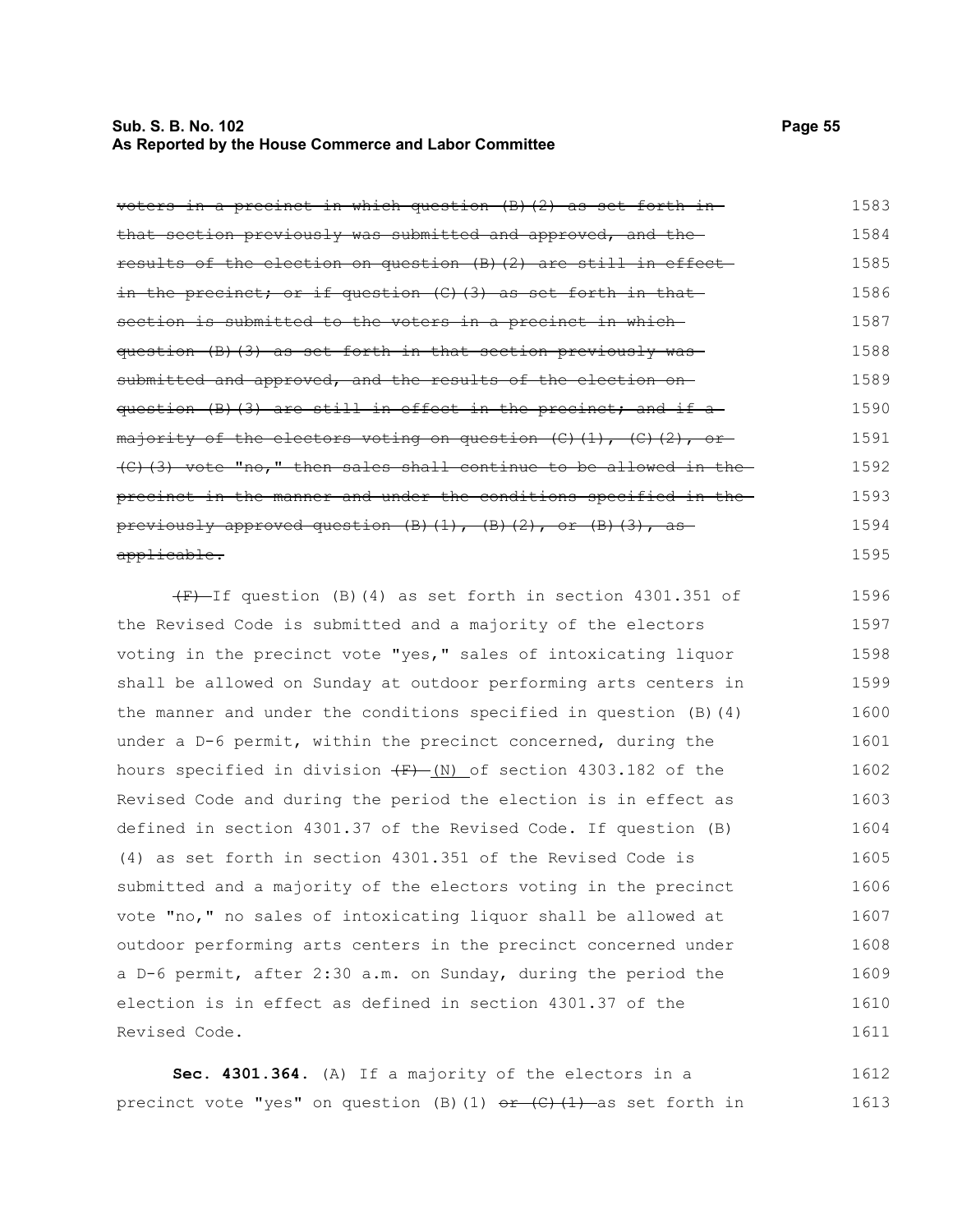~~voters in a precinct in which question (B)(2) as set forth in that section previously was submitted and approved, and the results of the election on question (B)(2) are still in effect in the precinct; or if question (C)(3) as set forth in that section is submitted to the voters in a precinct in which question (B)(3) as set forth in that section previously was submitted and approved, and the results of the election on question (B)(3) are still in effect in the precinct; and if a majority of the electors voting on question (C)(1), (C)(2), or (C)(3) vote "no," then sales shall continue to be allowed in the precinct in the manner and under the conditions specified in the previously approved question (B)(1), (B)(2), or (B)(3), as applicable.~~

~~(F)~~ If question (B)(4) as set forth in section 4301.351 of the Revised Code is submitted and a majority of the electors voting in the precinct vote "yes," sales of intoxicating liquor shall be allowed on Sunday at outdoor performing arts centers in the manner and under the conditions specified in question (B)(4) under a D-6 permit, within the precinct concerned, during the hours specified in division ~~(F)~~ (N) of section 4303.182 of the Revised Code and during the period the election is in effect as defined in section 4301.37 of the Revised Code. If question (B)(4) as set forth in section 4301.351 of the Revised Code is submitted and a majority of the electors voting in the precinct vote "no," no sales of intoxicating liquor shall be allowed at outdoor performing arts centers in the precinct concerned under a D-6 permit, after 2:30 a.m. on Sunday, during the period the election is in effect as defined in section 4301.37 of the Revised Code.

**Sec. 4301.364.** (A) If a majority of the electors in a precinct vote "yes" on question (B)(1) ~~or (C)(1)~~ as set forth in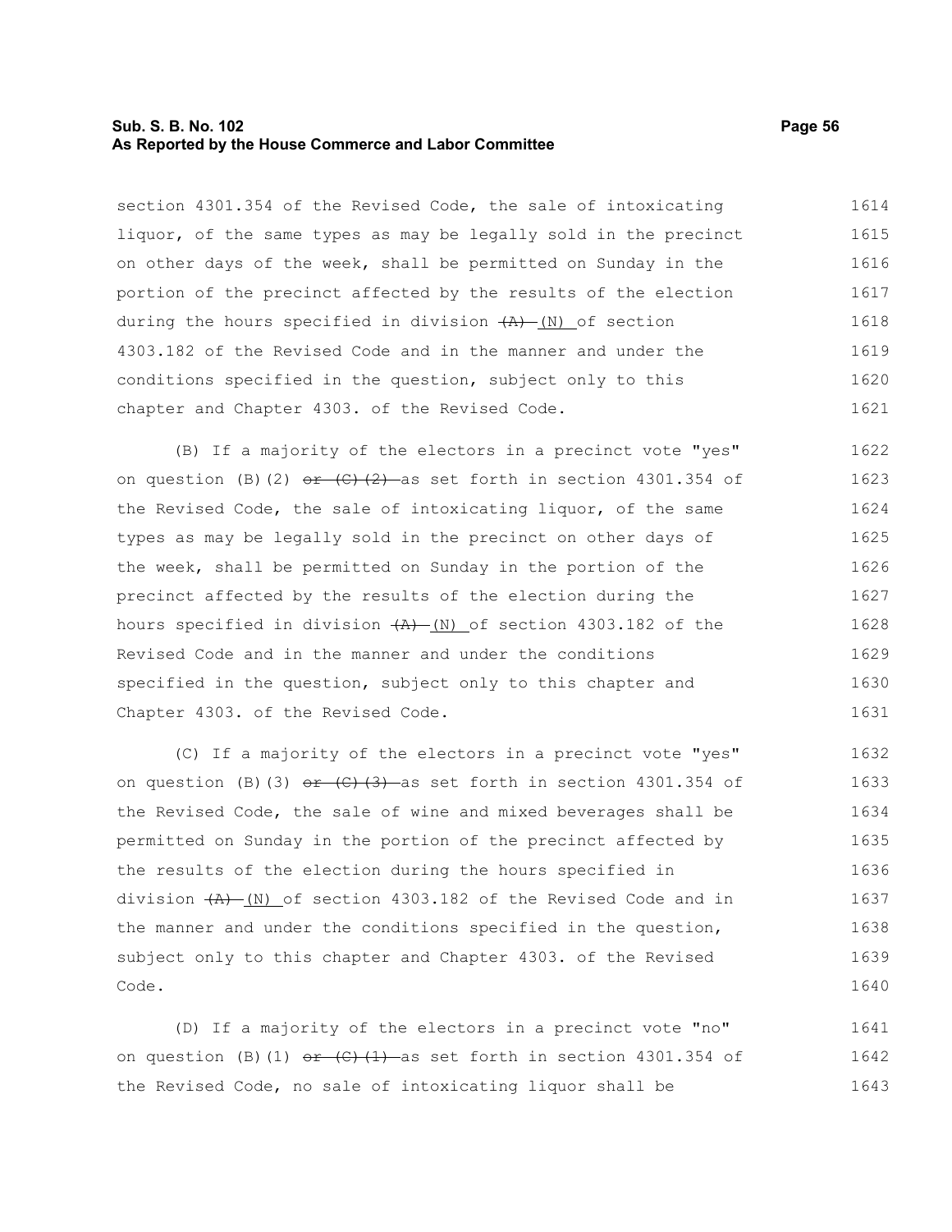section 4301.354 of the Revised Code, the sale of intoxicating liquor, of the same types as may be legally sold in the precinct on other days of the week, shall be permitted on Sunday in the portion of the precinct affected by the results of the election during the hours specified in division ~~(A)~~ (N) of section 4303.182 of the Revised Code and in the manner and under the conditions specified in the question, subject only to this chapter and Chapter 4303. of the Revised Code.

(B) If a majority of the electors in a precinct vote "yes" on question (B)(2) ~~or (C)(2)~~ as set forth in section 4301.354 of the Revised Code, the sale of intoxicating liquor, of the same types as may be legally sold in the precinct on other days of the week, shall be permitted on Sunday in the portion of the precinct affected by the results of the election during the hours specified in division ~~(A)~~ (N) of section 4303.182 of the Revised Code and in the manner and under the conditions specified in the question, subject only to this chapter and Chapter 4303. of the Revised Code.

(C) If a majority of the electors in a precinct vote "yes" on question (B)(3) ~~or (C)(3)~~ as set forth in section 4301.354 of the Revised Code, the sale of wine and mixed beverages shall be permitted on Sunday in the portion of the precinct affected by the results of the election during the hours specified in division ~~(A)~~ (N) of section 4303.182 of the Revised Code and in the manner and under the conditions specified in the question, subject only to this chapter and Chapter 4303. of the Revised Code.

(D) If a majority of the electors in a precinct vote "no" on question (B)(1) ~~or (C)(1)~~ as set forth in section 4301.354 of the Revised Code, no sale of intoxicating liquor shall be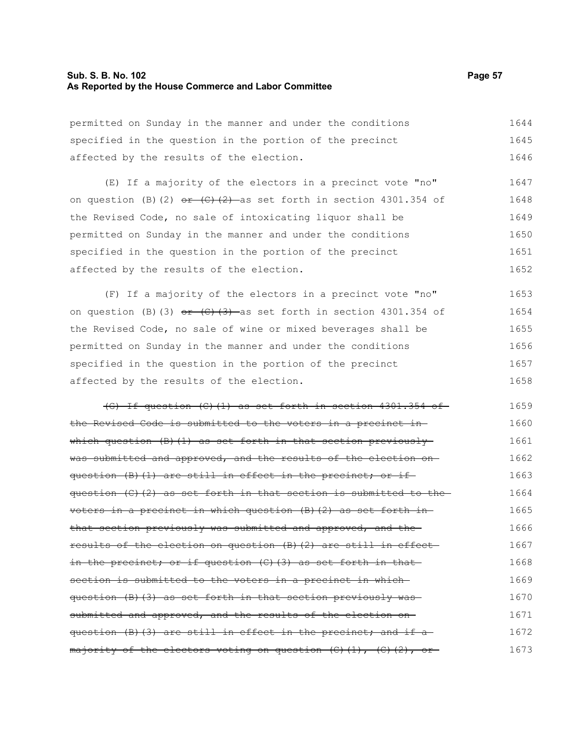permitted on Sunday in the manner and under the conditions specified in the question in the portion of the precinct affected by the results of the election.

(E) If a majority of the electors in a precinct vote "no" on question (B)(2) ~~or (C)(2)~~ as set forth in section 4301.354 of the Revised Code, no sale of intoxicating liquor shall be permitted on Sunday in the manner and under the conditions specified in the question in the portion of the precinct affected by the results of the election.

(F) If a majority of the electors in a precinct vote "no" on question (B)(3) ~~or (C)(3)~~ as set forth in section 4301.354 of the Revised Code, no sale of wine or mixed beverages shall be permitted on Sunday in the manner and under the conditions specified in the question in the portion of the precinct affected by the results of the election.

~~(G) If question (C)(1) as set forth in section 4301.354 of the Revised Code is submitted to the voters in a precinct in which question (B)(1) as set forth in that section previously was submitted and approved, and the results of the election on question (B)(1) are still in effect in the precinct; or if question (C)(2) as set forth in that section is submitted to the voters in a precinct in which question (B)(2) as set forth in that section previously was submitted and approved, and the results of the election on question (B)(2) are still in effect in the precinct; or if question (C)(3) as set forth in that section is submitted to the voters in a precinct in which question (B)(3) as set forth in that section previously was submitted and approved, and the results of the election on question (B)(3) are still in effect in the precinct; and if a majority of the electors voting on question (C)(1), (C)(2), or~~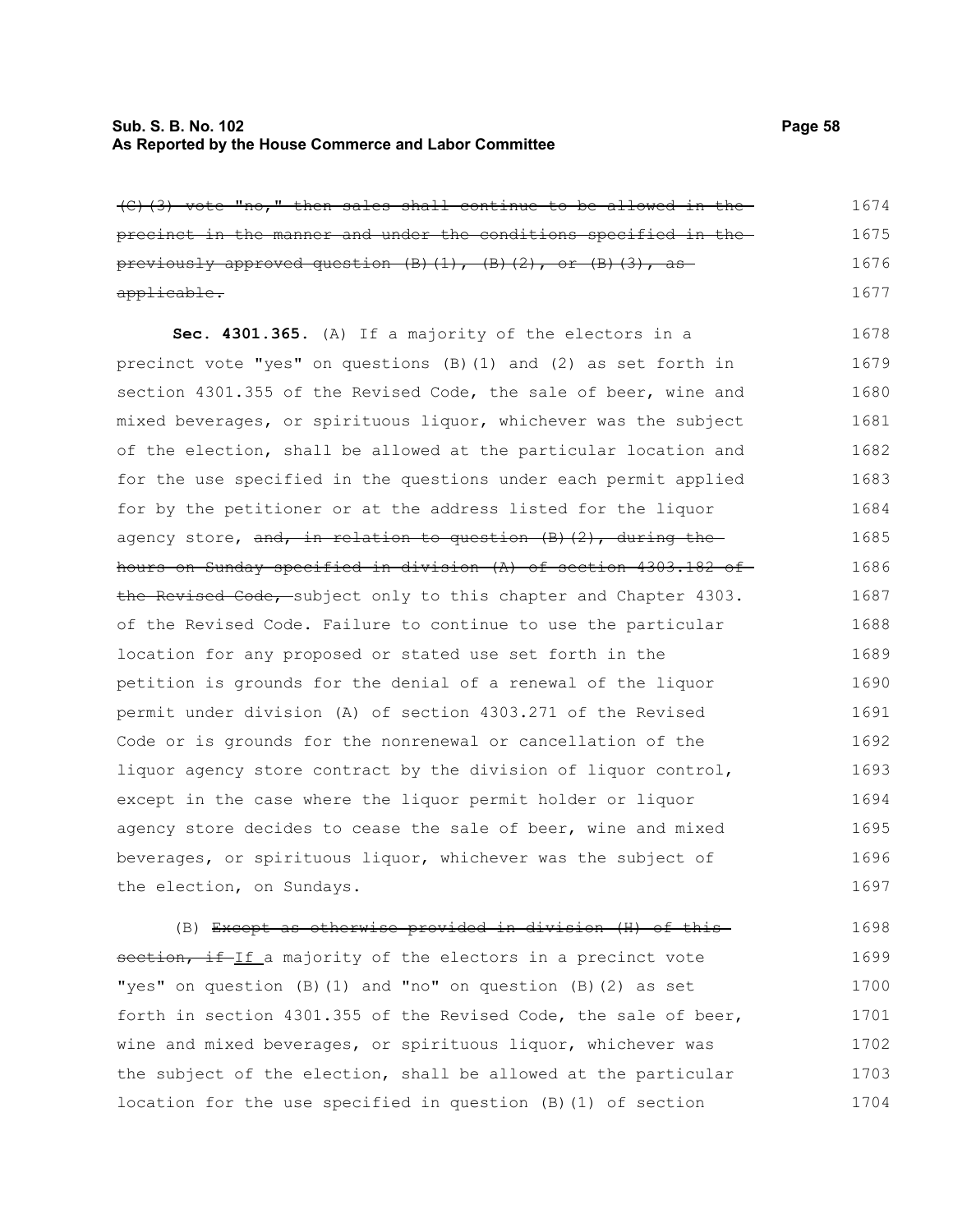~~(C)(3) vote "no," then sales shall continue to be allowed in the precinct in the manner and under the conditions specified in the previously approved question (B)(1), (B)(2), or (B)(3), as applicable.~~

**Sec. 4301.365.** (A) If a majority of the electors in a precinct vote "yes" on questions (B)(1) and (2) as set forth in section 4301.355 of the Revised Code, the sale of beer, wine and mixed beverages, or spirituous liquor, whichever was the subject of the election, shall be allowed at the particular location and for the use specified in the questions under each permit applied for by the petitioner or at the address listed for the liquor agency store, ~~and, in relation to question (B)(2), during the hours on Sunday specified in division (A) of section 4303.182 of the Revised Code,~~ subject only to this chapter and Chapter 4303. of the Revised Code. Failure to continue to use the particular location for any proposed or stated use set forth in the petition is grounds for the denial of a renewal of the liquor permit under division (A) of section 4303.271 of the Revised Code or is grounds for the nonrenewal or cancellation of the liquor agency store contract by the division of liquor control, except in the case where the liquor permit holder or liquor agency store decides to cease the sale of beer, wine and mixed beverages, or spirituous liquor, whichever was the subject of the election, on Sundays.

(B) ~~Except as otherwise provided in division (H) of this section, if~~ If a majority of the electors in a precinct vote "yes" on question (B)(1) and "no" on question (B)(2) as set forth in section 4301.355 of the Revised Code, the sale of beer, wine and mixed beverages, or spirituous liquor, whichever was the subject of the election, shall be allowed at the particular location for the use specified in question (B)(1) of section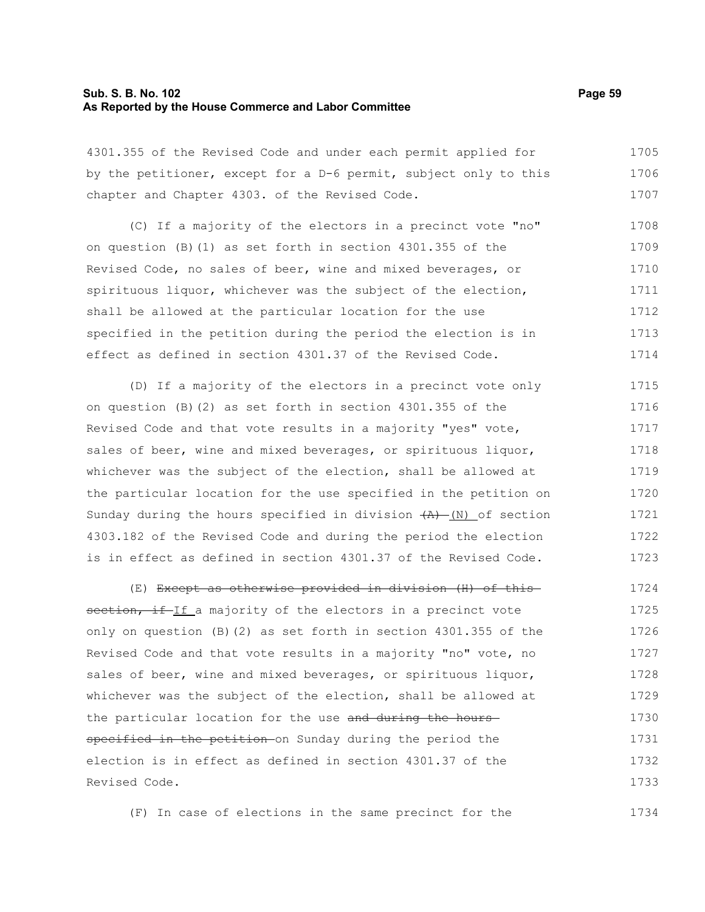4301.355 of the Revised Code and under each permit applied for by the petitioner, except for a D-6 permit, subject only to this chapter and Chapter 4303. of the Revised Code.

(C) If a majority of the electors in a precinct vote "no" on question (B)(1) as set forth in section 4301.355 of the Revised Code, no sales of beer, wine and mixed beverages, or spirituous liquor, whichever was the subject of the election, shall be allowed at the particular location for the use specified in the petition during the period the election is in effect as defined in section 4301.37 of the Revised Code.

(D) If a majority of the electors in a precinct vote only on question (B)(2) as set forth in section 4301.355 of the Revised Code and that vote results in a majority "yes" vote, sales of beer, wine and mixed beverages, or spirituous liquor, whichever was the subject of the election, shall be allowed at the particular location for the use specified in the petition on Sunday during the hours specified in division ~~(A)~~ (N) of section 4303.182 of the Revised Code and during the period the election is in effect as defined in section 4301.37 of the Revised Code.

(E) ~~Except as otherwise provided in division (H) of this section, if~~ If a majority of the electors in a precinct vote only on question (B)(2) as set forth in section 4301.355 of the Revised Code and that vote results in a majority "no" vote, no sales of beer, wine and mixed beverages, or spirituous liquor, whichever was the subject of the election, shall be allowed at the particular location for the use ~~and during the hours specified in the petition~~ on Sunday during the period the election is in effect as defined in section 4301.37 of the Revised Code.

(F) In case of elections in the same precinct for the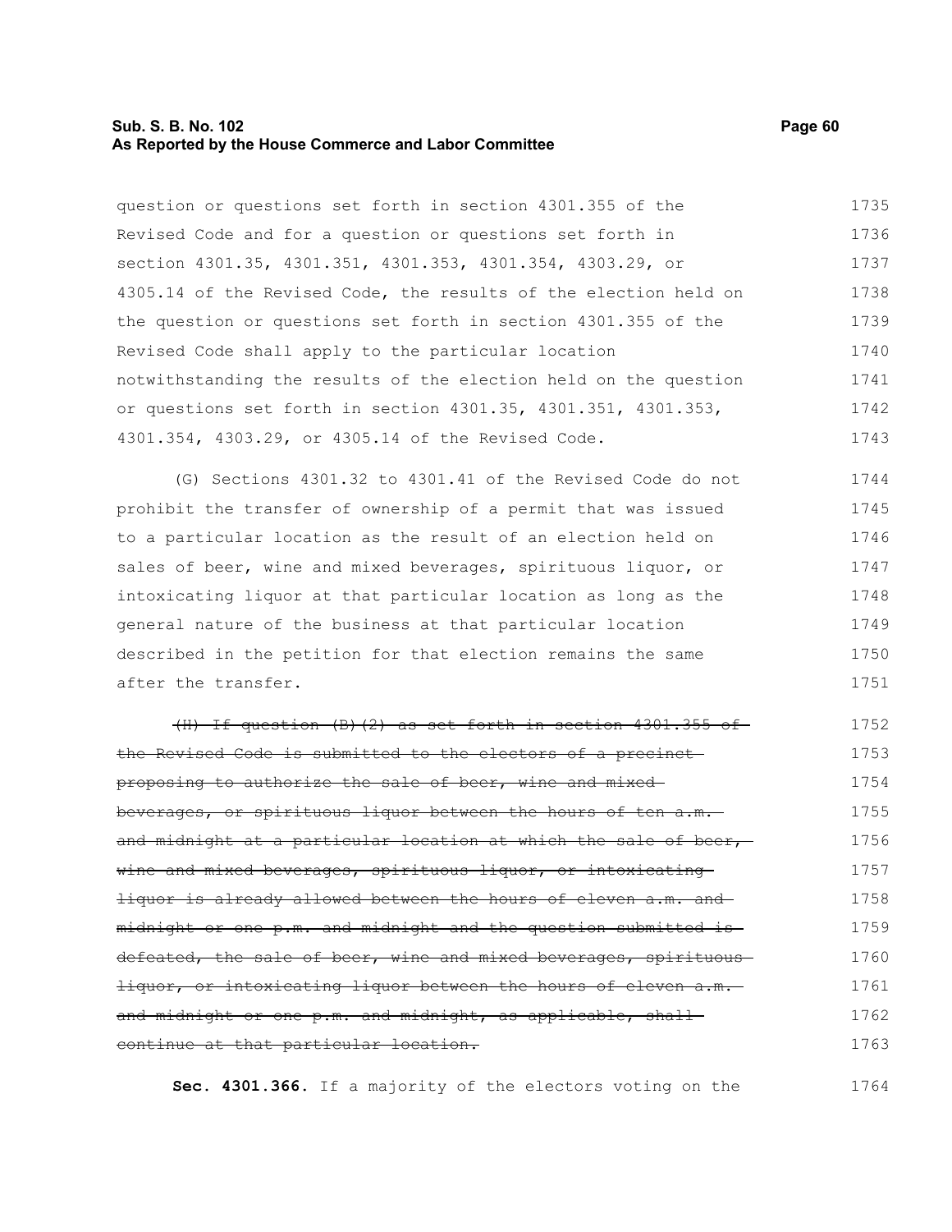question or questions set forth in section 4301.355 of the Revised Code and for a question or questions set forth in section 4301.35, 4301.351, 4301.353, 4301.354, 4303.29, or 4305.14 of the Revised Code, the results of the election held on the question or questions set forth in section 4301.355 of the Revised Code shall apply to the particular location notwithstanding the results of the election held on the question or questions set forth in section 4301.35, 4301.351, 4301.353, 4301.354, 4303.29, or 4305.14 of the Revised Code.

(G) Sections 4301.32 to 4301.41 of the Revised Code do not prohibit the transfer of ownership of a permit that was issued to a particular location as the result of an election held on sales of beer, wine and mixed beverages, spirituous liquor, or intoxicating liquor at that particular location as long as the general nature of the business at that particular location described in the petition for that election remains the same after the transfer.

~~(H) If question (B)(2) as set forth in section 4301.355 of the Revised Code is submitted to the electors of a precinct proposing to authorize the sale of beer, wine and mixed beverages, or spirituous liquor between the hours of ten a.m. and midnight at a particular location at which the sale of beer, wine and mixed beverages, spirituous liquor, or intoxicating liquor is already allowed between the hours of eleven a.m. and midnight or one p.m. and midnight and the question submitted is defeated, the sale of beer, wine and mixed beverages, spirituous liquor, or intoxicating liquor between the hours of eleven a.m. and midnight or one p.m. and midnight, as applicable, shall continue at that particular location.~~

**Sec. 4301.366.** If a majority of the electors voting on the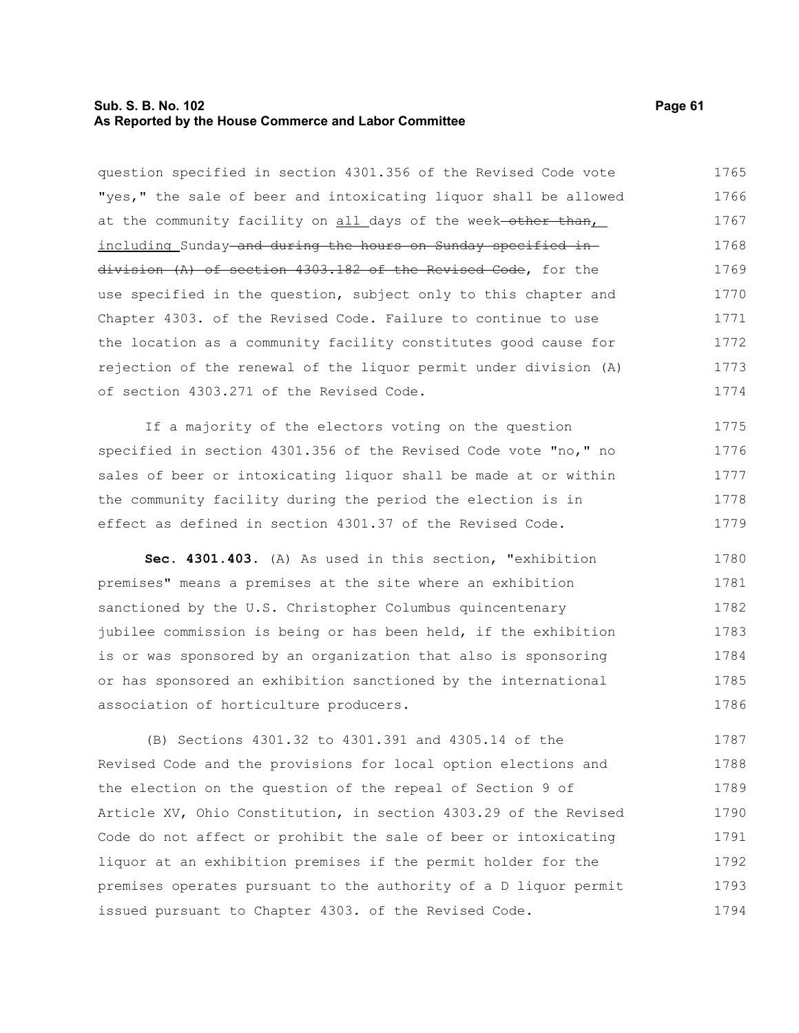question specified in section 4301.356 of the Revised Code vote "yes," the sale of beer and intoxicating liquor shall be allowed at the community facility on <u>all</u> days of the week ~~other than,~~ <u>including</u> Sunday ~~and during the hours on Sunday specified in division (A) of section 4303.182 of the Revised Code~~, for the use specified in the question, subject only to this chapter and Chapter 4303. of the Revised Code. Failure to continue to use the location as a community facility constitutes good cause for rejection of the renewal of the liquor permit under division (A) of section 4303.271 of the Revised Code.

If a majority of the electors voting on the question specified in section 4301.356 of the Revised Code vote "no," no sales of beer or intoxicating liquor shall be made at or within the community facility during the period the election is in effect as defined in section 4301.37 of the Revised Code.

**Sec. 4301.403.** (A) As used in this section, "exhibition premises" means a premises at the site where an exhibition sanctioned by the U.S. Christopher Columbus quincentenary jubilee commission is being or has been held, if the exhibition is or was sponsored by an organization that also is sponsoring or has sponsored an exhibition sanctioned by the international association of horticulture producers.

(B) Sections 4301.32 to 4301.391 and 4305.14 of the Revised Code and the provisions for local option elections and the election on the question of the repeal of Section 9 of Article XV, Ohio Constitution, in section 4303.29 of the Revised Code do not affect or prohibit the sale of beer or intoxicating liquor at an exhibition premises if the permit holder for the premises operates pursuant to the authority of a D liquor permit issued pursuant to Chapter 4303. of the Revised Code.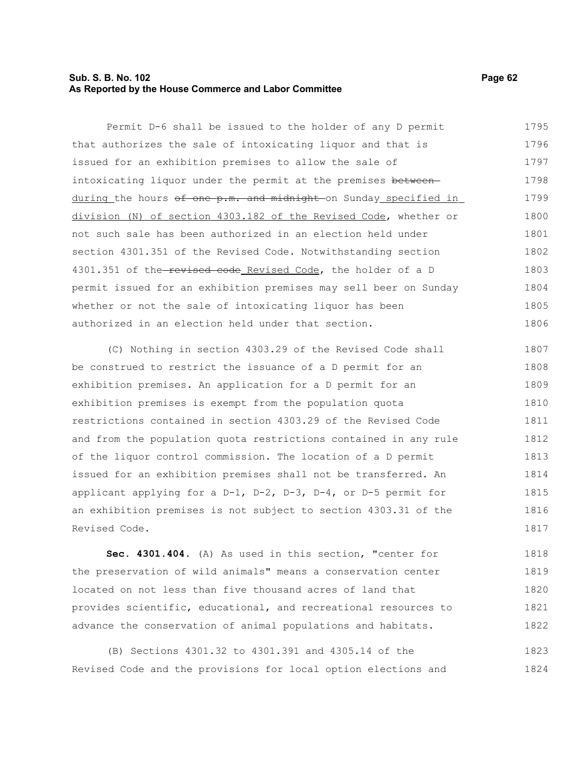Permit D-6 shall be issued to the holder of any D permit that authorizes the sale of intoxicating liquor and that is issued for an exhibition premises to allow the sale of intoxicating liquor under the permit at the premises ~~between~~ during the hours ~~of one p.m. and midnight~~ on Sunday specified in division (N) of section 4303.182 of the Revised Code, whether or not such sale has been authorized in an election held under section 4301.351 of the Revised Code. Notwithstanding section 4301.351 of the ~~revised code~~ Revised Code, the holder of a D permit issued for an exhibition premises may sell beer on Sunday whether or not the sale of intoxicating liquor has been authorized in an election held under that section.

(C) Nothing in section 4303.29 of the Revised Code shall be construed to restrict the issuance of a D permit for an exhibition premises. An application for a D permit for an exhibition premises is exempt from the population quota restrictions contained in section 4303.29 of the Revised Code and from the population quota restrictions contained in any rule of the liquor control commission. The location of a D permit issued for an exhibition premises shall not be transferred. An applicant applying for a D-1, D-2, D-3, D-4, or D-5 permit for an exhibition premises is not subject to section 4303.31 of the Revised Code.

**Sec. 4301.404.** (A) As used in this section, "center for the preservation of wild animals" means a conservation center located on not less than five thousand acres of land that provides scientific, educational, and recreational resources to advance the conservation of animal populations and habitats.

(B) Sections 4301.32 to 4301.391 and 4305.14 of the Revised Code and the provisions for local option elections and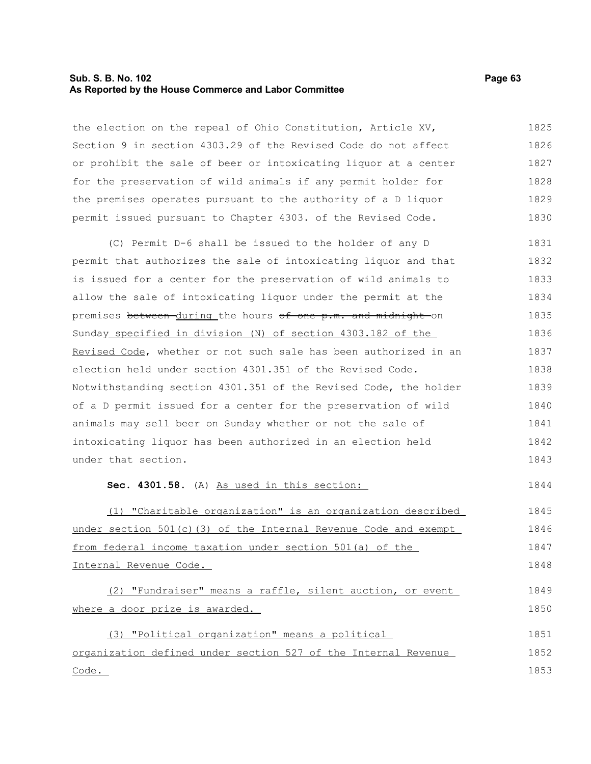the election on the repeal of Ohio Constitution, Article XV, Section 9 in section 4303.29 of the Revised Code do not affect or prohibit the sale of beer or intoxicating liquor at a center for the preservation of wild animals if any permit holder for the premises operates pursuant to the authority of a D liquor permit issued pursuant to Chapter 4303. of the Revised Code.

(C) Permit D-6 shall be issued to the holder of any D permit that authorizes the sale of intoxicating liquor and that is issued for a center for the preservation of wild animals to allow the sale of intoxicating liquor under the permit at the premises ~~between~~ <u>during</u> the hours ~~of one p.m. and midnight~~ on Sunday <u>specified in division (N) of section 4303.182 of the Revised Code</u>, whether or not such sale has been authorized in an election held under section 4301.351 of the Revised Code. Notwithstanding section 4301.351 of the Revised Code, the holder of a D permit issued for a center for the preservation of wild animals may sell beer on Sunday whether or not the sale of intoxicating liquor has been authorized in an election held under that section.

**Sec. 4301.58.** (A) <u>As used in this section:</u>

<u>(1) "Charitable organization" is an organization described under section 501(c)(3) of the Internal Revenue Code and exempt from federal income taxation under section 501(a) of the Internal Revenue Code.</u>

<u>(2) "Fundraiser" means a raffle, silent auction, or event where a door prize is awarded.</u>

<u>(3) "Political organization" means a political organization defined under section 527 of the Internal Revenue Code.</u>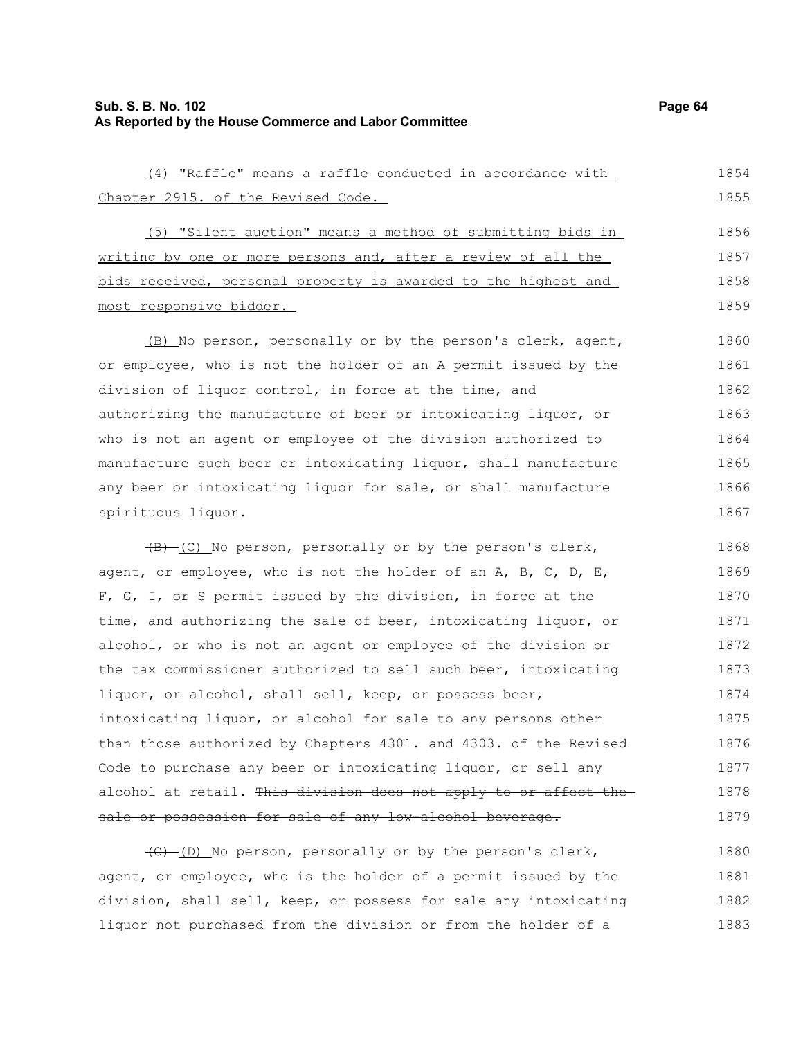(4) "Raffle" means a raffle conducted in accordance with Chapter 2915. of the Revised Code.

(5) "Silent auction" means a method of submitting bids in writing by one or more persons and, after a review of all the bids received, personal property is awarded to the highest and most responsive bidder.

(B) No person, personally or by the person's clerk, agent, or employee, who is not the holder of an A permit issued by the division of liquor control, in force at the time, and authorizing the manufacture of beer or intoxicating liquor, or who is not an agent or employee of the division authorized to manufacture such beer or intoxicating liquor, shall manufacture any beer or intoxicating liquor for sale, or shall manufacture spirituous liquor.

~~(B)~~ (C) No person, personally or by the person's clerk, agent, or employee, who is not the holder of an A, B, C, D, E, F, G, I, or S permit issued by the division, in force at the time, and authorizing the sale of beer, intoxicating liquor, or alcohol, or who is not an agent or employee of the division or the tax commissioner authorized to sell such beer, intoxicating liquor, or alcohol, shall sell, keep, or possess beer, intoxicating liquor, or alcohol for sale to any persons other than those authorized by Chapters 4301. and 4303. of the Revised Code to purchase any beer or intoxicating liquor, or sell any alcohol at retail. ~~This division does not apply to or affect the sale or possession for sale of any low-alcohol beverage.~~

~~(C)~~ (D) No person, personally or by the person's clerk, agent, or employee, who is the holder of a permit issued by the division, shall sell, keep, or possess for sale any intoxicating liquor not purchased from the division or from the holder of a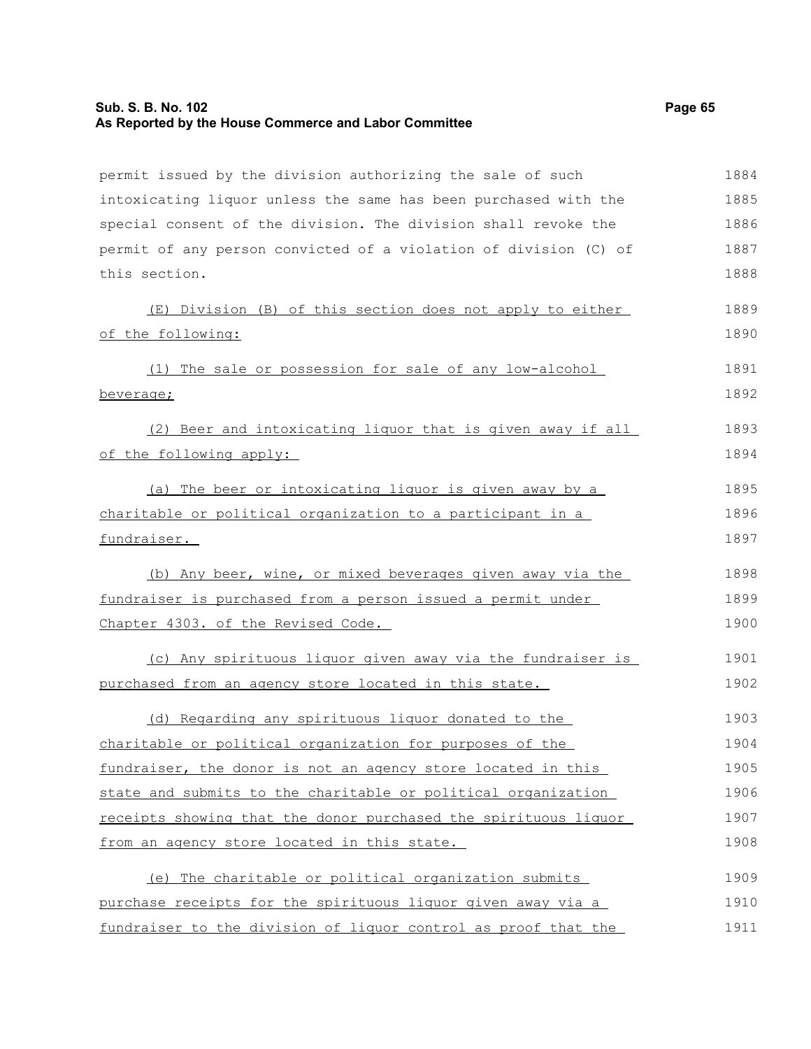permit issued by the division authorizing the sale of such intoxicating liquor unless the same has been purchased with the special consent of the division. The division shall revoke the permit of any person convicted of a violation of division (C) of this section.

(E) Division (B) of this section does not apply to either of the following:

(1) The sale or possession for sale of any low-alcohol beverage;

(2) Beer and intoxicating liquor that is given away if all of the following apply:

(a) The beer or intoxicating liquor is given away by a charitable or political organization to a participant in a fundraiser.

(b) Any beer, wine, or mixed beverages given away via the fundraiser is purchased from a person issued a permit under Chapter 4303. of the Revised Code.

(c) Any spirituous liquor given away via the fundraiser is purchased from an agency store located in this state.

(d) Regarding any spirituous liquor donated to the charitable or political organization for purposes of the fundraiser, the donor is not an agency store located in this state and submits to the charitable or political organization receipts showing that the donor purchased the spirituous liquor from an agency store located in this state.

(e) The charitable or political organization submits purchase receipts for the spirituous liquor given away via a fundraiser to the division of liquor control as proof that the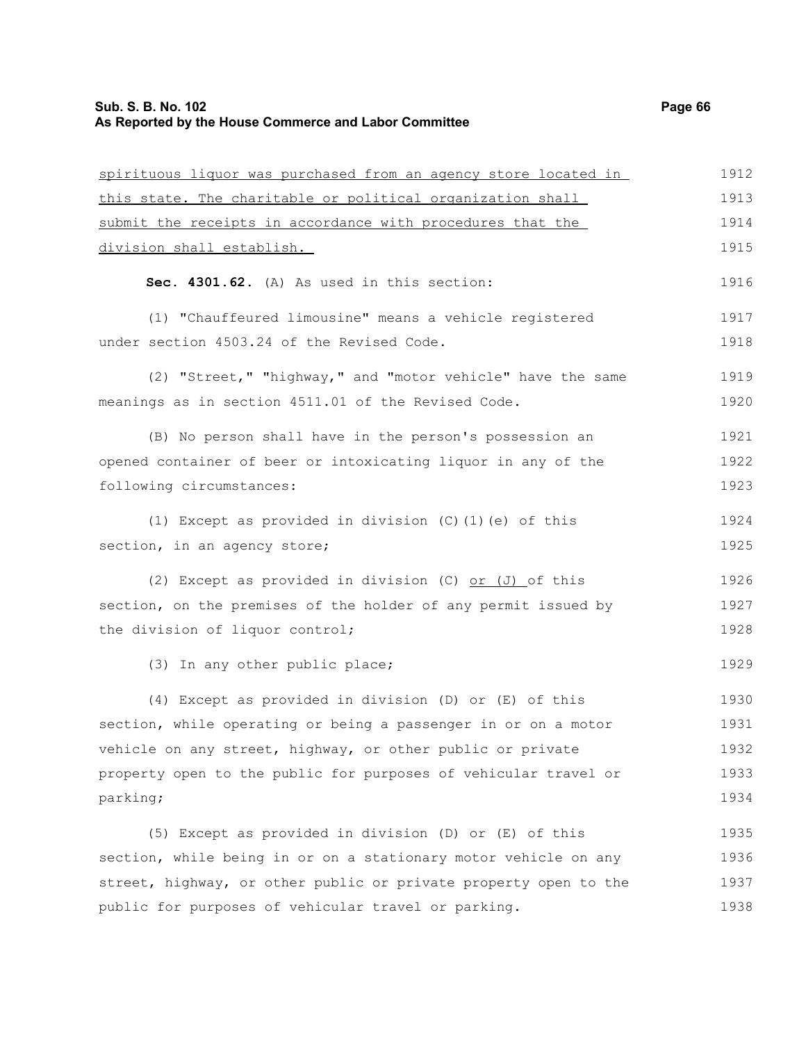spirituous liquor was purchased from an agency store located in this state. The charitable or political organization shall submit the receipts in accordance with procedures that the division shall establish.

**Sec. 4301.62.** (A) As used in this section:

(1) "Chauffeured limousine" means a vehicle registered under section 4503.24 of the Revised Code.

(2) "Street," "highway," and "motor vehicle" have the same meanings as in section 4511.01 of the Revised Code.

(B) No person shall have in the person's possession an opened container of beer or intoxicating liquor in any of the following circumstances:

(1) Except as provided in division (C)(1)(e) of this section, in an agency store;

(2) Except as provided in division (C) or (J) of this section, on the premises of the holder of any permit issued by the division of liquor control;

(3) In any other public place;

(4) Except as provided in division (D) or (E) of this section, while operating or being a passenger in or on a motor vehicle on any street, highway, or other public or private property open to the public for purposes of vehicular travel or parking;

(5) Except as provided in division (D) or (E) of this section, while being in or on a stationary motor vehicle on any street, highway, or other public or private property open to the public for purposes of vehicular travel or parking.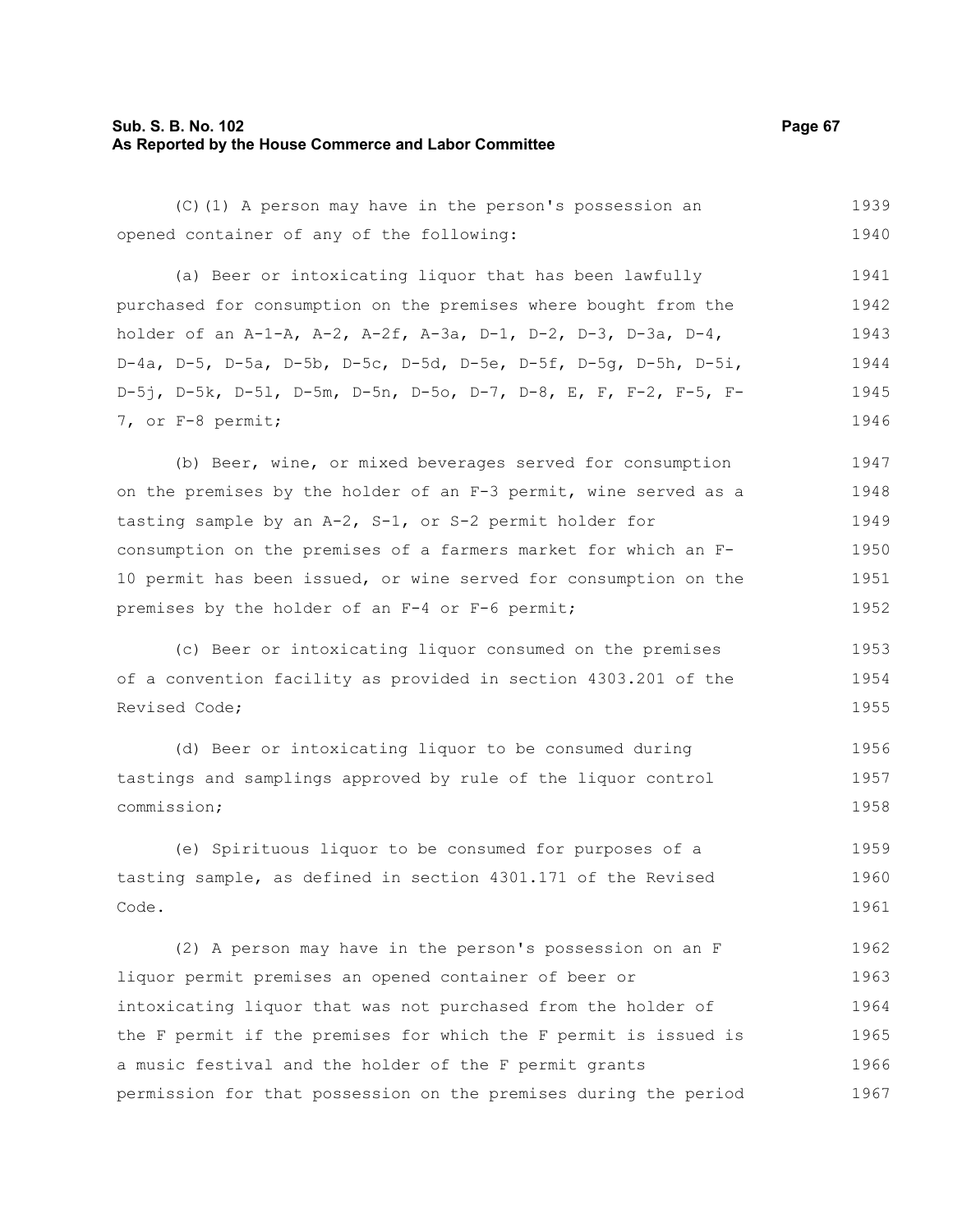(C)(1) A person may have in the person's possession an opened container of any of the following:

(a) Beer or intoxicating liquor that has been lawfully purchased for consumption on the premises where bought from the holder of an A-1-A, A-2, A-2f, A-3a, D-1, D-2, D-3, D-3a, D-4, D-4a, D-5, D-5a, D-5b, D-5c, D-5d, D-5e, D-5f, D-5g, D-5h, D-5i, D-5j, D-5k, D-5l, D-5m, D-5n, D-5o, D-7, D-8, E, F, F-2, F-5, F-7, or F-8 permit;

(b) Beer, wine, or mixed beverages served for consumption on the premises by the holder of an F-3 permit, wine served as a tasting sample by an A-2, S-1, or S-2 permit holder for consumption on the premises of a farmers market for which an F-10 permit has been issued, or wine served for consumption on the premises by the holder of an F-4 or F-6 permit;

(c) Beer or intoxicating liquor consumed on the premises of a convention facility as provided in section 4303.201 of the Revised Code;

(d) Beer or intoxicating liquor to be consumed during tastings and samplings approved by rule of the liquor control commission;

(e) Spirituous liquor to be consumed for purposes of a tasting sample, as defined in section 4301.171 of the Revised Code.

(2) A person may have in the person's possession on an F liquor permit premises an opened container of beer or intoxicating liquor that was not purchased from the holder of the F permit if the premises for which the F permit is issued is a music festival and the holder of the F permit grants permission for that possession on the premises during the period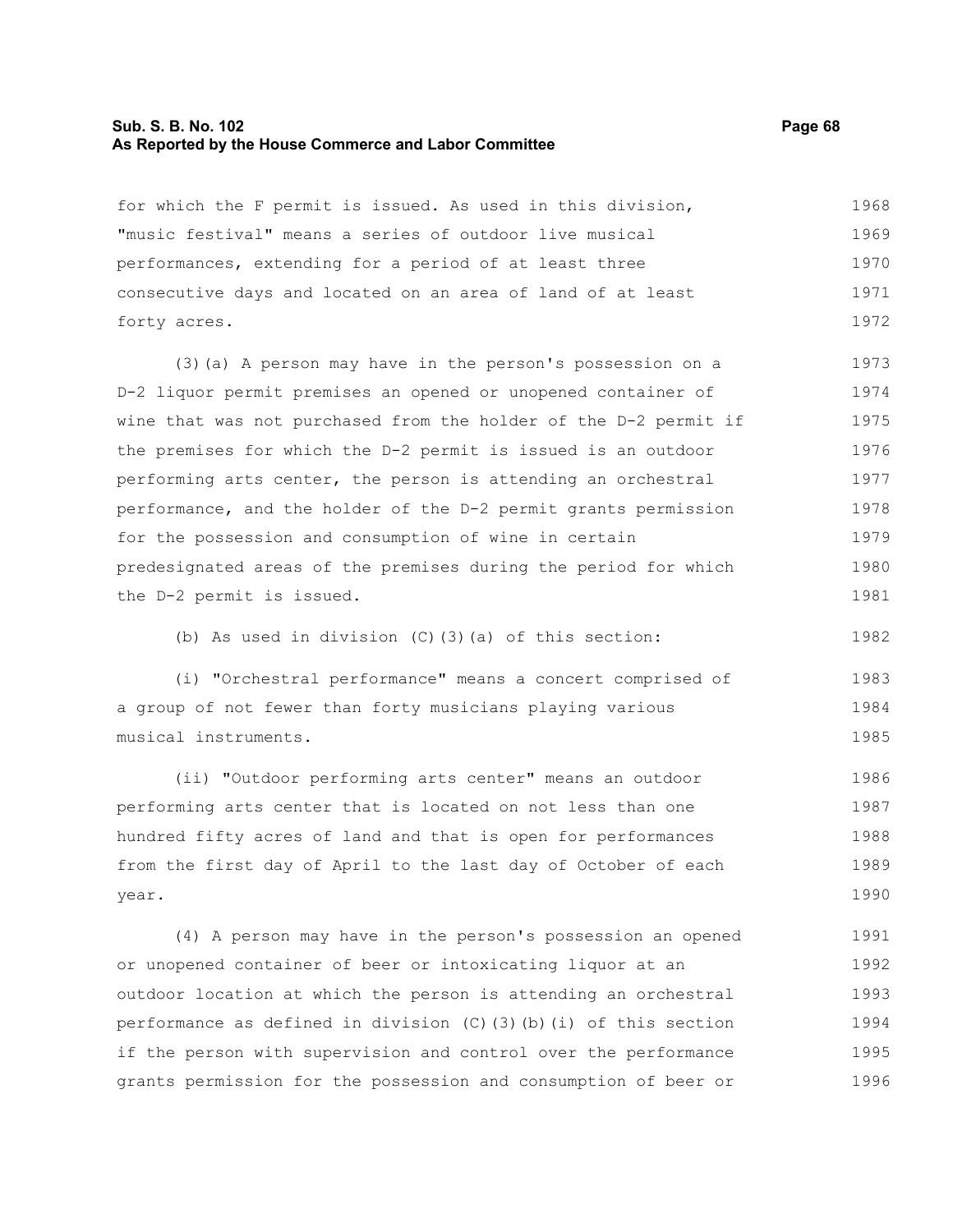for which the F permit is issued. As used in this division, "music festival" means a series of outdoor live musical performances, extending for a period of at least three consecutive days and located on an area of land of at least forty acres.

(3)(a) A person may have in the person's possession on a D-2 liquor permit premises an opened or unopened container of wine that was not purchased from the holder of the D-2 permit if the premises for which the D-2 permit is issued is an outdoor performing arts center, the person is attending an orchestral performance, and the holder of the D-2 permit grants permission for the possession and consumption of wine in certain predesignated areas of the premises during the period for which the D-2 permit is issued.

(b) As used in division (C)(3)(a) of this section:

(i) "Orchestral performance" means a concert comprised of a group of not fewer than forty musicians playing various musical instruments.

(ii) "Outdoor performing arts center" means an outdoor performing arts center that is located on not less than one hundred fifty acres of land and that is open for performances from the first day of April to the last day of October of each year.

(4) A person may have in the person's possession an opened or unopened container of beer or intoxicating liquor at an outdoor location at which the person is attending an orchestral performance as defined in division (C)(3)(b)(i) of this section if the person with supervision and control over the performance grants permission for the possession and consumption of beer or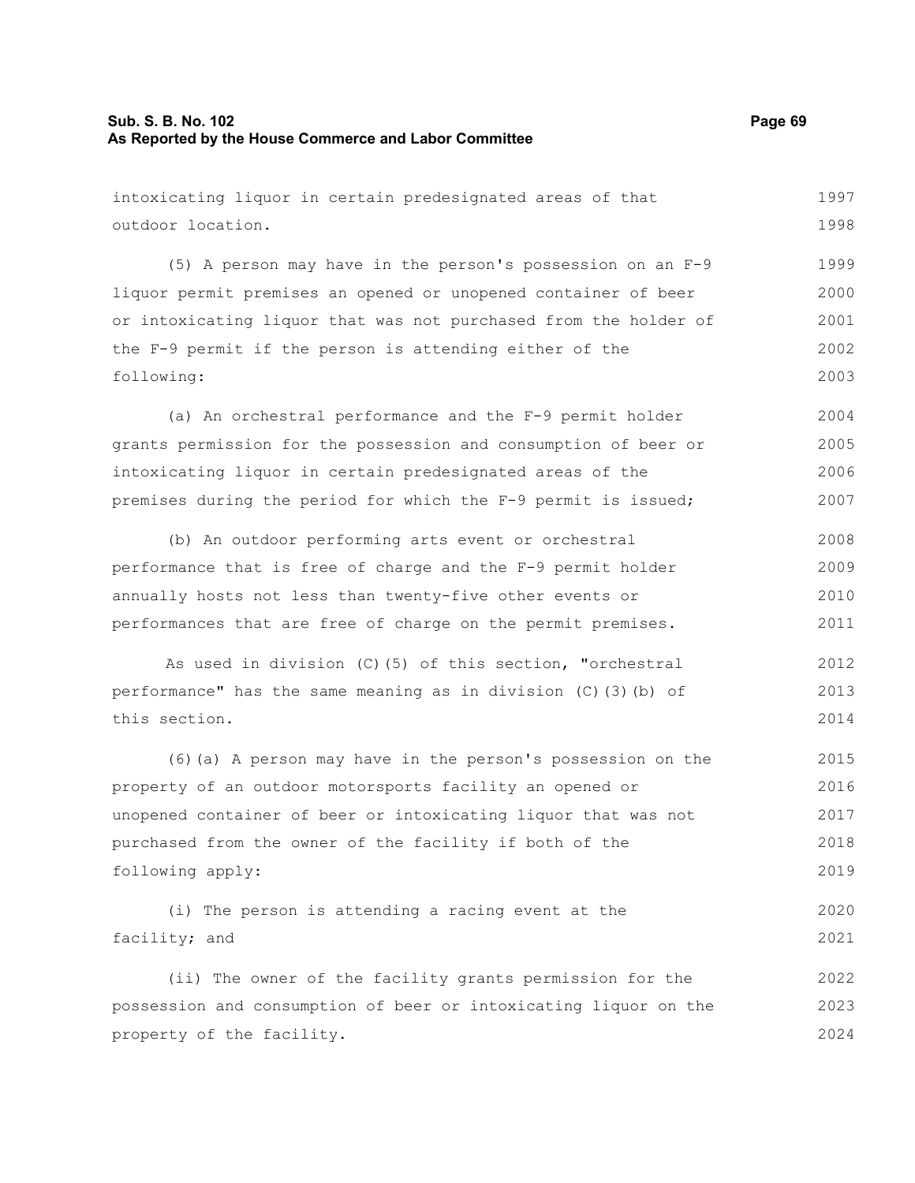intoxicating liquor in certain predesignated areas of that outdoor location.

(5) A person may have in the person's possession on an F-9 liquor permit premises an opened or unopened container of beer or intoxicating liquor that was not purchased from the holder of the F-9 permit if the person is attending either of the following:

(a) An orchestral performance and the F-9 permit holder grants permission for the possession and consumption of beer or intoxicating liquor in certain predesignated areas of the premises during the period for which the F-9 permit is issued;

(b) An outdoor performing arts event or orchestral performance that is free of charge and the F-9 permit holder annually hosts not less than twenty-five other events or performances that are free of charge on the permit premises.

As used in division (C)(5) of this section, "orchestral performance" has the same meaning as in division (C)(3)(b) of this section.

(6)(a) A person may have in the person's possession on the property of an outdoor motorsports facility an opened or unopened container of beer or intoxicating liquor that was not purchased from the owner of the facility if both of the following apply:

(i) The person is attending a racing event at the facility; and

(ii) The owner of the facility grants permission for the possession and consumption of beer or intoxicating liquor on the property of the facility.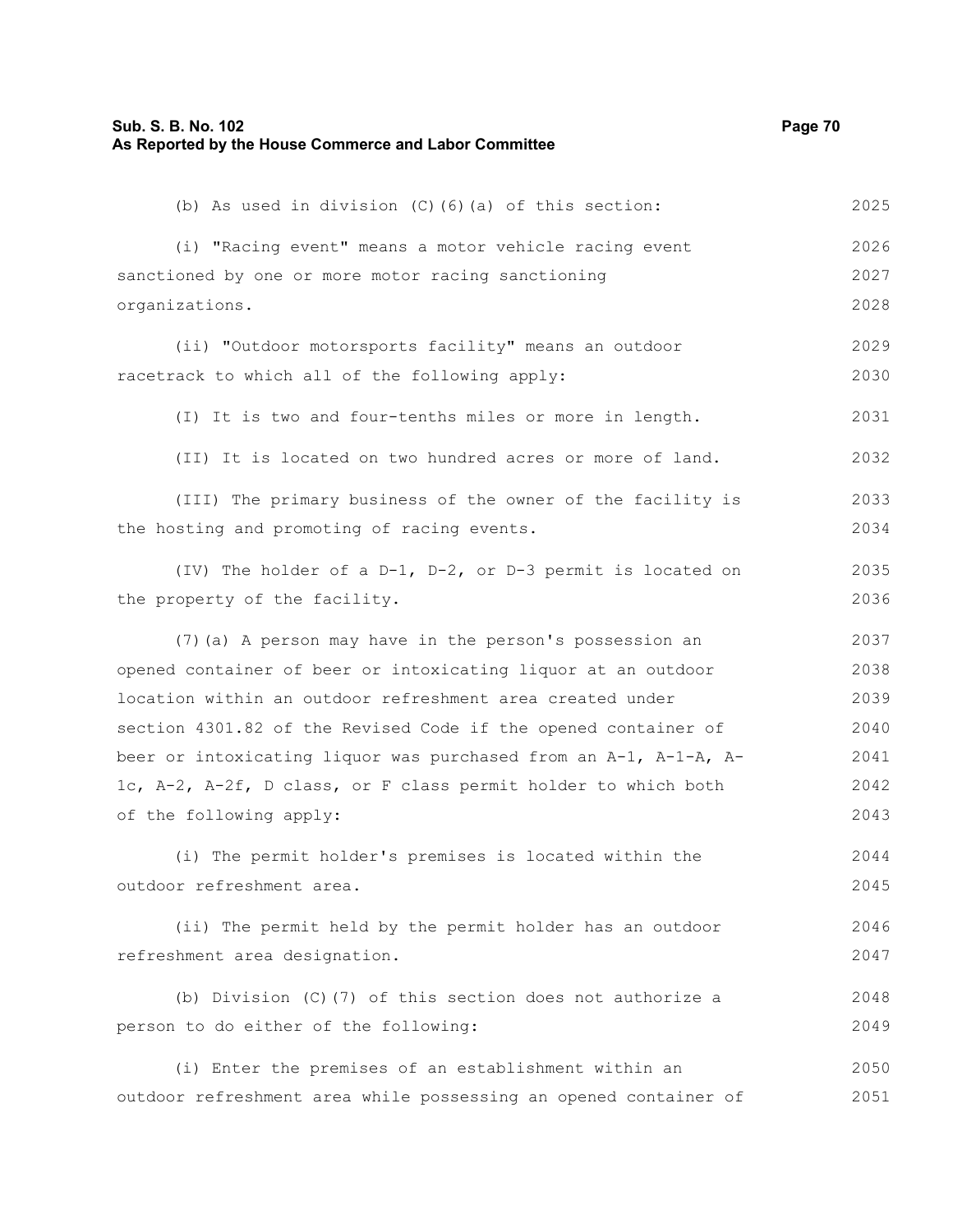(b) As used in division (C)(6)(a) of this section:

(i) "Racing event" means a motor vehicle racing event sanctioned by one or more motor racing sanctioning organizations.

(ii) "Outdoor motorsports facility" means an outdoor racetrack to which all of the following apply:

(I) It is two and four-tenths miles or more in length.

(II) It is located on two hundred acres or more of land.

(III) The primary business of the owner of the facility is the hosting and promoting of racing events.

(IV) The holder of a D-1, D-2, or D-3 permit is located on the property of the facility.

(7)(a) A person may have in the person's possession an opened container of beer or intoxicating liquor at an outdoor location within an outdoor refreshment area created under section 4301.82 of the Revised Code if the opened container of beer or intoxicating liquor was purchased from an A-1, A-1-A, A-1c, A-2, A-2f, D class, or F class permit holder to which both of the following apply:

(i) The permit holder's premises is located within the outdoor refreshment area.

(ii) The permit held by the permit holder has an outdoor refreshment area designation.

(b) Division (C)(7) of this section does not authorize a person to do either of the following:

(i) Enter the premises of an establishment within an outdoor refreshment area while possessing an opened container of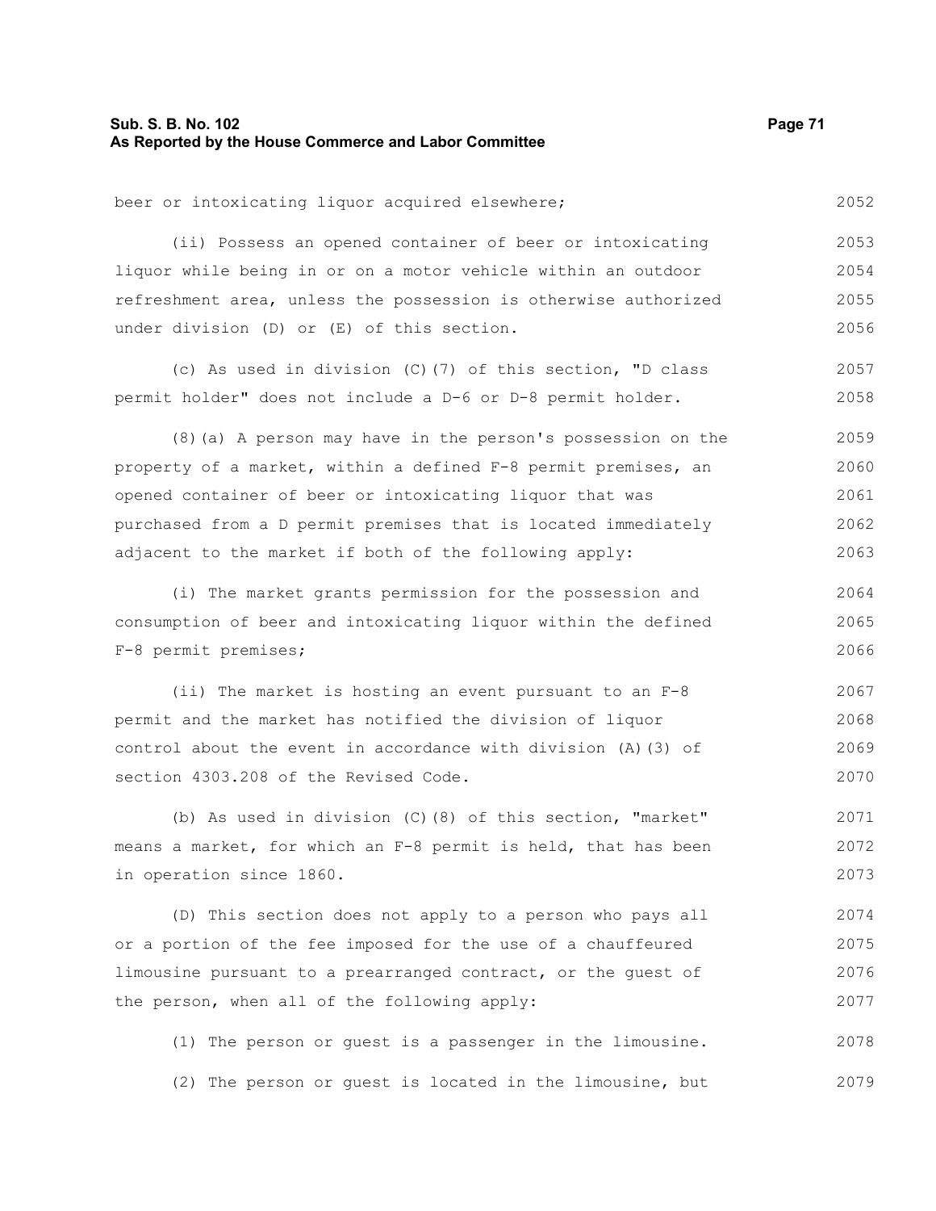beer or intoxicating liquor acquired elsewhere;

(ii) Possess an opened container of beer or intoxicating liquor while being in or on a motor vehicle within an outdoor refreshment area, unless the possession is otherwise authorized under division (D) or (E) of this section.

(c) As used in division (C)(7) of this section, "D class permit holder" does not include a D-6 or D-8 permit holder.

(8)(a) A person may have in the person's possession on the property of a market, within a defined F-8 permit premises, an opened container of beer or intoxicating liquor that was purchased from a D permit premises that is located immediately adjacent to the market if both of the following apply:

(i) The market grants permission for the possession and consumption of beer and intoxicating liquor within the defined F-8 permit premises;

(ii) The market is hosting an event pursuant to an F-8 permit and the market has notified the division of liquor control about the event in accordance with division (A)(3) of section 4303.208 of the Revised Code.

(b) As used in division (C)(8) of this section, "market" means a market, for which an F-8 permit is held, that has been in operation since 1860.

(D) This section does not apply to a person who pays all or a portion of the fee imposed for the use of a chauffeured limousine pursuant to a prearranged contract, or the guest of the person, when all of the following apply:

(1) The person or guest is a passenger in the limousine.

(2) The person or guest is located in the limousine, but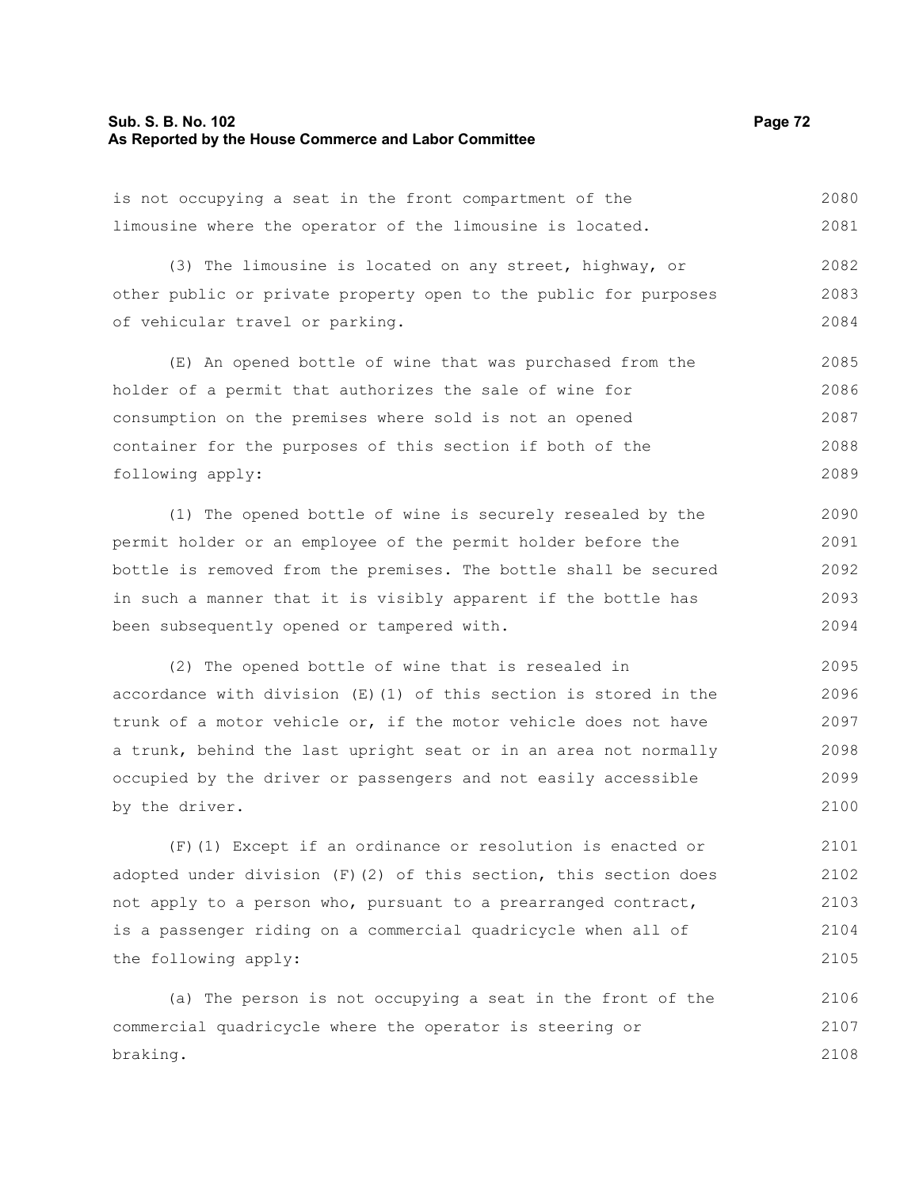is not occupying a seat in the front compartment of the limousine where the operator of the limousine is located.

(3) The limousine is located on any street, highway, or other public or private property open to the public for purposes of vehicular travel or parking.

(E) An opened bottle of wine that was purchased from the holder of a permit that authorizes the sale of wine for consumption on the premises where sold is not an opened container for the purposes of this section if both of the following apply:

(1) The opened bottle of wine is securely resealed by the permit holder or an employee of the permit holder before the bottle is removed from the premises. The bottle shall be secured in such a manner that it is visibly apparent if the bottle has been subsequently opened or tampered with.

(2) The opened bottle of wine that is resealed in accordance with division (E)(1) of this section is stored in the trunk of a motor vehicle or, if the motor vehicle does not have a trunk, behind the last upright seat or in an area not normally occupied by the driver or passengers and not easily accessible by the driver.

(F)(1) Except if an ordinance or resolution is enacted or adopted under division (F)(2) of this section, this section does not apply to a person who, pursuant to a prearranged contract, is a passenger riding on a commercial quadricycle when all of the following apply:

(a) The person is not occupying a seat in the front of the commercial quadricycle where the operator is steering or braking.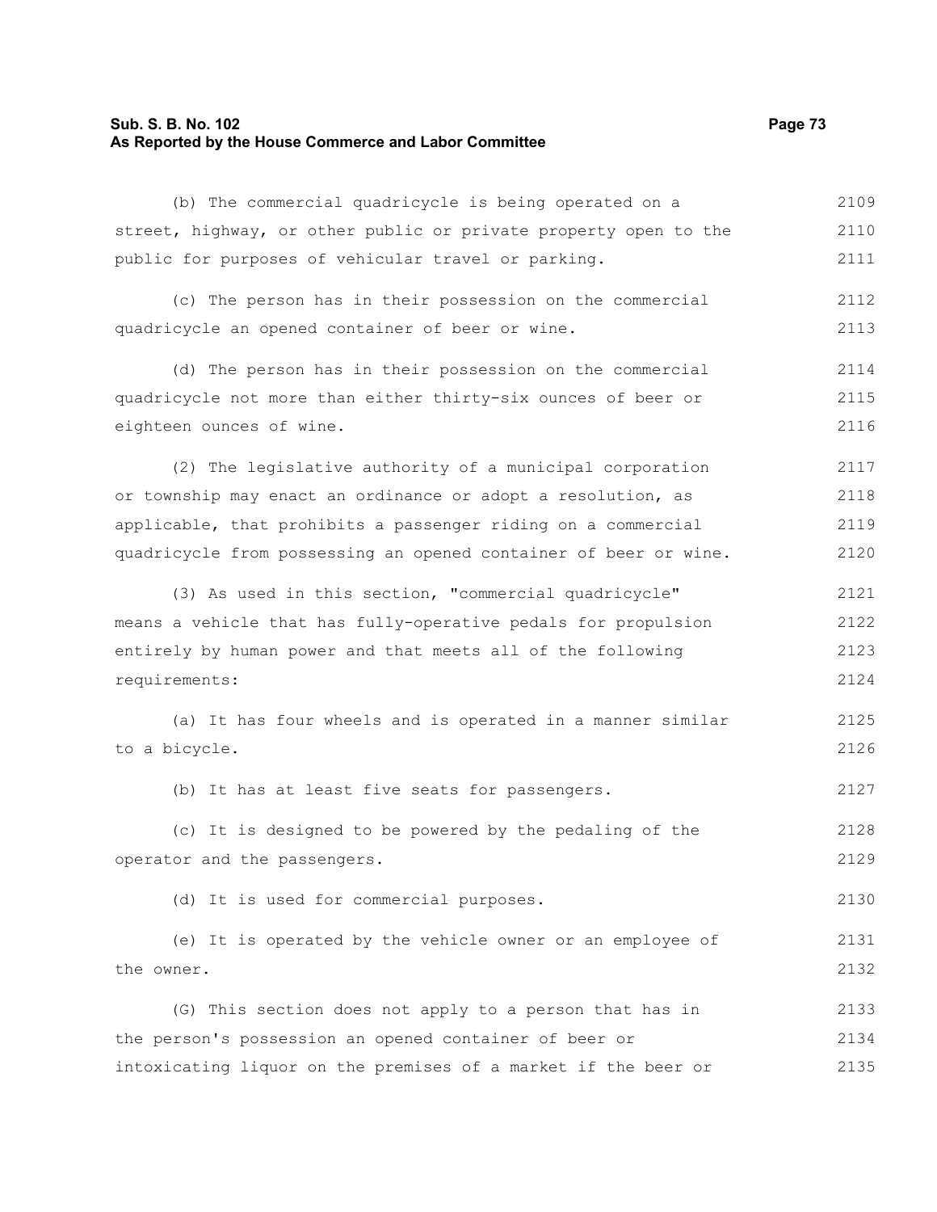(b) The commercial quadricycle is being operated on a street, highway, or other public or private property open to the public for purposes of vehicular travel or parking.

(c) The person has in their possession on the commercial quadricycle an opened container of beer or wine.

(d) The person has in their possession on the commercial quadricycle not more than either thirty-six ounces of beer or eighteen ounces of wine.

(2) The legislative authority of a municipal corporation or township may enact an ordinance or adopt a resolution, as applicable, that prohibits a passenger riding on a commercial quadricycle from possessing an opened container of beer or wine.

(3) As used in this section, "commercial quadricycle" means a vehicle that has fully-operative pedals for propulsion entirely by human power and that meets all of the following requirements:

(a) It has four wheels and is operated in a manner similar to a bicycle.

(b) It has at least five seats for passengers.

(c) It is designed to be powered by the pedaling of the operator and the passengers.

(d) It is used for commercial purposes.

(e) It is operated by the vehicle owner or an employee of the owner.

(G) This section does not apply to a person that has in the person's possession an opened container of beer or intoxicating liquor on the premises of a market if the beer or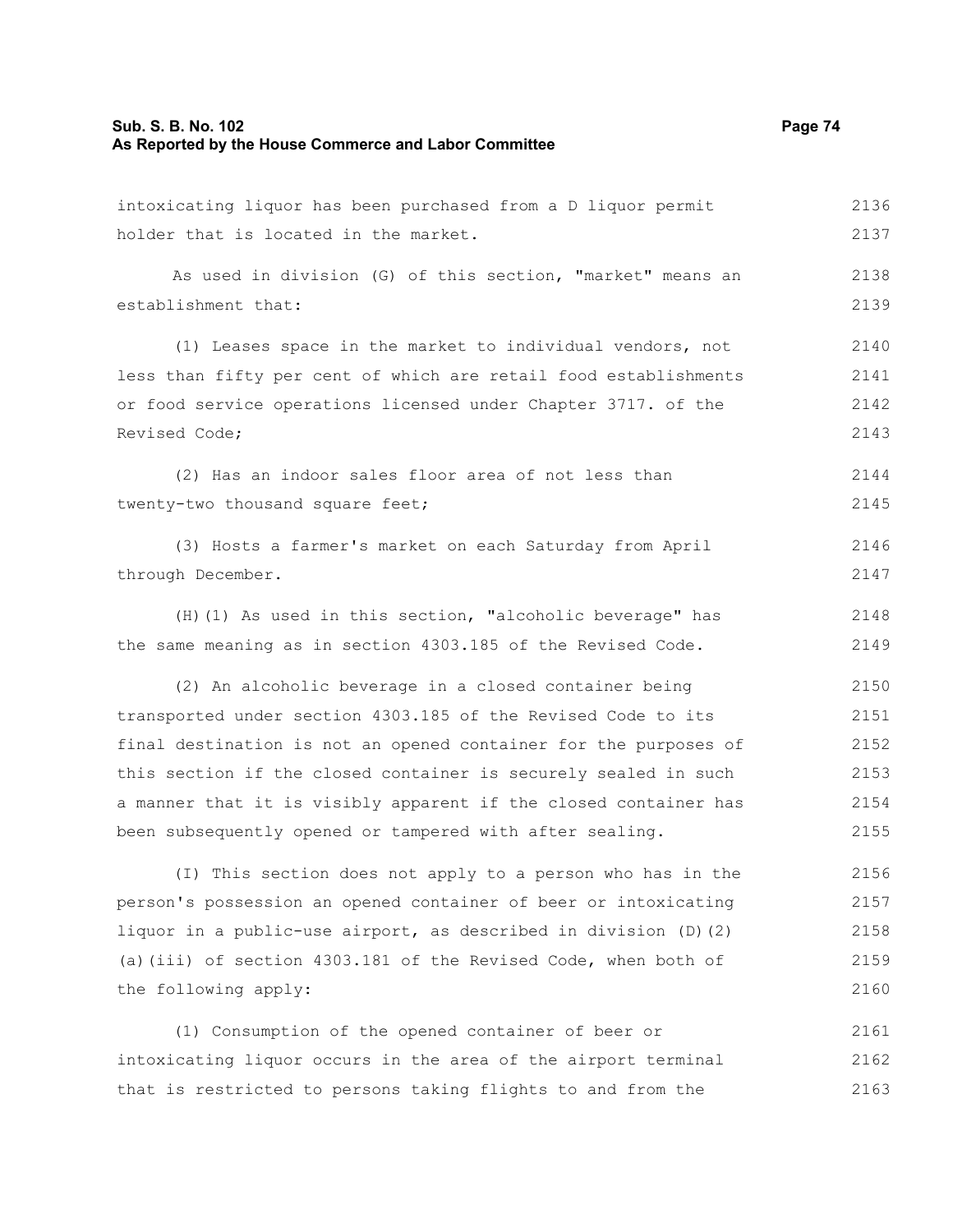intoxicating liquor has been purchased from a D liquor permit holder that is located in the market.

As used in division (G) of this section, "market" means an establishment that:

(1) Leases space in the market to individual vendors, not less than fifty per cent of which are retail food establishments or food service operations licensed under Chapter 3717. of the Revised Code;

(2) Has an indoor sales floor area of not less than twenty-two thousand square feet;

(3) Hosts a farmer's market on each Saturday from April through December.

(H)(1) As used in this section, "alcoholic beverage" has the same meaning as in section 4303.185 of the Revised Code.

(2) An alcoholic beverage in a closed container being transported under section 4303.185 of the Revised Code to its final destination is not an opened container for the purposes of this section if the closed container is securely sealed in such a manner that it is visibly apparent if the closed container has been subsequently opened or tampered with after sealing.

(I) This section does not apply to a person who has in the person's possession an opened container of beer or intoxicating liquor in a public-use airport, as described in division (D)(2)(a)(iii) of section 4303.181 of the Revised Code, when both of the following apply:

(1) Consumption of the opened container of beer or intoxicating liquor occurs in the area of the airport terminal that is restricted to persons taking flights to and from the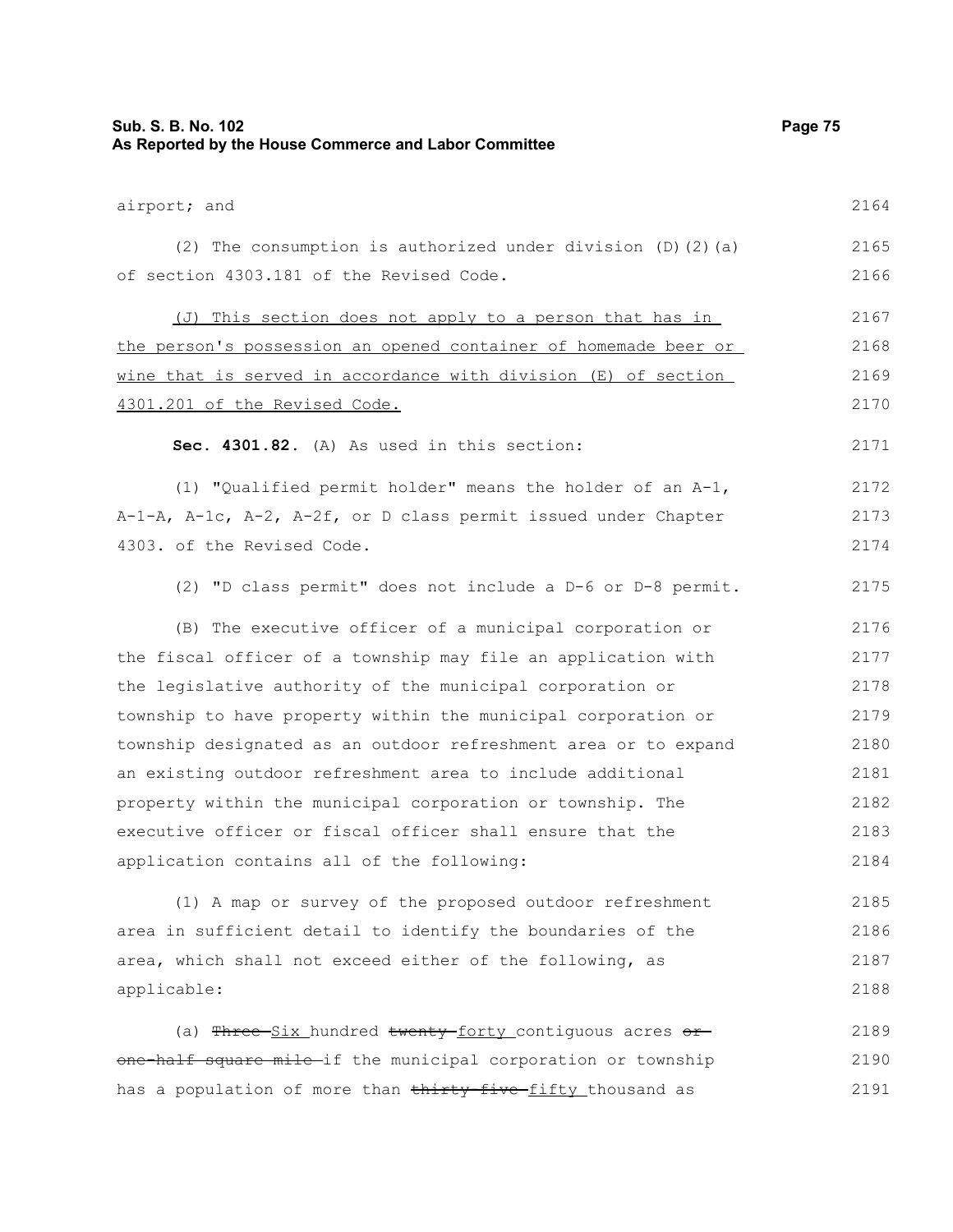airport; and

(2) The consumption is authorized under division (D)(2)(a) of section 4303.181 of the Revised Code.

<u>(J) This section does not apply to a person that has in the person's possession an opened container of homemade beer or wine that is served in accordance with division (E) of section 4301.201 of the Revised Code.</u>

**Sec. 4301.82.** (A) As used in this section:

(1) "Qualified permit holder" means the holder of an A-1, A-1-A, A-1c, A-2, A-2f, or D class permit issued under Chapter 4303. of the Revised Code.

(2) "D class permit" does not include a D-6 or D-8 permit.

(B) The executive officer of a municipal corporation or the fiscal officer of a township may file an application with the legislative authority of the municipal corporation or township to have property within the municipal corporation or township designated as an outdoor refreshment area or to expand an existing outdoor refreshment area to include additional property within the municipal corporation or township. The executive officer or fiscal officer shall ensure that the application contains all of the following:

(1) A map or survey of the proposed outdoor refreshment area in sufficient detail to identify the boundaries of the area, which shall not exceed either of the following, as applicable:

(a) ~~Three~~ <u>Six</u> hundred ~~twenty~~ <u>forty</u> contiguous acres ~~or one-half square mile~~ if the municipal corporation or township has a population of more than ~~thirty-five~~ <u>fifty</u> thousand as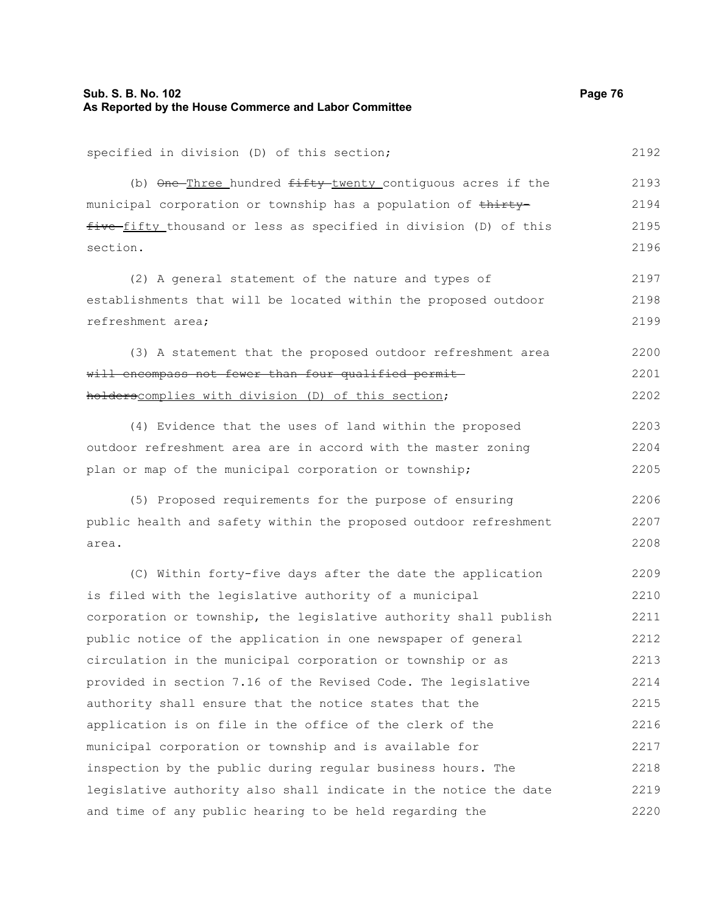specified in division (D) of this section;

(b) ~~One~~ Three hundred ~~fifty~~ twenty contiguous acres if the municipal corporation or township has a population of ~~thirty-five~~ fifty thousand or less as specified in division (D) of this section.

(2) A general statement of the nature and types of establishments that will be located within the proposed outdoor refreshment area;

(3) A statement that the proposed outdoor refreshment area ~~will encompass not fewer than four qualified permit holders~~complies with division (D) of this section;

(4) Evidence that the uses of land within the proposed outdoor refreshment area are in accord with the master zoning plan or map of the municipal corporation or township;

(5) Proposed requirements for the purpose of ensuring public health and safety within the proposed outdoor refreshment area.

(C) Within forty-five days after the date the application is filed with the legislative authority of a municipal corporation or township, the legislative authority shall publish public notice of the application in one newspaper of general circulation in the municipal corporation or township or as provided in section 7.16 of the Revised Code. The legislative authority shall ensure that the notice states that the application is on file in the office of the clerk of the municipal corporation or township and is available for inspection by the public during regular business hours. The legislative authority also shall indicate in the notice the date and time of any public hearing to be held regarding the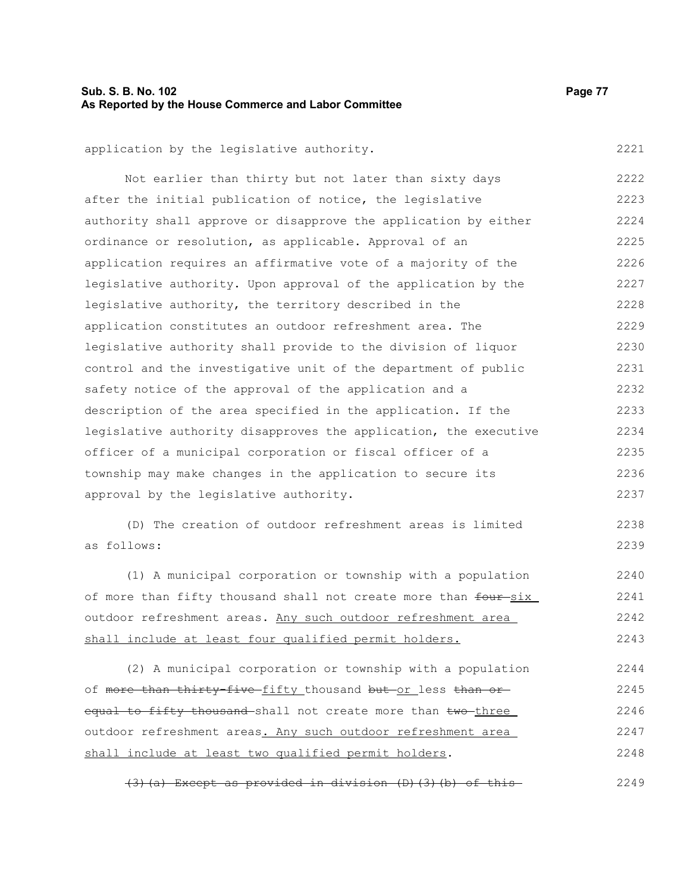application by the legislative authority.

Not earlier than thirty but not later than sixty days after the initial publication of notice, the legislative authority shall approve or disapprove the application by either ordinance or resolution, as applicable. Approval of an application requires an affirmative vote of a majority of the legislative authority. Upon approval of the application by the legislative authority, the territory described in the application constitutes an outdoor refreshment area. The legislative authority shall provide to the division of liquor control and the investigative unit of the department of public safety notice of the approval of the application and a description of the area specified in the application. If the legislative authority disapproves the application, the executive officer of a municipal corporation or fiscal officer of a township may make changes in the application to secure its approval by the legislative authority.

(D) The creation of outdoor refreshment areas is limited as follows:

(1) A municipal corporation or township with a population of more than fifty thousand shall not create more than ~~four~~ <u>six</u> outdoor refreshment areas. <u>Any such outdoor refreshment area shall include at least four qualified permit holders.</u>

(2) A municipal corporation or township with a population of ~~more than thirty-five~~ <u>fifty</u> thousand ~~but~~ <u>or</u> less ~~than or equal to fifty thousand~~ shall not create more than ~~two~~ <u>three</u> outdoor refreshment areas<u>. Any such outdoor refreshment area shall include at least two qualified permit holders</u>.

~~(3)(a) Except as provided in division (D)(3)(b) of this~~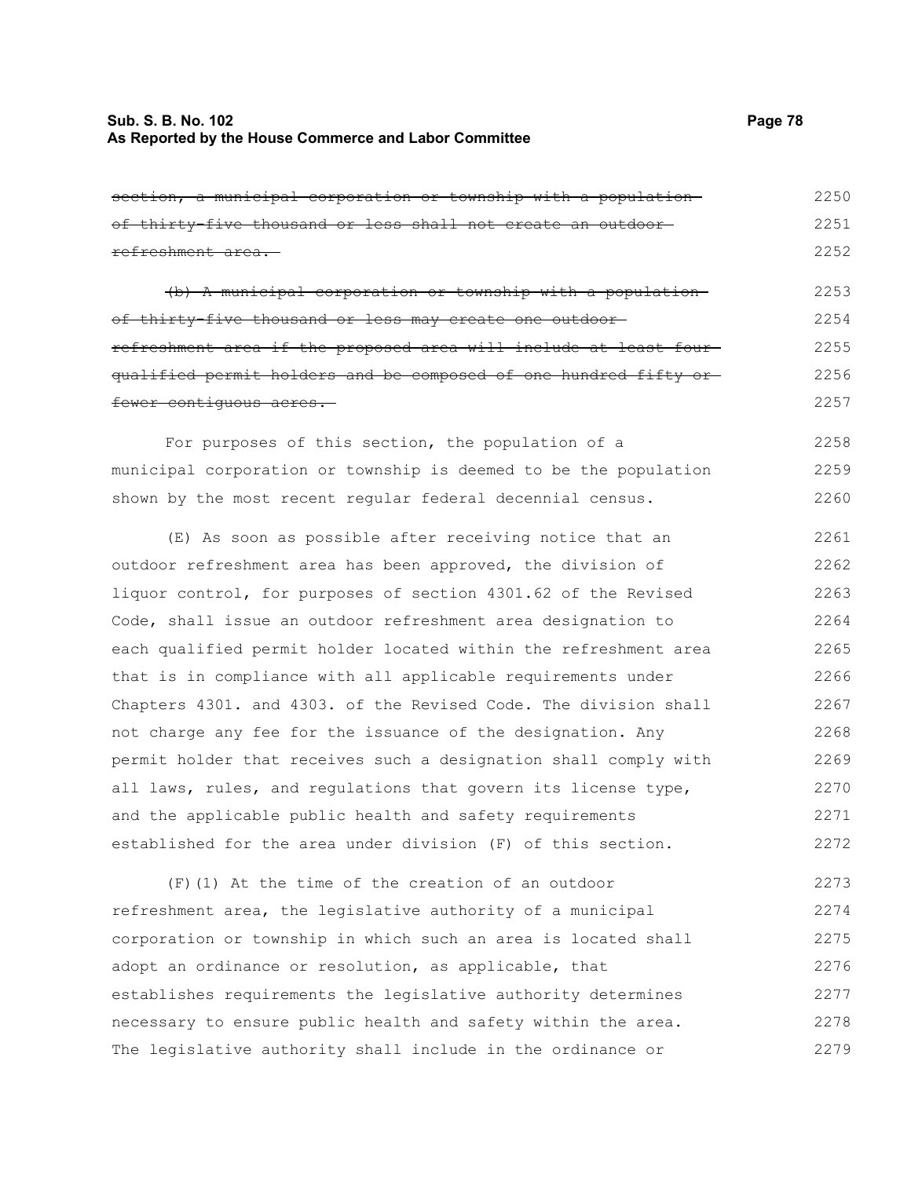~~section, a municipal corporation or township with a population of thirty-five thousand or less shall not create an outdoor refreshment area.~~

~~(b) A municipal corporation or township with a population of thirty-five thousand or less may create one outdoor refreshment area if the proposed area will include at least four qualified permit holders and be composed of one hundred fifty or fewer contiguous acres.~~

For purposes of this section, the population of a municipal corporation or township is deemed to be the population shown by the most recent regular federal decennial census.

(E) As soon as possible after receiving notice that an outdoor refreshment area has been approved, the division of liquor control, for purposes of section 4301.62 of the Revised Code, shall issue an outdoor refreshment area designation to each qualified permit holder located within the refreshment area that is in compliance with all applicable requirements under Chapters 4301. and 4303. of the Revised Code. The division shall not charge any fee for the issuance of the designation. Any permit holder that receives such a designation shall comply with all laws, rules, and regulations that govern its license type, and the applicable public health and safety requirements established for the area under division (F) of this section.

(F)(1) At the time of the creation of an outdoor refreshment area, the legislative authority of a municipal corporation or township in which such an area is located shall adopt an ordinance or resolution, as applicable, that establishes requirements the legislative authority determines necessary to ensure public health and safety within the area. The legislative authority shall include in the ordinance or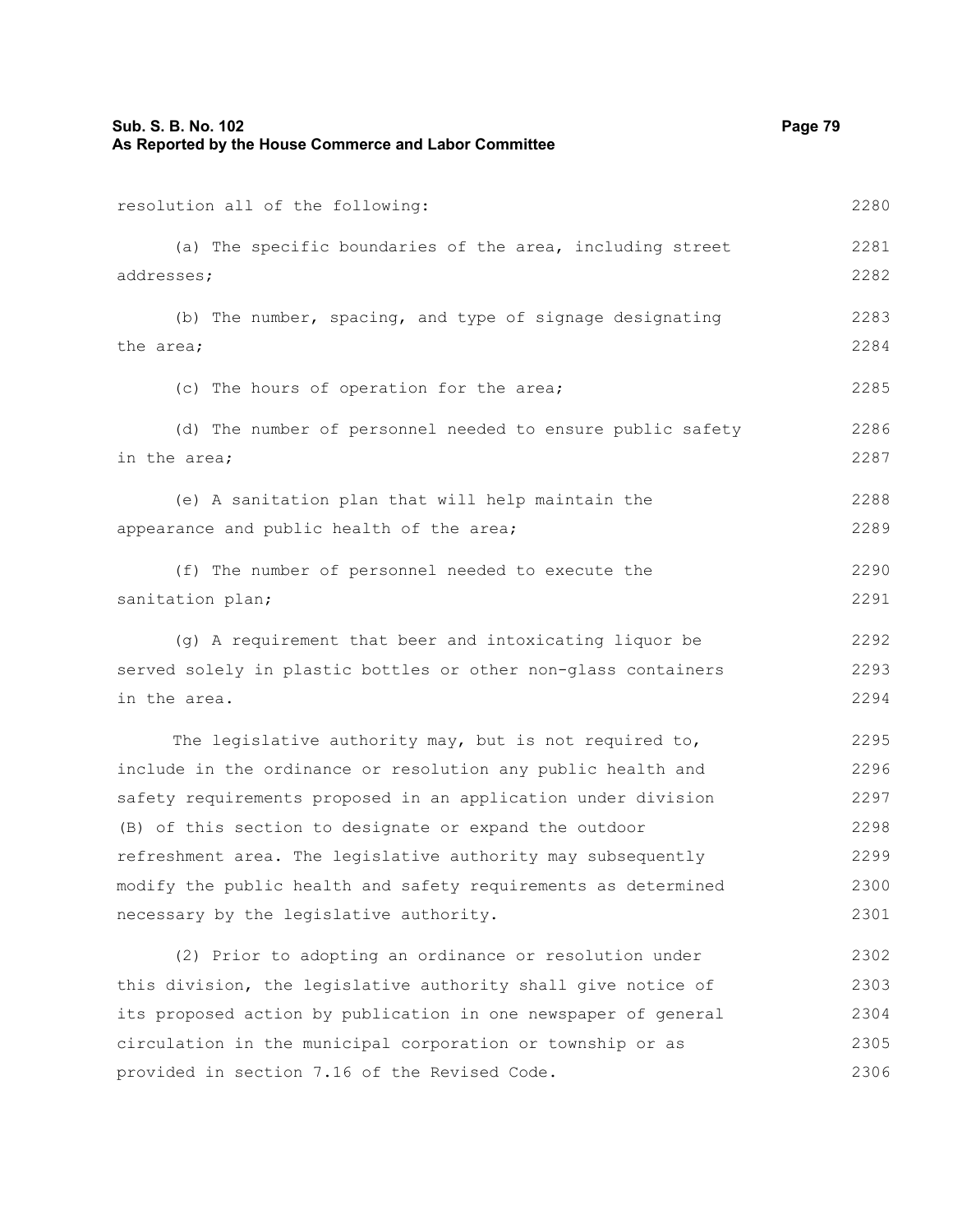resolution all of the following:

(a) The specific boundaries of the area, including street addresses;

(b) The number, spacing, and type of signage designating the area;

(c) The hours of operation for the area;

(d) The number of personnel needed to ensure public safety in the area;

(e) A sanitation plan that will help maintain the appearance and public health of the area;

(f) The number of personnel needed to execute the sanitation plan;

(g) A requirement that beer and intoxicating liquor be served solely in plastic bottles or other non-glass containers in the area.

The legislative authority may, but is not required to, include in the ordinance or resolution any public health and safety requirements proposed in an application under division (B) of this section to designate or expand the outdoor refreshment area. The legislative authority may subsequently modify the public health and safety requirements as determined necessary by the legislative authority.

(2) Prior to adopting an ordinance or resolution under this division, the legislative authority shall give notice of its proposed action by publication in one newspaper of general circulation in the municipal corporation or township or as provided in section 7.16 of the Revised Code.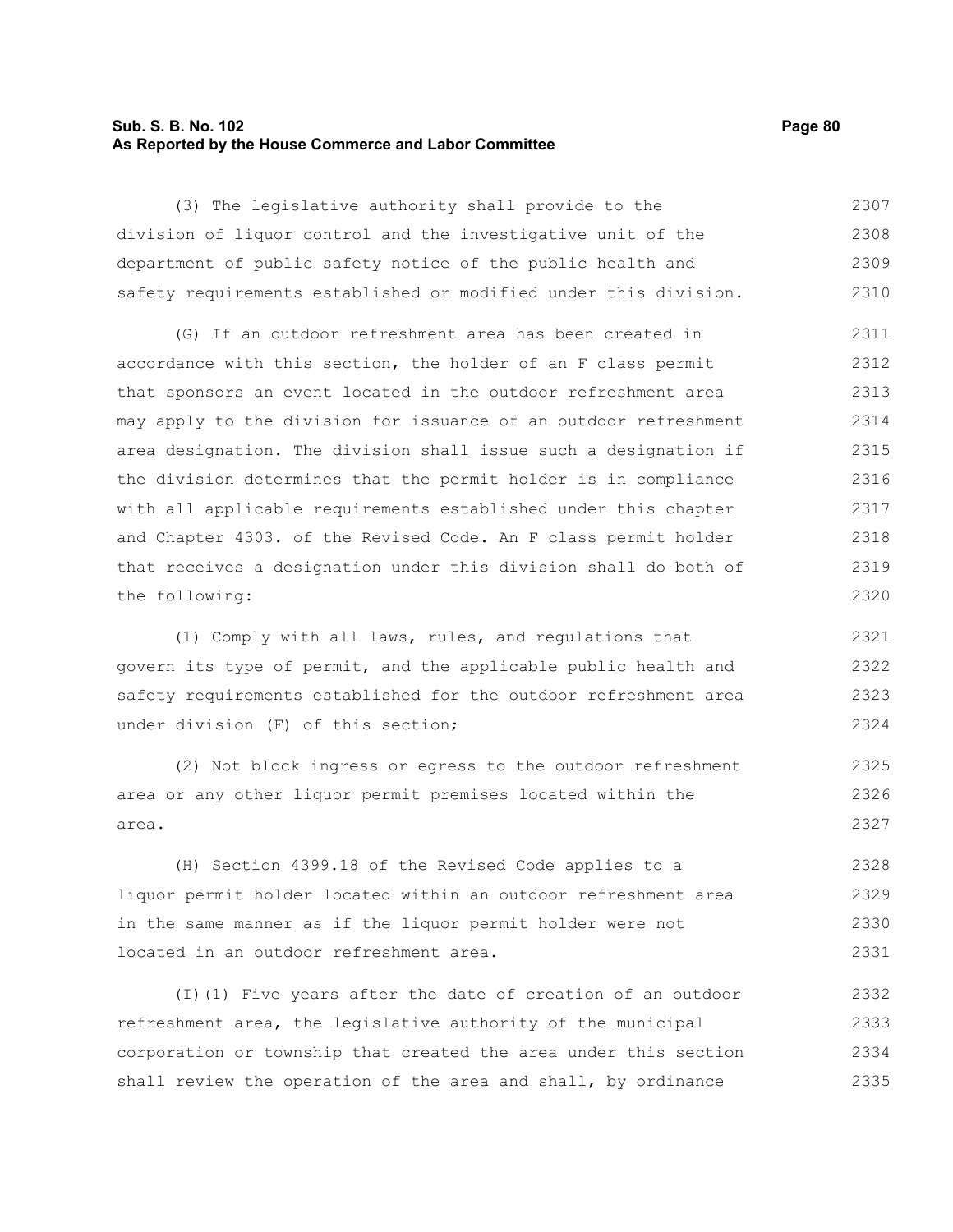(3) The legislative authority shall provide to the division of liquor control and the investigative unit of the department of public safety notice of the public health and safety requirements established or modified under this division.

(G) If an outdoor refreshment area has been created in accordance with this section, the holder of an F class permit that sponsors an event located in the outdoor refreshment area may apply to the division for issuance of an outdoor refreshment area designation. The division shall issue such a designation if the division determines that the permit holder is in compliance with all applicable requirements established under this chapter and Chapter 4303. of the Revised Code. An F class permit holder that receives a designation under this division shall do both of the following:

(1) Comply with all laws, rules, and regulations that govern its type of permit, and the applicable public health and safety requirements established for the outdoor refreshment area under division (F) of this section;

(2) Not block ingress or egress to the outdoor refreshment area or any other liquor permit premises located within the area.

(H) Section 4399.18 of the Revised Code applies to a liquor permit holder located within an outdoor refreshment area in the same manner as if the liquor permit holder were not located in an outdoor refreshment area.

(I)(1) Five years after the date of creation of an outdoor refreshment area, the legislative authority of the municipal corporation or township that created the area under this section shall review the operation of the area and shall, by ordinance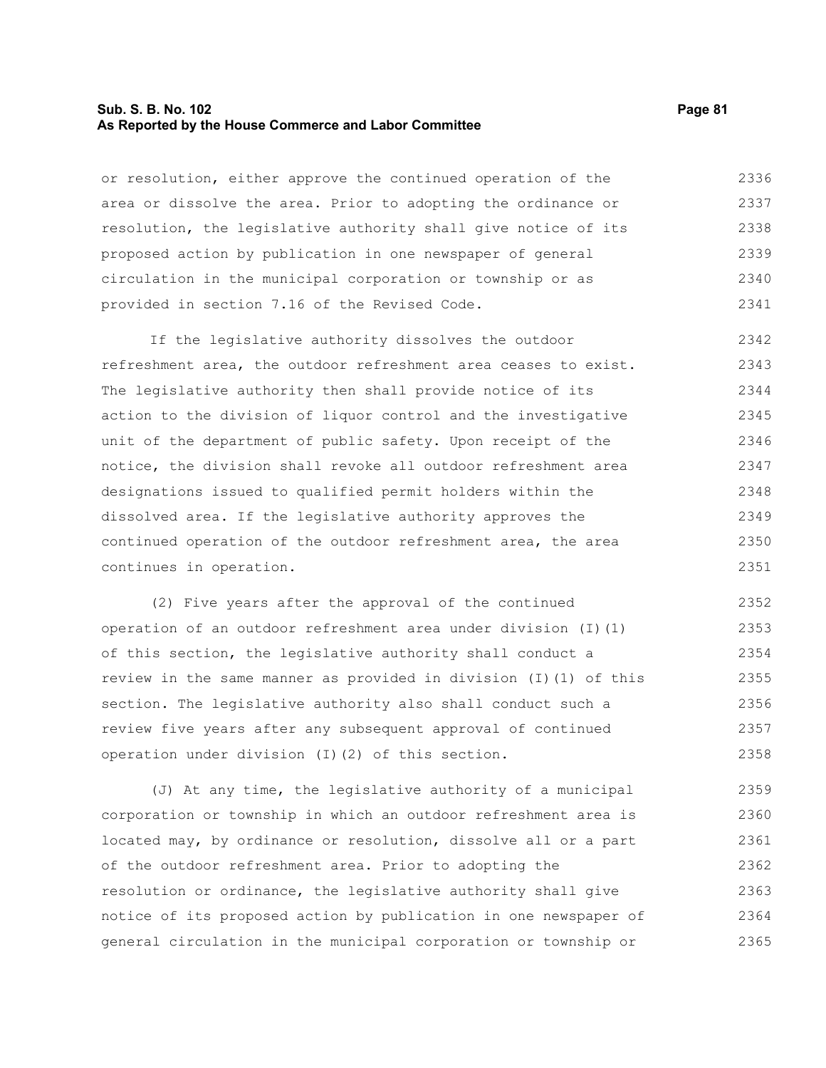or resolution, either approve the continued operation of the area or dissolve the area. Prior to adopting the ordinance or resolution, the legislative authority shall give notice of its proposed action by publication in one newspaper of general circulation in the municipal corporation or township or as provided in section 7.16 of the Revised Code.

If the legislative authority dissolves the outdoor refreshment area, the outdoor refreshment area ceases to exist. The legislative authority then shall provide notice of its action to the division of liquor control and the investigative unit of the department of public safety. Upon receipt of the notice, the division shall revoke all outdoor refreshment area designations issued to qualified permit holders within the dissolved area. If the legislative authority approves the continued operation of the outdoor refreshment area, the area continues in operation.

(2) Five years after the approval of the continued operation of an outdoor refreshment area under division (I)(1) of this section, the legislative authority shall conduct a review in the same manner as provided in division (I)(1) of this section. The legislative authority also shall conduct such a review five years after any subsequent approval of continued operation under division (I)(2) of this section.

(J) At any time, the legislative authority of a municipal corporation or township in which an outdoor refreshment area is located may, by ordinance or resolution, dissolve all or a part of the outdoor refreshment area. Prior to adopting the resolution or ordinance, the legislative authority shall give notice of its proposed action by publication in one newspaper of general circulation in the municipal corporation or township or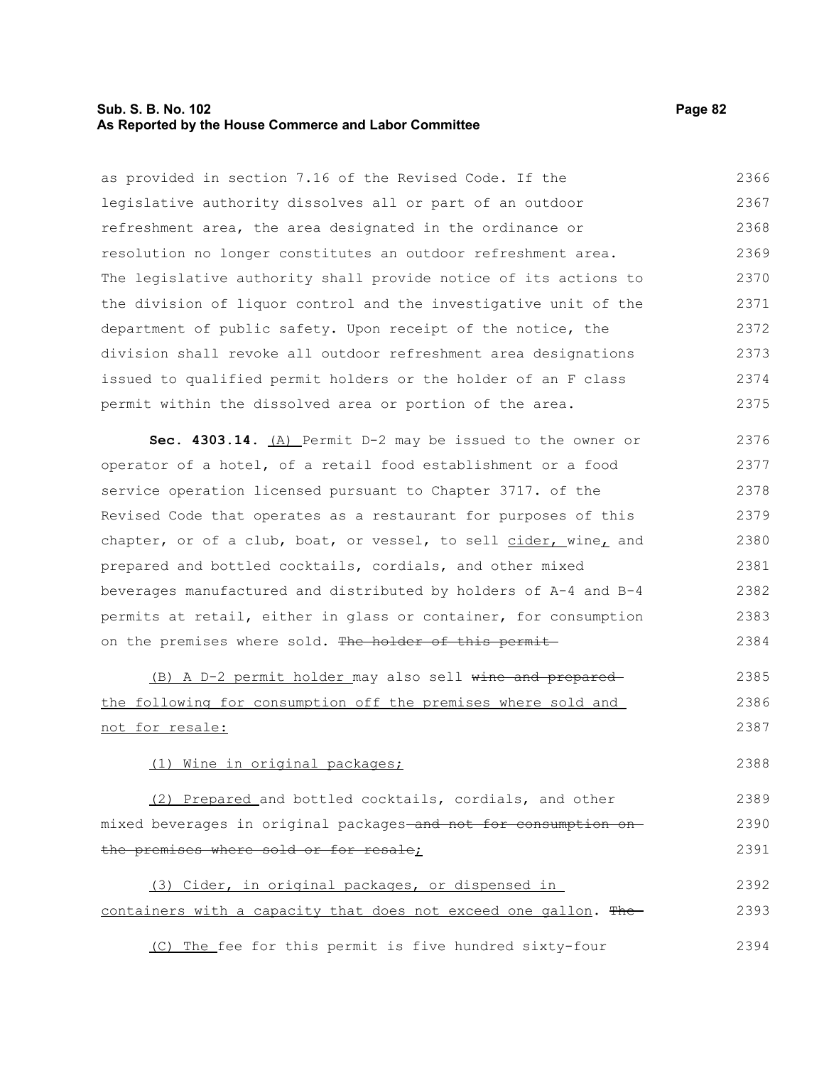as provided in section 7.16 of the Revised Code. If the legislative authority dissolves all or part of an outdoor refreshment area, the area designated in the ordinance or resolution no longer constitutes an outdoor refreshment area. The legislative authority shall provide notice of its actions to the division of liquor control and the investigative unit of the department of public safety. Upon receipt of the notice, the division shall revoke all outdoor refreshment area designations issued to qualified permit holders or the holder of an F class permit within the dissolved area or portion of the area.

**Sec. 4303.14.** (A) Permit D-2 may be issued to the owner or operator of a hotel, of a retail food establishment or a food service operation licensed pursuant to Chapter 3717. of the Revised Code that operates as a restaurant for purposes of this chapter, or of a club, boat, or vessel, to sell cider, wine, and prepared and bottled cocktails, cordials, and other mixed beverages manufactured and distributed by holders of A-4 and B-4 permits at retail, either in glass or container, for consumption on the premises where sold. ~~The holder of this permit~~

(B) A D-2 permit holder may also sell ~~wine and prepared~~ the following for consumption off the premises where sold and not for resale:

(1) Wine in original packages;

(2) Prepared and bottled cocktails, cordials, and other mixed beverages in original packages ~~and not for consumption on the premises where sold or for resale~~;

(3) Cider, in original packages, or dispensed in containers with a capacity that does not exceed one gallon. ~~The~~

(C) The fee for this permit is five hundred sixty-four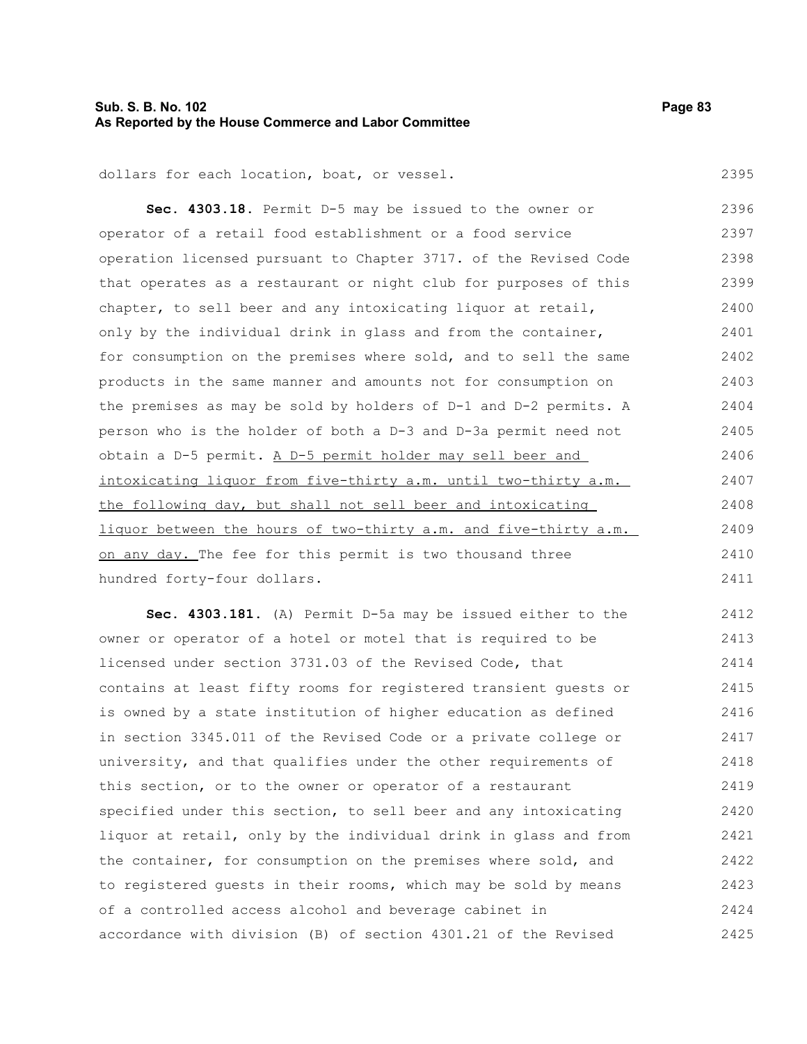dollars for each location, boat, or vessel.

**Sec. 4303.18.** Permit D-5 may be issued to the owner or operator of a retail food establishment or a food service operation licensed pursuant to Chapter 3717. of the Revised Code that operates as a restaurant or night club for purposes of this chapter, to sell beer and any intoxicating liquor at retail, only by the individual drink in glass and from the container, for consumption on the premises where sold, and to sell the same products in the same manner and amounts not for consumption on the premises as may be sold by holders of D-1 and D-2 permits. A person who is the holder of both a D-3 and D-3a permit need not obtain a D-5 permit. <u>A D-5 permit holder may sell beer and intoxicating liquor from five-thirty a.m. until two-thirty a.m. the following day, but shall not sell beer and intoxicating liquor between the hours of two-thirty a.m. and five-thirty a.m. on any day.</u> The fee for this permit is two thousand three hundred forty-four dollars.

**Sec. 4303.181.** (A) Permit D-5a may be issued either to the owner or operator of a hotel or motel that is required to be licensed under section 3731.03 of the Revised Code, that contains at least fifty rooms for registered transient guests or is owned by a state institution of higher education as defined in section 3345.011 of the Revised Code or a private college or university, and that qualifies under the other requirements of this section, or to the owner or operator of a restaurant specified under this section, to sell beer and any intoxicating liquor at retail, only by the individual drink in glass and from the container, for consumption on the premises where sold, and to registered guests in their rooms, which may be sold by means of a controlled access alcohol and beverage cabinet in accordance with division (B) of section 4301.21 of the Revised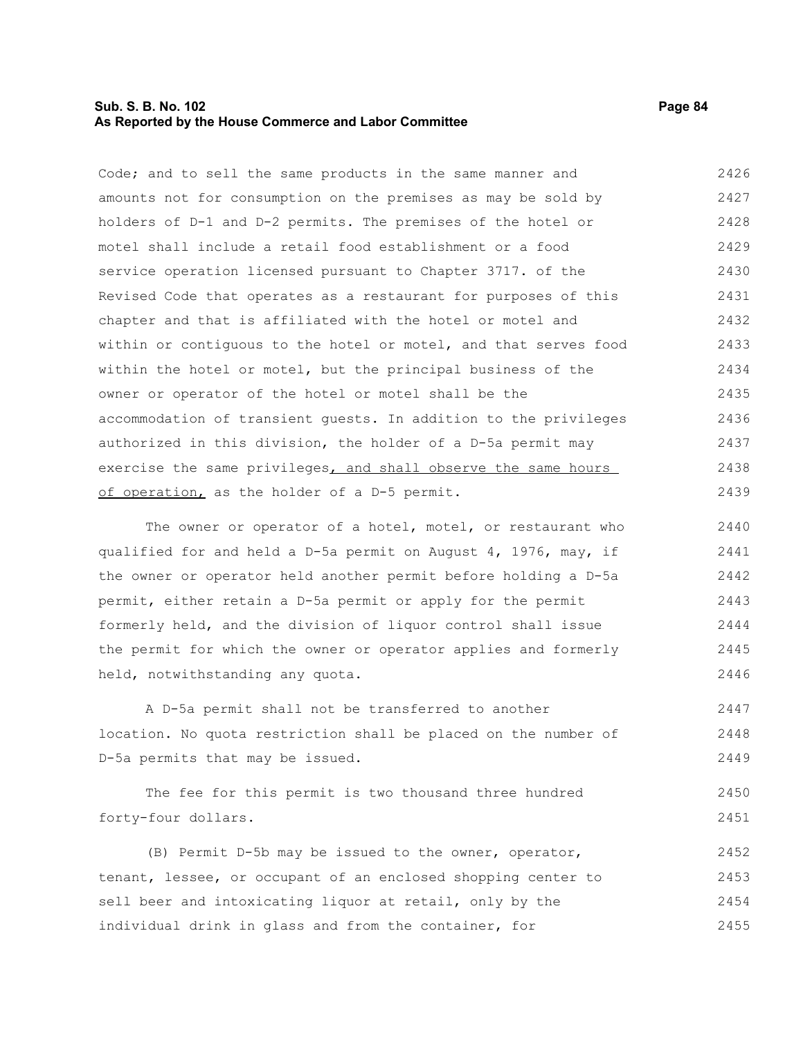Code; and to sell the same products in the same manner and amounts not for consumption on the premises as may be sold by holders of D-1 and D-2 permits. The premises of the hotel or motel shall include a retail food establishment or a food service operation licensed pursuant to Chapter 3717. of the Revised Code that operates as a restaurant for purposes of this chapter and that is affiliated with the hotel or motel and within or contiguous to the hotel or motel, and that serves food within the hotel or motel, but the principal business of the owner or operator of the hotel or motel shall be the accommodation of transient guests. In addition to the privileges authorized in this division, the holder of a D-5a permit may exercise the same privileges, and shall observe the same hours of operation, as the holder of a D-5 permit.

The owner or operator of a hotel, motel, or restaurant who qualified for and held a D-5a permit on August 4, 1976, may, if the owner or operator held another permit before holding a D-5a permit, either retain a D-5a permit or apply for the permit formerly held, and the division of liquor control shall issue the permit for which the owner or operator applies and formerly held, notwithstanding any quota.

A D-5a permit shall not be transferred to another location. No quota restriction shall be placed on the number of D-5a permits that may be issued.

The fee for this permit is two thousand three hundred forty-four dollars.

(B) Permit D-5b may be issued to the owner, operator, tenant, lessee, or occupant of an enclosed shopping center to sell beer and intoxicating liquor at retail, only by the individual drink in glass and from the container, for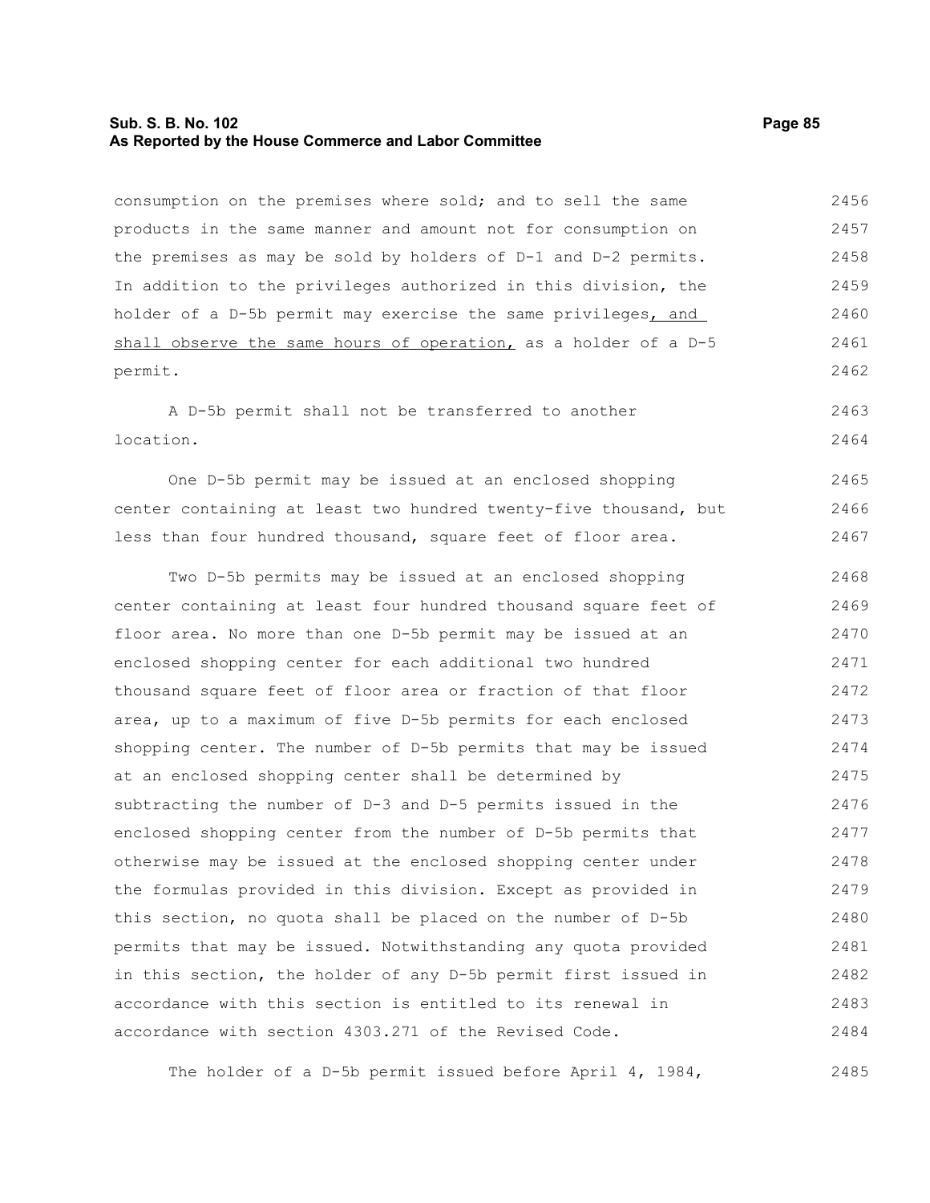consumption on the premises where sold; and to sell the same products in the same manner and amount not for consumption on the premises as may be sold by holders of D-1 and D-2 permits. In addition to the privileges authorized in this division, the holder of a D-5b permit may exercise the same privileges<u>, and shall observe the same hours of operation,</u> as a holder of a D-5 permit.

A D-5b permit shall not be transferred to another location.

One D-5b permit may be issued at an enclosed shopping center containing at least two hundred twenty-five thousand, but less than four hundred thousand, square feet of floor area.

Two D-5b permits may be issued at an enclosed shopping center containing at least four hundred thousand square feet of floor area. No more than one D-5b permit may be issued at an enclosed shopping center for each additional two hundred thousand square feet of floor area or fraction of that floor area, up to a maximum of five D-5b permits for each enclosed shopping center. The number of D-5b permits that may be issued at an enclosed shopping center shall be determined by subtracting the number of D-3 and D-5 permits issued in the enclosed shopping center from the number of D-5b permits that otherwise may be issued at the enclosed shopping center under the formulas provided in this division. Except as provided in this section, no quota shall be placed on the number of D-5b permits that may be issued. Notwithstanding any quota provided in this section, the holder of any D-5b permit first issued in accordance with this section is entitled to its renewal in accordance with section 4303.271 of the Revised Code.

The holder of a D-5b permit issued before April 4, 1984,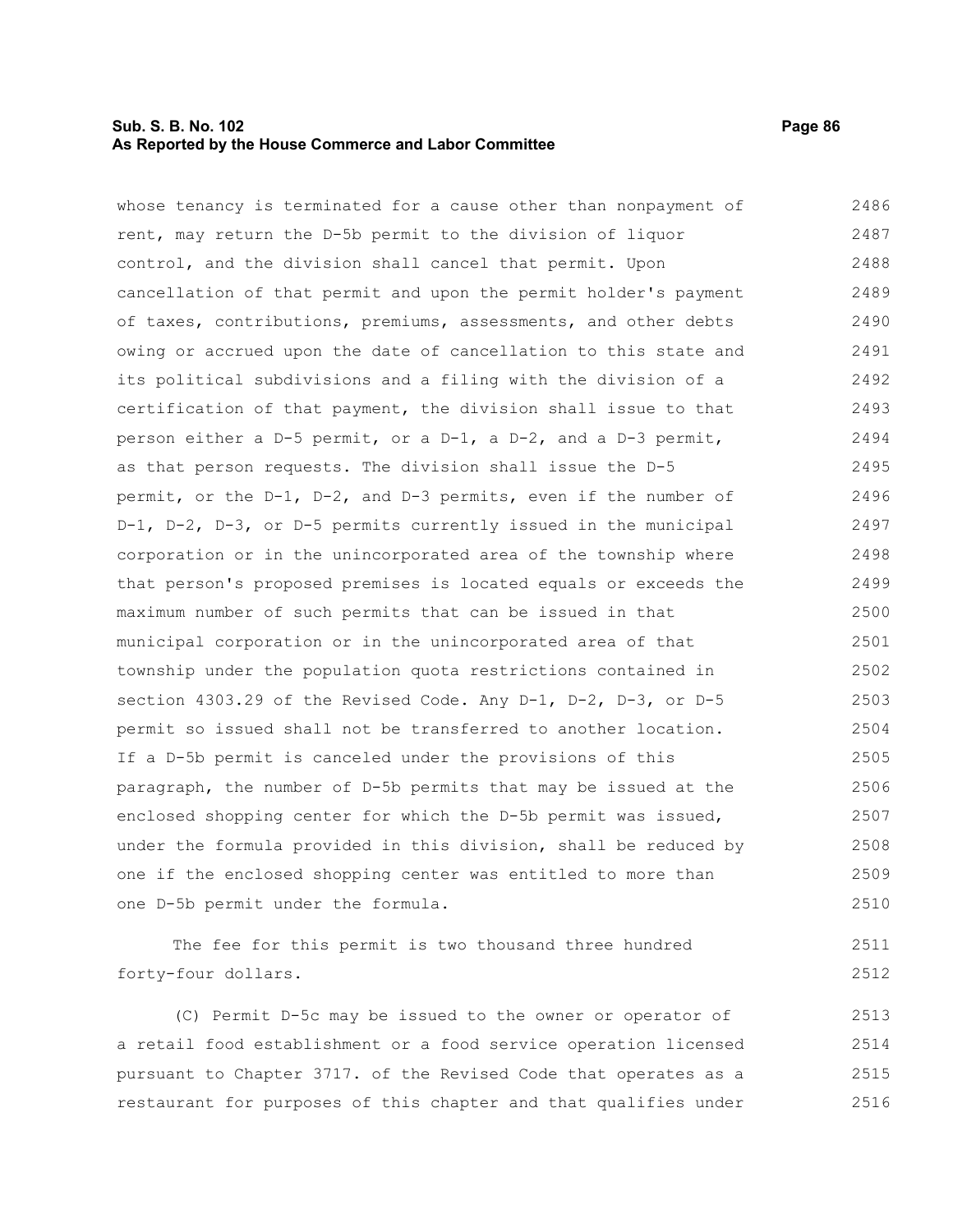whose tenancy is terminated for a cause other than nonpayment of rent, may return the D-5b permit to the division of liquor control, and the division shall cancel that permit. Upon cancellation of that permit and upon the permit holder's payment of taxes, contributions, premiums, assessments, and other debts owing or accrued upon the date of cancellation to this state and its political subdivisions and a filing with the division of a certification of that payment, the division shall issue to that person either a D-5 permit, or a D-1, a D-2, and a D-3 permit, as that person requests. The division shall issue the D-5 permit, or the D-1, D-2, and D-3 permits, even if the number of D-1, D-2, D-3, or D-5 permits currently issued in the municipal corporation or in the unincorporated area of the township where that person's proposed premises is located equals or exceeds the maximum number of such permits that can be issued in that municipal corporation or in the unincorporated area of that township under the population quota restrictions contained in section 4303.29 of the Revised Code. Any D-1, D-2, D-3, or D-5 permit so issued shall not be transferred to another location. If a D-5b permit is canceled under the provisions of this paragraph, the number of D-5b permits that may be issued at the enclosed shopping center for which the D-5b permit was issued, under the formula provided in this division, shall be reduced by one if the enclosed shopping center was entitled to more than one D-5b permit under the formula.

The fee for this permit is two thousand three hundred forty-four dollars.

(C) Permit D-5c may be issued to the owner or operator of a retail food establishment or a food service operation licensed pursuant to Chapter 3717. of the Revised Code that operates as a restaurant for purposes of this chapter and that qualifies under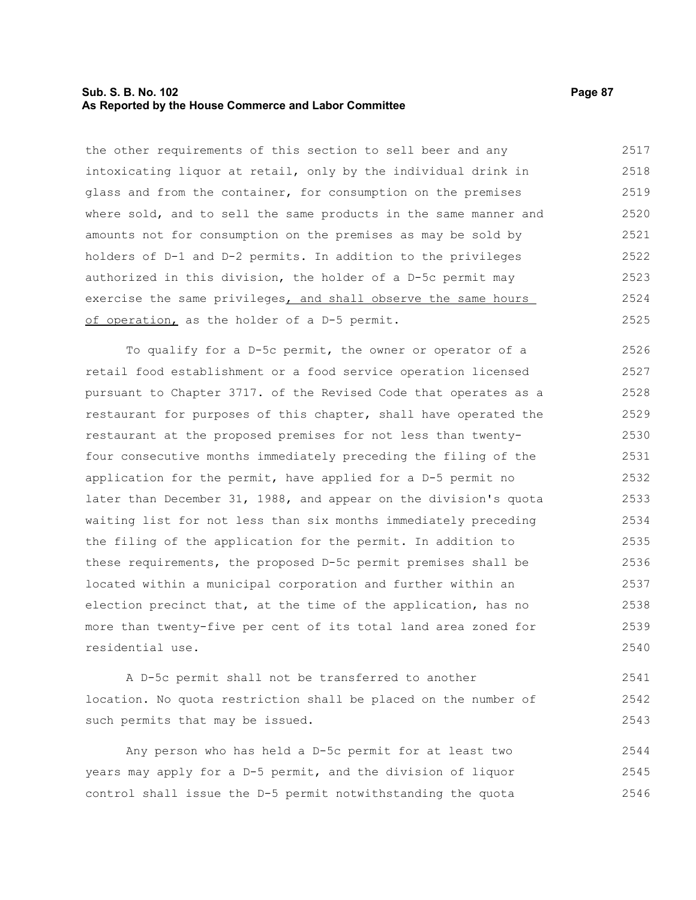the other requirements of this section to sell beer and any intoxicating liquor at retail, only by the individual drink in glass and from the container, for consumption on the premises where sold, and to sell the same products in the same manner and amounts not for consumption on the premises as may be sold by holders of D-1 and D-2 permits. In addition to the privileges authorized in this division, the holder of a D-5c permit may exercise the same privileges, and shall observe the same hours of operation, as the holder of a D-5 permit.

To qualify for a D-5c permit, the owner or operator of a retail food establishment or a food service operation licensed pursuant to Chapter 3717. of the Revised Code that operates as a restaurant for purposes of this chapter, shall have operated the restaurant at the proposed premises for not less than twenty-four consecutive months immediately preceding the filing of the application for the permit, have applied for a D-5 permit no later than December 31, 1988, and appear on the division's quota waiting list for not less than six months immediately preceding the filing of the application for the permit. In addition to these requirements, the proposed D-5c permit premises shall be located within a municipal corporation and further within an election precinct that, at the time of the application, has no more than twenty-five per cent of its total land area zoned for residential use.

A D-5c permit shall not be transferred to another location. No quota restriction shall be placed on the number of such permits that may be issued.

Any person who has held a D-5c permit for at least two years may apply for a D-5 permit, and the division of liquor control shall issue the D-5 permit notwithstanding the quota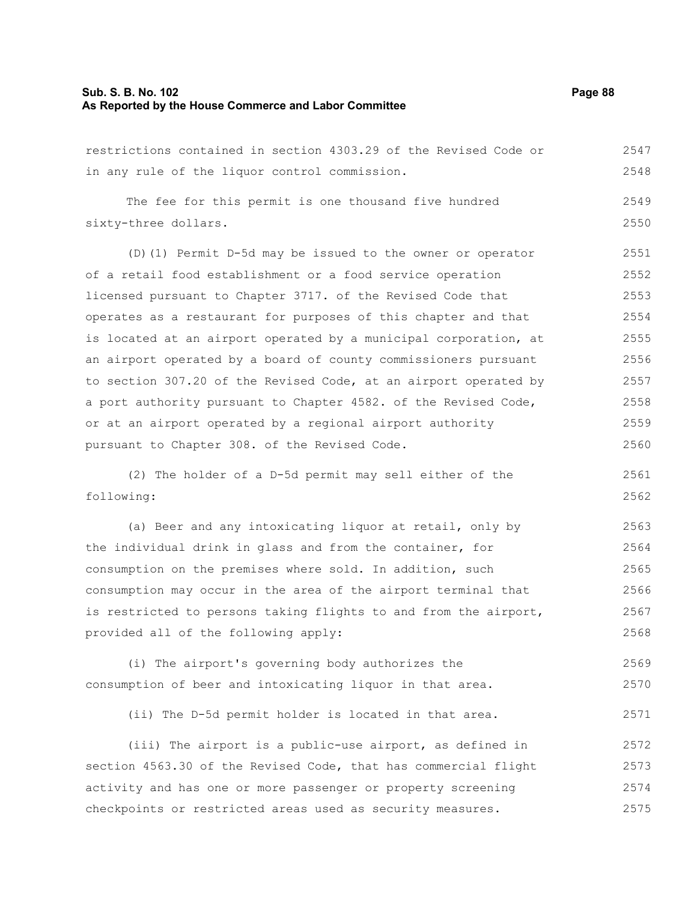restrictions contained in section 4303.29 of the Revised Code or in any rule of the liquor control commission.

The fee for this permit is one thousand five hundred sixty-three dollars.

(D)(1) Permit D-5d may be issued to the owner or operator of a retail food establishment or a food service operation licensed pursuant to Chapter 3717. of the Revised Code that operates as a restaurant for purposes of this chapter and that is located at an airport operated by a municipal corporation, at an airport operated by a board of county commissioners pursuant to section 307.20 of the Revised Code, at an airport operated by a port authority pursuant to Chapter 4582. of the Revised Code, or at an airport operated by a regional airport authority pursuant to Chapter 308. of the Revised Code.

(2) The holder of a D-5d permit may sell either of the following:

(a) Beer and any intoxicating liquor at retail, only by the individual drink in glass and from the container, for consumption on the premises where sold. In addition, such consumption may occur in the area of the airport terminal that is restricted to persons taking flights to and from the airport, provided all of the following apply:

(i) The airport's governing body authorizes the consumption of beer and intoxicating liquor in that area.

(ii) The D-5d permit holder is located in that area.

(iii) The airport is a public-use airport, as defined in section 4563.30 of the Revised Code, that has commercial flight activity and has one or more passenger or property screening checkpoints or restricted areas used as security measures.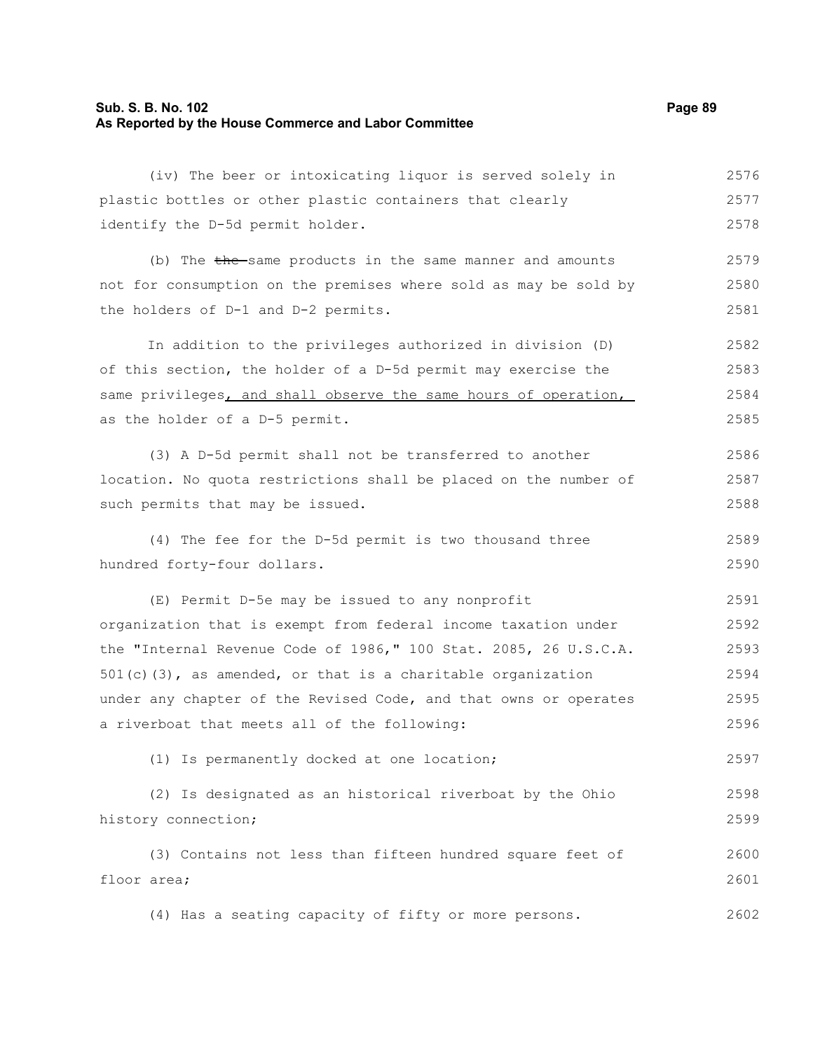(iv) The beer or intoxicating liquor is served solely in plastic bottles or other plastic containers that clearly identify the D-5d permit holder.

(b) The ~~the~~ same products in the same manner and amounts not for consumption on the premises where sold as may be sold by the holders of D-1 and D-2 permits.

In addition to the privileges authorized in division (D) of this section, the holder of a D-5d permit may exercise the same privileges<u>, and shall observe the same hours of operation,</u> as the holder of a D-5 permit.

(3) A D-5d permit shall not be transferred to another location. No quota restrictions shall be placed on the number of such permits that may be issued.

(4) The fee for the D-5d permit is two thousand three hundred forty-four dollars.

(E) Permit D-5e may be issued to any nonprofit organization that is exempt from federal income taxation under the "Internal Revenue Code of 1986," 100 Stat. 2085, 26 U.S.C.A. 501(c)(3), as amended, or that is a charitable organization under any chapter of the Revised Code, and that owns or operates a riverboat that meets all of the following:

(1) Is permanently docked at one location;

(2) Is designated as an historical riverboat by the Ohio history connection;

(3) Contains not less than fifteen hundred square feet of floor area;

(4) Has a seating capacity of fifty or more persons.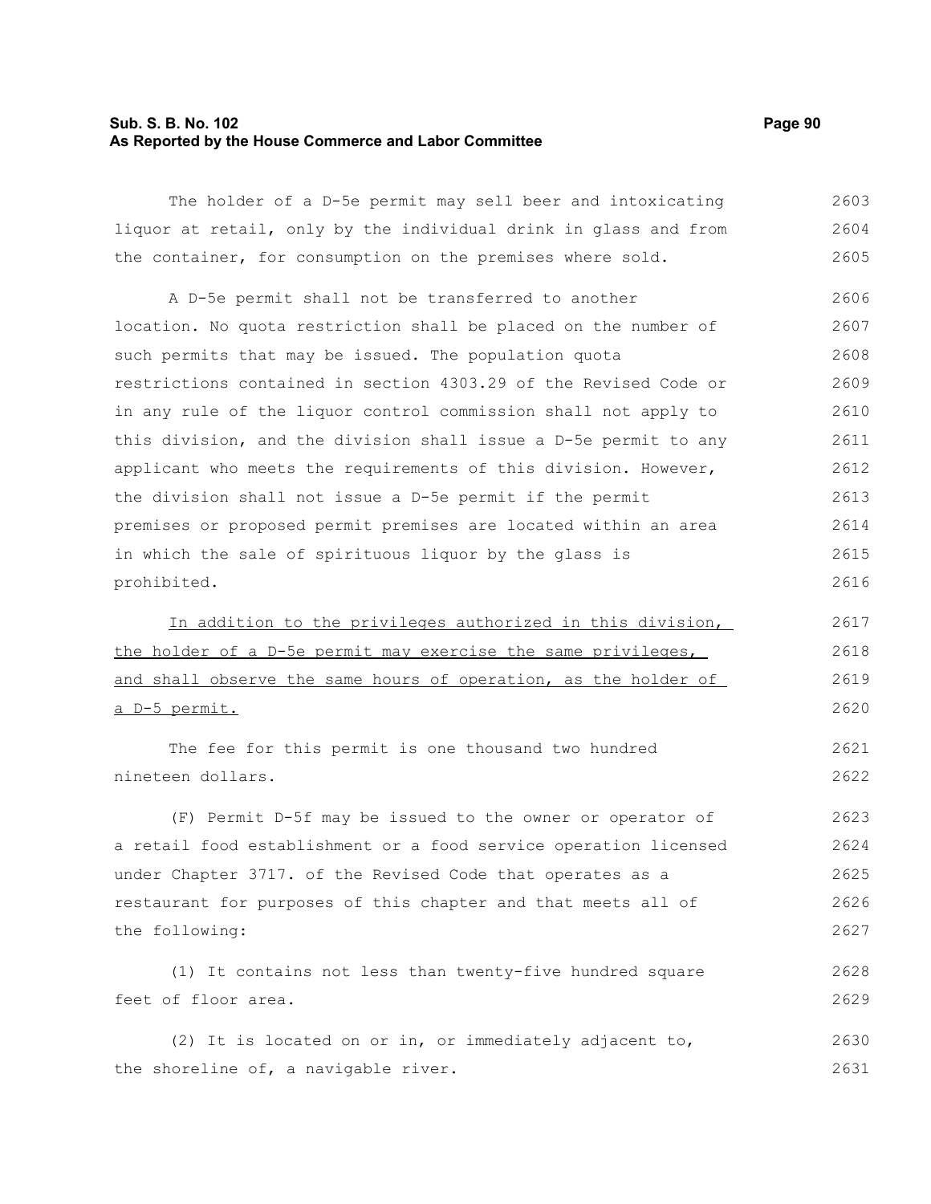The holder of a D-5e permit may sell beer and intoxicating liquor at retail, only by the individual drink in glass and from the container, for consumption on the premises where sold.

A D-5e permit shall not be transferred to another location. No quota restriction shall be placed on the number of such permits that may be issued. The population quota restrictions contained in section 4303.29 of the Revised Code or in any rule of the liquor control commission shall not apply to this division, and the division shall issue a D-5e permit to any applicant who meets the requirements of this division. However, the division shall not issue a D-5e permit if the permit premises or proposed permit premises are located within an area in which the sale of spirituous liquor by the glass is prohibited.

In addition to the privileges authorized in this division, the holder of a D-5e permit may exercise the same privileges, and shall observe the same hours of operation, as the holder of a D-5 permit.

The fee for this permit is one thousand two hundred nineteen dollars.

(F) Permit D-5f may be issued to the owner or operator of a retail food establishment or a food service operation licensed under Chapter 3717. of the Revised Code that operates as a restaurant for purposes of this chapter and that meets all of the following:

(1) It contains not less than twenty-five hundred square feet of floor area.

(2) It is located on or in, or immediately adjacent to, the shoreline of, a navigable river.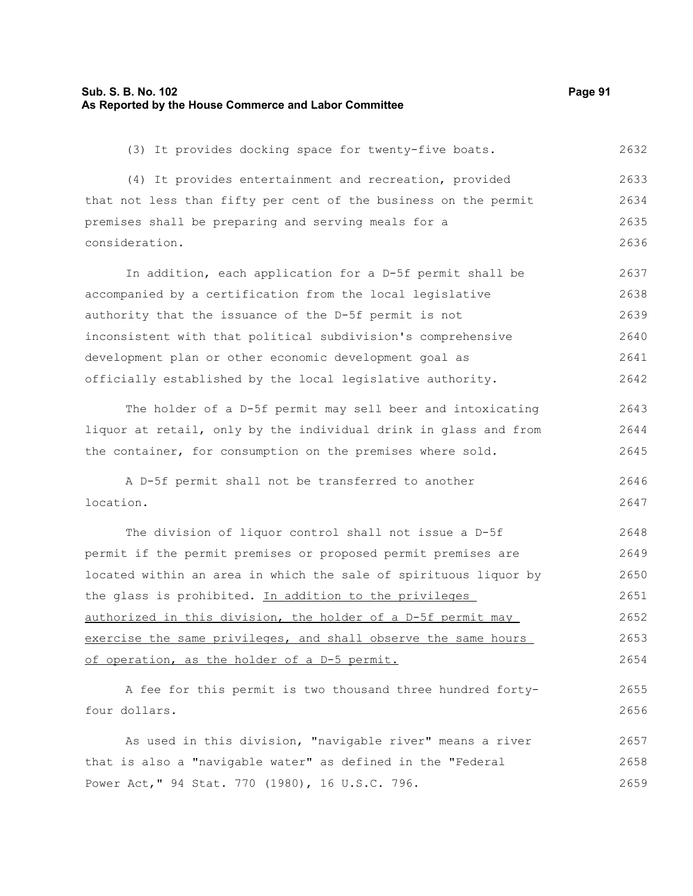(3) It provides docking space for twenty-five boats.

(4) It provides entertainment and recreation, provided that not less than fifty per cent of the business on the permit premises shall be preparing and serving meals for a consideration.

In addition, each application for a D-5f permit shall be accompanied by a certification from the local legislative authority that the issuance of the D-5f permit is not inconsistent with that political subdivision's comprehensive development plan or other economic development goal as officially established by the local legislative authority.

The holder of a D-5f permit may sell beer and intoxicating liquor at retail, only by the individual drink in glass and from the container, for consumption on the premises where sold.

A D-5f permit shall not be transferred to another location.

The division of liquor control shall not issue a D-5f permit if the permit premises or proposed permit premises are located within an area in which the sale of spirituous liquor by the glass is prohibited. <u>In addition to the privileges authorized in this division, the holder of a D-5f permit may exercise the same privileges, and shall observe the same hours of operation, as the holder of a D-5 permit.</u>

A fee for this permit is two thousand three hundred forty-four dollars.

As used in this division, "navigable river" means a river that is also a "navigable water" as defined in the "Federal Power Act," 94 Stat. 770 (1980), 16 U.S.C. 796.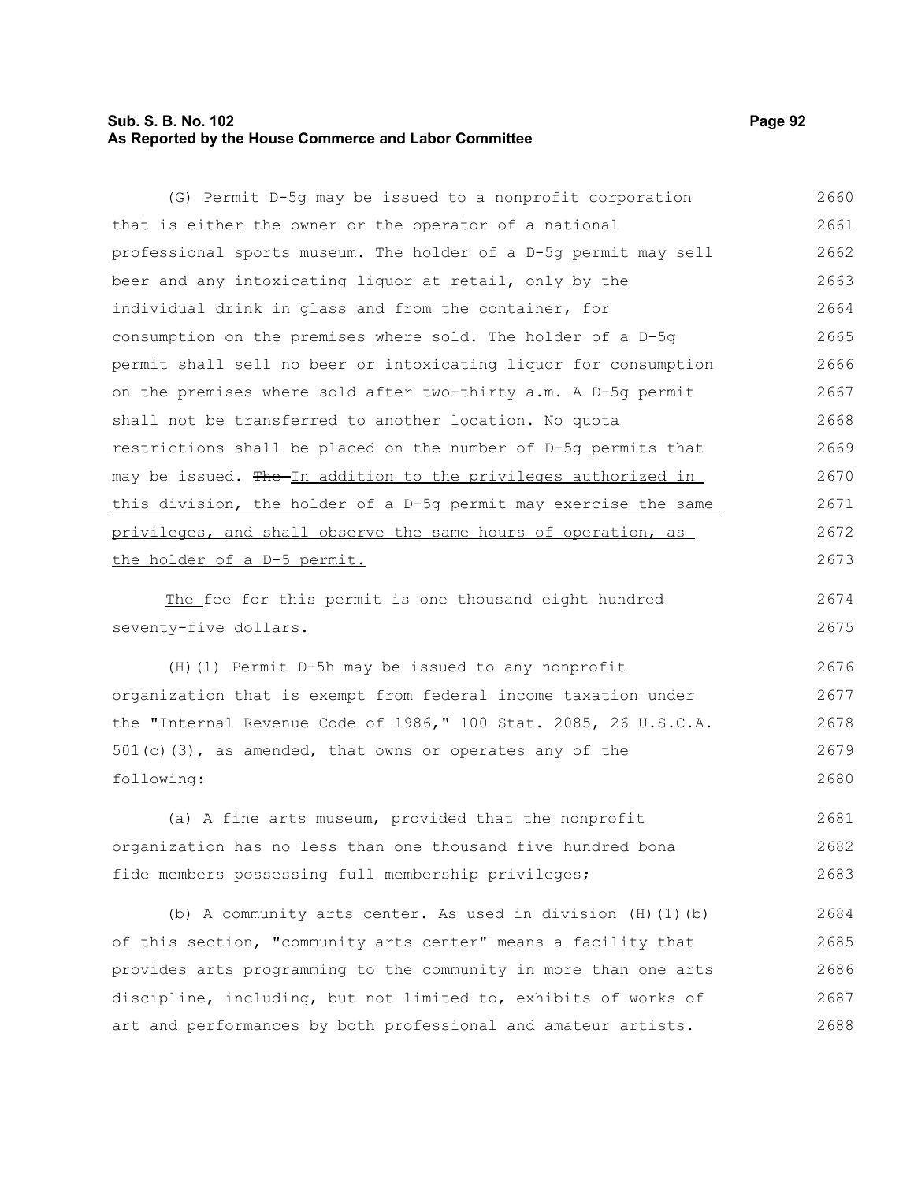(G) Permit D-5g may be issued to a nonprofit corporation that is either the owner or the operator of a national professional sports museum. The holder of a D-5g permit may sell beer and any intoxicating liquor at retail, only by the individual drink in glass and from the container, for consumption on the premises where sold. The holder of a D-5g permit shall sell no beer or intoxicating liquor for consumption on the premises where sold after two-thirty a.m. A D-5g permit shall not be transferred to another location. No quota restrictions shall be placed on the number of D-5g permits that may be issued. ~~The~~ In addition to the privileges authorized in this division, the holder of a D-5g permit may exercise the same privileges, and shall observe the same hours of operation, as the holder of a D-5 permit.

The fee for this permit is one thousand eight hundred seventy-five dollars.

(H)(1) Permit D-5h may be issued to any nonprofit organization that is exempt from federal income taxation under the "Internal Revenue Code of 1986," 100 Stat. 2085, 26 U.S.C.A. 501(c)(3), as amended, that owns or operates any of the following:

(a) A fine arts museum, provided that the nonprofit organization has no less than one thousand five hundred bona fide members possessing full membership privileges;

(b) A community arts center. As used in division (H)(1)(b) of this section, "community arts center" means a facility that provides arts programming to the community in more than one arts discipline, including, but not limited to, exhibits of works of art and performances by both professional and amateur artists.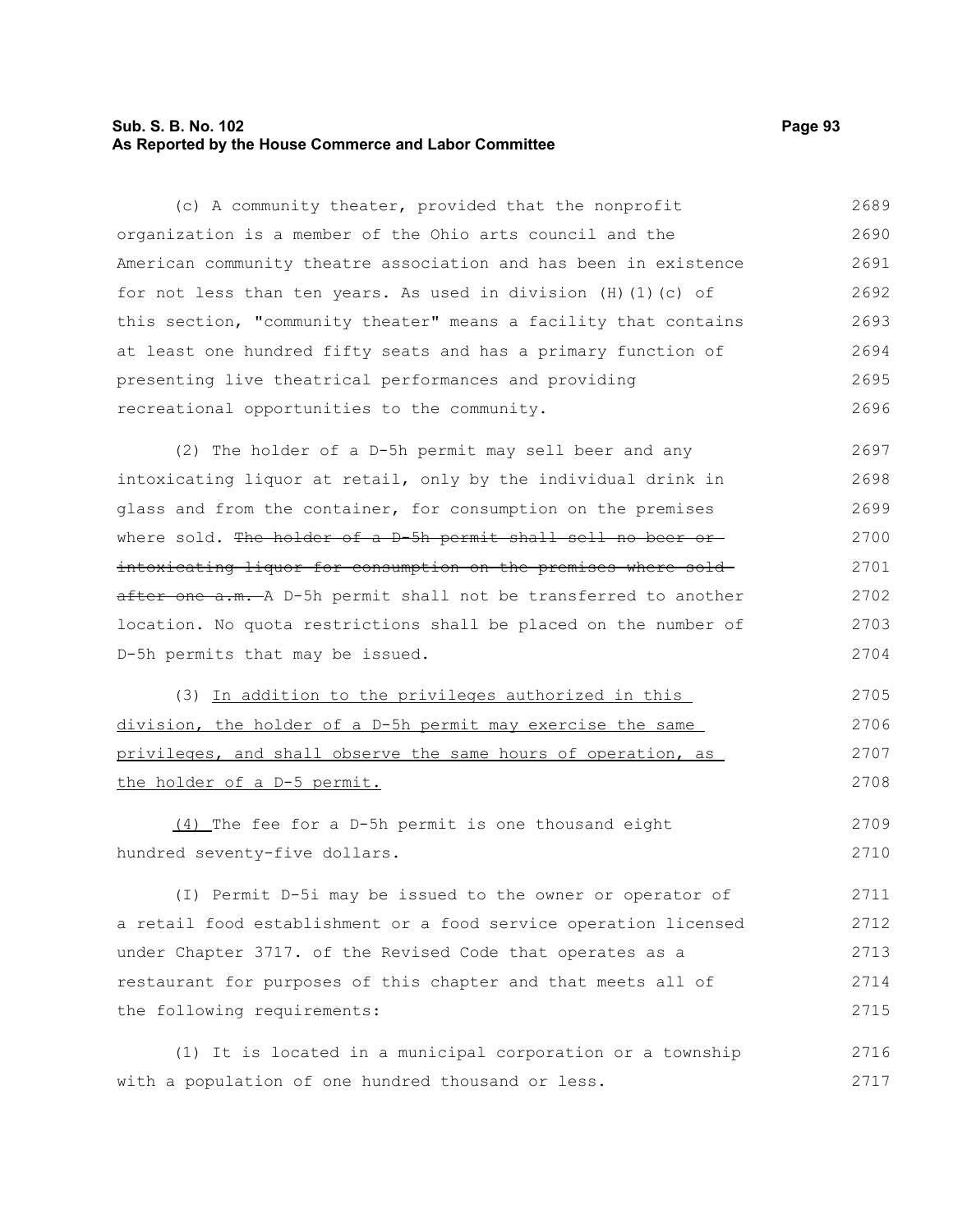(c) A community theater, provided that the nonprofit organization is a member of the Ohio arts council and the American community theatre association and has been in existence for not less than ten years. As used in division (H)(1)(c) of this section, "community theater" means a facility that contains at least one hundred fifty seats and has a primary function of presenting live theatrical performances and providing recreational opportunities to the community.

(2) The holder of a D-5h permit may sell beer and any intoxicating liquor at retail, only by the individual drink in glass and from the container, for consumption on the premises where sold. ~~The holder of a D-5h permit shall sell no beer or intoxicating liquor for consumption on the premises where sold after one a.m.~~ A D-5h permit shall not be transferred to another location. No quota restrictions shall be placed on the number of D-5h permits that may be issued.

(3) <u>In addition to the privileges authorized in this division, the holder of a D-5h permit may exercise the same privileges, and shall observe the same hours of operation, as the holder of a D-5 permit.</u>

<u>(4)</u> The fee for a D-5h permit is one thousand eight hundred seventy-five dollars.

(I) Permit D-5i may be issued to the owner or operator of a retail food establishment or a food service operation licensed under Chapter 3717. of the Revised Code that operates as a restaurant for purposes of this chapter and that meets all of the following requirements:

(1) It is located in a municipal corporation or a township with a population of one hundred thousand or less.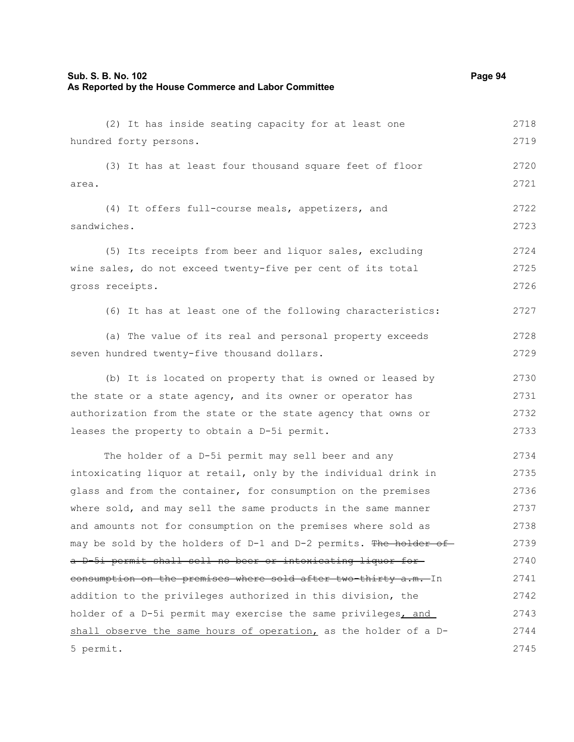(2) It has inside seating capacity for at least one hundred forty persons.

(3) It has at least four thousand square feet of floor area.

(4) It offers full-course meals, appetizers, and sandwiches.

(5) Its receipts from beer and liquor sales, excluding wine sales, do not exceed twenty-five per cent of its total gross receipts.

(6) It has at least one of the following characteristics:

(a) The value of its real and personal property exceeds seven hundred twenty-five thousand dollars.

(b) It is located on property that is owned or leased by the state or a state agency, and its owner or operator has authorization from the state or the state agency that owns or leases the property to obtain a D-5i permit.

The holder of a D-5i permit may sell beer and any intoxicating liquor at retail, only by the individual drink in glass and from the container, for consumption on the premises where sold, and may sell the same products in the same manner and amounts not for consumption on the premises where sold as may be sold by the holders of D-1 and D-2 permits. ~~The holder of a D-5i permit shall sell no beer or intoxicating liquor for consumption on the premises where sold after two-thirty a.m.~~ In addition to the privileges authorized in this division, the holder of a D-5i permit may exercise the same privileges, and shall observe the same hours of operation, as the holder of a D-5 permit.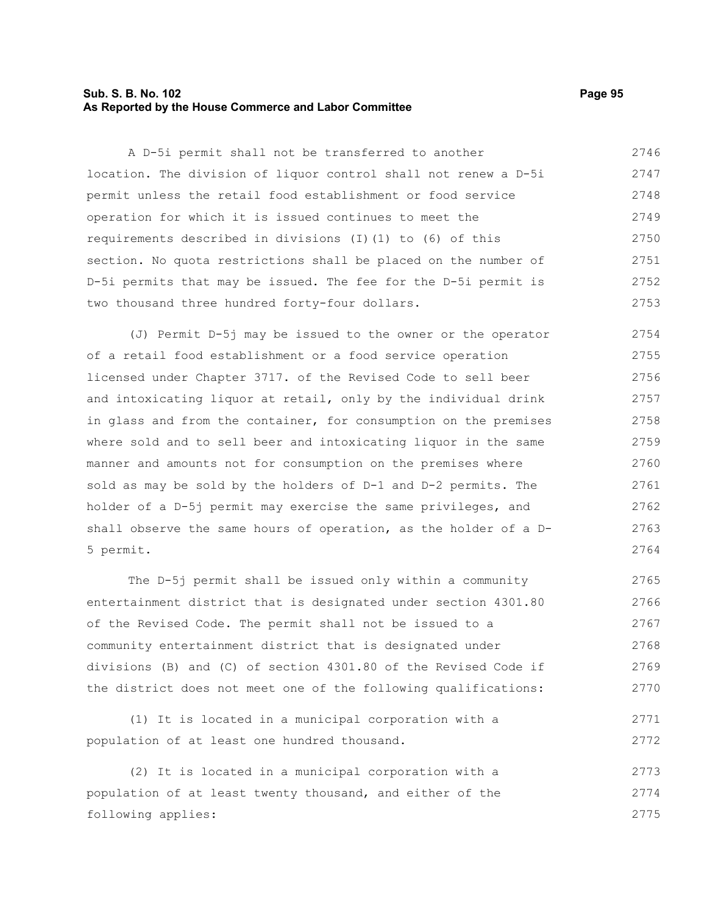A D-5i permit shall not be transferred to another location. The division of liquor control shall not renew a D-5i permit unless the retail food establishment or food service operation for which it is issued continues to meet the requirements described in divisions (I)(1) to (6) of this section. No quota restrictions shall be placed on the number of D-5i permits that may be issued. The fee for the D-5i permit is two thousand three hundred forty-four dollars.

(J) Permit D-5j may be issued to the owner or the operator of a retail food establishment or a food service operation licensed under Chapter 3717. of the Revised Code to sell beer and intoxicating liquor at retail, only by the individual drink in glass and from the container, for consumption on the premises where sold and to sell beer and intoxicating liquor in the same manner and amounts not for consumption on the premises where sold as may be sold by the holders of D-1 and D-2 permits. The holder of a D-5j permit may exercise the same privileges, and shall observe the same hours of operation, as the holder of a D-5 permit.

The D-5j permit shall be issued only within a community entertainment district that is designated under section 4301.80 of the Revised Code. The permit shall not be issued to a community entertainment district that is designated under divisions (B) and (C) of section 4301.80 of the Revised Code if the district does not meet one of the following qualifications:

(1) It is located in a municipal corporation with a population of at least one hundred thousand.

(2) It is located in a municipal corporation with a population of at least twenty thousand, and either of the following applies: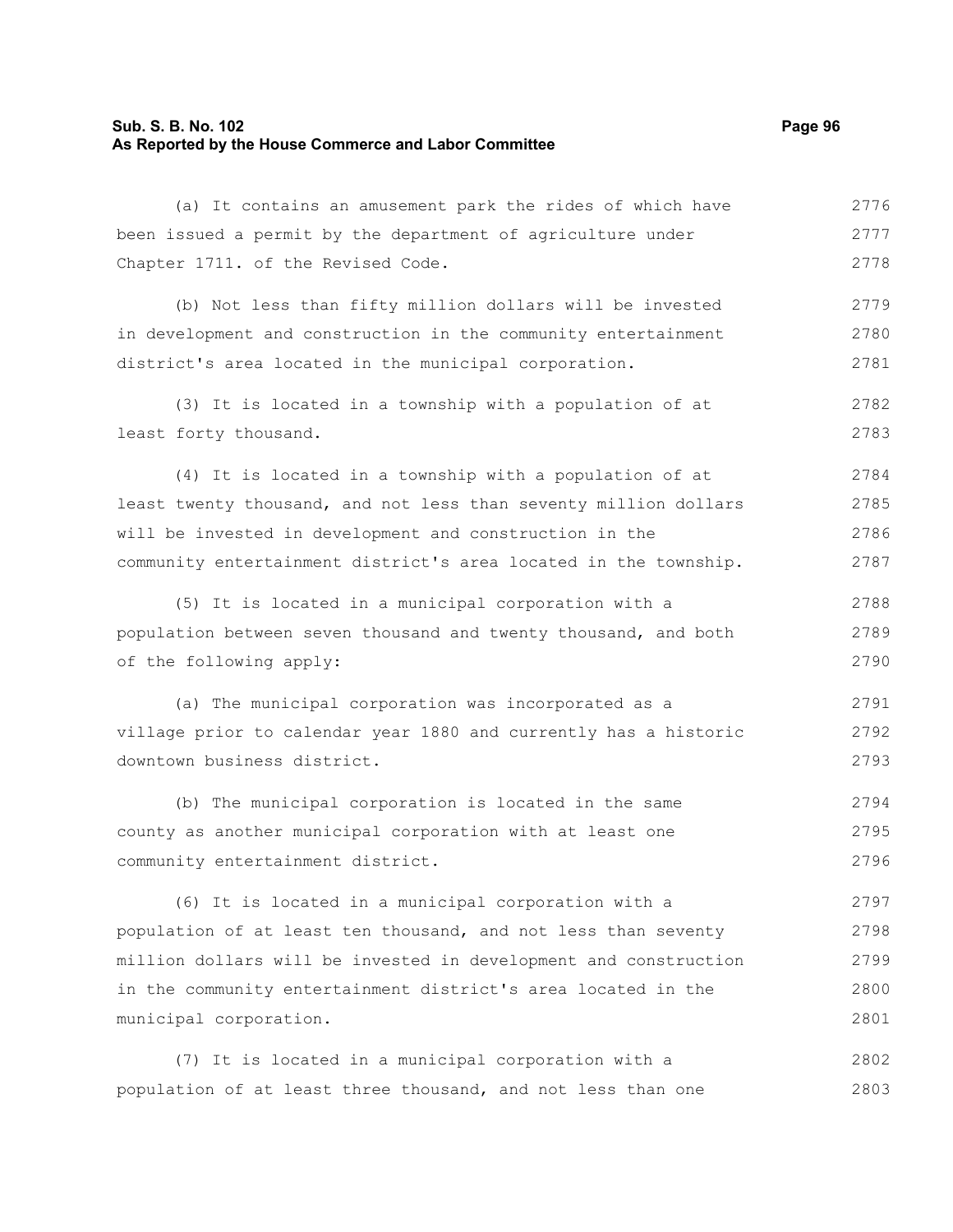(a) It contains an amusement park the rides of which have been issued a permit by the department of agriculture under Chapter 1711. of the Revised Code.

(b) Not less than fifty million dollars will be invested in development and construction in the community entertainment district's area located in the municipal corporation.

(3) It is located in a township with a population of at least forty thousand.

(4) It is located in a township with a population of at least twenty thousand, and not less than seventy million dollars will be invested in development and construction in the community entertainment district's area located in the township.

(5) It is located in a municipal corporation with a population between seven thousand and twenty thousand, and both of the following apply:

(a) The municipal corporation was incorporated as a village prior to calendar year 1880 and currently has a historic downtown business district.

(b) The municipal corporation is located in the same county as another municipal corporation with at least one community entertainment district.

(6) It is located in a municipal corporation with a population of at least ten thousand, and not less than seventy million dollars will be invested in development and construction in the community entertainment district's area located in the municipal corporation.

(7) It is located in a municipal corporation with a population of at least three thousand, and not less than one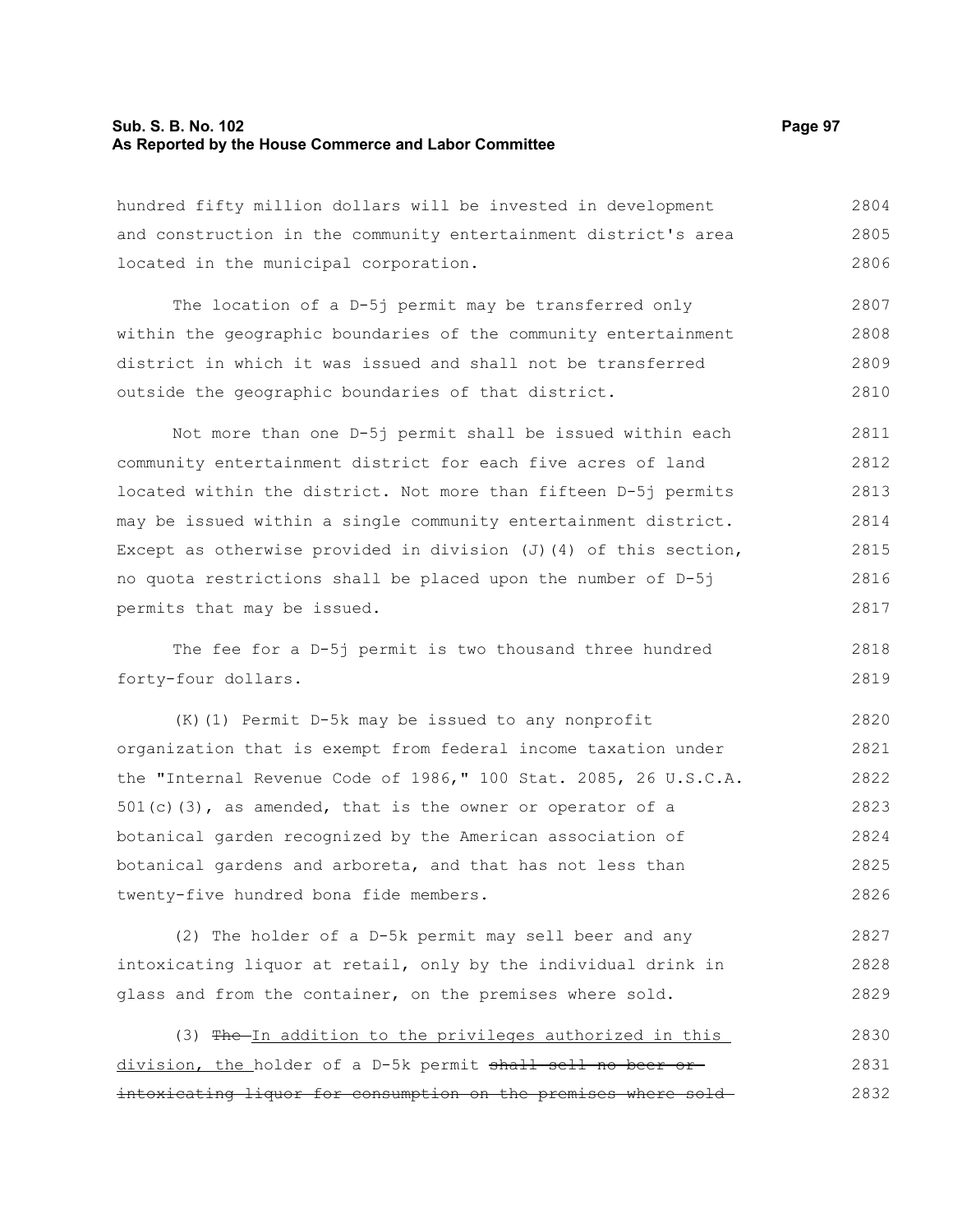hundred fifty million dollars will be invested in development and construction in the community entertainment district's area located in the municipal corporation.

The location of a D-5j permit may be transferred only within the geographic boundaries of the community entertainment district in which it was issued and shall not be transferred outside the geographic boundaries of that district.

Not more than one D-5j permit shall be issued within each community entertainment district for each five acres of land located within the district. Not more than fifteen D-5j permits may be issued within a single community entertainment district. Except as otherwise provided in division (J)(4) of this section, no quota restrictions shall be placed upon the number of D-5j permits that may be issued.

The fee for a D-5j permit is two thousand three hundred forty-four dollars.

(K)(1) Permit D-5k may be issued to any nonprofit organization that is exempt from federal income taxation under the "Internal Revenue Code of 1986," 100 Stat. 2085, 26 U.S.C.A. 501(c)(3), as amended, that is the owner or operator of a botanical garden recognized by the American association of botanical gardens and arboreta, and that has not less than twenty-five hundred bona fide members.

(2) The holder of a D-5k permit may sell beer and any intoxicating liquor at retail, only by the individual drink in glass and from the container, on the premises where sold.

(3) ~~The~~ In addition to the privileges authorized in this division, the holder of a D-5k permit ~~shall sell no beer or intoxicating liquor for consumption on the premises where sold~~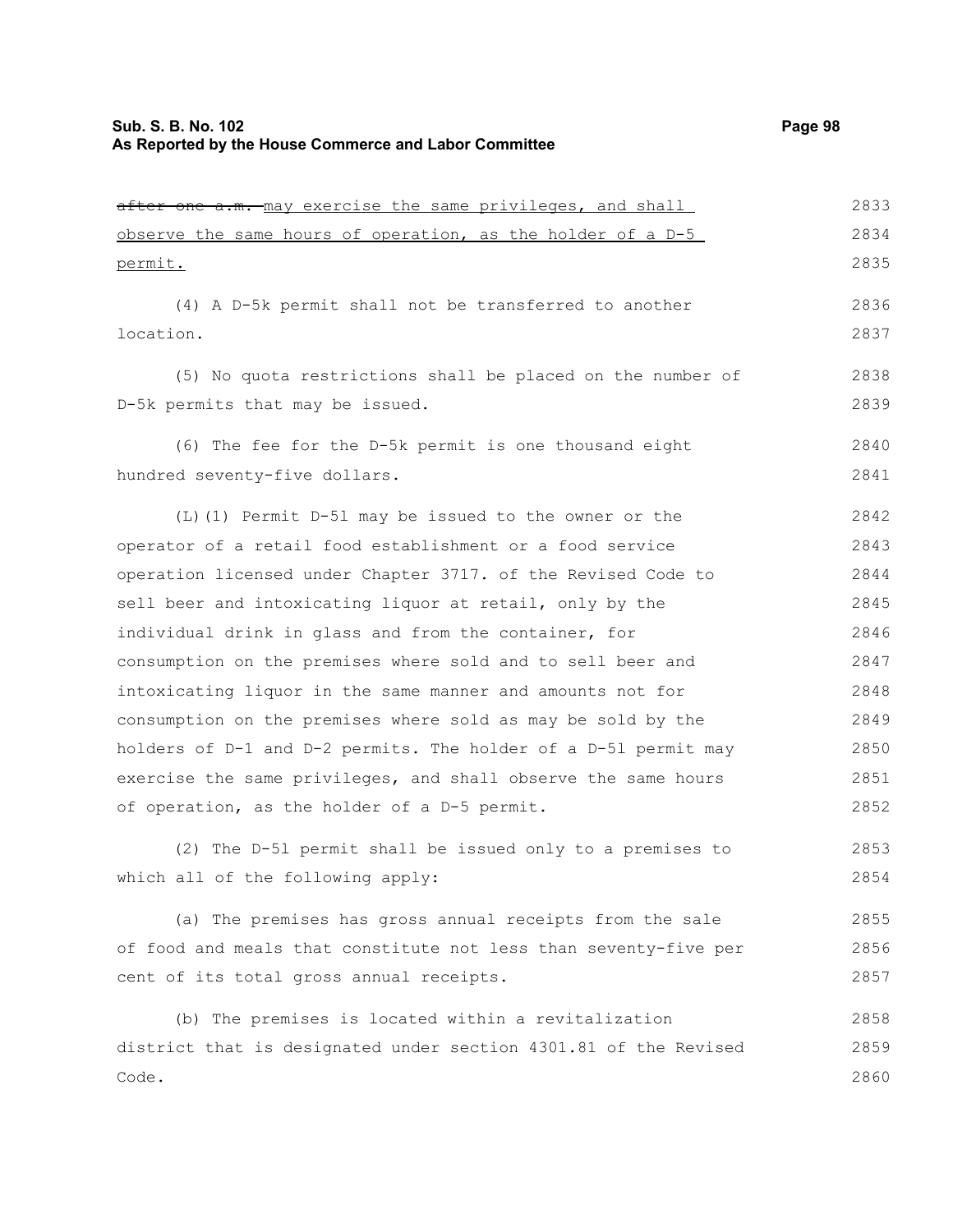~~after one a.m.~~ may exercise the same privileges, and shall observe the same hours of operation, as the holder of a D-5 permit.

(4) A D-5k permit shall not be transferred to another location.

(5) No quota restrictions shall be placed on the number of D-5k permits that may be issued.

(6) The fee for the D-5k permit is one thousand eight hundred seventy-five dollars.

(L)(1) Permit D-5l may be issued to the owner or the operator of a retail food establishment or a food service operation licensed under Chapter 3717. of the Revised Code to sell beer and intoxicating liquor at retail, only by the individual drink in glass and from the container, for consumption on the premises where sold and to sell beer and intoxicating liquor in the same manner and amounts not for consumption on the premises where sold as may be sold by the holders of D-1 and D-2 permits. The holder of a D-5l permit may exercise the same privileges, and shall observe the same hours of operation, as the holder of a D-5 permit.

(2) The D-5l permit shall be issued only to a premises to which all of the following apply:

(a) The premises has gross annual receipts from the sale of food and meals that constitute not less than seventy-five per cent of its total gross annual receipts.

(b) The premises is located within a revitalization district that is designated under section 4301.81 of the Revised Code.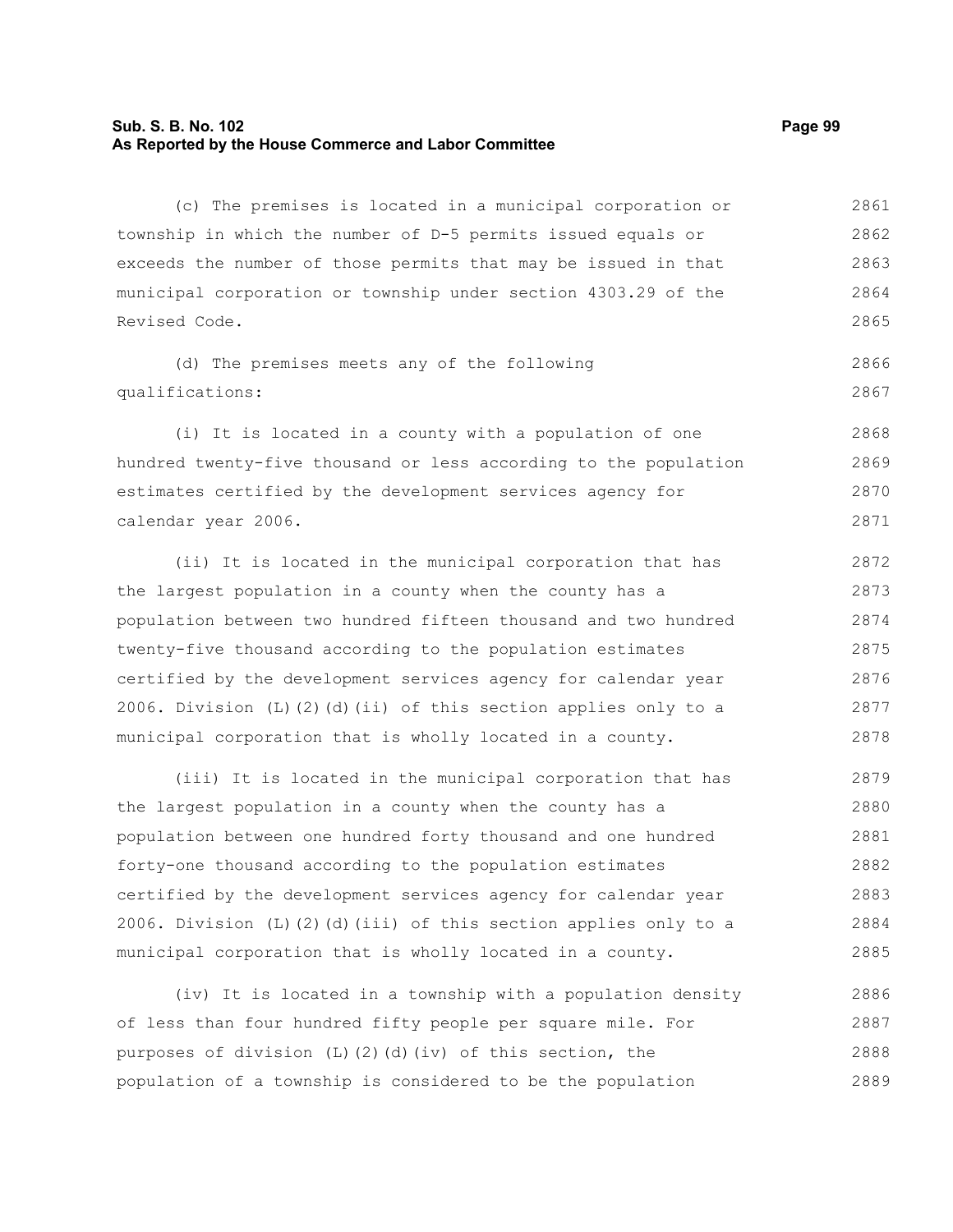(c) The premises is located in a municipal corporation or township in which the number of D-5 permits issued equals or exceeds the number of those permits that may be issued in that municipal corporation or township under section 4303.29 of the Revised Code.

(d) The premises meets any of the following qualifications:

(i) It is located in a county with a population of one hundred twenty-five thousand or less according to the population estimates certified by the development services agency for calendar year 2006.

(ii) It is located in the municipal corporation that has the largest population in a county when the county has a population between two hundred fifteen thousand and two hundred twenty-five thousand according to the population estimates certified by the development services agency for calendar year 2006. Division (L)(2)(d)(ii) of this section applies only to a municipal corporation that is wholly located in a county.

(iii) It is located in the municipal corporation that has the largest population in a county when the county has a population between one hundred forty thousand and one hundred forty-one thousand according to the population estimates certified by the development services agency for calendar year 2006. Division (L)(2)(d)(iii) of this section applies only to a municipal corporation that is wholly located in a county.

(iv) It is located in a township with a population density of less than four hundred fifty people per square mile. For purposes of division (L)(2)(d)(iv) of this section, the population of a township is considered to be the population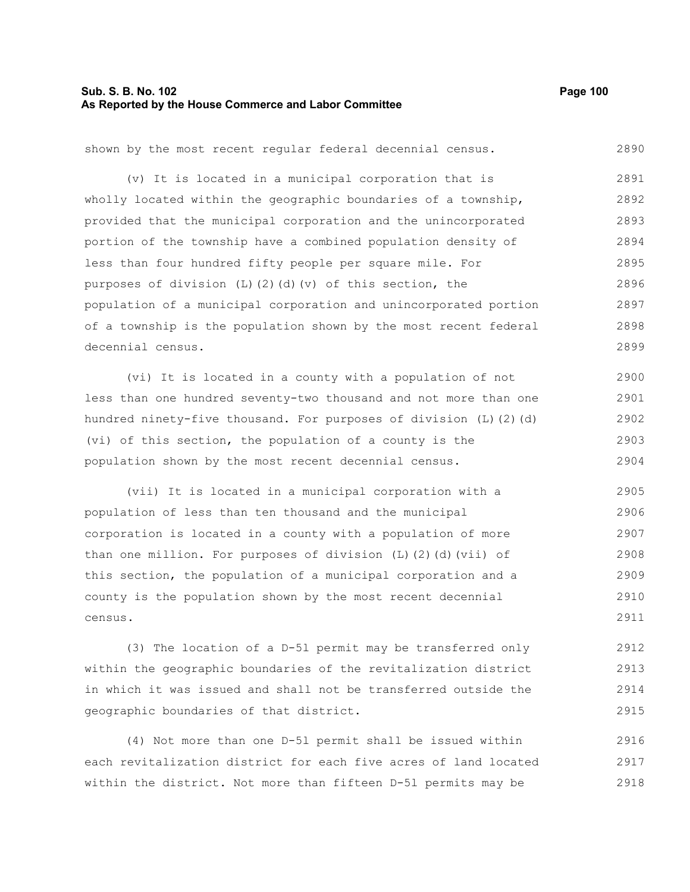shown by the most recent regular federal decennial census.

(v) It is located in a municipal corporation that is wholly located within the geographic boundaries of a township, provided that the municipal corporation and the unincorporated portion of the township have a combined population density of less than four hundred fifty people per square mile. For purposes of division (L)(2)(d)(v) of this section, the population of a municipal corporation and unincorporated portion of a township is the population shown by the most recent federal decennial census.

(vi) It is located in a county with a population of not less than one hundred seventy-two thousand and not more than one hundred ninety-five thousand. For purposes of division (L)(2)(d)(vi) of this section, the population of a county is the population shown by the most recent decennial census.

(vii) It is located in a municipal corporation with a population of less than ten thousand and the municipal corporation is located in a county with a population of more than one million. For purposes of division (L)(2)(d)(vii) of this section, the population of a municipal corporation and a county is the population shown by the most recent decennial census.

(3) The location of a D-5l permit may be transferred only within the geographic boundaries of the revitalization district in which it was issued and shall not be transferred outside the geographic boundaries of that district.

(4) Not more than one D-5l permit shall be issued within each revitalization district for each five acres of land located within the district. Not more than fifteen D-5l permits may be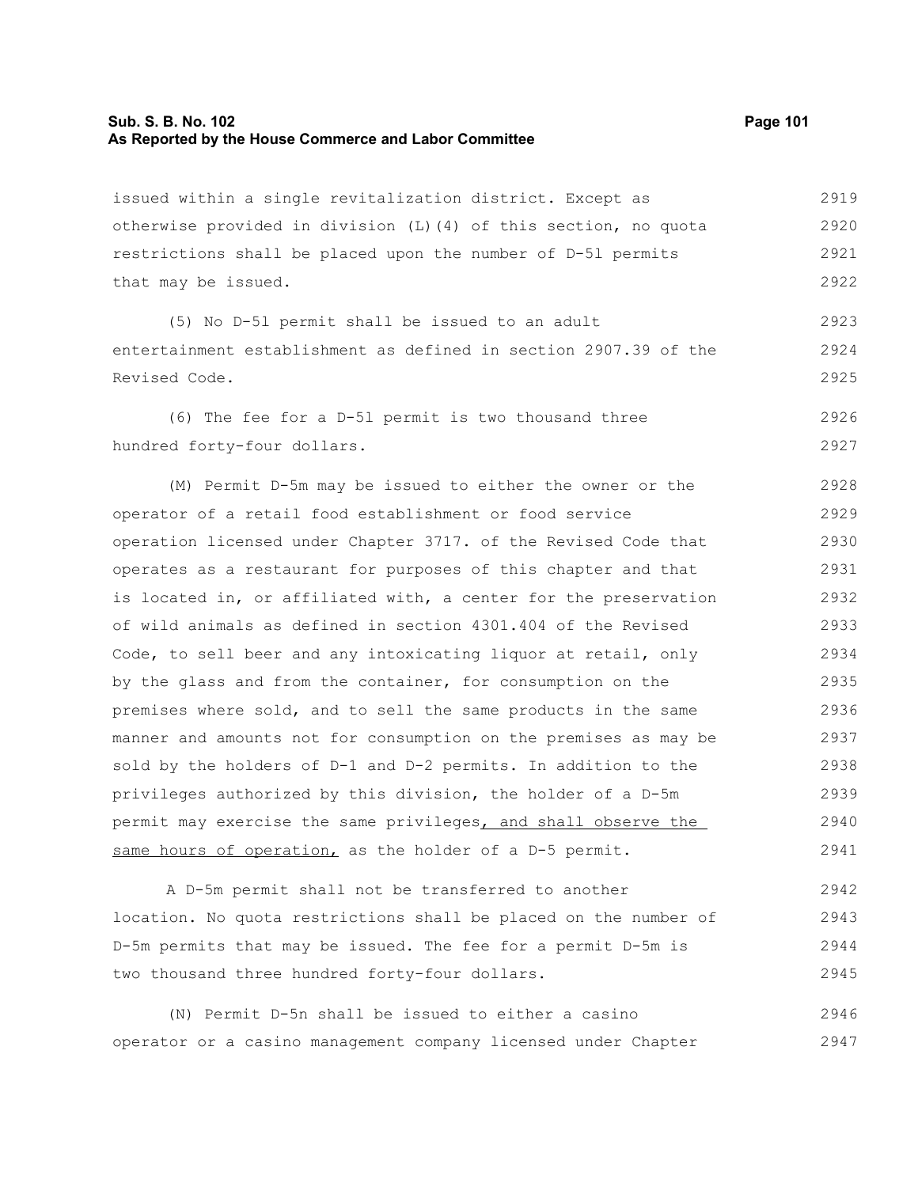issued within a single revitalization district. Except as otherwise provided in division (L)(4) of this section, no quota restrictions shall be placed upon the number of D-5l permits that may be issued.

(5) No D-5l permit shall be issued to an adult entertainment establishment as defined in section 2907.39 of the Revised Code.

(6) The fee for a D-5l permit is two thousand three hundred forty-four dollars.

(M) Permit D-5m may be issued to either the owner or the operator of a retail food establishment or food service operation licensed under Chapter 3717. of the Revised Code that operates as a restaurant for purposes of this chapter and that is located in, or affiliated with, a center for the preservation of wild animals as defined in section 4301.404 of the Revised Code, to sell beer and any intoxicating liquor at retail, only by the glass and from the container, for consumption on the premises where sold, and to sell the same products in the same manner and amounts not for consumption on the premises as may be sold by the holders of D-1 and D-2 permits. In addition to the privileges authorized by this division, the holder of a D-5m permit may exercise the same privileges<u>, and shall observe the same hours of operation,</u> as the holder of a D-5 permit.

A D-5m permit shall not be transferred to another location. No quota restrictions shall be placed on the number of D-5m permits that may be issued. The fee for a permit D-5m is two thousand three hundred forty-four dollars.

(N) Permit D-5n shall be issued to either a casino operator or a casino management company licensed under Chapter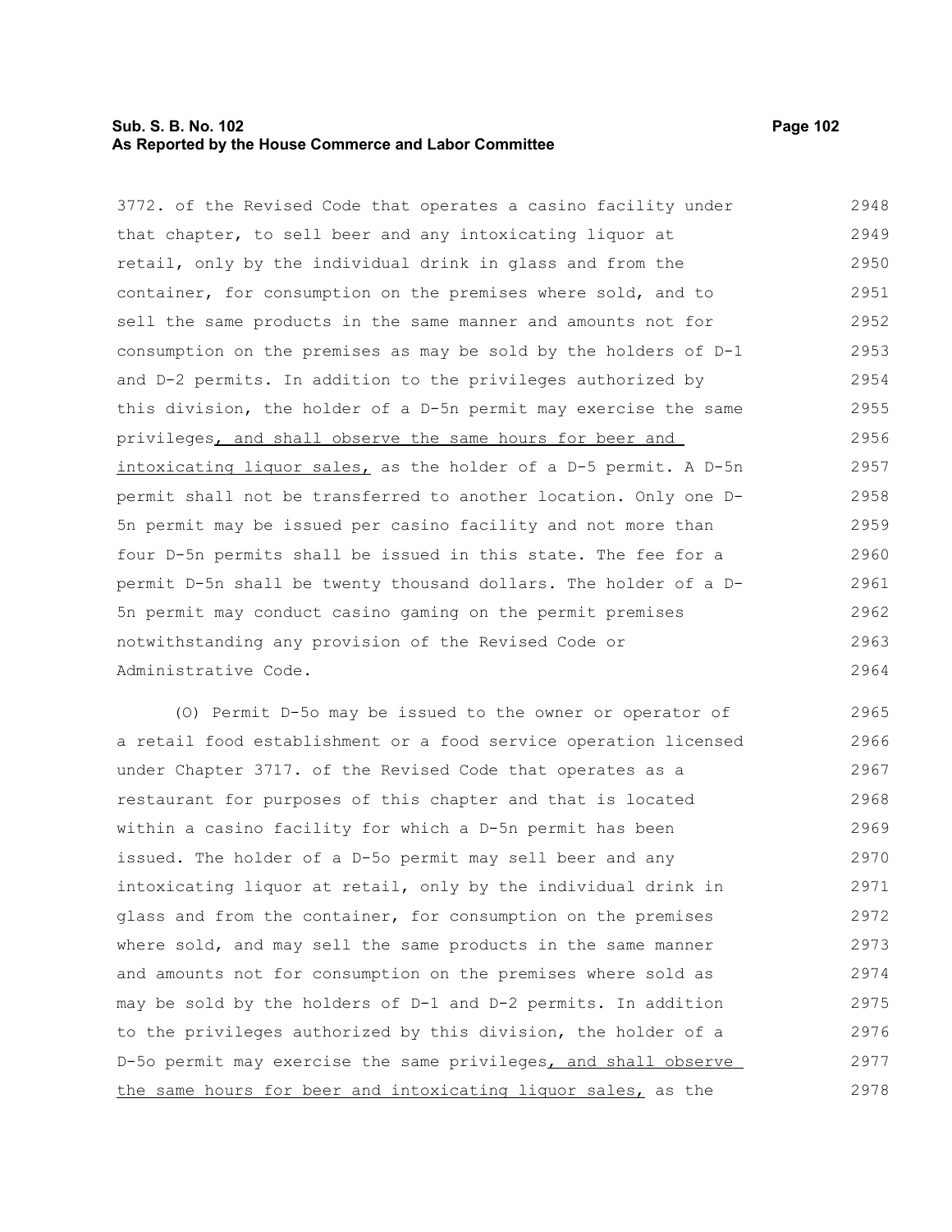3772. of the Revised Code that operates a casino facility under that chapter, to sell beer and any intoxicating liquor at retail, only by the individual drink in glass and from the container, for consumption on the premises where sold, and to sell the same products in the same manner and amounts not for consumption on the premises as may be sold by the holders of D-1 and D-2 permits. In addition to the privileges authorized by this division, the holder of a D-5n permit may exercise the same privileges, and shall observe the same hours for beer and intoxicating liquor sales, as the holder of a D-5 permit. A D-5n permit shall not be transferred to another location. Only one D-5n permit may be issued per casino facility and not more than four D-5n permits shall be issued in this state. The fee for a permit D-5n shall be twenty thousand dollars. The holder of a D-5n permit may conduct casino gaming on the permit premises notwithstanding any provision of the Revised Code or Administrative Code.

(O) Permit D-5o may be issued to the owner or operator of a retail food establishment or a food service operation licensed under Chapter 3717. of the Revised Code that operates as a restaurant for purposes of this chapter and that is located within a casino facility for which a D-5n permit has been issued. The holder of a D-5o permit may sell beer and any intoxicating liquor at retail, only by the individual drink in glass and from the container, for consumption on the premises where sold, and may sell the same products in the same manner and amounts not for consumption on the premises where sold as may be sold by the holders of D-1 and D-2 permits. In addition to the privileges authorized by this division, the holder of a D-5o permit may exercise the same privileges, and shall observe the same hours for beer and intoxicating liquor sales, as the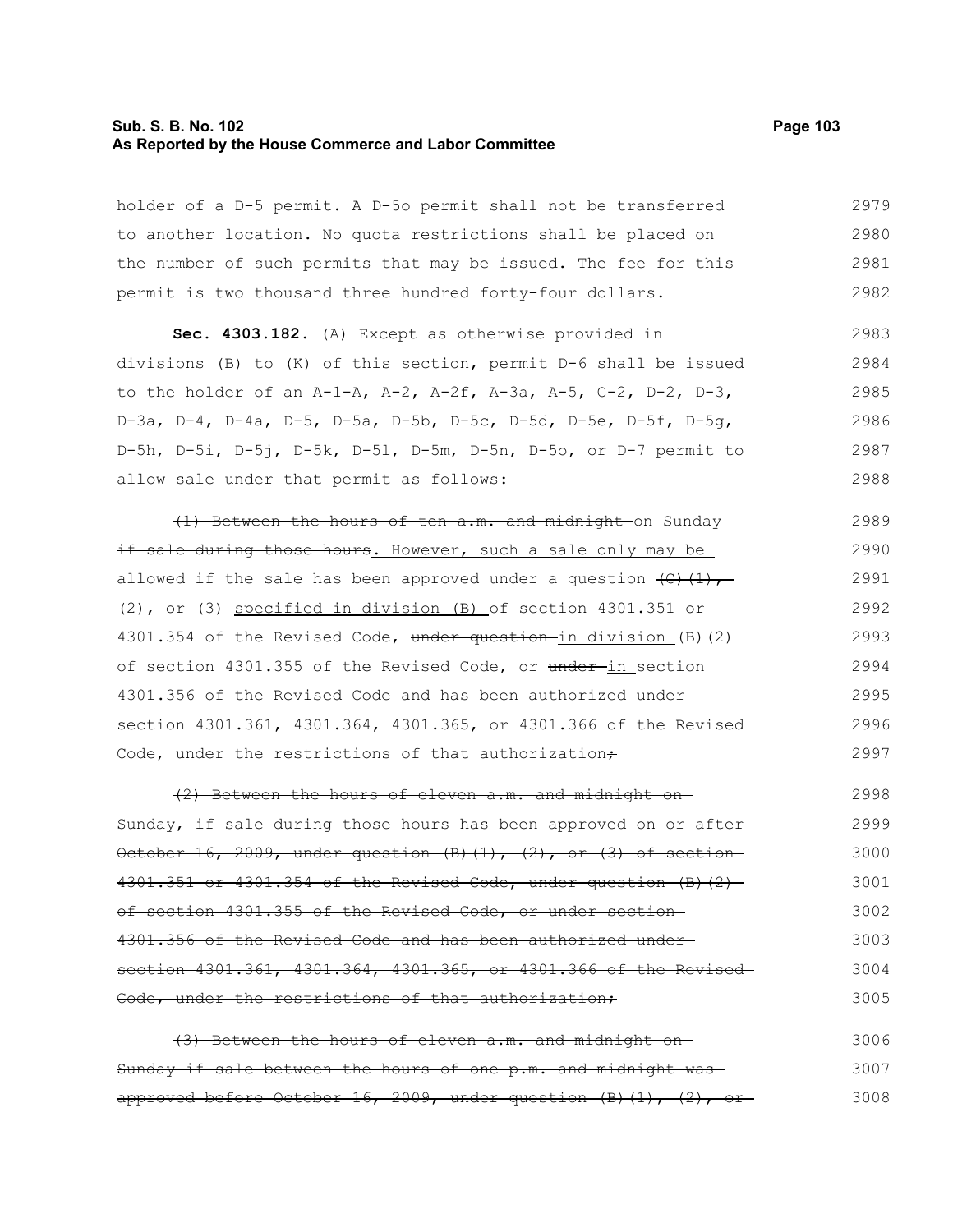holder of a D-5 permit. A D-5o permit shall not be transferred to another location. No quota restrictions shall be placed on the number of such permits that may be issued. The fee for this permit is two thousand three hundred forty-four dollars.

**Sec. 4303.182.** (A) Except as otherwise provided in divisions (B) to (K) of this section, permit D-6 shall be issued to the holder of an A-1-A, A-2, A-2f, A-3a, A-5, C-2, D-2, D-3, D-3a, D-4, D-4a, D-5, D-5a, D-5b, D-5c, D-5d, D-5e, D-5f, D-5g, D-5h, D-5i, D-5j, D-5k, D-5l, D-5m, D-5n, D-5o, or D-7 permit to allow sale under that permit ~~as follows:~~

~~(1) Between the hours of ten a.m. and midnight~~ on Sunday ~~if sale during those hours~~. However, such a sale only may be allowed if the sale has been approved under a question ~~(C)(1), (2), or (3)~~ specified in division (B) of section 4301.351 or 4301.354 of the Revised Code, ~~under question~~ in division (B)(2) of section 4301.355 of the Revised Code, or ~~under~~ in section 4301.356 of the Revised Code and has been authorized under section 4301.361, 4301.364, 4301.365, or 4301.366 of the Revised Code, under the restrictions of that authorization~~;~~

~~(2) Between the hours of eleven a.m. and midnight on Sunday, if sale during those hours has been approved on or after October 16, 2009, under question (B)(1), (2), or (3) of section 4301.351 or 4301.354 of the Revised Code, under question (B)(2) of section 4301.355 of the Revised Code, or under section 4301.356 of the Revised Code and has been authorized under section 4301.361, 4301.364, 4301.365, or 4301.366 of the Revised Code, under the restrictions of that authorization;~~

~~(3) Between the hours of eleven a.m. and midnight on Sunday if sale between the hours of one p.m. and midnight was approved before October 16, 2009, under question (B)(1), (2), or~~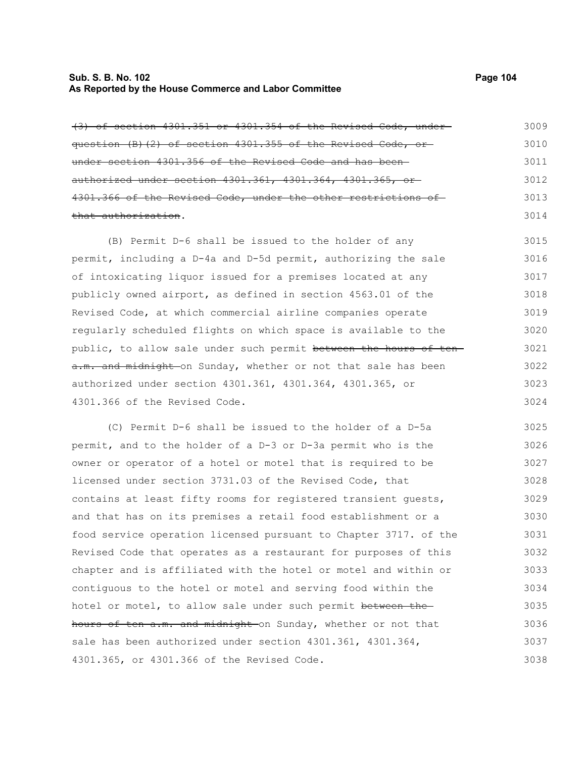~~(3) of section 4301.351 or 4301.354 of the Revised Code, under question (B)(2) of section 4301.355 of the Revised Code, or under section 4301.356 of the Revised Code and has been authorized under section 4301.361, 4301.364, 4301.365, or 4301.366 of the Revised Code, under the other restrictions of that authorization~~.

(B) Permit D-6 shall be issued to the holder of any permit, including a D-4a and D-5d permit, authorizing the sale of intoxicating liquor issued for a premises located at any publicly owned airport, as defined in section 4563.01 of the Revised Code, at which commercial airline companies operate regularly scheduled flights on which space is available to the public, to allow sale under such permit ~~between the hours of ten a.m. and midnight~~ on Sunday, whether or not that sale has been authorized under section 4301.361, 4301.364, 4301.365, or 4301.366 of the Revised Code.

(C) Permit D-6 shall be issued to the holder of a D-5a permit, and to the holder of a D-3 or D-3a permit who is the owner or operator of a hotel or motel that is required to be licensed under section 3731.03 of the Revised Code, that contains at least fifty rooms for registered transient guests, and that has on its premises a retail food establishment or a food service operation licensed pursuant to Chapter 3717. of the Revised Code that operates as a restaurant for purposes of this chapter and is affiliated with the hotel or motel and within or contiguous to the hotel or motel and serving food within the hotel or motel, to allow sale under such permit ~~between the hours of ten a.m. and midnight~~ on Sunday, whether or not that sale has been authorized under section 4301.361, 4301.364, 4301.365, or 4301.366 of the Revised Code.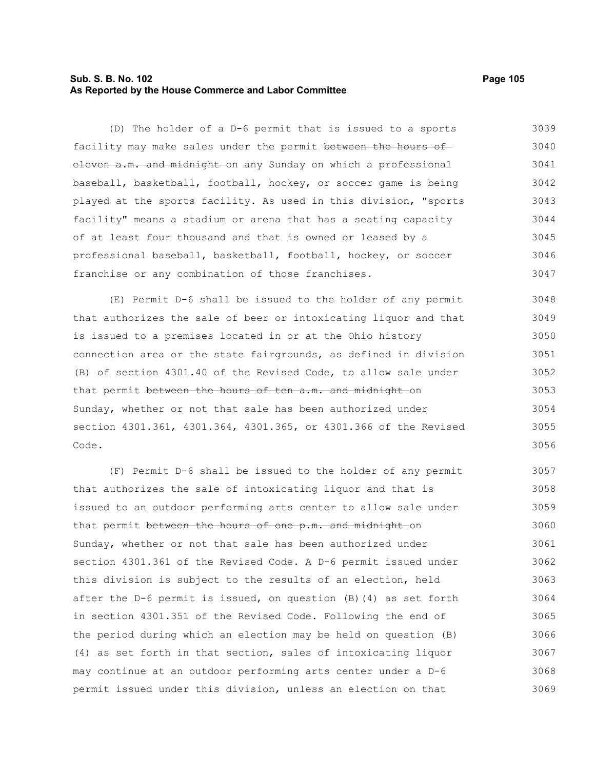(D) The holder of a D-6 permit that is issued to a sports facility may make sales under the permit ~~between the hours of eleven a.m. and midnight~~ on any Sunday on which a professional baseball, basketball, football, hockey, or soccer game is being played at the sports facility. As used in this division, "sports facility" means a stadium or arena that has a seating capacity of at least four thousand and that is owned or leased by a professional baseball, basketball, football, hockey, or soccer franchise or any combination of those franchises.

(E) Permit D-6 shall be issued to the holder of any permit that authorizes the sale of beer or intoxicating liquor and that is issued to a premises located in or at the Ohio history connection area or the state fairgrounds, as defined in division (B) of section 4301.40 of the Revised Code, to allow sale under that permit ~~between the hours of ten a.m. and midnight~~ on Sunday, whether or not that sale has been authorized under section 4301.361, 4301.364, 4301.365, or 4301.366 of the Revised Code.

(F) Permit D-6 shall be issued to the holder of any permit that authorizes the sale of intoxicating liquor and that is issued to an outdoor performing arts center to allow sale under that permit ~~between the hours of one p.m. and midnight~~ on Sunday, whether or not that sale has been authorized under section 4301.361 of the Revised Code. A D-6 permit issued under this division is subject to the results of an election, held after the D-6 permit is issued, on question (B)(4) as set forth in section 4301.351 of the Revised Code. Following the end of the period during which an election may be held on question (B)(4) as set forth in that section, sales of intoxicating liquor may continue at an outdoor performing arts center under a D-6 permit issued under this division, unless an election on that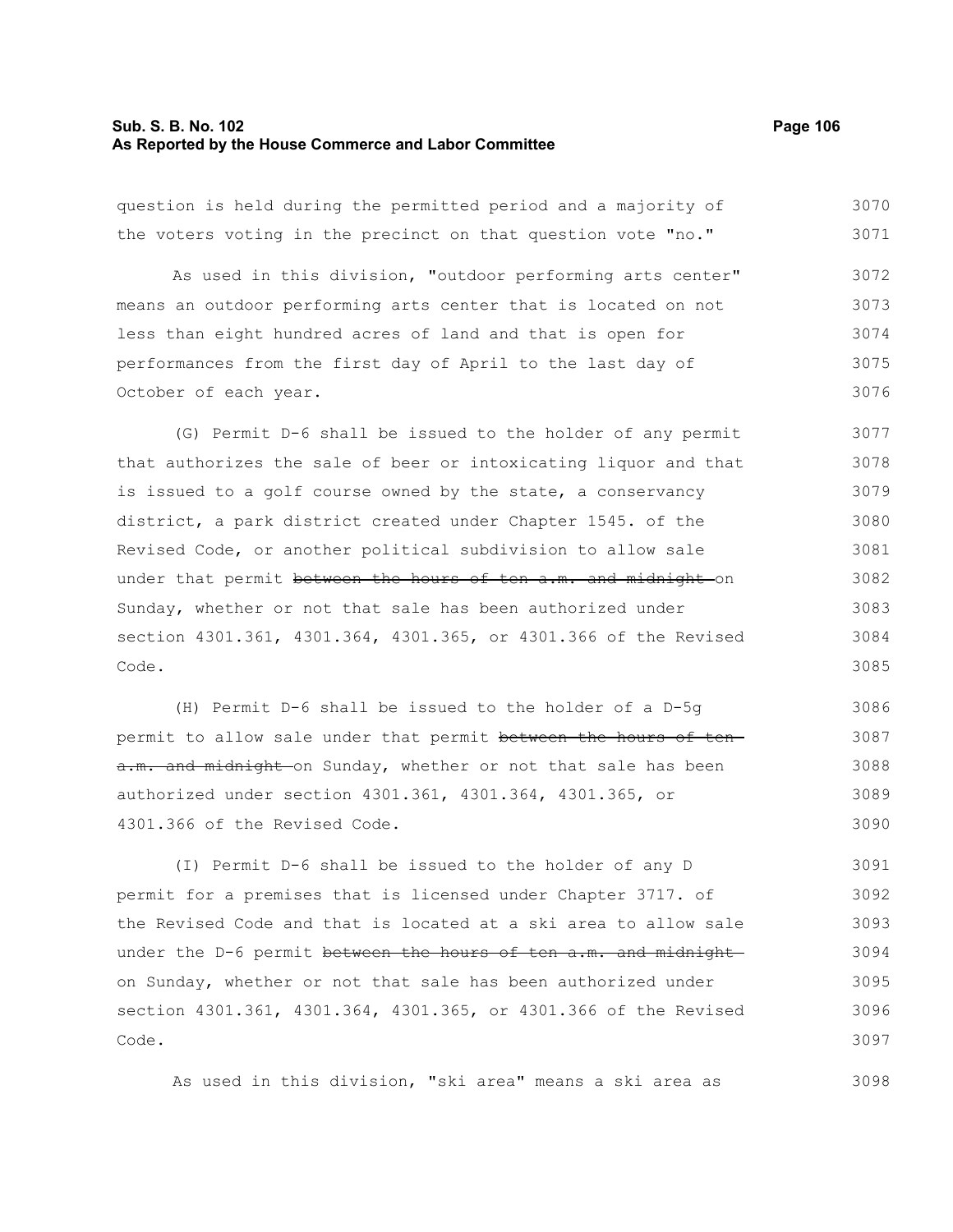question is held during the permitted period and a majority of the voters voting in the precinct on that question vote "no."

As used in this division, "outdoor performing arts center" means an outdoor performing arts center that is located on not less than eight hundred acres of land and that is open for performances from the first day of April to the last day of October of each year.

(G) Permit D-6 shall be issued to the holder of any permit that authorizes the sale of beer or intoxicating liquor and that is issued to a golf course owned by the state, a conservancy district, a park district created under Chapter 1545. of the Revised Code, or another political subdivision to allow sale under that permit ~~between the hours of ten a.m. and midnight~~ on Sunday, whether or not that sale has been authorized under section 4301.361, 4301.364, 4301.365, or 4301.366 of the Revised Code.

(H) Permit D-6 shall be issued to the holder of a D-5g permit to allow sale under that permit ~~between the hours of ten a.m. and midnight~~ on Sunday, whether or not that sale has been authorized under section 4301.361, 4301.364, 4301.365, or 4301.366 of the Revised Code.

(I) Permit D-6 shall be issued to the holder of any D permit for a premises that is licensed under Chapter 3717. of the Revised Code and that is located at a ski area to allow sale under the D-6 permit ~~between the hours of ten a.m. and midnight~~ on Sunday, whether or not that sale has been authorized under section 4301.361, 4301.364, 4301.365, or 4301.366 of the Revised Code.

As used in this division, "ski area" means a ski area as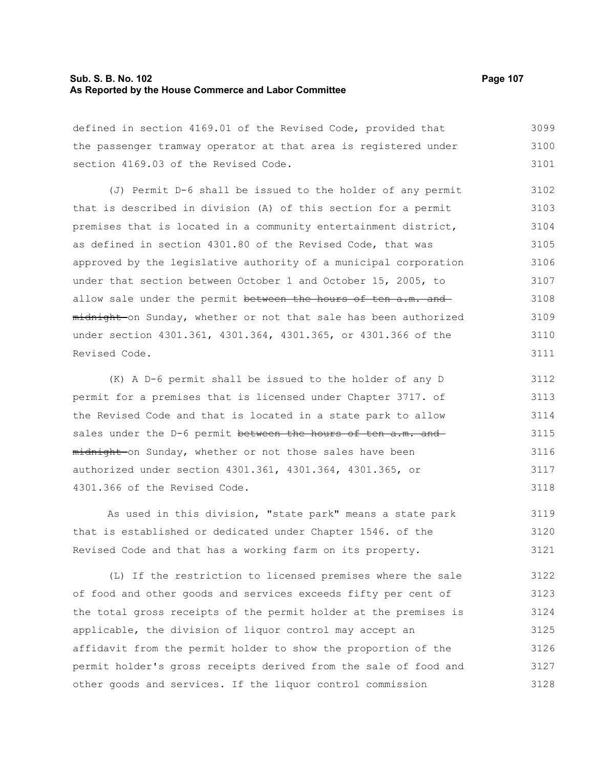defined in section 4169.01 of the Revised Code, provided that the passenger tramway operator at that area is registered under section 4169.03 of the Revised Code.

(J) Permit D-6 shall be issued to the holder of any permit that is described in division (A) of this section for a permit premises that is located in a community entertainment district, as defined in section 4301.80 of the Revised Code, that was approved by the legislative authority of a municipal corporation under that section between October 1 and October 15, 2005, to allow sale under the permit ~~between the hours of ten a.m. and midnight~~ on Sunday, whether or not that sale has been authorized under section 4301.361, 4301.364, 4301.365, or 4301.366 of the Revised Code.

(K) A D-6 permit shall be issued to the holder of any D permit for a premises that is licensed under Chapter 3717. of the Revised Code and that is located in a state park to allow sales under the D-6 permit ~~between the hours of ten a.m. and midnight~~ on Sunday, whether or not those sales have been authorized under section 4301.361, 4301.364, 4301.365, or 4301.366 of the Revised Code.

As used in this division, "state park" means a state park that is established or dedicated under Chapter 1546. of the Revised Code and that has a working farm on its property.

(L) If the restriction to licensed premises where the sale of food and other goods and services exceeds fifty per cent of the total gross receipts of the permit holder at the premises is applicable, the division of liquor control may accept an affidavit from the permit holder to show the proportion of the permit holder's gross receipts derived from the sale of food and other goods and services. If the liquor control commission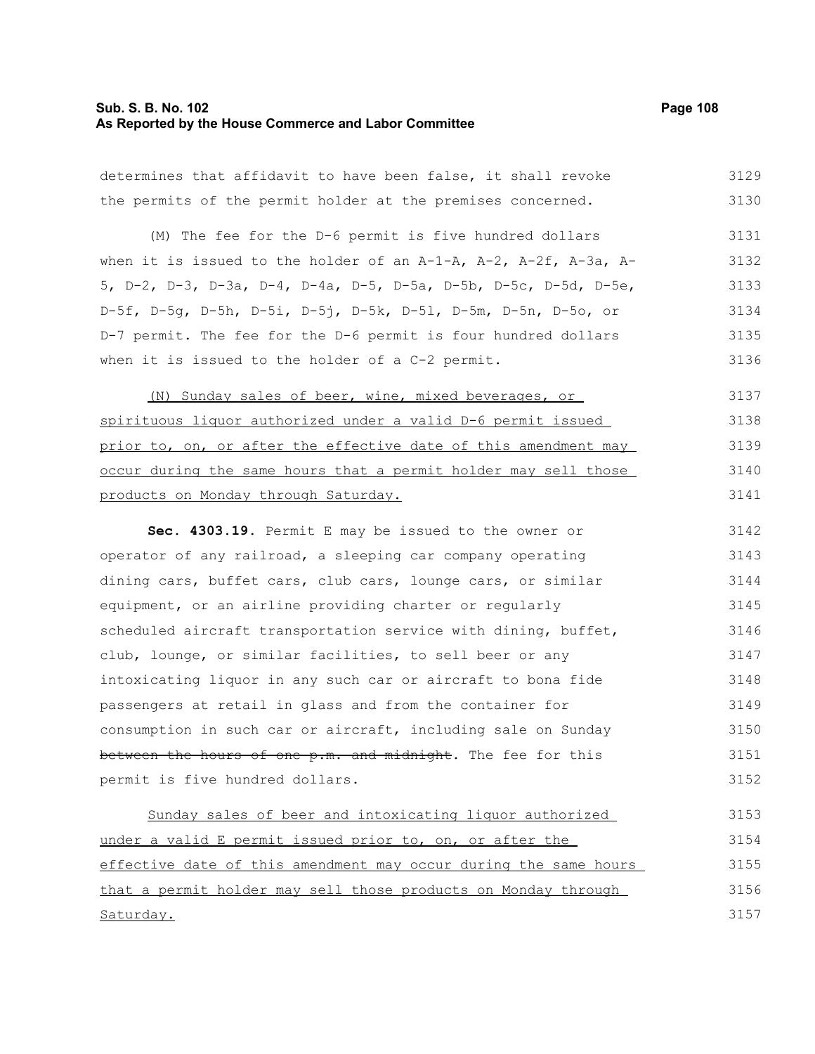determines that affidavit to have been false, it shall revoke the permits of the permit holder at the premises concerned.

(M) The fee for the D-6 permit is five hundred dollars when it is issued to the holder of an A-1-A, A-2, A-2f, A-3a, A-5, D-2, D-3, D-3a, D-4, D-4a, D-5, D-5a, D-5b, D-5c, D-5d, D-5e, D-5f, D-5g, D-5h, D-5i, D-5j, D-5k, D-5l, D-5m, D-5n, D-5o, or D-7 permit. The fee for the D-6 permit is four hundred dollars when it is issued to the holder of a C-2 permit.

<u>(N) Sunday sales of beer, wine, mixed beverages, or spirituous liquor authorized under a valid D-6 permit issued prior to, on, or after the effective date of this amendment may occur during the same hours that a permit holder may sell those products on Monday through Saturday.</u>

**Sec. 4303.19.** Permit E may be issued to the owner or operator of any railroad, a sleeping car company operating dining cars, buffet cars, club cars, lounge cars, or similar equipment, or an airline providing charter or regularly scheduled aircraft transportation service with dining, buffet, club, lounge, or similar facilities, to sell beer or any intoxicating liquor in any such car or aircraft to bona fide passengers at retail in glass and from the container for consumption in such car or aircraft, including sale on Sunday ~~between the hours of one p.m. and midnight~~. The fee for this permit is five hundred dollars.

<u>Sunday sales of beer and intoxicating liquor authorized under a valid E permit issued prior to, on, or after the effective date of this amendment may occur during the same hours that a permit holder may sell those products on Monday through Saturday.</u>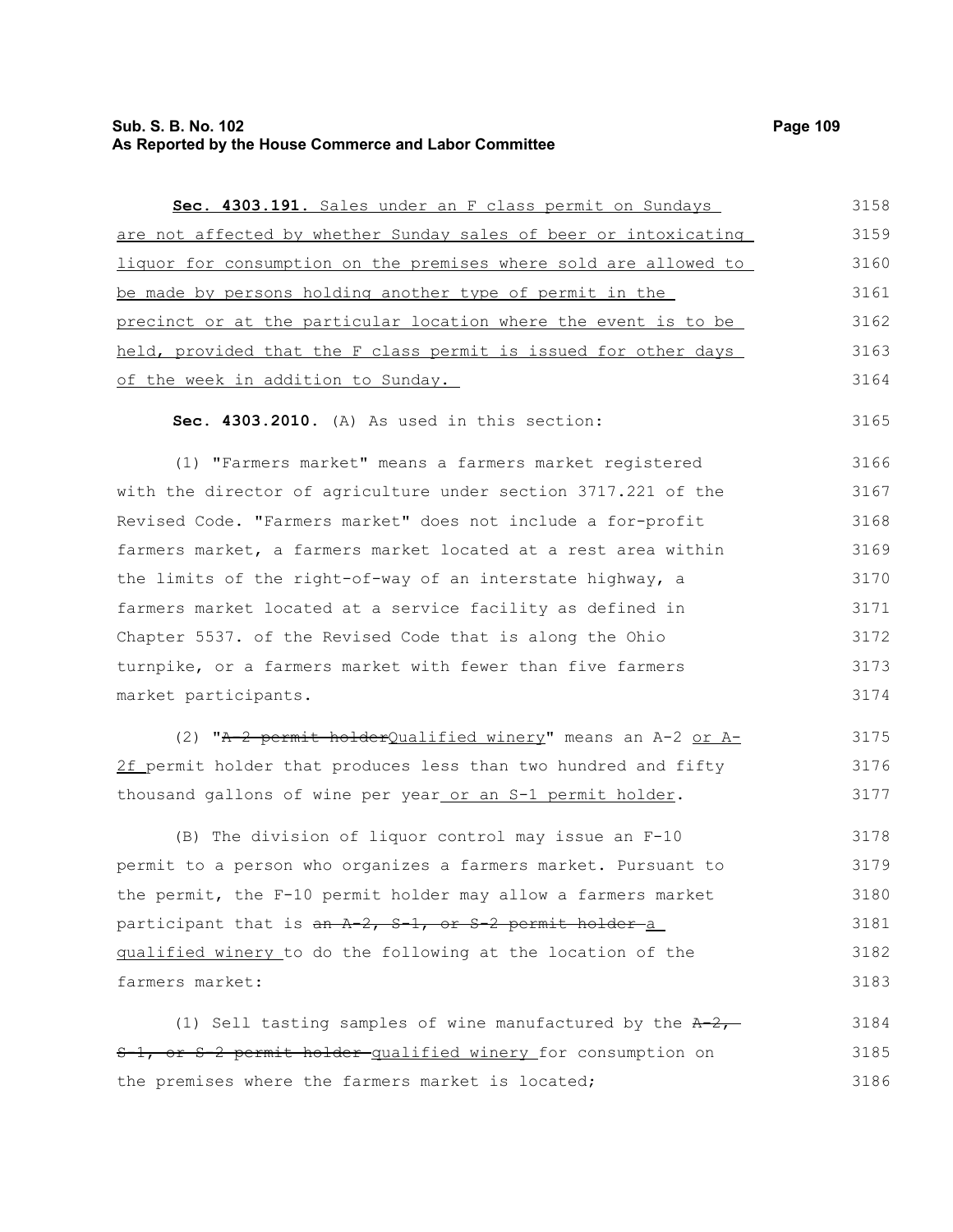**Sec. 4303.191.** Sales under an F class permit on Sundays are not affected by whether Sunday sales of beer or intoxicating liquor for consumption on the premises where sold are allowed to be made by persons holding another type of permit in the precinct or at the particular location where the event is to be held, provided that the F class permit is issued for other days of the week in addition to Sunday.

**Sec. 4303.2010.** (A) As used in this section:

(1) "Farmers market" means a farmers market registered with the director of agriculture under section 3717.221 of the Revised Code. "Farmers market" does not include a for-profit farmers market, a farmers market located at a rest area within the limits of the right-of-way of an interstate highway, a farmers market located at a service facility as defined in Chapter 5537. of the Revised Code that is along the Ohio turnpike, or a farmers market with fewer than five farmers market participants.

(2) "~~A-2 permit holder~~Qualified winery" means an A-2 or A-2f permit holder that produces less than two hundred and fifty thousand gallons of wine per year or an S-1 permit holder.

(B) The division of liquor control may issue an F-10 permit to a person who organizes a farmers market. Pursuant to the permit, the F-10 permit holder may allow a farmers market participant that is ~~an A-2, S-1, or S-2 permit holder~~ a qualified winery to do the following at the location of the farmers market:

(1) Sell tasting samples of wine manufactured by the ~~A-2, S-1, or S-2 permit holder~~ qualified winery for consumption on the premises where the farmers market is located;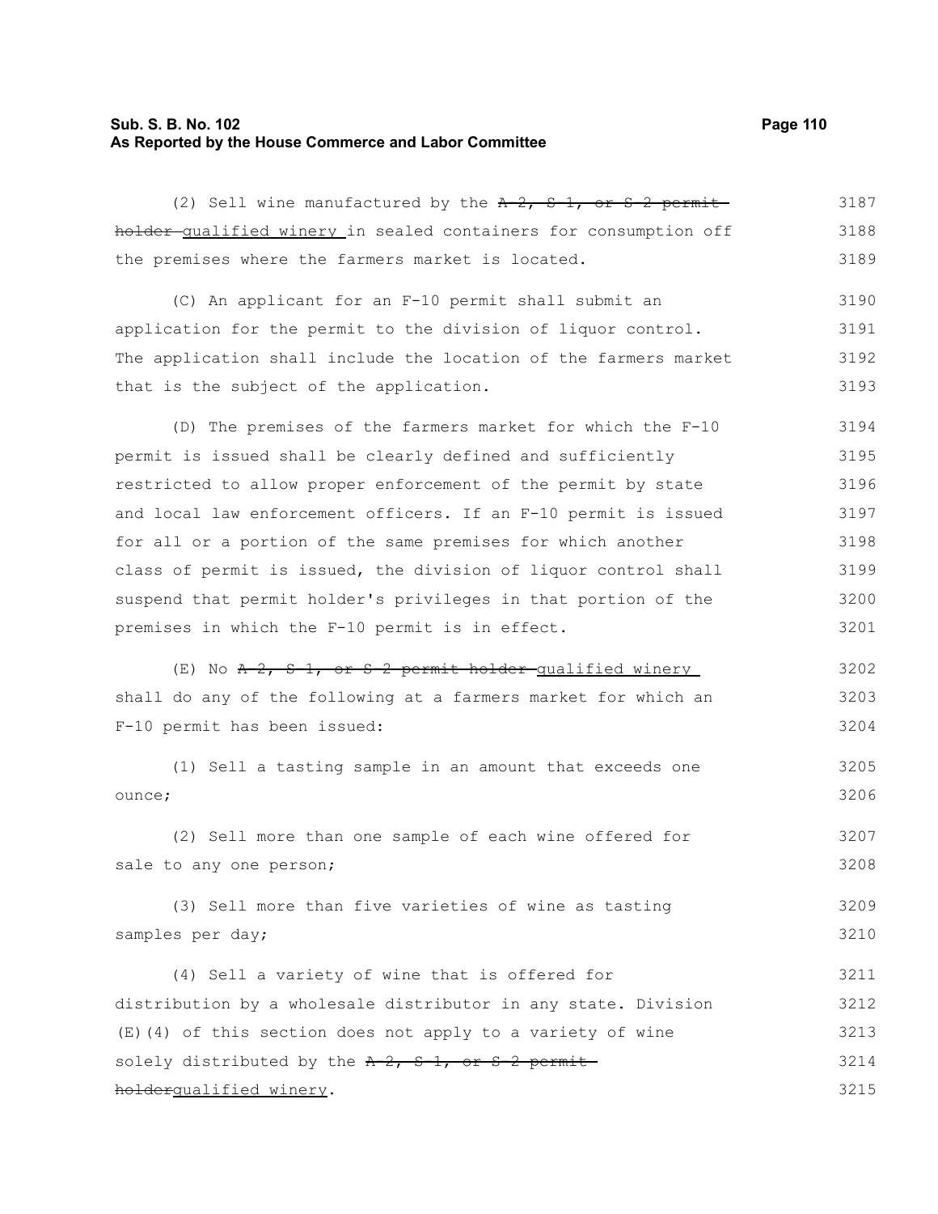(2) Sell wine manufactured by the ~~A-2, S-1, or S-2 permit holder~~ qualified winery in sealed containers for consumption off the premises where the farmers market is located.

(C) An applicant for an F-10 permit shall submit an application for the permit to the division of liquor control. The application shall include the location of the farmers market that is the subject of the application.

(D) The premises of the farmers market for which the F-10 permit is issued shall be clearly defined and sufficiently restricted to allow proper enforcement of the permit by state and local law enforcement officers. If an F-10 permit is issued for all or a portion of the same premises for which another class of permit is issued, the division of liquor control shall suspend that permit holder's privileges in that portion of the premises in which the F-10 permit is in effect.

(E) No ~~A-2, S-1, or S-2 permit holder~~ qualified winery shall do any of the following at a farmers market for which an F-10 permit has been issued:

(1) Sell a tasting sample in an amount that exceeds one ounce;

(2) Sell more than one sample of each wine offered for sale to any one person;

(3) Sell more than five varieties of wine as tasting samples per day;

(4) Sell a variety of wine that is offered for distribution by a wholesale distributor in any state. Division (E)(4) of this section does not apply to a variety of wine solely distributed by the ~~A-2, S-1, or S-2 permit holder~~qualified winery.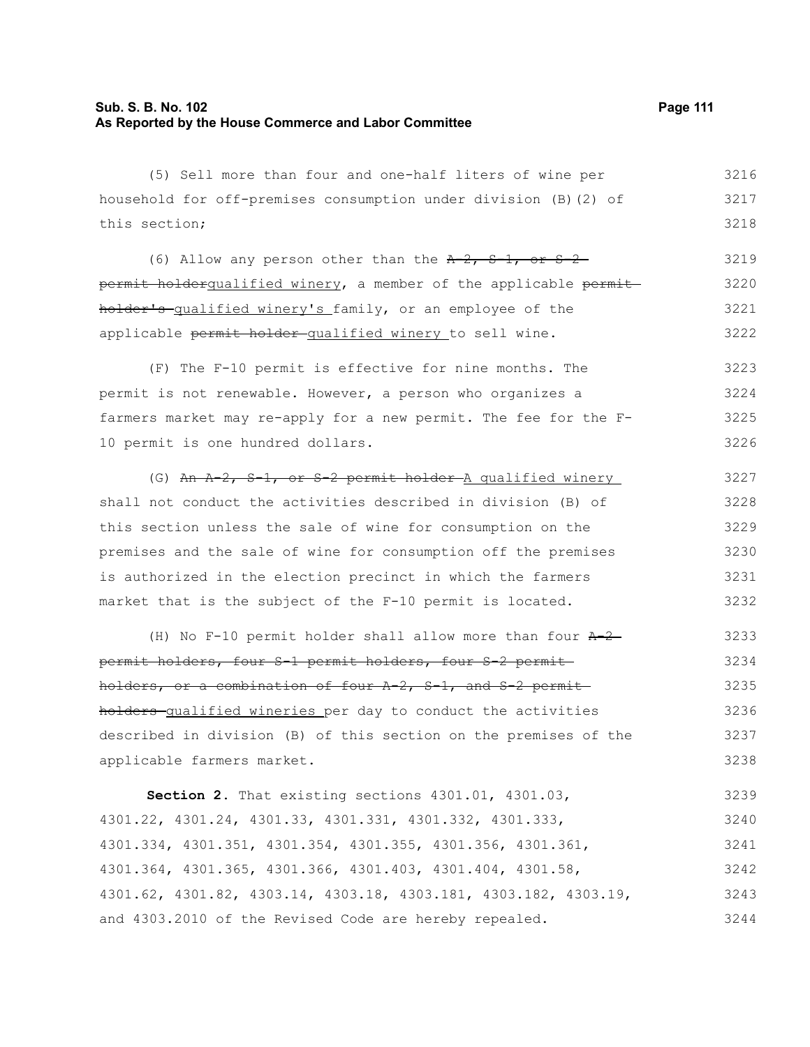(5) Sell more than four and one-half liters of wine per household for off-premises consumption under division (B)(2) of this section;

(6) Allow any person other than the ~~A-2, S-1, or S-2 permit holder~~<u>qualified winery</u>, a member of the applicable ~~permit holder's~~ <u>qualified winery's</u> family, or an employee of the applicable ~~permit holder~~ <u>qualified winery</u> to sell wine.

(F) The F-10 permit is effective for nine months. The permit is not renewable. However, a person who organizes a farmers market may re-apply for a new permit. The fee for the F-10 permit is one hundred dollars.

(G) ~~An A-2, S-1, or S-2 permit holder~~ <u>A qualified winery</u> shall not conduct the activities described in division (B) of this section unless the sale of wine for consumption on the premises and the sale of wine for consumption off the premises is authorized in the election precinct in which the farmers market that is the subject of the F-10 permit is located.

(H) No F-10 permit holder shall allow more than four ~~A-2 permit holders, four S-1 permit holders, four S-2 permit holders, or a combination of four A-2, S-1, and S-2 permit holders~~ <u>qualified wineries</u> per day to conduct the activities described in division (B) of this section on the premises of the applicable farmers market.

**Section 2.** That existing sections 4301.01, 4301.03, 4301.22, 4301.24, 4301.33, 4301.331, 4301.332, 4301.333, 4301.334, 4301.351, 4301.354, 4301.355, 4301.356, 4301.361, 4301.364, 4301.365, 4301.366, 4301.403, 4301.404, 4301.58, 4301.62, 4301.82, 4303.14, 4303.18, 4303.181, 4303.182, 4303.19, and 4303.2010 of the Revised Code are hereby repealed.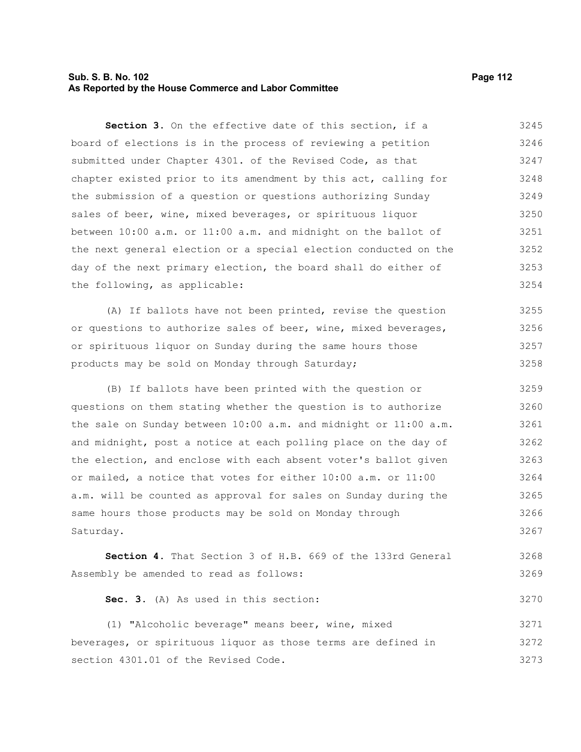**Section 3.** On the effective date of this section, if a board of elections is in the process of reviewing a petition submitted under Chapter 4301. of the Revised Code, as that chapter existed prior to its amendment by this act, calling for the submission of a question or questions authorizing Sunday sales of beer, wine, mixed beverages, or spirituous liquor between 10:00 a.m. or 11:00 a.m. and midnight on the ballot of the next general election or a special election conducted on the day of the next primary election, the board shall do either of the following, as applicable:

(A) If ballots have not been printed, revise the question or questions to authorize sales of beer, wine, mixed beverages, or spirituous liquor on Sunday during the same hours those products may be sold on Monday through Saturday;

(B) If ballots have been printed with the question or questions on them stating whether the question is to authorize the sale on Sunday between 10:00 a.m. and midnight or 11:00 a.m. and midnight, post a notice at each polling place on the day of the election, and enclose with each absent voter's ballot given or mailed, a notice that votes for either 10:00 a.m. or 11:00 a.m. will be counted as approval for sales on Sunday during the same hours those products may be sold on Monday through Saturday.

**Section 4.** That Section 3 of H.B. 669 of the 133rd General Assembly be amended to read as follows:

**Sec. 3.** (A) As used in this section:

(1) "Alcoholic beverage" means beer, wine, mixed beverages, or spirituous liquor as those terms are defined in section 4301.01 of the Revised Code.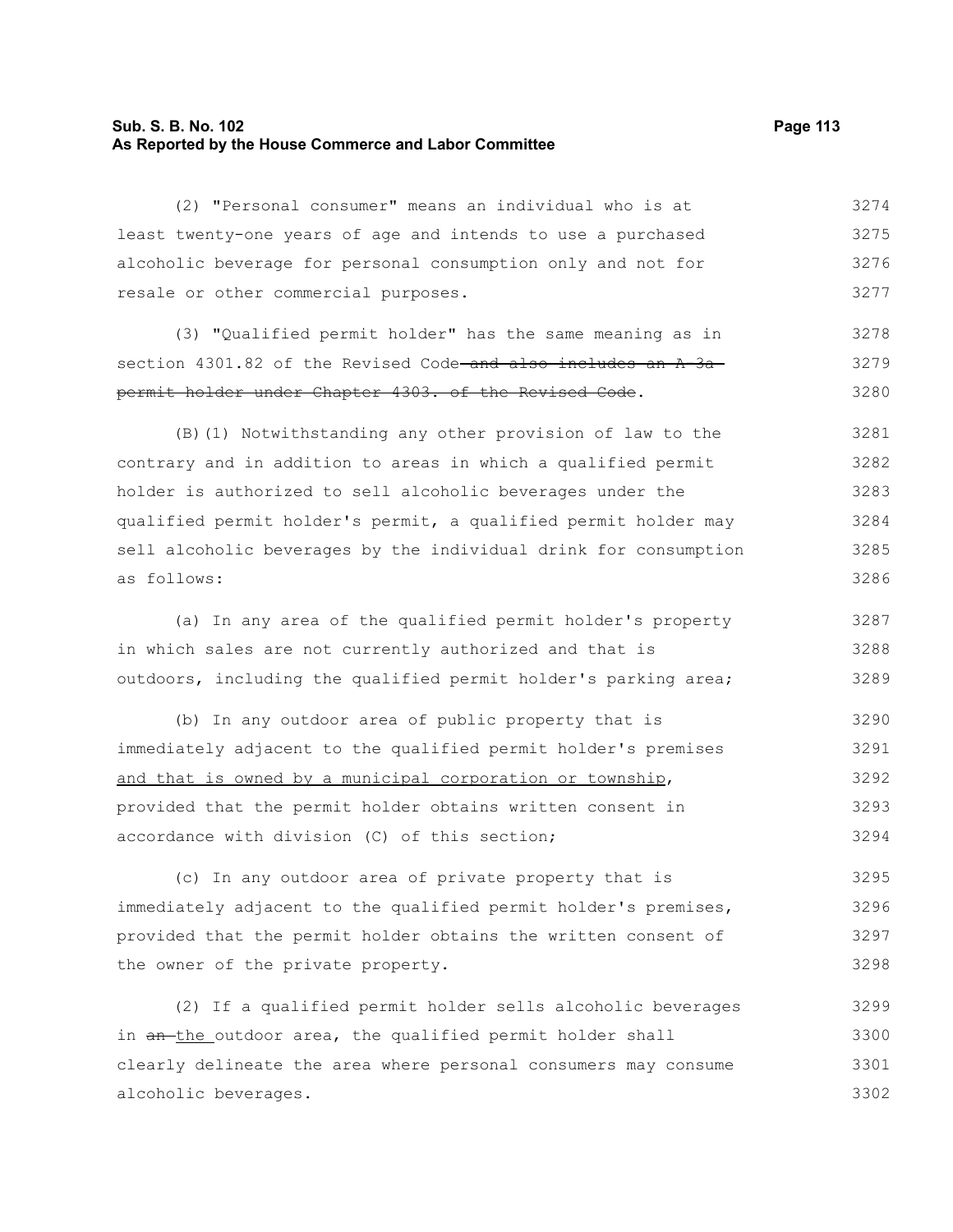(2) "Personal consumer" means an individual who is at least twenty-one years of age and intends to use a purchased alcoholic beverage for personal consumption only and not for resale or other commercial purposes.

(3) "Qualified permit holder" has the same meaning as in section 4301.82 of the Revised Code ~~and also includes an A-3a permit holder under Chapter 4303. of the Revised Code~~.

(B)(1) Notwithstanding any other provision of law to the contrary and in addition to areas in which a qualified permit holder is authorized to sell alcoholic beverages under the qualified permit holder's permit, a qualified permit holder may sell alcoholic beverages by the individual drink for consumption as follows:

(a) In any area of the qualified permit holder's property in which sales are not currently authorized and that is outdoors, including the qualified permit holder's parking area;

(b) In any outdoor area of public property that is immediately adjacent to the qualified permit holder's premises <u>and that is owned by a municipal corporation or township</u>, provided that the permit holder obtains written consent in accordance with division (C) of this section;

(c) In any outdoor area of private property that is immediately adjacent to the qualified permit holder's premises, provided that the permit holder obtains the written consent of the owner of the private property.

(2) If a qualified permit holder sells alcoholic beverages in ~~an~~ <u>the</u> outdoor area, the qualified permit holder shall clearly delineate the area where personal consumers may consume alcoholic beverages.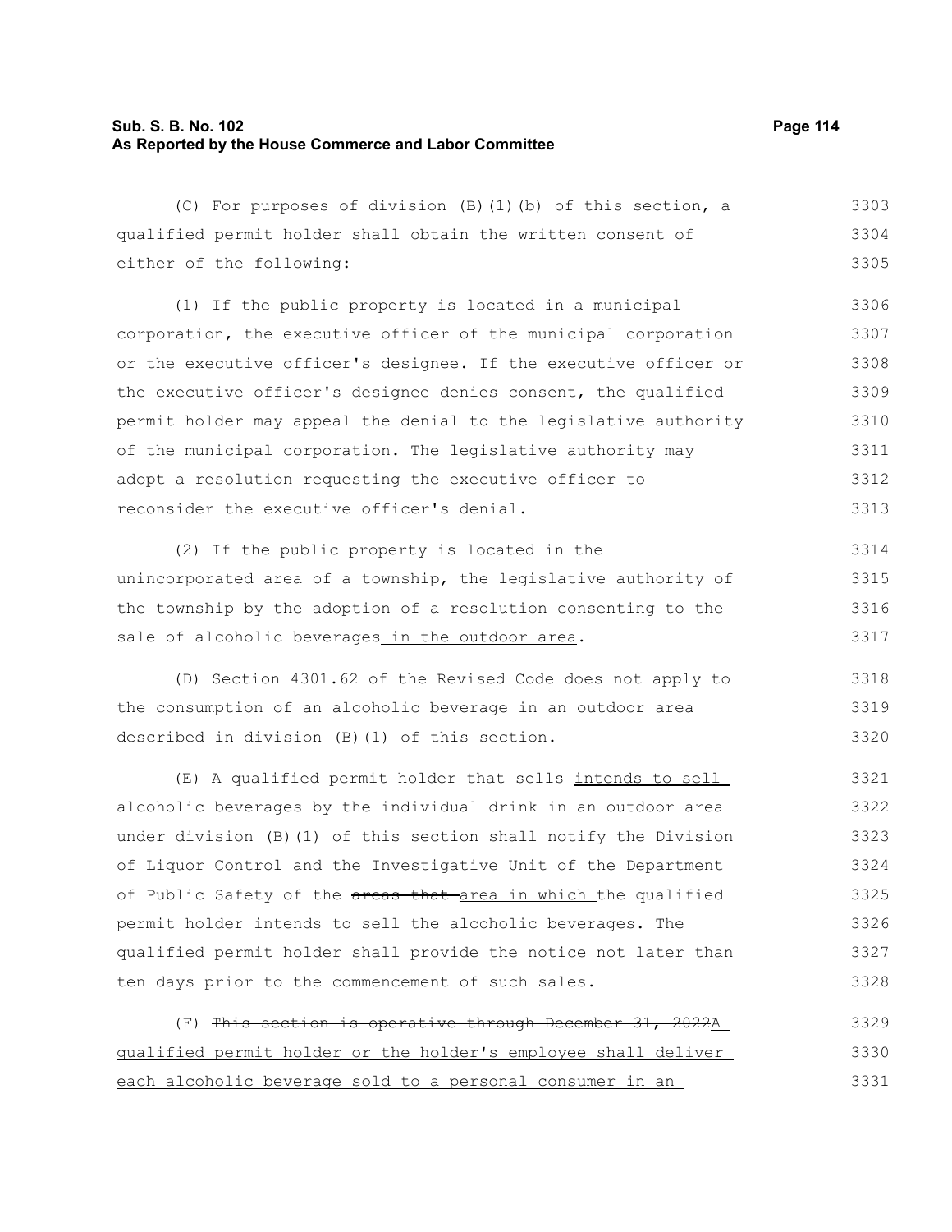(C) For purposes of division (B)(1)(b) of this section, a qualified permit holder shall obtain the written consent of either of the following:

(1) If the public property is located in a municipal corporation, the executive officer of the municipal corporation or the executive officer's designee. If the executive officer or the executive officer's designee denies consent, the qualified permit holder may appeal the denial to the legislative authority of the municipal corporation. The legislative authority may adopt a resolution requesting the executive officer to reconsider the executive officer's denial.

(2) If the public property is located in the unincorporated area of a township, the legislative authority of the township by the adoption of a resolution consenting to the sale of alcoholic beverages <u>in the outdoor area</u>.

(D) Section 4301.62 of the Revised Code does not apply to the consumption of an alcoholic beverage in an outdoor area described in division (B)(1) of this section.

(E) A qualified permit holder that ~~sells~~ <u>intends to sell</u> alcoholic beverages by the individual drink in an outdoor area under division (B)(1) of this section shall notify the Division of Liquor Control and the Investigative Unit of the Department of Public Safety of the ~~areas that~~ <u>area in which</u> the qualified permit holder intends to sell the alcoholic beverages. The qualified permit holder shall provide the notice not later than ten days prior to the commencement of such sales.

(F) ~~This section is operative through December 31, 2022~~<u>A qualified permit holder or the holder's employee shall deliver each alcoholic beverage sold to a personal consumer in an</u>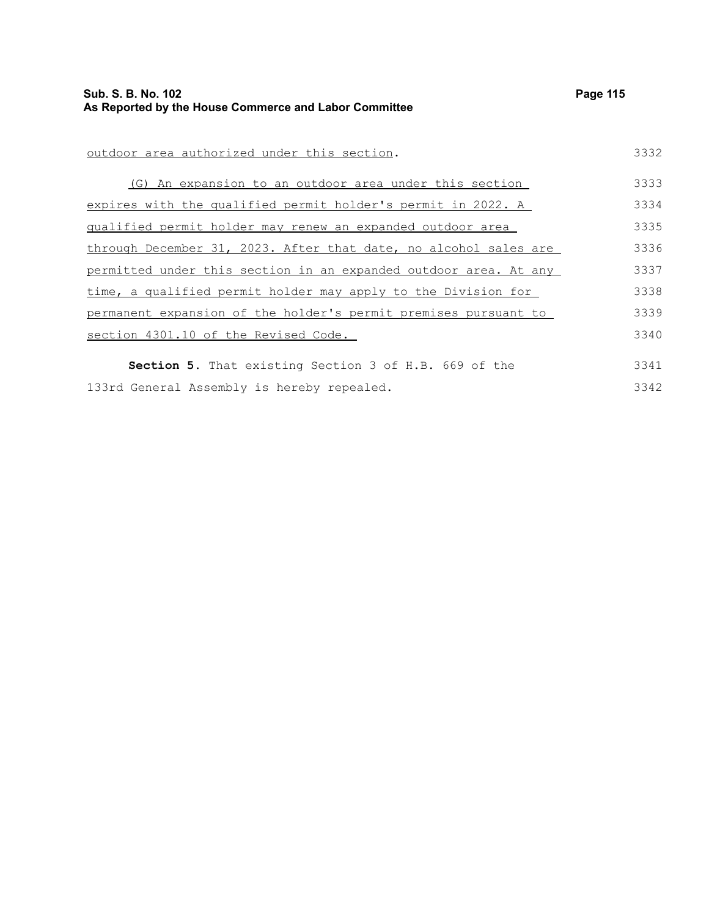outdoor area authorized under this section.

(G) An expansion to an outdoor area under this section expires with the qualified permit holder's permit in 2022. A qualified permit holder may renew an expanded outdoor area through December 31, 2023. After that date, no alcohol sales are permitted under this section in an expanded outdoor area. At any time, a qualified permit holder may apply to the Division for permanent expansion of the holder's permit premises pursuant to section 4301.10 of the Revised Code.

**Section 5.** That existing Section 3 of H.B. 669 of the 133rd General Assembly is hereby repealed.